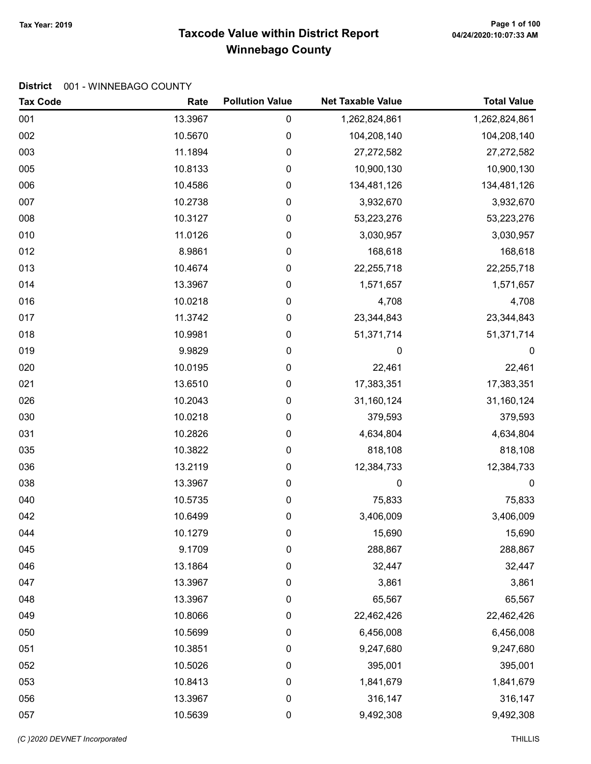# Taxcode Value within District Report

## Winnebago County

Tax Year: 2019

**District** 001 - WINNEBAGO COUNTY

| Tax Code | Rate | Pollution Value | Net Taxable Value | Total Value |
|---|---|---|---|---|
| 001 | 13.3967 | 0 | 1,262,824,861 | 1,262,824,861 |
| 002 | 10.5670 | 0 | 104,208,140 | 104,208,140 |
| 003 | 11.1894 | 0 | 27,272,582 | 27,272,582 |
| 005 | 10.8133 | 0 | 10,900,130 | 10,900,130 |
| 006 | 10.4586 | 0 | 134,481,126 | 134,481,126 |
| 007 | 10.2738 | 0 | 3,932,670 | 3,932,670 |
| 008 | 10.3127 | 0 | 53,223,276 | 53,223,276 |
| 010 | 11.0126 | 0 | 3,030,957 | 3,030,957 |
| 012 | 8.9861 | 0 | 168,618 | 168,618 |
| 013 | 10.4674 | 0 | 22,255,718 | 22,255,718 |
| 014 | 13.3967 | 0 | 1,571,657 | 1,571,657 |
| 016 | 10.0218 | 0 | 4,708 | 4,708 |
| 017 | 11.3742 | 0 | 23,344,843 | 23,344,843 |
| 018 | 10.9981 | 0 | 51,371,714 | 51,371,714 |
| 019 | 9.9829 | 0 | 0 | 0 |
| 020 | 10.0195 | 0 | 22,461 | 22,461 |
| 021 | 13.6510 | 0 | 17,383,351 | 17,383,351 |
| 026 | 10.2043 | 0 | 31,160,124 | 31,160,124 |
| 030 | 10.0218 | 0 | 379,593 | 379,593 |
| 031 | 10.2826 | 0 | 4,634,804 | 4,634,804 |
| 035 | 10.3822 | 0 | 818,108 | 818,108 |
| 036 | 13.2119 | 0 | 12,384,733 | 12,384,733 |
| 038 | 13.3967 | 0 | 0 | 0 |
| 040 | 10.5735 | 0 | 75,833 | 75,833 |
| 042 | 10.6499 | 0 | 3,406,009 | 3,406,009 |
| 044 | 10.1279 | 0 | 15,690 | 15,690 |
| 045 | 9.1709 | 0 | 288,867 | 288,867 |
| 046 | 13.1864 | 0 | 32,447 | 32,447 |
| 047 | 13.3967 | 0 | 3,861 | 3,861 |
| 048 | 13.3967 | 0 | 65,567 | 65,567 |
| 049 | 10.8066 | 0 | 22,462,426 | 22,462,426 |
| 050 | 10.5699 | 0 | 6,456,008 | 6,456,008 |
| 051 | 10.3851 | 0 | 9,247,680 | 9,247,680 |
| 052 | 10.5026 | 0 | 395,001 | 395,001 |
| 053 | 10.8413 | 0 | 1,841,679 | 1,841,679 |
| 056 | 13.3967 | 0 | 316,147 | 316,147 |
| 057 | 10.5639 | 0 | 9,492,308 | 9,492,308 |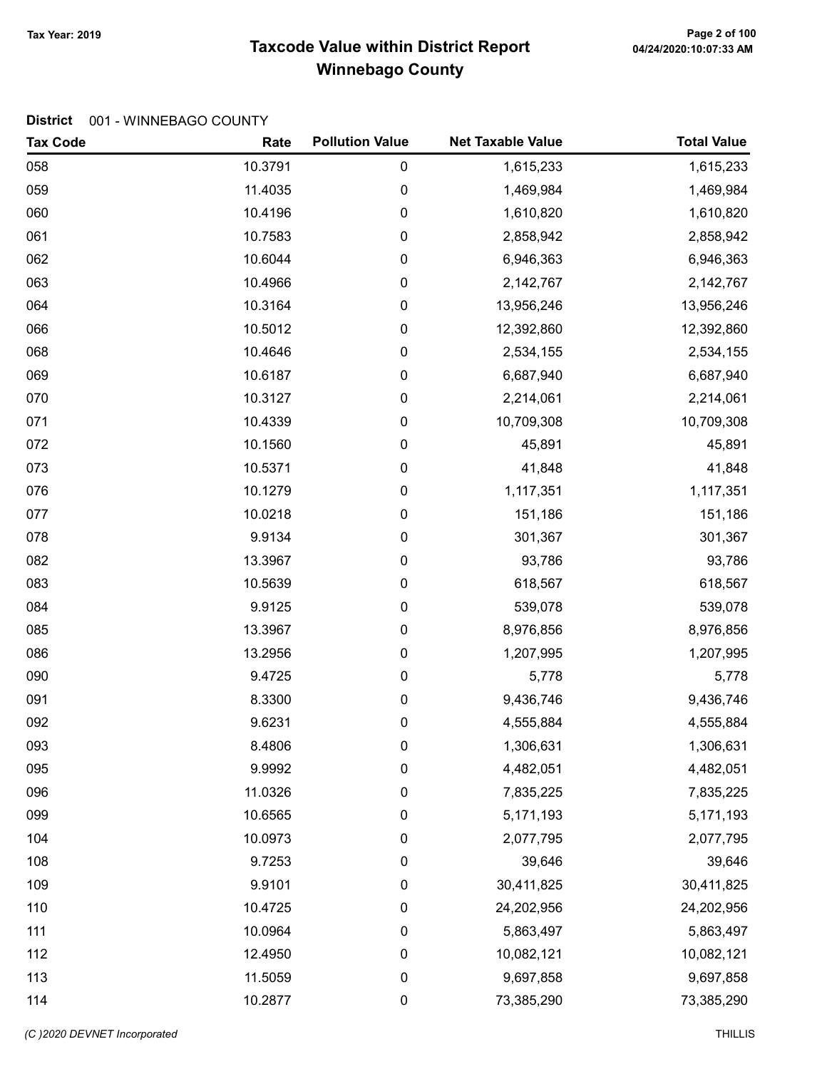**District** 001 - WINNEBAGO COUNTY

| Tax Code | Rate | Pollution Value | Net Taxable Value | Total Value |
|---|---|---|---|---|
| 058 | 10.3791 | 0 | 1,615,233 | 1,615,233 |
| 059 | 11.4035 | 0 | 1,469,984 | 1,469,984 |
| 060 | 10.4196 | 0 | 1,610,820 | 1,610,820 |
| 061 | 10.7583 | 0 | 2,858,942 | 2,858,942 |
| 062 | 10.6044 | 0 | 6,946,363 | 6,946,363 |
| 063 | 10.4966 | 0 | 2,142,767 | 2,142,767 |
| 064 | 10.3164 | 0 | 13,956,246 | 13,956,246 |
| 066 | 10.5012 | 0 | 12,392,860 | 12,392,860 |
| 068 | 10.4646 | 0 | 2,534,155 | 2,534,155 |
| 069 | 10.6187 | 0 | 6,687,940 | 6,687,940 |
| 070 | 10.3127 | 0 | 2,214,061 | 2,214,061 |
| 071 | 10.4339 | 0 | 10,709,308 | 10,709,308 |
| 072 | 10.1560 | 0 | 45,891 | 45,891 |
| 073 | 10.5371 | 0 | 41,848 | 41,848 |
| 076 | 10.1279 | 0 | 1,117,351 | 1,117,351 |
| 077 | 10.0218 | 0 | 151,186 | 151,186 |
| 078 | 9.9134 | 0 | 301,367 | 301,367 |
| 082 | 13.3967 | 0 | 93,786 | 93,786 |
| 083 | 10.5639 | 0 | 618,567 | 618,567 |
| 084 | 9.9125 | 0 | 539,078 | 539,078 |
| 085 | 13.3967 | 0 | 8,976,856 | 8,976,856 |
| 086 | 13.2956 | 0 | 1,207,995 | 1,207,995 |
| 090 | 9.4725 | 0 | 5,778 | 5,778 |
| 091 | 8.3300 | 0 | 9,436,746 | 9,436,746 |
| 092 | 9.6231 | 0 | 4,555,884 | 4,555,884 |
| 093 | 8.4806 | 0 | 1,306,631 | 1,306,631 |
| 095 | 9.9992 | 0 | 4,482,051 | 4,482,051 |
| 096 | 11.0326 | 0 | 7,835,225 | 7,835,225 |
| 099 | 10.6565 | 0 | 5,171,193 | 5,171,193 |
| 104 | 10.0973 | 0 | 2,077,795 | 2,077,795 |
| 108 | 9.7253 | 0 | 39,646 | 39,646 |
| 109 | 9.9101 | 0 | 30,411,825 | 30,411,825 |
| 110 | 10.4725 | 0 | 24,202,956 | 24,202,956 |
| 111 | 10.0964 | 0 | 5,863,497 | 5,863,497 |
| 112 | 12.4950 | 0 | 10,082,121 | 10,082,121 |
| 113 | 11.5059 | 0 | 9,697,858 | 9,697,858 |
| 114 | 10.2877 | 0 | 73,385,290 | 73,385,290 |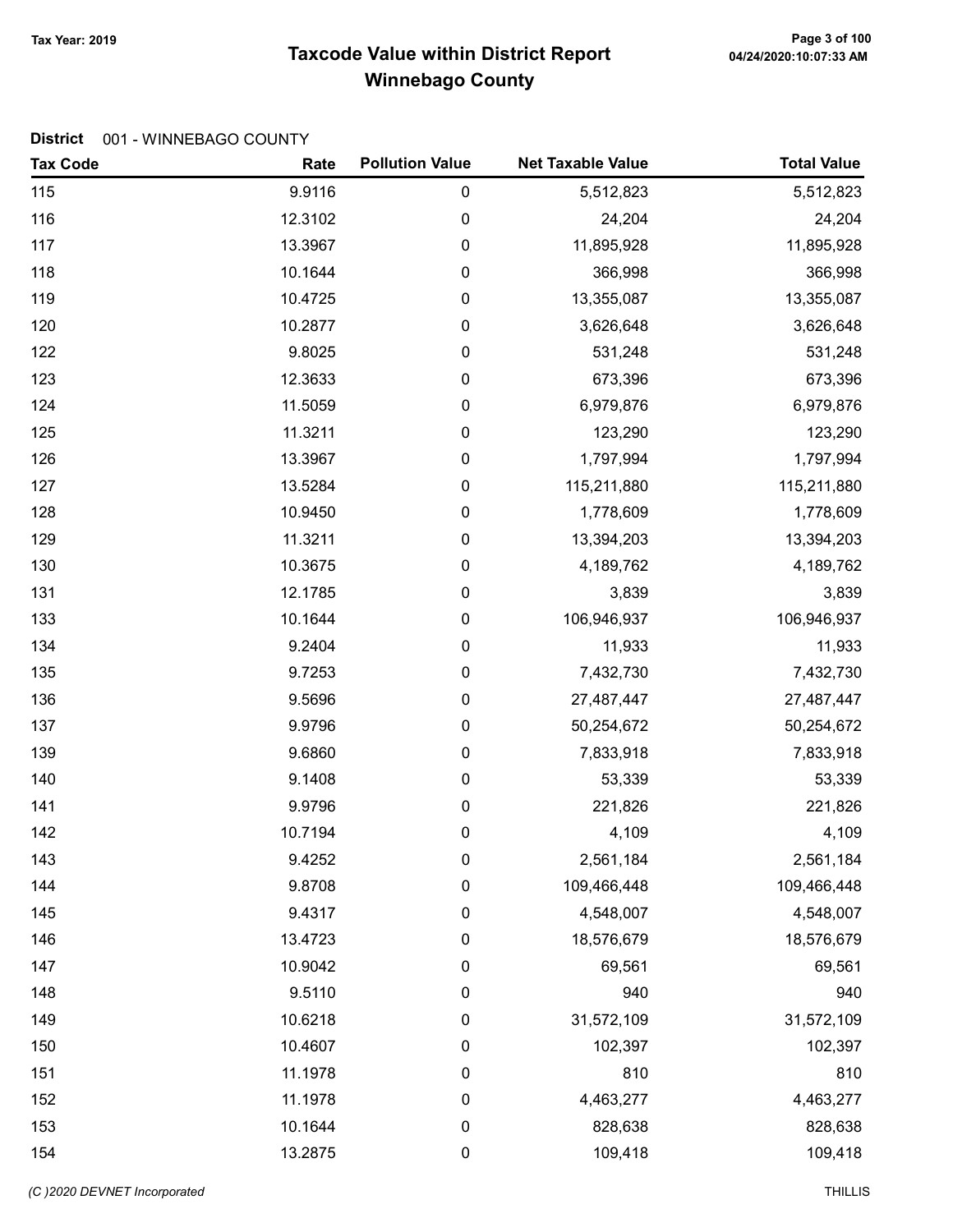**Tax Year: 2019**

# Taxcode Value within District Report
## Winnebago County

**District** 001 - WINNEBAGO COUNTY

| Tax Code | Rate | Pollution Value | Net Taxable Value | Total Value |
|---|---|---|---|---|
| 115 | 9.9116 | 0 | 5,512,823 | 5,512,823 |
| 116 | 12.3102 | 0 | 24,204 | 24,204 |
| 117 | 13.3967 | 0 | 11,895,928 | 11,895,928 |
| 118 | 10.1644 | 0 | 366,998 | 366,998 |
| 119 | 10.4725 | 0 | 13,355,087 | 13,355,087 |
| 120 | 10.2877 | 0 | 3,626,648 | 3,626,648 |
| 122 | 9.8025 | 0 | 531,248 | 531,248 |
| 123 | 12.3633 | 0 | 673,396 | 673,396 |
| 124 | 11.5059 | 0 | 6,979,876 | 6,979,876 |
| 125 | 11.3211 | 0 | 123,290 | 123,290 |
| 126 | 13.3967 | 0 | 1,797,994 | 1,797,994 |
| 127 | 13.5284 | 0 | 115,211,880 | 115,211,880 |
| 128 | 10.9450 | 0 | 1,778,609 | 1,778,609 |
| 129 | 11.3211 | 0 | 13,394,203 | 13,394,203 |
| 130 | 10.3675 | 0 | 4,189,762 | 4,189,762 |
| 131 | 12.1785 | 0 | 3,839 | 3,839 |
| 133 | 10.1644 | 0 | 106,946,937 | 106,946,937 |
| 134 | 9.2404 | 0 | 11,933 | 11,933 |
| 135 | 9.7253 | 0 | 7,432,730 | 7,432,730 |
| 136 | 9.5696 | 0 | 27,487,447 | 27,487,447 |
| 137 | 9.9796 | 0 | 50,254,672 | 50,254,672 |
| 139 | 9.6860 | 0 | 7,833,918 | 7,833,918 |
| 140 | 9.1408 | 0 | 53,339 | 53,339 |
| 141 | 9.9796 | 0 | 221,826 | 221,826 |
| 142 | 10.7194 | 0 | 4,109 | 4,109 |
| 143 | 9.4252 | 0 | 2,561,184 | 2,561,184 |
| 144 | 9.8708 | 0 | 109,466,448 | 109,466,448 |
| 145 | 9.4317 | 0 | 4,548,007 | 4,548,007 |
| 146 | 13.4723 | 0 | 18,576,679 | 18,576,679 |
| 147 | 10.9042 | 0 | 69,561 | 69,561 |
| 148 | 9.5110 | 0 | 940 | 940 |
| 149 | 10.6218 | 0 | 31,572,109 | 31,572,109 |
| 150 | 10.4607 | 0 | 102,397 | 102,397 |
| 151 | 11.1978 | 0 | 810 | 810 |
| 152 | 11.1978 | 0 | 4,463,277 | 4,463,277 |
| 153 | 10.1644 | 0 | 828,638 | 828,638 |
| 154 | 13.2875 | 0 | 109,418 | 109,418 |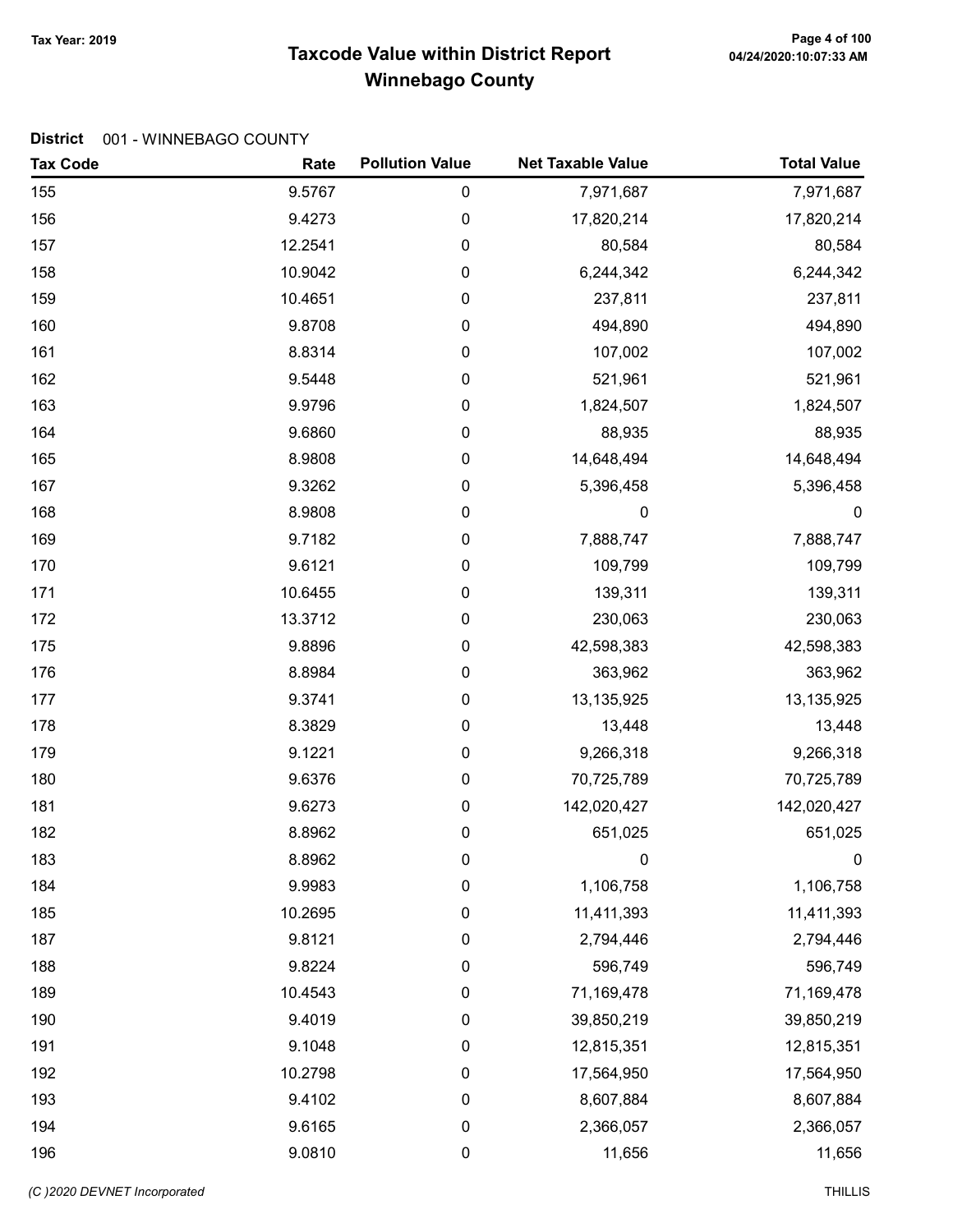**Tax Year: 2019**

# Taxcode Value within District Report
## Winnebago County

**District** 001 - WINNEBAGO COUNTY

| Tax Code | Rate | Pollution Value | Net Taxable Value | Total Value |
|---|---|---|---|---|
| 155 | 9.5767 | 0 | 7,971,687 | 7,971,687 |
| 156 | 9.4273 | 0 | 17,820,214 | 17,820,214 |
| 157 | 12.2541 | 0 | 80,584 | 80,584 |
| 158 | 10.9042 | 0 | 6,244,342 | 6,244,342 |
| 159 | 10.4651 | 0 | 237,811 | 237,811 |
| 160 | 9.8708 | 0 | 494,890 | 494,890 |
| 161 | 8.8314 | 0 | 107,002 | 107,002 |
| 162 | 9.5448 | 0 | 521,961 | 521,961 |
| 163 | 9.9796 | 0 | 1,824,507 | 1,824,507 |
| 164 | 9.6860 | 0 | 88,935 | 88,935 |
| 165 | 8.9808 | 0 | 14,648,494 | 14,648,494 |
| 167 | 9.3262 | 0 | 5,396,458 | 5,396,458 |
| 168 | 8.9808 | 0 | 0 | 0 |
| 169 | 9.7182 | 0 | 7,888,747 | 7,888,747 |
| 170 | 9.6121 | 0 | 109,799 | 109,799 |
| 171 | 10.6455 | 0 | 139,311 | 139,311 |
| 172 | 13.3712 | 0 | 230,063 | 230,063 |
| 175 | 9.8896 | 0 | 42,598,383 | 42,598,383 |
| 176 | 8.8984 | 0 | 363,962 | 363,962 |
| 177 | 9.3741 | 0 | 13,135,925 | 13,135,925 |
| 178 | 8.3829 | 0 | 13,448 | 13,448 |
| 179 | 9.1221 | 0 | 9,266,318 | 9,266,318 |
| 180 | 9.6376 | 0 | 70,725,789 | 70,725,789 |
| 181 | 9.6273 | 0 | 142,020,427 | 142,020,427 |
| 182 | 8.8962 | 0 | 651,025 | 651,025 |
| 183 | 8.8962 | 0 | 0 | 0 |
| 184 | 9.9983 | 0 | 1,106,758 | 1,106,758 |
| 185 | 10.2695 | 0 | 11,411,393 | 11,411,393 |
| 187 | 9.8121 | 0 | 2,794,446 | 2,794,446 |
| 188 | 9.8224 | 0 | 596,749 | 596,749 |
| 189 | 10.4543 | 0 | 71,169,478 | 71,169,478 |
| 190 | 9.4019 | 0 | 39,850,219 | 39,850,219 |
| 191 | 9.1048 | 0 | 12,815,351 | 12,815,351 |
| 192 | 10.2798 | 0 | 17,564,950 | 17,564,950 |
| 193 | 9.4102 | 0 | 8,607,884 | 8,607,884 |
| 194 | 9.6165 | 0 | 2,366,057 | 2,366,057 |
| 196 | 9.0810 | 0 | 11,656 | 11,656 |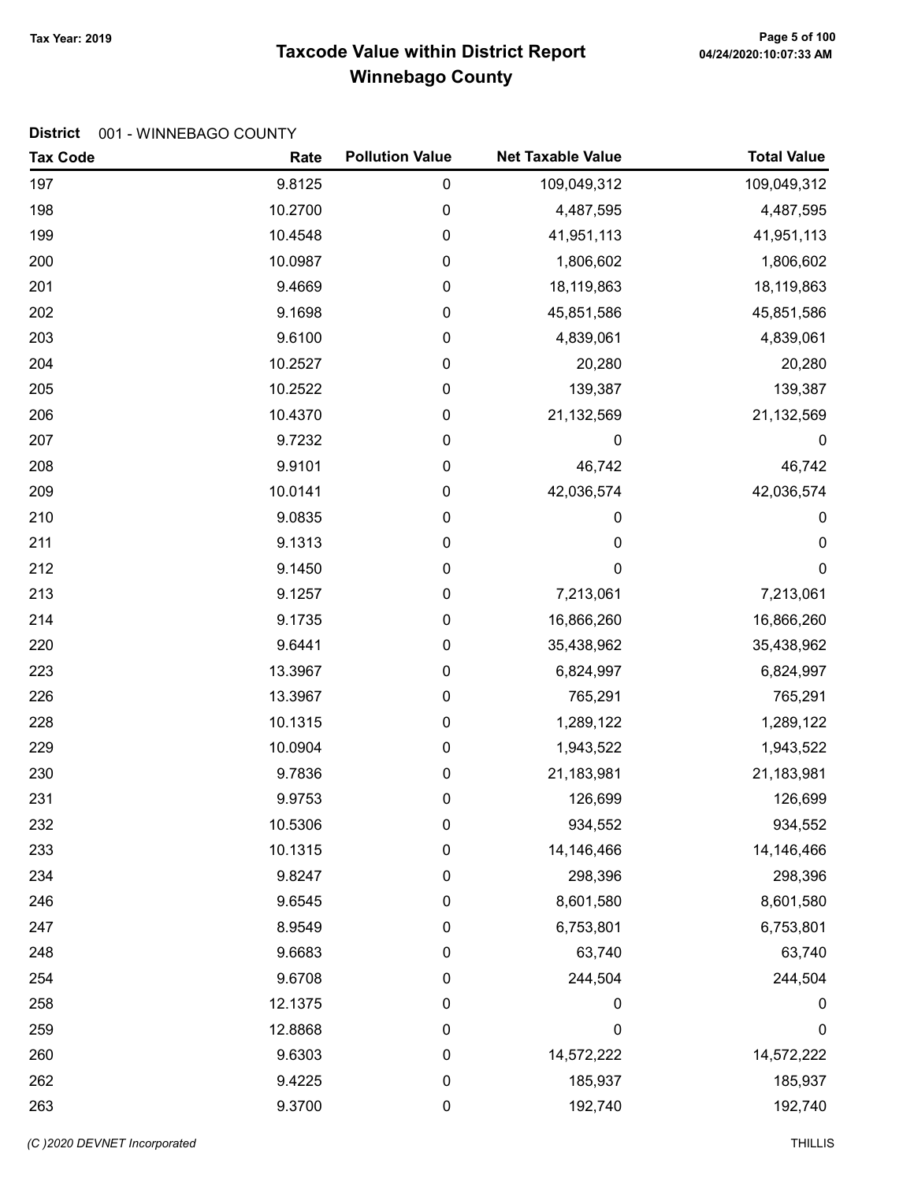**District** 001 - WINNEBAGO COUNTY

| Tax Code | Rate | Pollution Value | Net Taxable Value | Total Value |
|---|---|---|---|---|
| 197 | 9.8125 | 0 | 109,049,312 | 109,049,312 |
| 198 | 10.2700 | 0 | 4,487,595 | 4,487,595 |
| 199 | 10.4548 | 0 | 41,951,113 | 41,951,113 |
| 200 | 10.0987 | 0 | 1,806,602 | 1,806,602 |
| 201 | 9.4669 | 0 | 18,119,863 | 18,119,863 |
| 202 | 9.1698 | 0 | 45,851,586 | 45,851,586 |
| 203 | 9.6100 | 0 | 4,839,061 | 4,839,061 |
| 204 | 10.2527 | 0 | 20,280 | 20,280 |
| 205 | 10.2522 | 0 | 139,387 | 139,387 |
| 206 | 10.4370 | 0 | 21,132,569 | 21,132,569 |
| 207 | 9.7232 | 0 | 0 | 0 |
| 208 | 9.9101 | 0 | 46,742 | 46,742 |
| 209 | 10.0141 | 0 | 42,036,574 | 42,036,574 |
| 210 | 9.0835 | 0 | 0 | 0 |
| 211 | 9.1313 | 0 | 0 | 0 |
| 212 | 9.1450 | 0 | 0 | 0 |
| 213 | 9.1257 | 0 | 7,213,061 | 7,213,061 |
| 214 | 9.1735 | 0 | 16,866,260 | 16,866,260 |
| 220 | 9.6441 | 0 | 35,438,962 | 35,438,962 |
| 223 | 13.3967 | 0 | 6,824,997 | 6,824,997 |
| 226 | 13.3967 | 0 | 765,291 | 765,291 |
| 228 | 10.1315 | 0 | 1,289,122 | 1,289,122 |
| 229 | 10.0904 | 0 | 1,943,522 | 1,943,522 |
| 230 | 9.7836 | 0 | 21,183,981 | 21,183,981 |
| 231 | 9.9753 | 0 | 126,699 | 126,699 |
| 232 | 10.5306 | 0 | 934,552 | 934,552 |
| 233 | 10.1315 | 0 | 14,146,466 | 14,146,466 |
| 234 | 9.8247 | 0 | 298,396 | 298,396 |
| 246 | 9.6545 | 0 | 8,601,580 | 8,601,580 |
| 247 | 8.9549 | 0 | 6,753,801 | 6,753,801 |
| 248 | 9.6683 | 0 | 63,740 | 63,740 |
| 254 | 9.6708 | 0 | 244,504 | 244,504 |
| 258 | 12.1375 | 0 | 0 | 0 |
| 259 | 12.8868 | 0 | 0 | 0 |
| 260 | 9.6303 | 0 | 14,572,222 | 14,572,222 |
| 262 | 9.4225 | 0 | 185,937 | 185,937 |
| 263 | 9.3700 | 0 | 192,740 | 192,740 |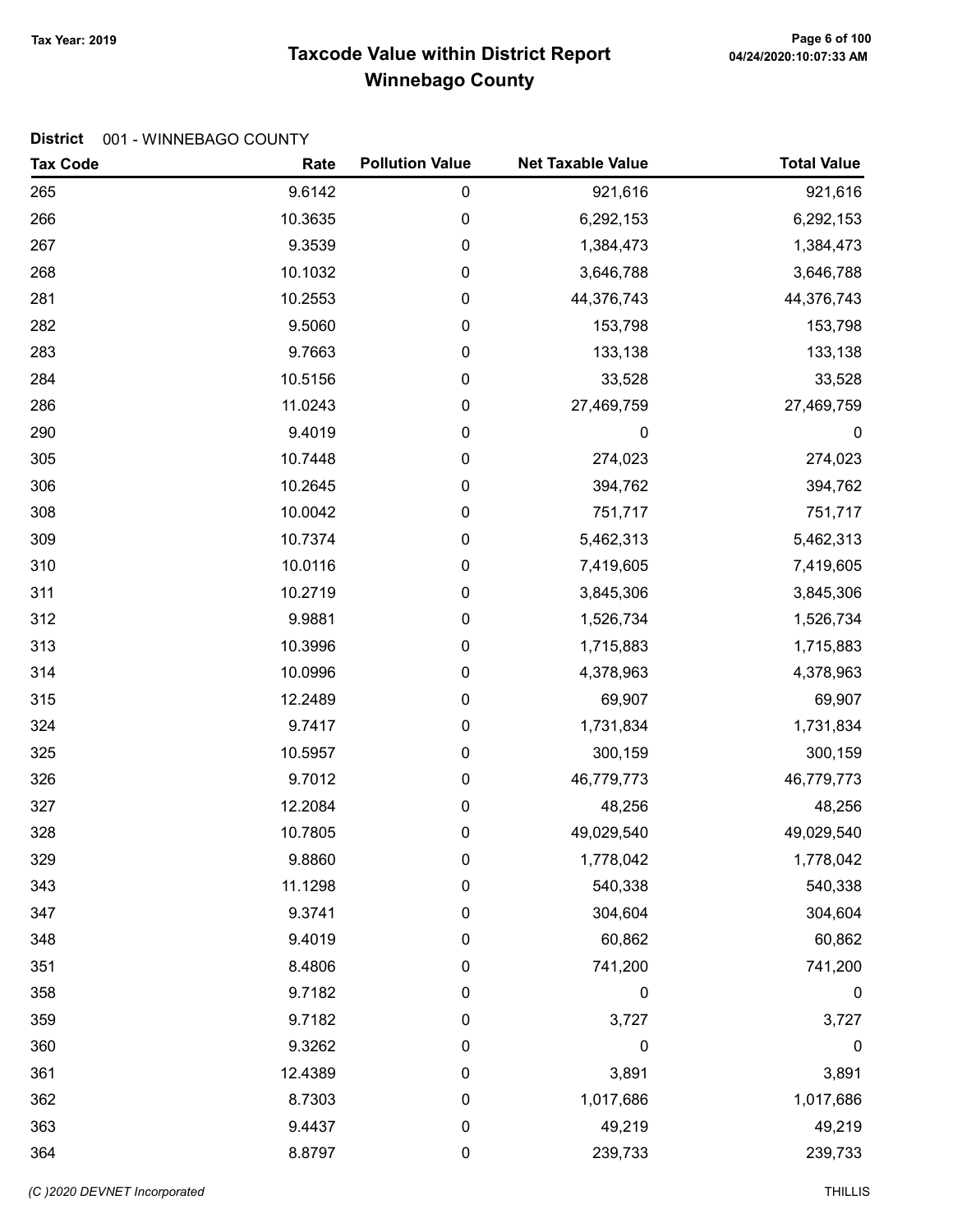# Taxcode Value within District Report
## Winnebago County

Tax Year: 2019

**District** 001 - WINNEBAGO COUNTY

| Tax Code | Rate | Pollution Value | Net Taxable Value | Total Value |
|---|---|---|---|---|
| 265 | 9.6142 | 0 | 921,616 | 921,616 |
| 266 | 10.3635 | 0 | 6,292,153 | 6,292,153 |
| 267 | 9.3539 | 0 | 1,384,473 | 1,384,473 |
| 268 | 10.1032 | 0 | 3,646,788 | 3,646,788 |
| 281 | 10.2553 | 0 | 44,376,743 | 44,376,743 |
| 282 | 9.5060 | 0 | 153,798 | 153,798 |
| 283 | 9.7663 | 0 | 133,138 | 133,138 |
| 284 | 10.5156 | 0 | 33,528 | 33,528 |
| 286 | 11.0243 | 0 | 27,469,759 | 27,469,759 |
| 290 | 9.4019 | 0 | 0 | 0 |
| 305 | 10.7448 | 0 | 274,023 | 274,023 |
| 306 | 10.2645 | 0 | 394,762 | 394,762 |
| 308 | 10.0042 | 0 | 751,717 | 751,717 |
| 309 | 10.7374 | 0 | 5,462,313 | 5,462,313 |
| 310 | 10.0116 | 0 | 7,419,605 | 7,419,605 |
| 311 | 10.2719 | 0 | 3,845,306 | 3,845,306 |
| 312 | 9.9881 | 0 | 1,526,734 | 1,526,734 |
| 313 | 10.3996 | 0 | 1,715,883 | 1,715,883 |
| 314 | 10.0996 | 0 | 4,378,963 | 4,378,963 |
| 315 | 12.2489 | 0 | 69,907 | 69,907 |
| 324 | 9.7417 | 0 | 1,731,834 | 1,731,834 |
| 325 | 10.5957 | 0 | 300,159 | 300,159 |
| 326 | 9.7012 | 0 | 46,779,773 | 46,779,773 |
| 327 | 12.2084 | 0 | 48,256 | 48,256 |
| 328 | 10.7805 | 0 | 49,029,540 | 49,029,540 |
| 329 | 9.8860 | 0 | 1,778,042 | 1,778,042 |
| 343 | 11.1298 | 0 | 540,338 | 540,338 |
| 347 | 9.3741 | 0 | 304,604 | 304,604 |
| 348 | 9.4019 | 0 | 60,862 | 60,862 |
| 351 | 8.4806 | 0 | 741,200 | 741,200 |
| 358 | 9.7182 | 0 | 0 | 0 |
| 359 | 9.7182 | 0 | 3,727 | 3,727 |
| 360 | 9.3262 | 0 | 0 | 0 |
| 361 | 12.4389 | 0 | 3,891 | 3,891 |
| 362 | 8.7303 | 0 | 1,017,686 | 1,017,686 |
| 363 | 9.4437 | 0 | 49,219 | 49,219 |
| 364 | 8.8797 | 0 | 239,733 | 239,733 |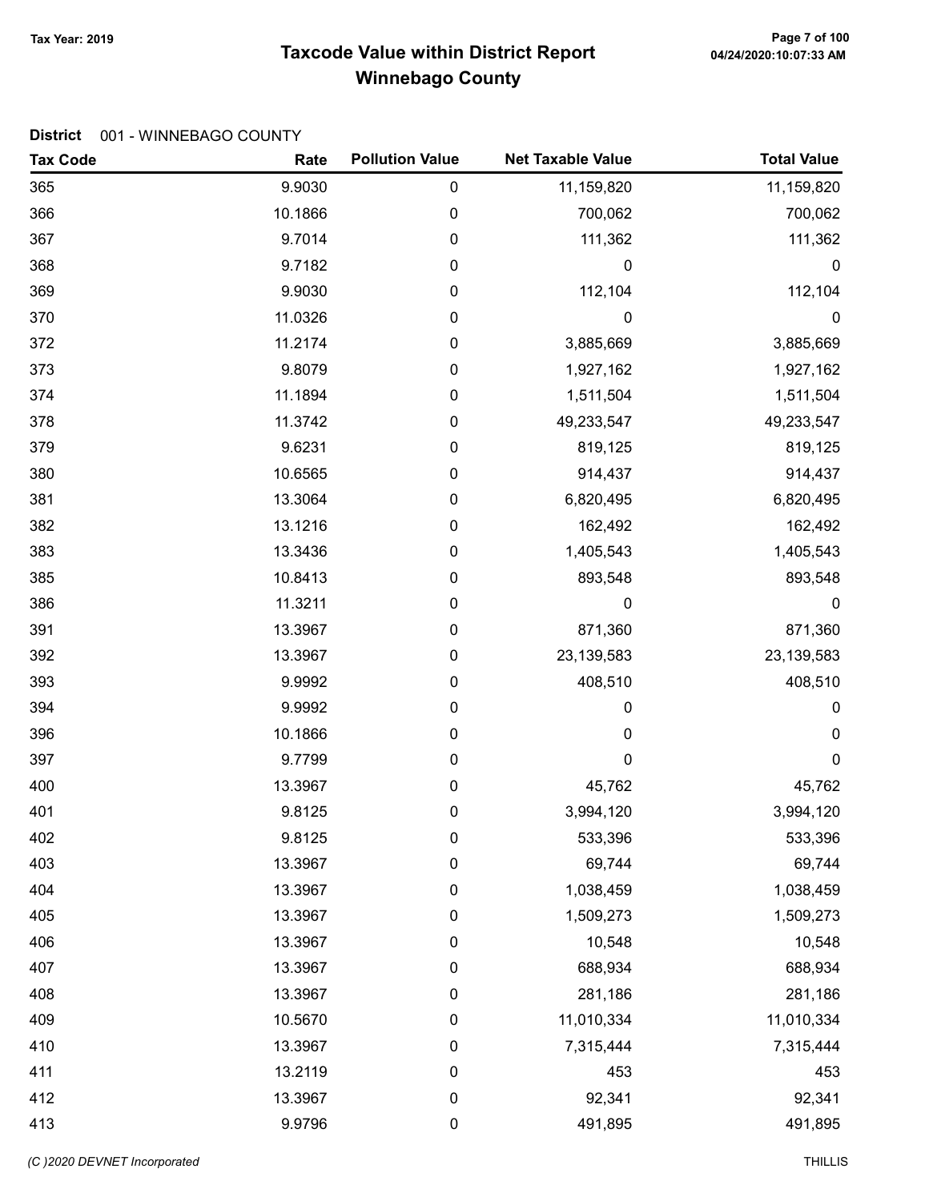# Taxcode Value within District Report
## Winnebago County

Tax Year: 2019

**District** 001 - WINNEBAGO COUNTY

| Tax Code | Rate | Pollution Value | Net Taxable Value | Total Value |
|---|---|---|---|---|
| 365 | 9.9030 | 0 | 11,159,820 | 11,159,820 |
| 366 | 10.1866 | 0 | 700,062 | 700,062 |
| 367 | 9.7014 | 0 | 111,362 | 111,362 |
| 368 | 9.7182 | 0 | 0 | 0 |
| 369 | 9.9030 | 0 | 112,104 | 112,104 |
| 370 | 11.0326 | 0 | 0 | 0 |
| 372 | 11.2174 | 0 | 3,885,669 | 3,885,669 |
| 373 | 9.8079 | 0 | 1,927,162 | 1,927,162 |
| 374 | 11.1894 | 0 | 1,511,504 | 1,511,504 |
| 378 | 11.3742 | 0 | 49,233,547 | 49,233,547 |
| 379 | 9.6231 | 0 | 819,125 | 819,125 |
| 380 | 10.6565 | 0 | 914,437 | 914,437 |
| 381 | 13.3064 | 0 | 6,820,495 | 6,820,495 |
| 382 | 13.1216 | 0 | 162,492 | 162,492 |
| 383 | 13.3436 | 0 | 1,405,543 | 1,405,543 |
| 385 | 10.8413 | 0 | 893,548 | 893,548 |
| 386 | 11.3211 | 0 | 0 | 0 |
| 391 | 13.3967 | 0 | 871,360 | 871,360 |
| 392 | 13.3967 | 0 | 23,139,583 | 23,139,583 |
| 393 | 9.9992 | 0 | 408,510 | 408,510 |
| 394 | 9.9992 | 0 | 0 | 0 |
| 396 | 10.1866 | 0 | 0 | 0 |
| 397 | 9.7799 | 0 | 0 | 0 |
| 400 | 13.3967 | 0 | 45,762 | 45,762 |
| 401 | 9.8125 | 0 | 3,994,120 | 3,994,120 |
| 402 | 9.8125 | 0 | 533,396 | 533,396 |
| 403 | 13.3967 | 0 | 69,744 | 69,744 |
| 404 | 13.3967 | 0 | 1,038,459 | 1,038,459 |
| 405 | 13.3967 | 0 | 1,509,273 | 1,509,273 |
| 406 | 13.3967 | 0 | 10,548 | 10,548 |
| 407 | 13.3967 | 0 | 688,934 | 688,934 |
| 408 | 13.3967 | 0 | 281,186 | 281,186 |
| 409 | 10.5670 | 0 | 11,010,334 | 11,010,334 |
| 410 | 13.3967 | 0 | 7,315,444 | 7,315,444 |
| 411 | 13.2119 | 0 | 453 | 453 |
| 412 | 13.3967 | 0 | 92,341 | 92,341 |
| 413 | 9.9796 | 0 | 491,895 | 491,895 |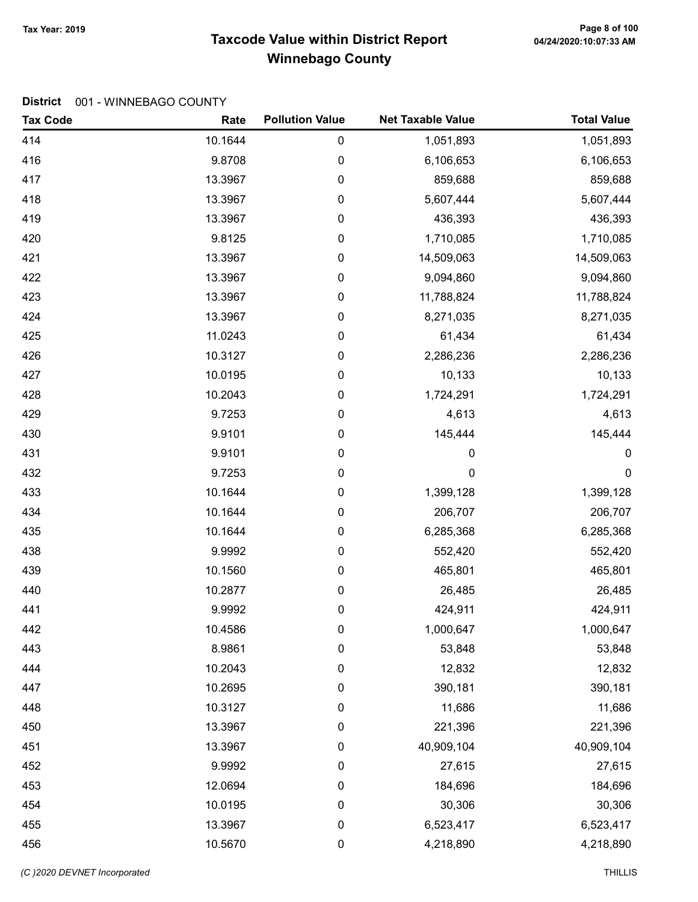**District** 001 - WINNEBAGO COUNTY

| Tax Code | Rate | Pollution Value | Net Taxable Value | Total Value |
|---|---|---|---|---|
| 414 | 10.1644 | 0 | 1,051,893 | 1,051,893 |
| 416 | 9.8708 | 0 | 6,106,653 | 6,106,653 |
| 417 | 13.3967 | 0 | 859,688 | 859,688 |
| 418 | 13.3967 | 0 | 5,607,444 | 5,607,444 |
| 419 | 13.3967 | 0 | 436,393 | 436,393 |
| 420 | 9.8125 | 0 | 1,710,085 | 1,710,085 |
| 421 | 13.3967 | 0 | 14,509,063 | 14,509,063 |
| 422 | 13.3967 | 0 | 9,094,860 | 9,094,860 |
| 423 | 13.3967 | 0 | 11,788,824 | 11,788,824 |
| 424 | 13.3967 | 0 | 8,271,035 | 8,271,035 |
| 425 | 11.0243 | 0 | 61,434 | 61,434 |
| 426 | 10.3127 | 0 | 2,286,236 | 2,286,236 |
| 427 | 10.0195 | 0 | 10,133 | 10,133 |
| 428 | 10.2043 | 0 | 1,724,291 | 1,724,291 |
| 429 | 9.7253 | 0 | 4,613 | 4,613 |
| 430 | 9.9101 | 0 | 145,444 | 145,444 |
| 431 | 9.9101 | 0 | 0 | 0 |
| 432 | 9.7253 | 0 | 0 | 0 |
| 433 | 10.1644 | 0 | 1,399,128 | 1,399,128 |
| 434 | 10.1644 | 0 | 206,707 | 206,707 |
| 435 | 10.1644 | 0 | 6,285,368 | 6,285,368 |
| 438 | 9.9992 | 0 | 552,420 | 552,420 |
| 439 | 10.1560 | 0 | 465,801 | 465,801 |
| 440 | 10.2877 | 0 | 26,485 | 26,485 |
| 441 | 9.9992 | 0 | 424,911 | 424,911 |
| 442 | 10.4586 | 0 | 1,000,647 | 1,000,647 |
| 443 | 8.9861 | 0 | 53,848 | 53,848 |
| 444 | 10.2043 | 0 | 12,832 | 12,832 |
| 447 | 10.2695 | 0 | 390,181 | 390,181 |
| 448 | 10.3127 | 0 | 11,686 | 11,686 |
| 450 | 13.3967 | 0 | 221,396 | 221,396 |
| 451 | 13.3967 | 0 | 40,909,104 | 40,909,104 |
| 452 | 9.9992 | 0 | 27,615 | 27,615 |
| 453 | 12.0694 | 0 | 184,696 | 184,696 |
| 454 | 10.0195 | 0 | 30,306 | 30,306 |
| 455 | 13.3967 | 0 | 6,523,417 | 6,523,417 |
| 456 | 10.5670 | 0 | 4,218,890 | 4,218,890 |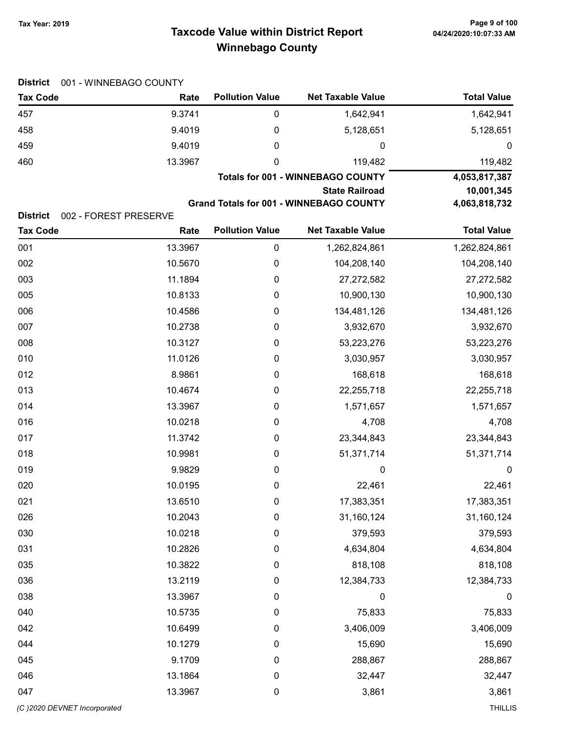# Taxcode Value within District Report
## Winnebago County

Tax Year: 2019

**District** 001 - WINNEBAGO COUNTY

| Tax Code | Rate | Pollution Value | Net Taxable Value | Total Value |
|---|---|---|---|---|
| 457 | 9.3741 | 0 | 1,642,941 | 1,642,941 |
| 458 | 9.4019 | 0 | 5,128,651 | 5,128,651 |
| 459 | 9.4019 | 0 | 0 | 0 |
| 460 | 13.3967 | 0 | 119,482 | 119,482 |
| | | | **Totals for 001 - WINNEBAGO COUNTY** | **4,053,817,387** |
| | | | **State Railroad** | **10,001,345** |
| | | | **Grand Totals for 001 - WINNEBAGO COUNTY** | **4,063,818,732** |

**District** 002 - FOREST PRESERVE

| Tax Code | Rate | Pollution Value | Net Taxable Value | Total Value |
|---|---|---|---|---|
| 001 | 13.3967 | 0 | 1,262,824,861 | 1,262,824,861 |
| 002 | 10.5670 | 0 | 104,208,140 | 104,208,140 |
| 003 | 11.1894 | 0 | 27,272,582 | 27,272,582 |
| 005 | 10.8133 | 0 | 10,900,130 | 10,900,130 |
| 006 | 10.4586 | 0 | 134,481,126 | 134,481,126 |
| 007 | 10.2738 | 0 | 3,932,670 | 3,932,670 |
| 008 | 10.3127 | 0 | 53,223,276 | 53,223,276 |
| 010 | 11.0126 | 0 | 3,030,957 | 3,030,957 |
| 012 | 8.9861 | 0 | 168,618 | 168,618 |
| 013 | 10.4674 | 0 | 22,255,718 | 22,255,718 |
| 014 | 13.3967 | 0 | 1,571,657 | 1,571,657 |
| 016 | 10.0218 | 0 | 4,708 | 4,708 |
| 017 | 11.3742 | 0 | 23,344,843 | 23,344,843 |
| 018 | 10.9981 | 0 | 51,371,714 | 51,371,714 |
| 019 | 9.9829 | 0 | 0 | 0 |
| 020 | 10.0195 | 0 | 22,461 | 22,461 |
| 021 | 13.6510 | 0 | 17,383,351 | 17,383,351 |
| 026 | 10.2043 | 0 | 31,160,124 | 31,160,124 |
| 030 | 10.0218 | 0 | 379,593 | 379,593 |
| 031 | 10.2826 | 0 | 4,634,804 | 4,634,804 |
| 035 | 10.3822 | 0 | 818,108 | 818,108 |
| 036 | 13.2119 | 0 | 12,384,733 | 12,384,733 |
| 038 | 13.3967 | 0 | 0 | 0 |
| 040 | 10.5735 | 0 | 75,833 | 75,833 |
| 042 | 10.6499 | 0 | 3,406,009 | 3,406,009 |
| 044 | 10.1279 | 0 | 15,690 | 15,690 |
| 045 | 9.1709 | 0 | 288,867 | 288,867 |
| 046 | 13.1864 | 0 | 32,447 | 32,447 |
| 047 | 13.3967 | 0 | 3,861 | 3,861 |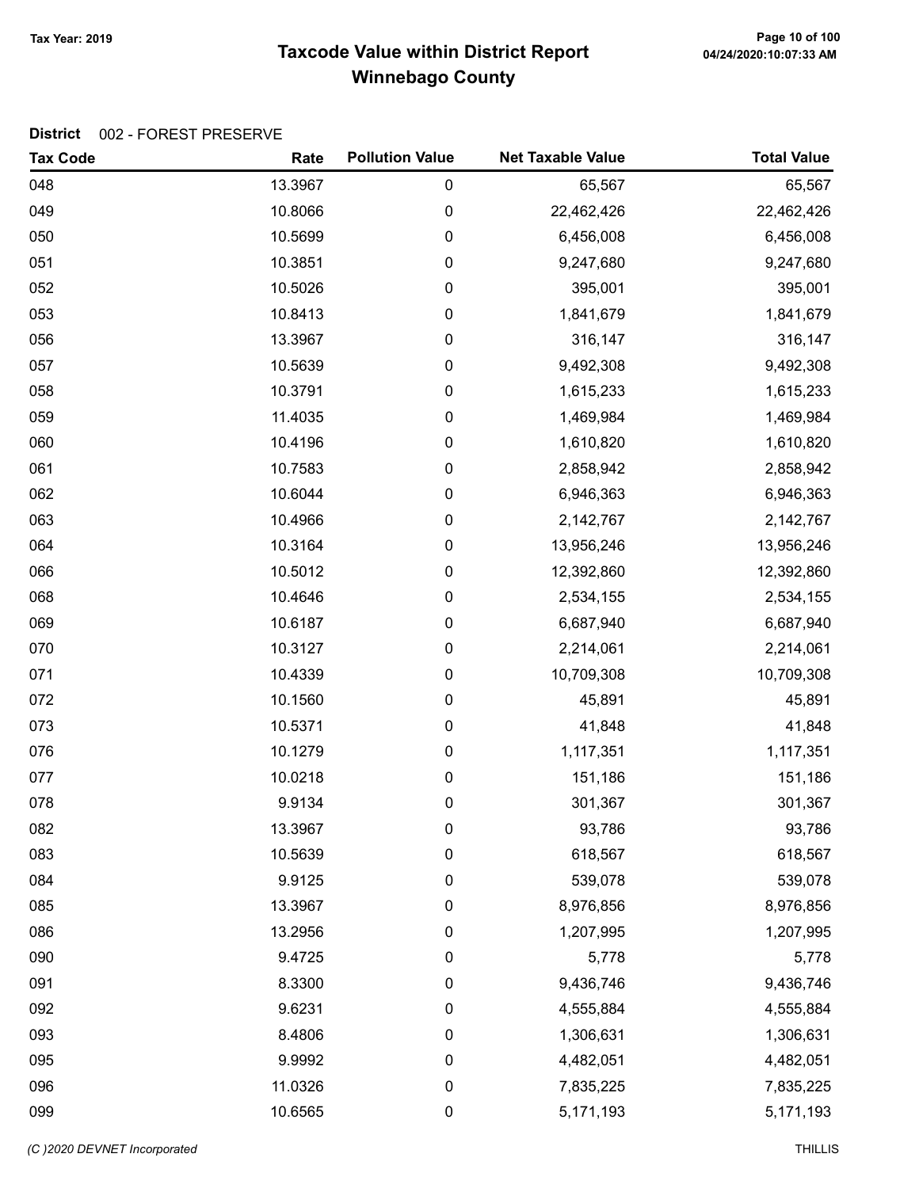# Taxcode Value within District Report
## Winnebago County

**District** 002 - FOREST PRESERVE

| Tax Code | Rate | Pollution Value | Net Taxable Value | Total Value |
|---|---|---|---|---|
| 048 | 13.3967 | 0 | 65,567 | 65,567 |
| 049 | 10.8066 | 0 | 22,462,426 | 22,462,426 |
| 050 | 10.5699 | 0 | 6,456,008 | 6,456,008 |
| 051 | 10.3851 | 0 | 9,247,680 | 9,247,680 |
| 052 | 10.5026 | 0 | 395,001 | 395,001 |
| 053 | 10.8413 | 0 | 1,841,679 | 1,841,679 |
| 056 | 13.3967 | 0 | 316,147 | 316,147 |
| 057 | 10.5639 | 0 | 9,492,308 | 9,492,308 |
| 058 | 10.3791 | 0 | 1,615,233 | 1,615,233 |
| 059 | 11.4035 | 0 | 1,469,984 | 1,469,984 |
| 060 | 10.4196 | 0 | 1,610,820 | 1,610,820 |
| 061 | 10.7583 | 0 | 2,858,942 | 2,858,942 |
| 062 | 10.6044 | 0 | 6,946,363 | 6,946,363 |
| 063 | 10.4966 | 0 | 2,142,767 | 2,142,767 |
| 064 | 10.3164 | 0 | 13,956,246 | 13,956,246 |
| 066 | 10.5012 | 0 | 12,392,860 | 12,392,860 |
| 068 | 10.4646 | 0 | 2,534,155 | 2,534,155 |
| 069 | 10.6187 | 0 | 6,687,940 | 6,687,940 |
| 070 | 10.3127 | 0 | 2,214,061 | 2,214,061 |
| 071 | 10.4339 | 0 | 10,709,308 | 10,709,308 |
| 072 | 10.1560 | 0 | 45,891 | 45,891 |
| 073 | 10.5371 | 0 | 41,848 | 41,848 |
| 076 | 10.1279 | 0 | 1,117,351 | 1,117,351 |
| 077 | 10.0218 | 0 | 151,186 | 151,186 |
| 078 | 9.9134 | 0 | 301,367 | 301,367 |
| 082 | 13.3967 | 0 | 93,786 | 93,786 |
| 083 | 10.5639 | 0 | 618,567 | 618,567 |
| 084 | 9.9125 | 0 | 539,078 | 539,078 |
| 085 | 13.3967 | 0 | 8,976,856 | 8,976,856 |
| 086 | 13.2956 | 0 | 1,207,995 | 1,207,995 |
| 090 | 9.4725 | 0 | 5,778 | 5,778 |
| 091 | 8.3300 | 0 | 9,436,746 | 9,436,746 |
| 092 | 9.6231 | 0 | 4,555,884 | 4,555,884 |
| 093 | 8.4806 | 0 | 1,306,631 | 1,306,631 |
| 095 | 9.9992 | 0 | 4,482,051 | 4,482,051 |
| 096 | 11.0326 | 0 | 7,835,225 | 7,835,225 |
| 099 | 10.6565 | 0 | 5,171,193 | 5,171,193 |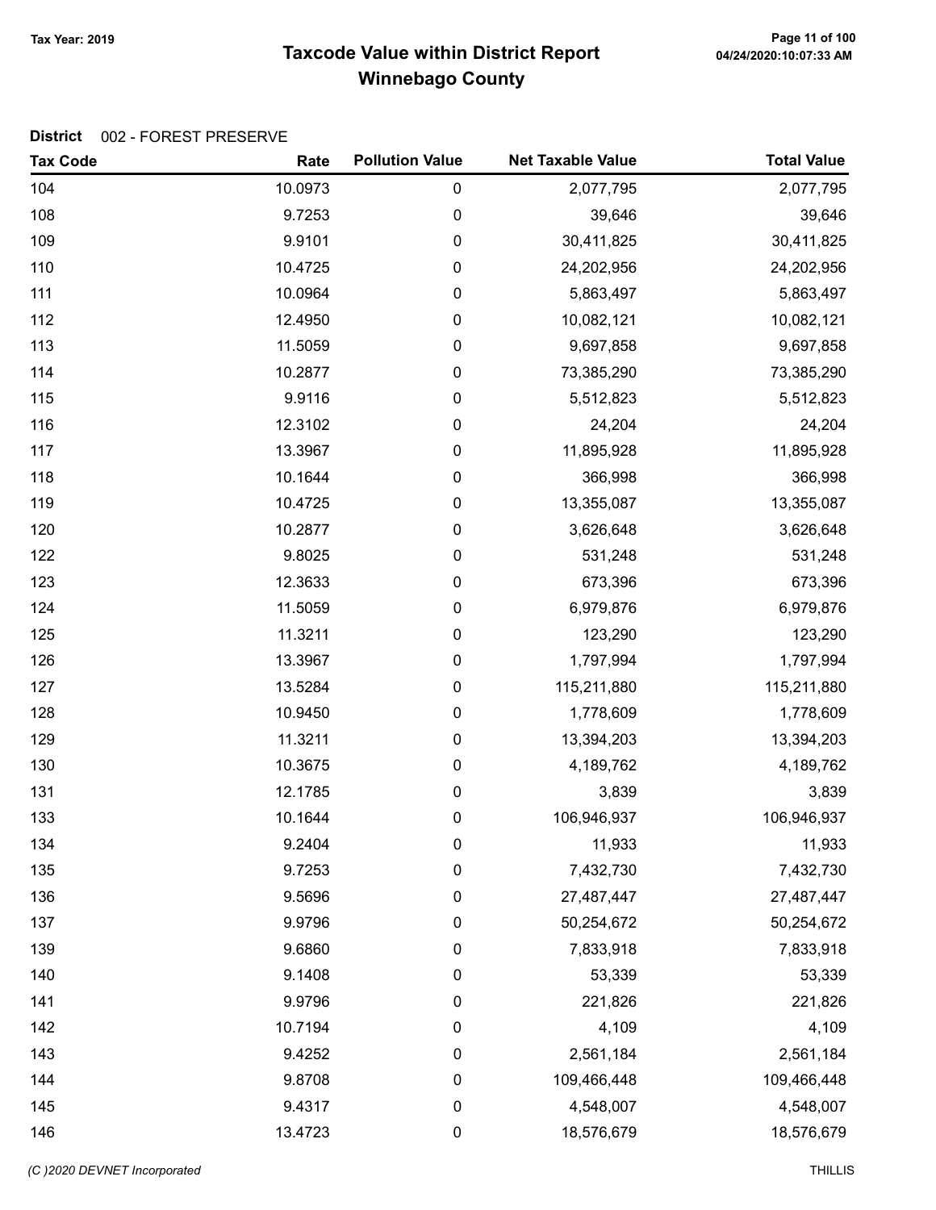**Tax Year: 2019**

# Taxcode Value within District Report
## Winnebago County

**District** 002 - FOREST PRESERVE

| Tax Code | Rate | Pollution Value | Net Taxable Value | Total Value |
|---|---|---|---|---|
| 104 | 10.0973 | 0 | 2,077,795 | 2,077,795 |
| 108 | 9.7253 | 0 | 39,646 | 39,646 |
| 109 | 9.9101 | 0 | 30,411,825 | 30,411,825 |
| 110 | 10.4725 | 0 | 24,202,956 | 24,202,956 |
| 111 | 10.0964 | 0 | 5,863,497 | 5,863,497 |
| 112 | 12.4950 | 0 | 10,082,121 | 10,082,121 |
| 113 | 11.5059 | 0 | 9,697,858 | 9,697,858 |
| 114 | 10.2877 | 0 | 73,385,290 | 73,385,290 |
| 115 | 9.9116 | 0 | 5,512,823 | 5,512,823 |
| 116 | 12.3102 | 0 | 24,204 | 24,204 |
| 117 | 13.3967 | 0 | 11,895,928 | 11,895,928 |
| 118 | 10.1644 | 0 | 366,998 | 366,998 |
| 119 | 10.4725 | 0 | 13,355,087 | 13,355,087 |
| 120 | 10.2877 | 0 | 3,626,648 | 3,626,648 |
| 122 | 9.8025 | 0 | 531,248 | 531,248 |
| 123 | 12.3633 | 0 | 673,396 | 673,396 |
| 124 | 11.5059 | 0 | 6,979,876 | 6,979,876 |
| 125 | 11.3211 | 0 | 123,290 | 123,290 |
| 126 | 13.3967 | 0 | 1,797,994 | 1,797,994 |
| 127 | 13.5284 | 0 | 115,211,880 | 115,211,880 |
| 128 | 10.9450 | 0 | 1,778,609 | 1,778,609 |
| 129 | 11.3211 | 0 | 13,394,203 | 13,394,203 |
| 130 | 10.3675 | 0 | 4,189,762 | 4,189,762 |
| 131 | 12.1785 | 0 | 3,839 | 3,839 |
| 133 | 10.1644 | 0 | 106,946,937 | 106,946,937 |
| 134 | 9.2404 | 0 | 11,933 | 11,933 |
| 135 | 9.7253 | 0 | 7,432,730 | 7,432,730 |
| 136 | 9.5696 | 0 | 27,487,447 | 27,487,447 |
| 137 | 9.9796 | 0 | 50,254,672 | 50,254,672 |
| 139 | 9.6860 | 0 | 7,833,918 | 7,833,918 |
| 140 | 9.1408 | 0 | 53,339 | 53,339 |
| 141 | 9.9796 | 0 | 221,826 | 221,826 |
| 142 | 10.7194 | 0 | 4,109 | 4,109 |
| 143 | 9.4252 | 0 | 2,561,184 | 2,561,184 |
| 144 | 9.8708 | 0 | 109,466,448 | 109,466,448 |
| 145 | 9.4317 | 0 | 4,548,007 | 4,548,007 |
| 146 | 13.4723 | 0 | 18,576,679 | 18,576,679 |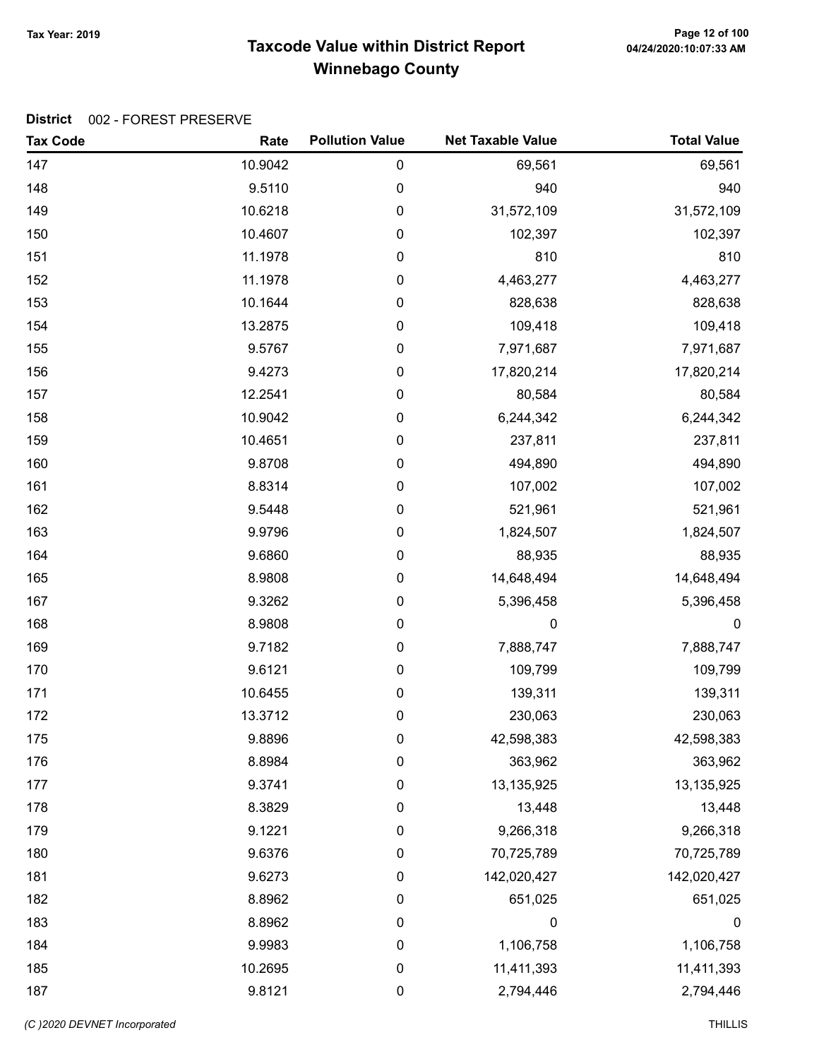# Taxcode Value within District Report
## Winnebago County

Tax Year: 2019

**District** 002 - FOREST PRESERVE

| Tax Code | Rate | Pollution Value | Net Taxable Value | Total Value |
|---|---|---|---|---|
| 147 | 10.9042 | 0 | 69,561 | 69,561 |
| 148 | 9.5110 | 0 | 940 | 940 |
| 149 | 10.6218 | 0 | 31,572,109 | 31,572,109 |
| 150 | 10.4607 | 0 | 102,397 | 102,397 |
| 151 | 11.1978 | 0 | 810 | 810 |
| 152 | 11.1978 | 0 | 4,463,277 | 4,463,277 |
| 153 | 10.1644 | 0 | 828,638 | 828,638 |
| 154 | 13.2875 | 0 | 109,418 | 109,418 |
| 155 | 9.5767 | 0 | 7,971,687 | 7,971,687 |
| 156 | 9.4273 | 0 | 17,820,214 | 17,820,214 |
| 157 | 12.2541 | 0 | 80,584 | 80,584 |
| 158 | 10.9042 | 0 | 6,244,342 | 6,244,342 |
| 159 | 10.4651 | 0 | 237,811 | 237,811 |
| 160 | 9.8708 | 0 | 494,890 | 494,890 |
| 161 | 8.8314 | 0 | 107,002 | 107,002 |
| 162 | 9.5448 | 0 | 521,961 | 521,961 |
| 163 | 9.9796 | 0 | 1,824,507 | 1,824,507 |
| 164 | 9.6860 | 0 | 88,935 | 88,935 |
| 165 | 8.9808 | 0 | 14,648,494 | 14,648,494 |
| 167 | 9.3262 | 0 | 5,396,458 | 5,396,458 |
| 168 | 8.9808 | 0 | 0 | 0 |
| 169 | 9.7182 | 0 | 7,888,747 | 7,888,747 |
| 170 | 9.6121 | 0 | 109,799 | 109,799 |
| 171 | 10.6455 | 0 | 139,311 | 139,311 |
| 172 | 13.3712 | 0 | 230,063 | 230,063 |
| 175 | 9.8896 | 0 | 42,598,383 | 42,598,383 |
| 176 | 8.8984 | 0 | 363,962 | 363,962 |
| 177 | 9.3741 | 0 | 13,135,925 | 13,135,925 |
| 178 | 8.3829 | 0 | 13,448 | 13,448 |
| 179 | 9.1221 | 0 | 9,266,318 | 9,266,318 |
| 180 | 9.6376 | 0 | 70,725,789 | 70,725,789 |
| 181 | 9.6273 | 0 | 142,020,427 | 142,020,427 |
| 182 | 8.8962 | 0 | 651,025 | 651,025 |
| 183 | 8.8962 | 0 | 0 | 0 |
| 184 | 9.9983 | 0 | 1,106,758 | 1,106,758 |
| 185 | 10.2695 | 0 | 11,411,393 | 11,411,393 |
| 187 | 9.8121 | 0 | 2,794,446 | 2,794,446 |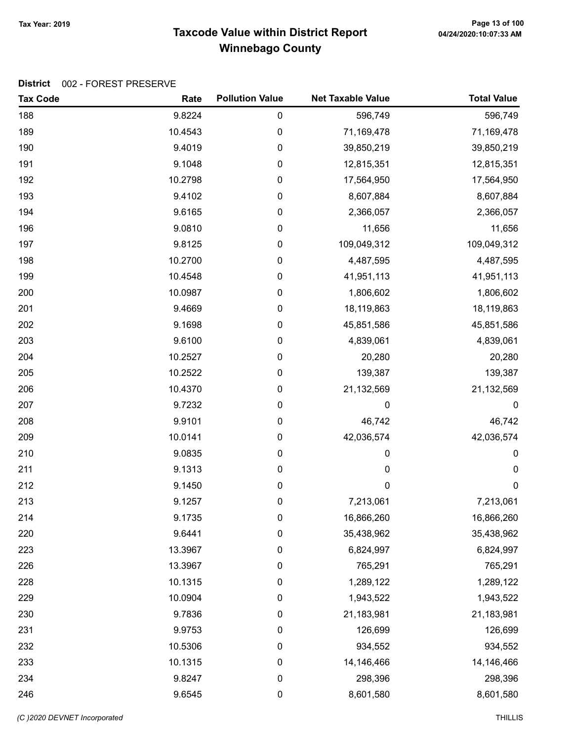# Taxcode Value within District Report
## Winnebago County

Tax Year: 2019

**District** 002 - FOREST PRESERVE

| Tax Code | Rate | Pollution Value | Net Taxable Value | Total Value |
|---|---|---|---|---|
| 188 | 9.8224 | 0 | 596,749 | 596,749 |
| 189 | 10.4543 | 0 | 71,169,478 | 71,169,478 |
| 190 | 9.4019 | 0 | 39,850,219 | 39,850,219 |
| 191 | 9.1048 | 0 | 12,815,351 | 12,815,351 |
| 192 | 10.2798 | 0 | 17,564,950 | 17,564,950 |
| 193 | 9.4102 | 0 | 8,607,884 | 8,607,884 |
| 194 | 9.6165 | 0 | 2,366,057 | 2,366,057 |
| 196 | 9.0810 | 0 | 11,656 | 11,656 |
| 197 | 9.8125 | 0 | 109,049,312 | 109,049,312 |
| 198 | 10.2700 | 0 | 4,487,595 | 4,487,595 |
| 199 | 10.4548 | 0 | 41,951,113 | 41,951,113 |
| 200 | 10.0987 | 0 | 1,806,602 | 1,806,602 |
| 201 | 9.4669 | 0 | 18,119,863 | 18,119,863 |
| 202 | 9.1698 | 0 | 45,851,586 | 45,851,586 |
| 203 | 9.6100 | 0 | 4,839,061 | 4,839,061 |
| 204 | 10.2527 | 0 | 20,280 | 20,280 |
| 205 | 10.2522 | 0 | 139,387 | 139,387 |
| 206 | 10.4370 | 0 | 21,132,569 | 21,132,569 |
| 207 | 9.7232 | 0 | 0 | 0 |
| 208 | 9.9101 | 0 | 46,742 | 46,742 |
| 209 | 10.0141 | 0 | 42,036,574 | 42,036,574 |
| 210 | 9.0835 | 0 | 0 | 0 |
| 211 | 9.1313 | 0 | 0 | 0 |
| 212 | 9.1450 | 0 | 0 | 0 |
| 213 | 9.1257 | 0 | 7,213,061 | 7,213,061 |
| 214 | 9.1735 | 0 | 16,866,260 | 16,866,260 |
| 220 | 9.6441 | 0 | 35,438,962 | 35,438,962 |
| 223 | 13.3967 | 0 | 6,824,997 | 6,824,997 |
| 226 | 13.3967 | 0 | 765,291 | 765,291 |
| 228 | 10.1315 | 0 | 1,289,122 | 1,289,122 |
| 229 | 10.0904 | 0 | 1,943,522 | 1,943,522 |
| 230 | 9.7836 | 0 | 21,183,981 | 21,183,981 |
| 231 | 9.9753 | 0 | 126,699 | 126,699 |
| 232 | 10.5306 | 0 | 934,552 | 934,552 |
| 233 | 10.1315 | 0 | 14,146,466 | 14,146,466 |
| 234 | 9.8247 | 0 | 298,396 | 298,396 |
| 246 | 9.6545 | 0 | 8,601,580 | 8,601,580 |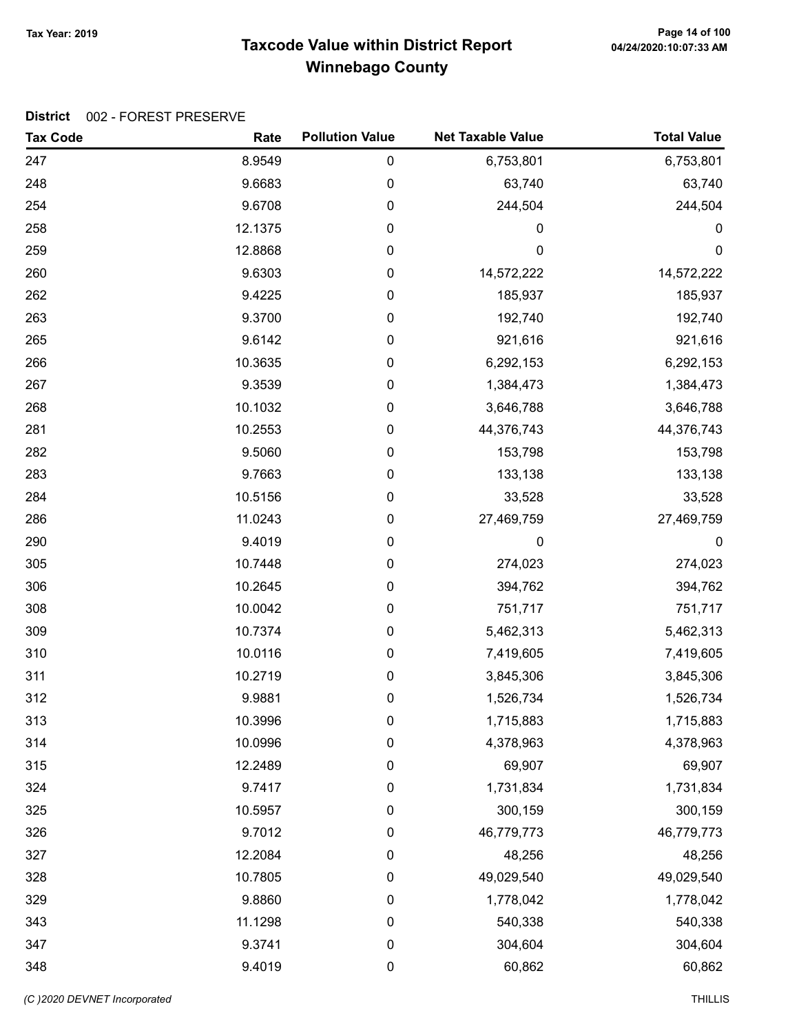# Taxcode Value within District Report
## Winnebago County

Tax Year: 2019

**District** 002 - FOREST PRESERVE

| Tax Code | Rate | Pollution Value | Net Taxable Value | Total Value |
|---|---|---|---|---|
| 247 | 8.9549 | 0 | 6,753,801 | 6,753,801 |
| 248 | 9.6683 | 0 | 63,740 | 63,740 |
| 254 | 9.6708 | 0 | 244,504 | 244,504 |
| 258 | 12.1375 | 0 | 0 | 0 |
| 259 | 12.8868 | 0 | 0 | 0 |
| 260 | 9.6303 | 0 | 14,572,222 | 14,572,222 |
| 262 | 9.4225 | 0 | 185,937 | 185,937 |
| 263 | 9.3700 | 0 | 192,740 | 192,740 |
| 265 | 9.6142 | 0 | 921,616 | 921,616 |
| 266 | 10.3635 | 0 | 6,292,153 | 6,292,153 |
| 267 | 9.3539 | 0 | 1,384,473 | 1,384,473 |
| 268 | 10.1032 | 0 | 3,646,788 | 3,646,788 |
| 281 | 10.2553 | 0 | 44,376,743 | 44,376,743 |
| 282 | 9.5060 | 0 | 153,798 | 153,798 |
| 283 | 9.7663 | 0 | 133,138 | 133,138 |
| 284 | 10.5156 | 0 | 33,528 | 33,528 |
| 286 | 11.0243 | 0 | 27,469,759 | 27,469,759 |
| 290 | 9.4019 | 0 | 0 | 0 |
| 305 | 10.7448 | 0 | 274,023 | 274,023 |
| 306 | 10.2645 | 0 | 394,762 | 394,762 |
| 308 | 10.0042 | 0 | 751,717 | 751,717 |
| 309 | 10.7374 | 0 | 5,462,313 | 5,462,313 |
| 310 | 10.0116 | 0 | 7,419,605 | 7,419,605 |
| 311 | 10.2719 | 0 | 3,845,306 | 3,845,306 |
| 312 | 9.9881 | 0 | 1,526,734 | 1,526,734 |
| 313 | 10.3996 | 0 | 1,715,883 | 1,715,883 |
| 314 | 10.0996 | 0 | 4,378,963 | 4,378,963 |
| 315 | 12.2489 | 0 | 69,907 | 69,907 |
| 324 | 9.7417 | 0 | 1,731,834 | 1,731,834 |
| 325 | 10.5957 | 0 | 300,159 | 300,159 |
| 326 | 9.7012 | 0 | 46,779,773 | 46,779,773 |
| 327 | 12.2084 | 0 | 48,256 | 48,256 |
| 328 | 10.7805 | 0 | 49,029,540 | 49,029,540 |
| 329 | 9.8860 | 0 | 1,778,042 | 1,778,042 |
| 343 | 11.1298 | 0 | 540,338 | 540,338 |
| 347 | 9.3741 | 0 | 304,604 | 304,604 |
| 348 | 9.4019 | 0 | 60,862 | 60,862 |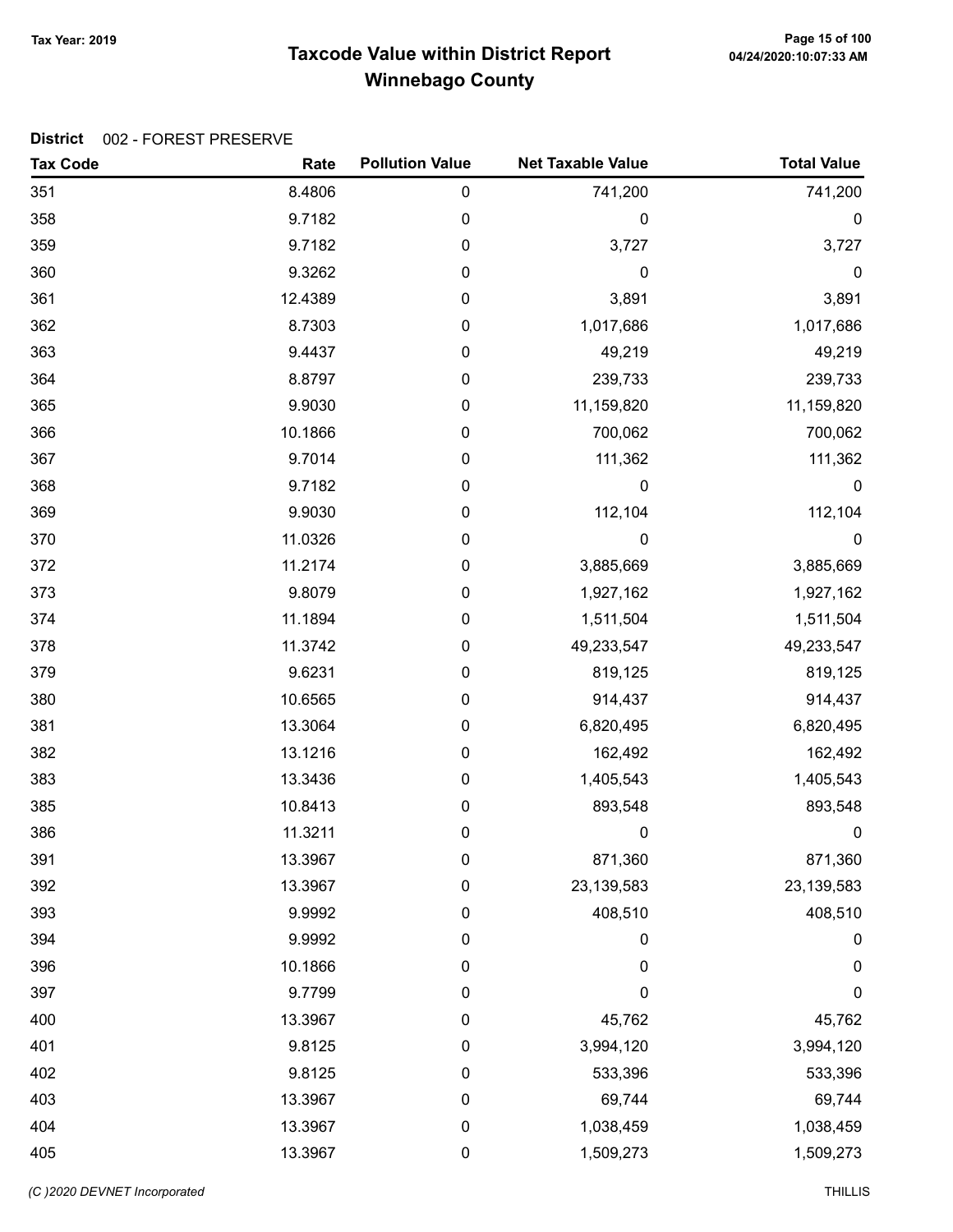**Tax Year: 2019**

# Taxcode Value within District Report
## Winnebago County

**District** 002 - FOREST PRESERVE

| Tax Code | Rate | Pollution Value | Net Taxable Value | Total Value |
|---|---|---|---|---|
| 351 | 8.4806 | 0 | 741,200 | 741,200 |
| 358 | 9.7182 | 0 | 0 | 0 |
| 359 | 9.7182 | 0 | 3,727 | 3,727 |
| 360 | 9.3262 | 0 | 0 | 0 |
| 361 | 12.4389 | 0 | 3,891 | 3,891 |
| 362 | 8.7303 | 0 | 1,017,686 | 1,017,686 |
| 363 | 9.4437 | 0 | 49,219 | 49,219 |
| 364 | 8.8797 | 0 | 239,733 | 239,733 |
| 365 | 9.9030 | 0 | 11,159,820 | 11,159,820 |
| 366 | 10.1866 | 0 | 700,062 | 700,062 |
| 367 | 9.7014 | 0 | 111,362 | 111,362 |
| 368 | 9.7182 | 0 | 0 | 0 |
| 369 | 9.9030 | 0 | 112,104 | 112,104 |
| 370 | 11.0326 | 0 | 0 | 0 |
| 372 | 11.2174 | 0 | 3,885,669 | 3,885,669 |
| 373 | 9.8079 | 0 | 1,927,162 | 1,927,162 |
| 374 | 11.1894 | 0 | 1,511,504 | 1,511,504 |
| 378 | 11.3742 | 0 | 49,233,547 | 49,233,547 |
| 379 | 9.6231 | 0 | 819,125 | 819,125 |
| 380 | 10.6565 | 0 | 914,437 | 914,437 |
| 381 | 13.3064 | 0 | 6,820,495 | 6,820,495 |
| 382 | 13.1216 | 0 | 162,492 | 162,492 |
| 383 | 13.3436 | 0 | 1,405,543 | 1,405,543 |
| 385 | 10.8413 | 0 | 893,548 | 893,548 |
| 386 | 11.3211 | 0 | 0 | 0 |
| 391 | 13.3967 | 0 | 871,360 | 871,360 |
| 392 | 13.3967 | 0 | 23,139,583 | 23,139,583 |
| 393 | 9.9992 | 0 | 408,510 | 408,510 |
| 394 | 9.9992 | 0 | 0 | 0 |
| 396 | 10.1866 | 0 | 0 | 0 |
| 397 | 9.7799 | 0 | 0 | 0 |
| 400 | 13.3967 | 0 | 45,762 | 45,762 |
| 401 | 9.8125 | 0 | 3,994,120 | 3,994,120 |
| 402 | 9.8125 | 0 | 533,396 | 533,396 |
| 403 | 13.3967 | 0 | 69,744 | 69,744 |
| 404 | 13.3967 | 0 | 1,038,459 | 1,038,459 |
| 405 | 13.3967 | 0 | 1,509,273 | 1,509,273 |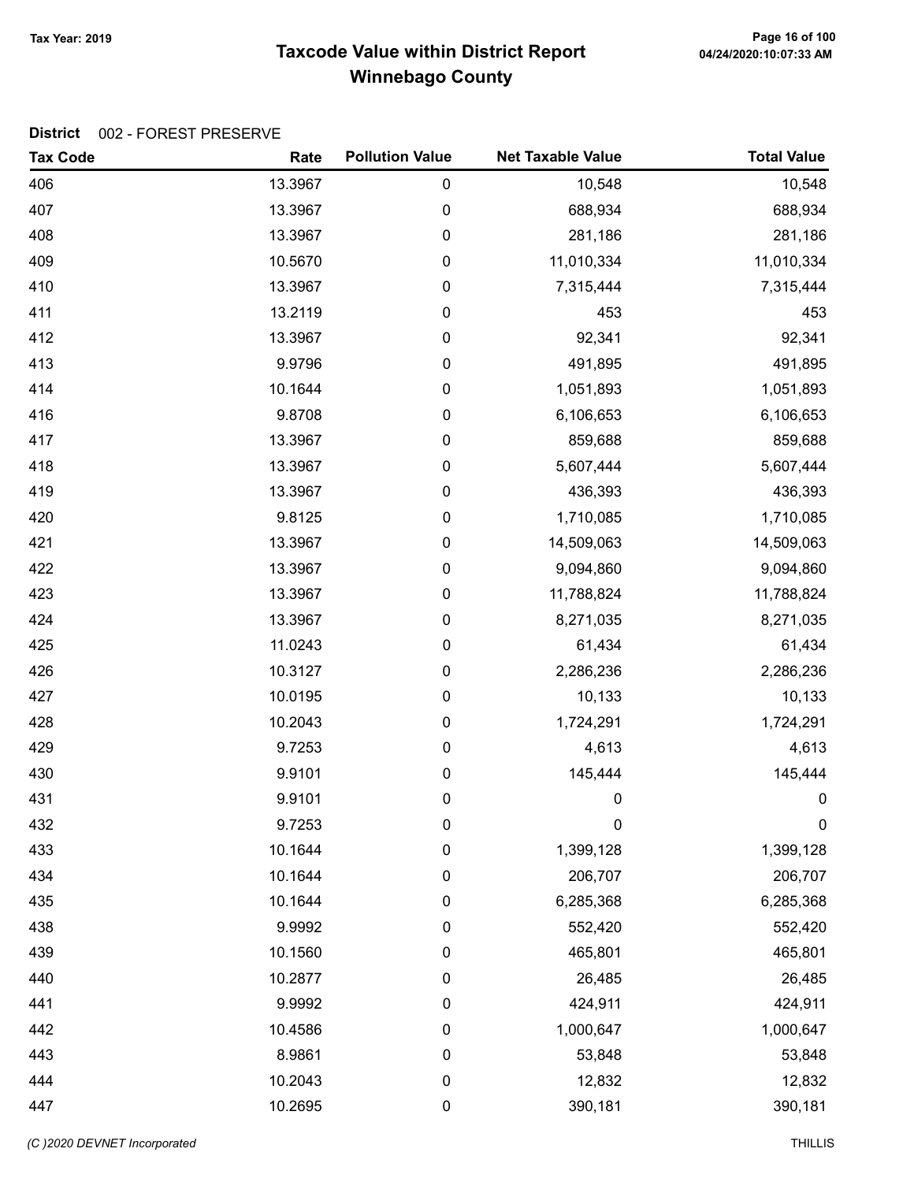# Taxcode Value within District Report
## Winnebago County

Tax Year: 2019

**District** 002 - FOREST PRESERVE

| Tax Code | Rate | Pollution Value | Net Taxable Value | Total Value |
|---|---|---|---|---|
| 406 | 13.3967 | 0 | 10,548 | 10,548 |
| 407 | 13.3967 | 0 | 688,934 | 688,934 |
| 408 | 13.3967 | 0 | 281,186 | 281,186 |
| 409 | 10.5670 | 0 | 11,010,334 | 11,010,334 |
| 410 | 13.3967 | 0 | 7,315,444 | 7,315,444 |
| 411 | 13.2119 | 0 | 453 | 453 |
| 412 | 13.3967 | 0 | 92,341 | 92,341 |
| 413 | 9.9796 | 0 | 491,895 | 491,895 |
| 414 | 10.1644 | 0 | 1,051,893 | 1,051,893 |
| 416 | 9.8708 | 0 | 6,106,653 | 6,106,653 |
| 417 | 13.3967 | 0 | 859,688 | 859,688 |
| 418 | 13.3967 | 0 | 5,607,444 | 5,607,444 |
| 419 | 13.3967 | 0 | 436,393 | 436,393 |
| 420 | 9.8125 | 0 | 1,710,085 | 1,710,085 |
| 421 | 13.3967 | 0 | 14,509,063 | 14,509,063 |
| 422 | 13.3967 | 0 | 9,094,860 | 9,094,860 |
| 423 | 13.3967 | 0 | 11,788,824 | 11,788,824 |
| 424 | 13.3967 | 0 | 8,271,035 | 8,271,035 |
| 425 | 11.0243 | 0 | 61,434 | 61,434 |
| 426 | 10.3127 | 0 | 2,286,236 | 2,286,236 |
| 427 | 10.0195 | 0 | 10,133 | 10,133 |
| 428 | 10.2043 | 0 | 1,724,291 | 1,724,291 |
| 429 | 9.7253 | 0 | 4,613 | 4,613 |
| 430 | 9.9101 | 0 | 145,444 | 145,444 |
| 431 | 9.9101 | 0 | 0 | 0 |
| 432 | 9.7253 | 0 | 0 | 0 |
| 433 | 10.1644 | 0 | 1,399,128 | 1,399,128 |
| 434 | 10.1644 | 0 | 206,707 | 206,707 |
| 435 | 10.1644 | 0 | 6,285,368 | 6,285,368 |
| 438 | 9.9992 | 0 | 552,420 | 552,420 |
| 439 | 10.1560 | 0 | 465,801 | 465,801 |
| 440 | 10.2877 | 0 | 26,485 | 26,485 |
| 441 | 9.9992 | 0 | 424,911 | 424,911 |
| 442 | 10.4586 | 0 | 1,000,647 | 1,000,647 |
| 443 | 8.9861 | 0 | 53,848 | 53,848 |
| 444 | 10.2043 | 0 | 12,832 | 12,832 |
| 447 | 10.2695 | 0 | 390,181 | 390,181 |

(C )2020 DEVNET Incorporated THILLIS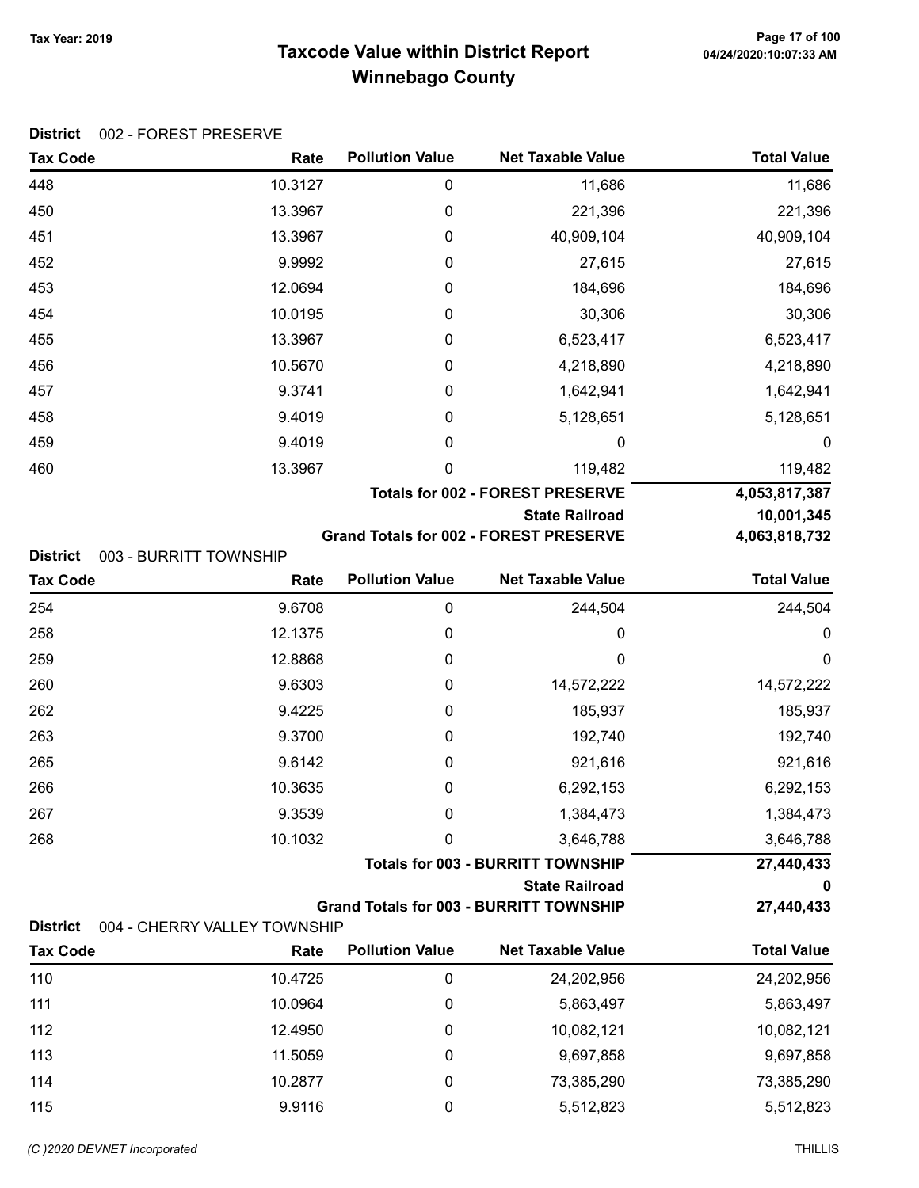# Taxcode Value within District Report

## Winnebago County

Tax Year: 2019

04/24/2020:10:07:33 AM

**District** 002 - FOREST PRESERVE

| Tax Code | Rate | Pollution Value | Net Taxable Value | Total Value |
|---|---|---|---|---|
| 448 | 10.3127 | 0 | 11,686 | 11,686 |
| 450 | 13.3967 | 0 | 221,396 | 221,396 |
| 451 | 13.3967 | 0 | 40,909,104 | 40,909,104 |
| 452 | 9.9992 | 0 | 27,615 | 27,615 |
| 453 | 12.0694 | 0 | 184,696 | 184,696 |
| 454 | 10.0195 | 0 | 30,306 | 30,306 |
| 455 | 13.3967 | 0 | 6,523,417 | 6,523,417 |
| 456 | 10.5670 | 0 | 4,218,890 | 4,218,890 |
| 457 | 9.3741 | 0 | 1,642,941 | 1,642,941 |
| 458 | 9.4019 | 0 | 5,128,651 | 5,128,651 |
| 459 | 9.4019 | 0 | 0 | 0 |
| 460 | 13.3967 | 0 | 119,482 | 119,482 |
| | | | **Totals for 002 - FOREST PRESERVE** | **4,053,817,387** |
| | | | **State Railroad** | **10,001,345** |
| | | | **Grand Totals for 002 - FOREST PRESERVE** | **4,063,818,732** |

**District** 003 - BURRITT TOWNSHIP

| Tax Code | Rate | Pollution Value | Net Taxable Value | Total Value |
|---|---|---|---|---|
| 254 | 9.6708 | 0 | 244,504 | 244,504 |
| 258 | 12.1375 | 0 | 0 | 0 |
| 259 | 12.8868 | 0 | 0 | 0 |
| 260 | 9.6303 | 0 | 14,572,222 | 14,572,222 |
| 262 | 9.4225 | 0 | 185,937 | 185,937 |
| 263 | 9.3700 | 0 | 192,740 | 192,740 |
| 265 | 9.6142 | 0 | 921,616 | 921,616 |
| 266 | 10.3635 | 0 | 6,292,153 | 6,292,153 |
| 267 | 9.3539 | 0 | 1,384,473 | 1,384,473 |
| 268 | 10.1032 | 0 | 3,646,788 | 3,646,788 |
| | | | **Totals for 003 - BURRITT TOWNSHIP** | **27,440,433** |
| | | | **State Railroad** | **0** |
| | | | **Grand Totals for 003 - BURRITT TOWNSHIP** | **27,440,433** |

**District** 004 - CHERRY VALLEY TOWNSHIP

| Tax Code | Rate | Pollution Value | Net Taxable Value | Total Value |
|---|---|---|---|---|
| 110 | 10.4725 | 0 | 24,202,956 | 24,202,956 |
| 111 | 10.0964 | 0 | 5,863,497 | 5,863,497 |
| 112 | 12.4950 | 0 | 10,082,121 | 10,082,121 |
| 113 | 11.5059 | 0 | 9,697,858 | 9,697,858 |
| 114 | 10.2877 | 0 | 73,385,290 | 73,385,290 |
| 115 | 9.9116 | 0 | 5,512,823 | 5,512,823 |

*(C )2020 DEVNET Incorporated* THILLIS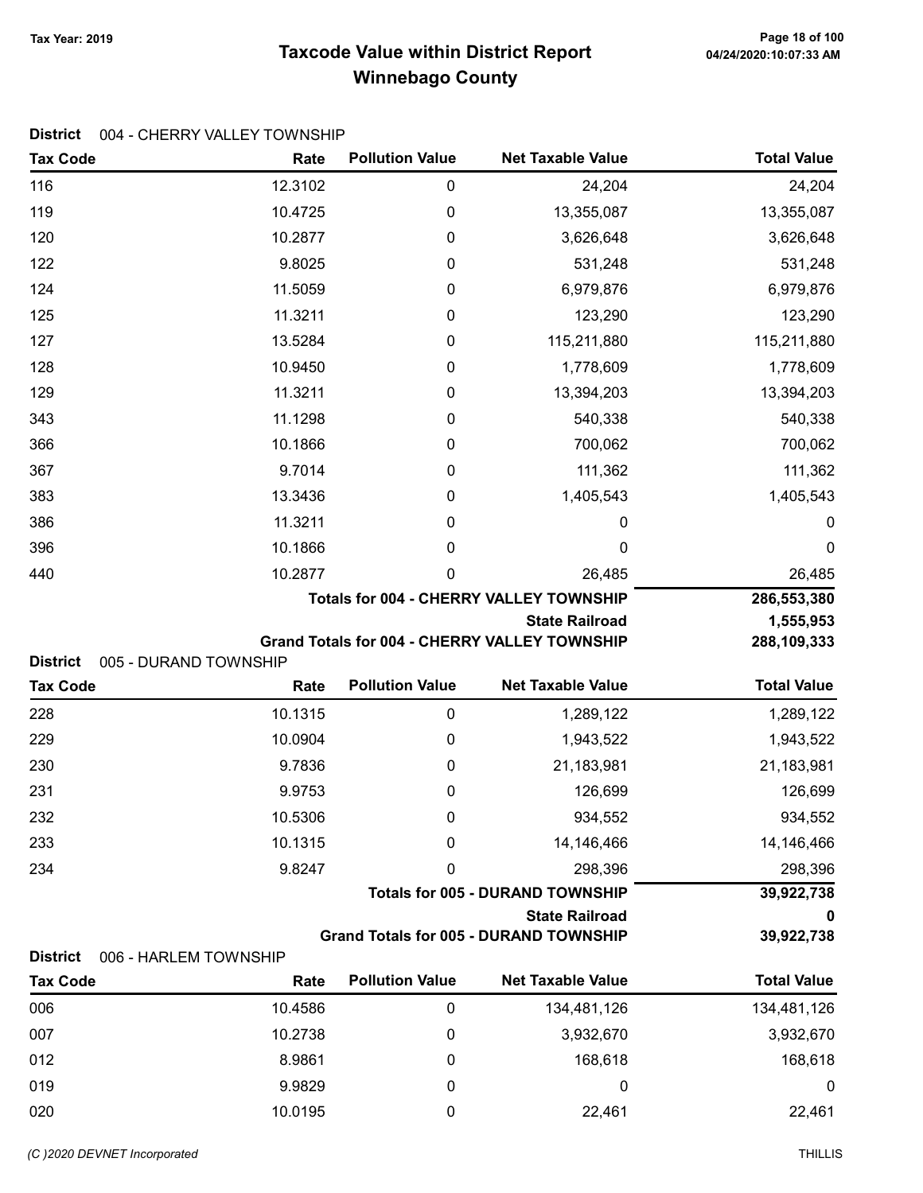**Tax Year: 2019**

# Taxcode Value within District Report
## Winnebago County

04/24/2020:10:07:33 AM

**District** 004 - CHERRY VALLEY TOWNSHIP

| Tax Code | Rate | Pollution Value | Net Taxable Value | Total Value |
|---|---|---|---|---|
| 116 | 12.3102 | 0 | 24,204 | 24,204 |
| 119 | 10.4725 | 0 | 13,355,087 | 13,355,087 |
| 120 | 10.2877 | 0 | 3,626,648 | 3,626,648 |
| 122 | 9.8025 | 0 | 531,248 | 531,248 |
| 124 | 11.5059 | 0 | 6,979,876 | 6,979,876 |
| 125 | 11.3211 | 0 | 123,290 | 123,290 |
| 127 | 13.5284 | 0 | 115,211,880 | 115,211,880 |
| 128 | 10.9450 | 0 | 1,778,609 | 1,778,609 |
| 129 | 11.3211 | 0 | 13,394,203 | 13,394,203 |
| 343 | 11.1298 | 0 | 540,338 | 540,338 |
| 366 | 10.1866 | 0 | 700,062 | 700,062 |
| 367 | 9.7014 | 0 | 111,362 | 111,362 |
| 383 | 13.3436 | 0 | 1,405,543 | 1,405,543 |
| 386 | 11.3211 | 0 | 0 | 0 |
| 396 | 10.1866 | 0 | 0 | 0 |
| 440 | 10.2877 | 0 | 26,485 | 26,485 |
| | | | **Totals for 004 - CHERRY VALLEY TOWNSHIP** | **286,553,380** |
| | | | **State Railroad** | **1,555,953** |
| | | | **Grand Totals for 004 - CHERRY VALLEY TOWNSHIP** | **288,109,333** |

**District** 005 - DURAND TOWNSHIP

| Tax Code | Rate | Pollution Value | Net Taxable Value | Total Value |
|---|---|---|---|---|
| 228 | 10.1315 | 0 | 1,289,122 | 1,289,122 |
| 229 | 10.0904 | 0 | 1,943,522 | 1,943,522 |
| 230 | 9.7836 | 0 | 21,183,981 | 21,183,981 |
| 231 | 9.9753 | 0 | 126,699 | 126,699 |
| 232 | 10.5306 | 0 | 934,552 | 934,552 |
| 233 | 10.1315 | 0 | 14,146,466 | 14,146,466 |
| 234 | 9.8247 | 0 | 298,396 | 298,396 |
| | | | **Totals for 005 - DURAND TOWNSHIP** | **39,922,738** |
| | | | **State Railroad** | **0** |
| | | | **Grand Totals for 005 - DURAND TOWNSHIP** | **39,922,738** |

**District** 006 - HARLEM TOWNSHIP

| Tax Code | Rate | Pollution Value | Net Taxable Value | Total Value |
|---|---|---|---|---|
| 006 | 10.4586 | 0 | 134,481,126 | 134,481,126 |
| 007 | 10.2738 | 0 | 3,932,670 | 3,932,670 |
| 012 | 8.9861 | 0 | 168,618 | 168,618 |
| 019 | 9.9829 | 0 | 0 | 0 |
| 020 | 10.0195 | 0 | 22,461 | 22,461 |

*(C )2020 DEVNET Incorporated* THILLIS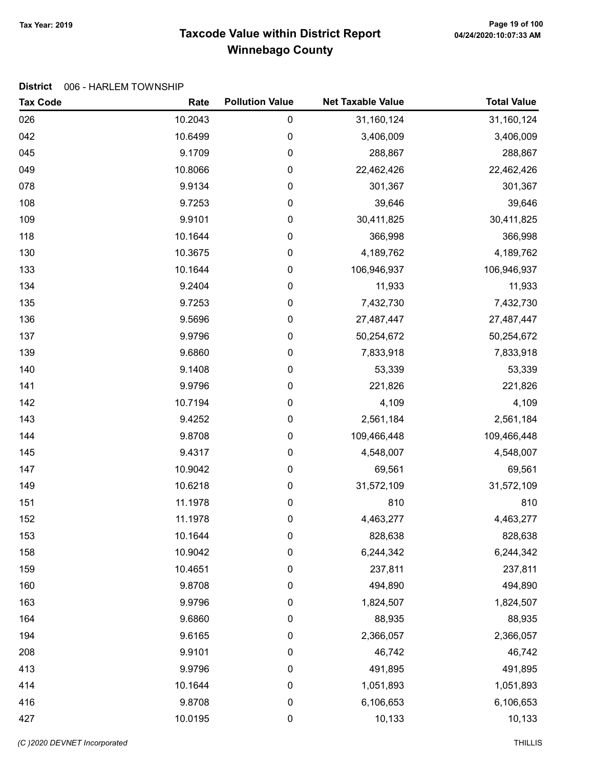# Taxcode Value within District Report
## Winnebago County

Tax Year: 2019

**District** 006 - HARLEM TOWNSHIP

| Tax Code | Rate | Pollution Value | Net Taxable Value | Total Value |
|---|---|---|---|---|
| 026 | 10.2043 | 0 | 31,160,124 | 31,160,124 |
| 042 | 10.6499 | 0 | 3,406,009 | 3,406,009 |
| 045 | 9.1709 | 0 | 288,867 | 288,867 |
| 049 | 10.8066 | 0 | 22,462,426 | 22,462,426 |
| 078 | 9.9134 | 0 | 301,367 | 301,367 |
| 108 | 9.7253 | 0 | 39,646 | 39,646 |
| 109 | 9.9101 | 0 | 30,411,825 | 30,411,825 |
| 118 | 10.1644 | 0 | 366,998 | 366,998 |
| 130 | 10.3675 | 0 | 4,189,762 | 4,189,762 |
| 133 | 10.1644 | 0 | 106,946,937 | 106,946,937 |
| 134 | 9.2404 | 0 | 11,933 | 11,933 |
| 135 | 9.7253 | 0 | 7,432,730 | 7,432,730 |
| 136 | 9.5696 | 0 | 27,487,447 | 27,487,447 |
| 137 | 9.9796 | 0 | 50,254,672 | 50,254,672 |
| 139 | 9.6860 | 0 | 7,833,918 | 7,833,918 |
| 140 | 9.1408 | 0 | 53,339 | 53,339 |
| 141 | 9.9796 | 0 | 221,826 | 221,826 |
| 142 | 10.7194 | 0 | 4,109 | 4,109 |
| 143 | 9.4252 | 0 | 2,561,184 | 2,561,184 |
| 144 | 9.8708 | 0 | 109,466,448 | 109,466,448 |
| 145 | 9.4317 | 0 | 4,548,007 | 4,548,007 |
| 147 | 10.9042 | 0 | 69,561 | 69,561 |
| 149 | 10.6218 | 0 | 31,572,109 | 31,572,109 |
| 151 | 11.1978 | 0 | 810 | 810 |
| 152 | 11.1978 | 0 | 4,463,277 | 4,463,277 |
| 153 | 10.1644 | 0 | 828,638 | 828,638 |
| 158 | 10.9042 | 0 | 6,244,342 | 6,244,342 |
| 159 | 10.4651 | 0 | 237,811 | 237,811 |
| 160 | 9.8708 | 0 | 494,890 | 494,890 |
| 163 | 9.9796 | 0 | 1,824,507 | 1,824,507 |
| 164 | 9.6860 | 0 | 88,935 | 88,935 |
| 194 | 9.6165 | 0 | 2,366,057 | 2,366,057 |
| 208 | 9.9101 | 0 | 46,742 | 46,742 |
| 413 | 9.9796 | 0 | 491,895 | 491,895 |
| 414 | 10.1644 | 0 | 1,051,893 | 1,051,893 |
| 416 | 9.8708 | 0 | 6,106,653 | 6,106,653 |
| 427 | 10.0195 | 0 | 10,133 | 10,133 |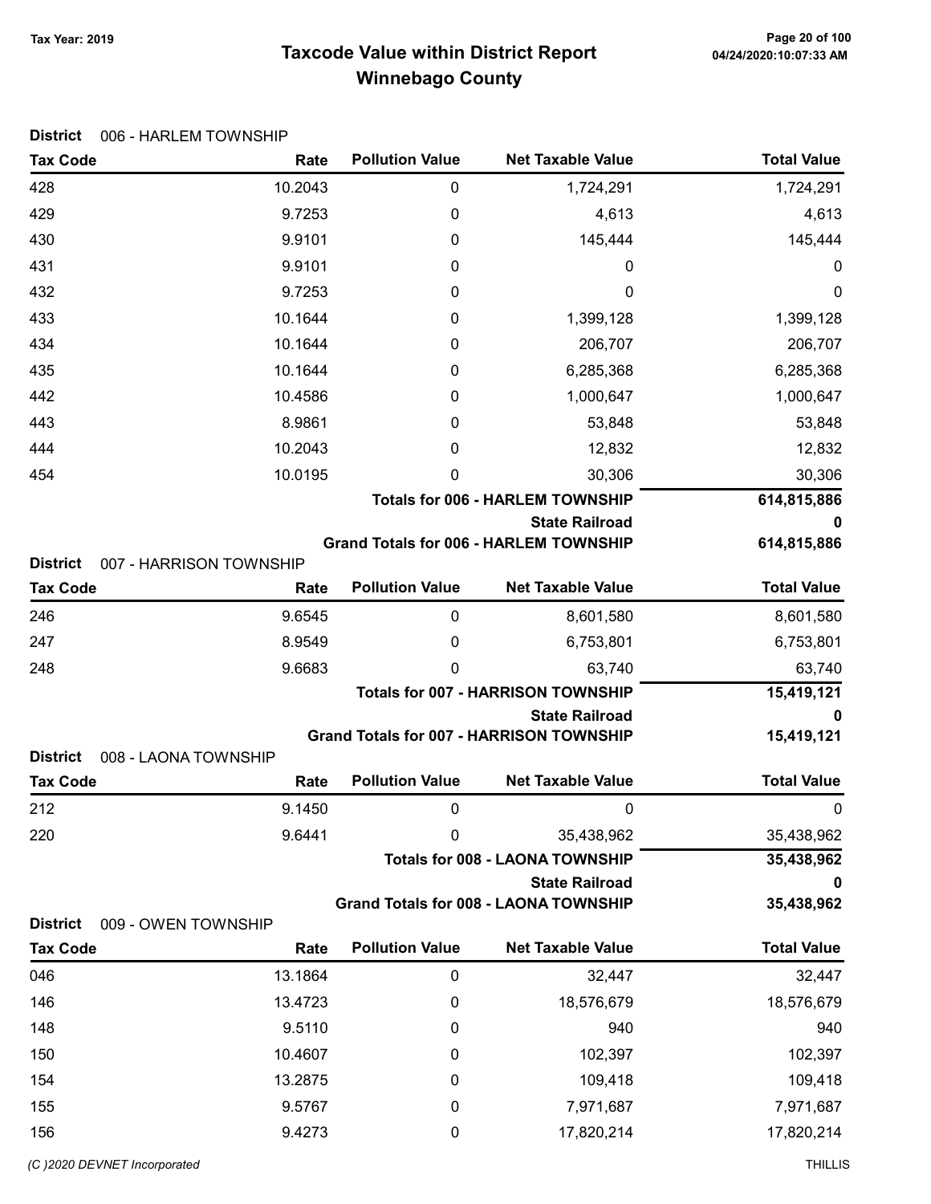# Taxcode Value within District Report

## Winnebago County

Tax Year: 2019

**District** 006 - HARLEM TOWNSHIP

| Tax Code | Rate | Pollution Value | Net Taxable Value | Total Value |
|---|---|---|---|---|
| 428 | 10.2043 | 0 | 1,724,291 | 1,724,291 |
| 429 | 9.7253 | 0 | 4,613 | 4,613 |
| 430 | 9.9101 | 0 | 145,444 | 145,444 |
| 431 | 9.9101 | 0 | 0 | 0 |
| 432 | 9.7253 | 0 | 0 | 0 |
| 433 | 10.1644 | 0 | 1,399,128 | 1,399,128 |
| 434 | 10.1644 | 0 | 206,707 | 206,707 |
| 435 | 10.1644 | 0 | 6,285,368 | 6,285,368 |
| 442 | 10.4586 | 0 | 1,000,647 | 1,000,647 |
| 443 | 8.9861 | 0 | 53,848 | 53,848 |
| 444 | 10.2043 | 0 | 12,832 | 12,832 |
| 454 | 10.0195 | 0 | 30,306 | 30,306 |
| | | | **Totals for 006 - HARLEM TOWNSHIP** | **614,815,886** |
| | | | **State Railroad** | **0** |
| | | | **Grand Totals for 006 - HARLEM TOWNSHIP** | **614,815,886** |

**District** 007 - HARRISON TOWNSHIP

| Tax Code | Rate | Pollution Value | Net Taxable Value | Total Value |
|---|---|---|---|---|
| 246 | 9.6545 | 0 | 8,601,580 | 8,601,580 |
| 247 | 8.9549 | 0 | 6,753,801 | 6,753,801 |
| 248 | 9.6683 | 0 | 63,740 | 63,740 |
| | | | **Totals for 007 - HARRISON TOWNSHIP** | **15,419,121** |
| | | | **State Railroad** | **0** |
| | | | **Grand Totals for 007 - HARRISON TOWNSHIP** | **15,419,121** |

**District** 008 - LAONA TOWNSHIP

| Tax Code | Rate | Pollution Value | Net Taxable Value | Total Value |
|---|---|---|---|---|
| 212 | 9.1450 | 0 | 0 | 0 |
| 220 | 9.6441 | 0 | 35,438,962 | 35,438,962 |
| | | | **Totals for 008 - LAONA TOWNSHIP** | **35,438,962** |
| | | | **State Railroad** | **0** |
| | | | **Grand Totals for 008 - LAONA TOWNSHIP** | **35,438,962** |

**District** 009 - OWEN TOWNSHIP

| Tax Code | Rate | Pollution Value | Net Taxable Value | Total Value |
|---|---|---|---|---|
| 046 | 13.1864 | 0 | 32,447 | 32,447 |
| 146 | 13.4723 | 0 | 18,576,679 | 18,576,679 |
| 148 | 9.5110 | 0 | 940 | 940 |
| 150 | 10.4607 | 0 | 102,397 | 102,397 |
| 154 | 13.2875 | 0 | 109,418 | 109,418 |
| 155 | 9.5767 | 0 | 7,971,687 | 7,971,687 |
| 156 | 9.4273 | 0 | 17,820,214 | 17,820,214 |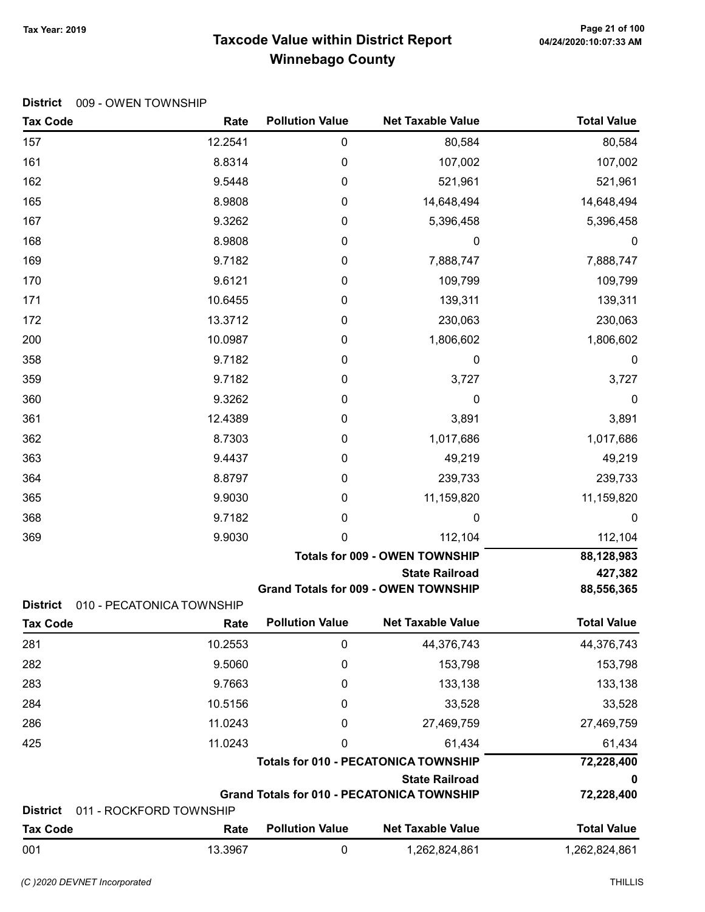# Taxcode Value within District Report

## Winnebago County

Tax Year: 2019

**District** 009 - OWEN TOWNSHIP

| Tax Code | Rate | Pollution Value | Net Taxable Value | Total Value |
|---|---|---|---|---|
| 157 | 12.2541 | 0 | 80,584 | 80,584 |
| 161 | 8.8314 | 0 | 107,002 | 107,002 |
| 162 | 9.5448 | 0 | 521,961 | 521,961 |
| 165 | 8.9808 | 0 | 14,648,494 | 14,648,494 |
| 167 | 9.3262 | 0 | 5,396,458 | 5,396,458 |
| 168 | 8.9808 | 0 | 0 | 0 |
| 169 | 9.7182 | 0 | 7,888,747 | 7,888,747 |
| 170 | 9.6121 | 0 | 109,799 | 109,799 |
| 171 | 10.6455 | 0 | 139,311 | 139,311 |
| 172 | 13.3712 | 0 | 230,063 | 230,063 |
| 200 | 10.0987 | 0 | 1,806,602 | 1,806,602 |
| 358 | 9.7182 | 0 | 0 | 0 |
| 359 | 9.7182 | 0 | 3,727 | 3,727 |
| 360 | 9.3262 | 0 | 0 | 0 |
| 361 | 12.4389 | 0 | 3,891 | 3,891 |
| 362 | 8.7303 | 0 | 1,017,686 | 1,017,686 |
| 363 | 9.4437 | 0 | 49,219 | 49,219 |
| 364 | 8.8797 | 0 | 239,733 | 239,733 |
| 365 | 9.9030 | 0 | 11,159,820 | 11,159,820 |
| 368 | 9.7182 | 0 | 0 | 0 |
| 369 | 9.9030 | 0 | 112,104 | 112,104 |
| | | | **Totals for 009 - OWEN TOWNSHIP** | **88,128,983** |
| | | | **State Railroad** | **427,382** |
| | | | **Grand Totals for 009 - OWEN TOWNSHIP** | **88,556,365** |

**District** 010 - PECATONICA TOWNSHIP

| Tax Code | Rate | Pollution Value | Net Taxable Value | Total Value |
|---|---|---|---|---|
| 281 | 10.2553 | 0 | 44,376,743 | 44,376,743 |
| 282 | 9.5060 | 0 | 153,798 | 153,798 |
| 283 | 9.7663 | 0 | 133,138 | 133,138 |
| 284 | 10.5156 | 0 | 33,528 | 33,528 |
| 286 | 11.0243 | 0 | 27,469,759 | 27,469,759 |
| 425 | 11.0243 | 0 | 61,434 | 61,434 |
| | | | **Totals for 010 - PECATONICA TOWNSHIP** | **72,228,400** |
| | | | **State Railroad** | **0** |
| | | | **Grand Totals for 010 - PECATONICA TOWNSHIP** | **72,228,400** |

**District** 011 - ROCKFORD TOWNSHIP

| Tax Code | Rate | Pollution Value | Net Taxable Value | Total Value |
|---|---|---|---|---|
| 001 | 13.3967 | 0 | 1,262,824,861 | 1,262,824,861 |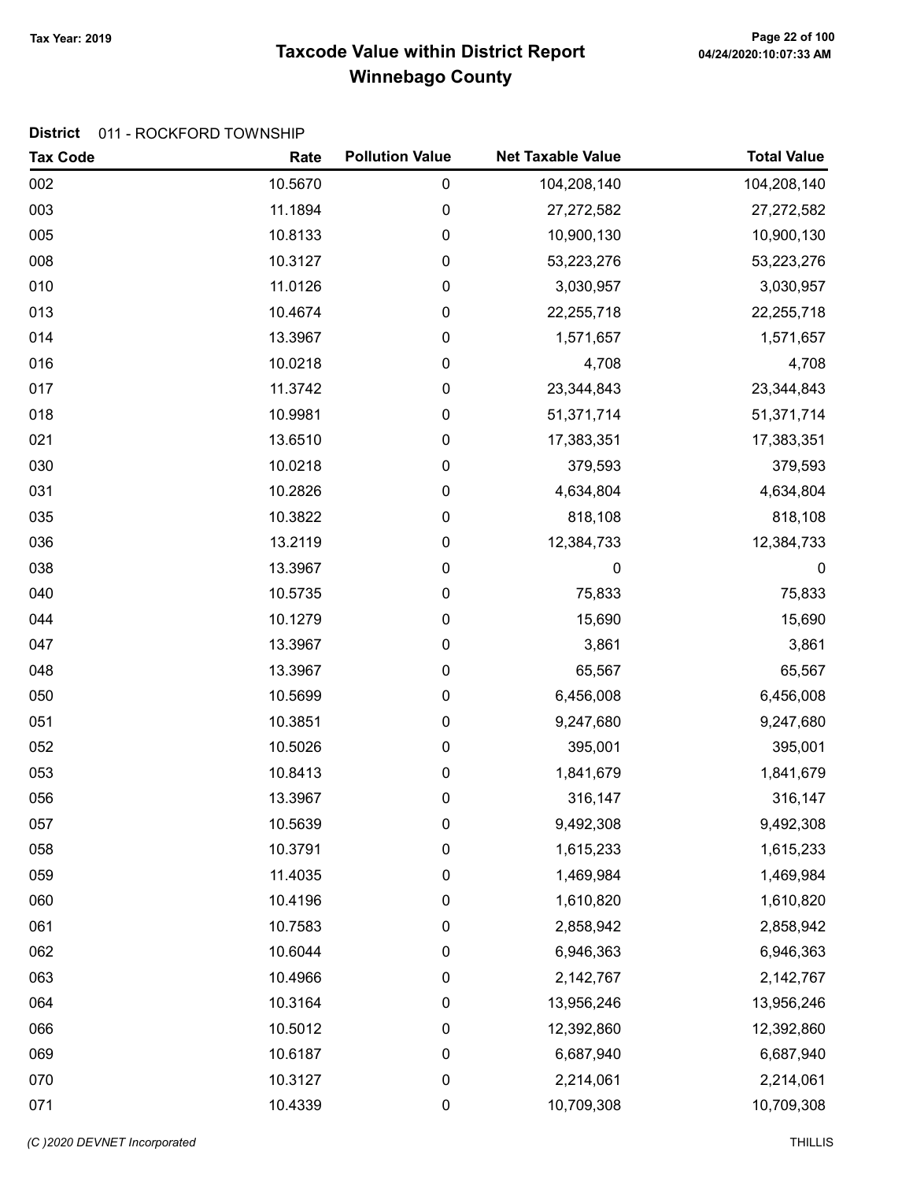# Taxcode Value within District Report
## Winnebago County

Tax Year: 2019

**District** 011 - ROCKFORD TOWNSHIP

| Tax Code | Rate | Pollution Value | Net Taxable Value | Total Value |
|---|---|---|---|---|
| 002 | 10.5670 | 0 | 104,208,140 | 104,208,140 |
| 003 | 11.1894 | 0 | 27,272,582 | 27,272,582 |
| 005 | 10.8133 | 0 | 10,900,130 | 10,900,130 |
| 008 | 10.3127 | 0 | 53,223,276 | 53,223,276 |
| 010 | 11.0126 | 0 | 3,030,957 | 3,030,957 |
| 013 | 10.4674 | 0 | 22,255,718 | 22,255,718 |
| 014 | 13.3967 | 0 | 1,571,657 | 1,571,657 |
| 016 | 10.0218 | 0 | 4,708 | 4,708 |
| 017 | 11.3742 | 0 | 23,344,843 | 23,344,843 |
| 018 | 10.9981 | 0 | 51,371,714 | 51,371,714 |
| 021 | 13.6510 | 0 | 17,383,351 | 17,383,351 |
| 030 | 10.0218 | 0 | 379,593 | 379,593 |
| 031 | 10.2826 | 0 | 4,634,804 | 4,634,804 |
| 035 | 10.3822 | 0 | 818,108 | 818,108 |
| 036 | 13.2119 | 0 | 12,384,733 | 12,384,733 |
| 038 | 13.3967 | 0 | 0 | 0 |
| 040 | 10.5735 | 0 | 75,833 | 75,833 |
| 044 | 10.1279 | 0 | 15,690 | 15,690 |
| 047 | 13.3967 | 0 | 3,861 | 3,861 |
| 048 | 13.3967 | 0 | 65,567 | 65,567 |
| 050 | 10.5699 | 0 | 6,456,008 | 6,456,008 |
| 051 | 10.3851 | 0 | 9,247,680 | 9,247,680 |
| 052 | 10.5026 | 0 | 395,001 | 395,001 |
| 053 | 10.8413 | 0 | 1,841,679 | 1,841,679 |
| 056 | 13.3967 | 0 | 316,147 | 316,147 |
| 057 | 10.5639 | 0 | 9,492,308 | 9,492,308 |
| 058 | 10.3791 | 0 | 1,615,233 | 1,615,233 |
| 059 | 11.4035 | 0 | 1,469,984 | 1,469,984 |
| 060 | 10.4196 | 0 | 1,610,820 | 1,610,820 |
| 061 | 10.7583 | 0 | 2,858,942 | 2,858,942 |
| 062 | 10.6044 | 0 | 6,946,363 | 6,946,363 |
| 063 | 10.4966 | 0 | 2,142,767 | 2,142,767 |
| 064 | 10.3164 | 0 | 13,956,246 | 13,956,246 |
| 066 | 10.5012 | 0 | 12,392,860 | 12,392,860 |
| 069 | 10.6187 | 0 | 6,687,940 | 6,687,940 |
| 070 | 10.3127 | 0 | 2,214,061 | 2,214,061 |
| 071 | 10.4339 | 0 | 10,709,308 | 10,709,308 |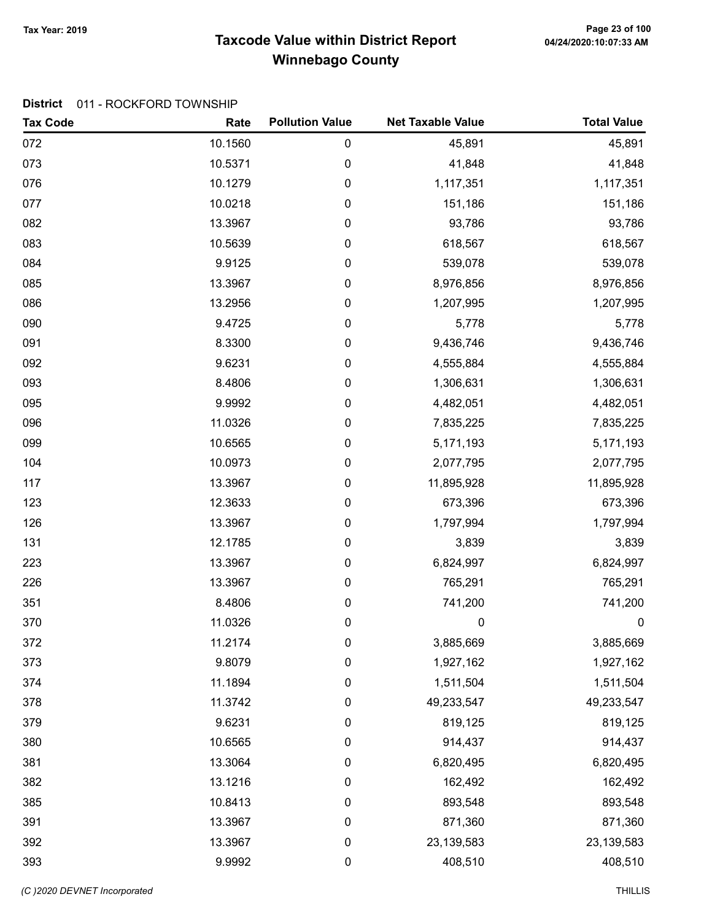# Taxcode Value within District Report

## Winnebago County

Tax Year: 2019

**District** 011 - ROCKFORD TOWNSHIP

| Tax Code | Rate | Pollution Value | Net Taxable Value | Total Value |
|---|---|---|---|---|
| 072 | 10.1560 | 0 | 45,891 | 45,891 |
| 073 | 10.5371 | 0 | 41,848 | 41,848 |
| 076 | 10.1279 | 0 | 1,117,351 | 1,117,351 |
| 077 | 10.0218 | 0 | 151,186 | 151,186 |
| 082 | 13.3967 | 0 | 93,786 | 93,786 |
| 083 | 10.5639 | 0 | 618,567 | 618,567 |
| 084 | 9.9125 | 0 | 539,078 | 539,078 |
| 085 | 13.3967 | 0 | 8,976,856 | 8,976,856 |
| 086 | 13.2956 | 0 | 1,207,995 | 1,207,995 |
| 090 | 9.4725 | 0 | 5,778 | 5,778 |
| 091 | 8.3300 | 0 | 9,436,746 | 9,436,746 |
| 092 | 9.6231 | 0 | 4,555,884 | 4,555,884 |
| 093 | 8.4806 | 0 | 1,306,631 | 1,306,631 |
| 095 | 9.9992 | 0 | 4,482,051 | 4,482,051 |
| 096 | 11.0326 | 0 | 7,835,225 | 7,835,225 |
| 099 | 10.6565 | 0 | 5,171,193 | 5,171,193 |
| 104 | 10.0973 | 0 | 2,077,795 | 2,077,795 |
| 117 | 13.3967 | 0 | 11,895,928 | 11,895,928 |
| 123 | 12.3633 | 0 | 673,396 | 673,396 |
| 126 | 13.3967 | 0 | 1,797,994 | 1,797,994 |
| 131 | 12.1785 | 0 | 3,839 | 3,839 |
| 223 | 13.3967 | 0 | 6,824,997 | 6,824,997 |
| 226 | 13.3967 | 0 | 765,291 | 765,291 |
| 351 | 8.4806 | 0 | 741,200 | 741,200 |
| 370 | 11.0326 | 0 | 0 | 0 |
| 372 | 11.2174 | 0 | 3,885,669 | 3,885,669 |
| 373 | 9.8079 | 0 | 1,927,162 | 1,927,162 |
| 374 | 11.1894 | 0 | 1,511,504 | 1,511,504 |
| 378 | 11.3742 | 0 | 49,233,547 | 49,233,547 |
| 379 | 9.6231 | 0 | 819,125 | 819,125 |
| 380 | 10.6565 | 0 | 914,437 | 914,437 |
| 381 | 13.3064 | 0 | 6,820,495 | 6,820,495 |
| 382 | 13.1216 | 0 | 162,492 | 162,492 |
| 385 | 10.8413 | 0 | 893,548 | 893,548 |
| 391 | 13.3967 | 0 | 871,360 | 871,360 |
| 392 | 13.3967 | 0 | 23,139,583 | 23,139,583 |
| 393 | 9.9992 | 0 | 408,510 | 408,510 |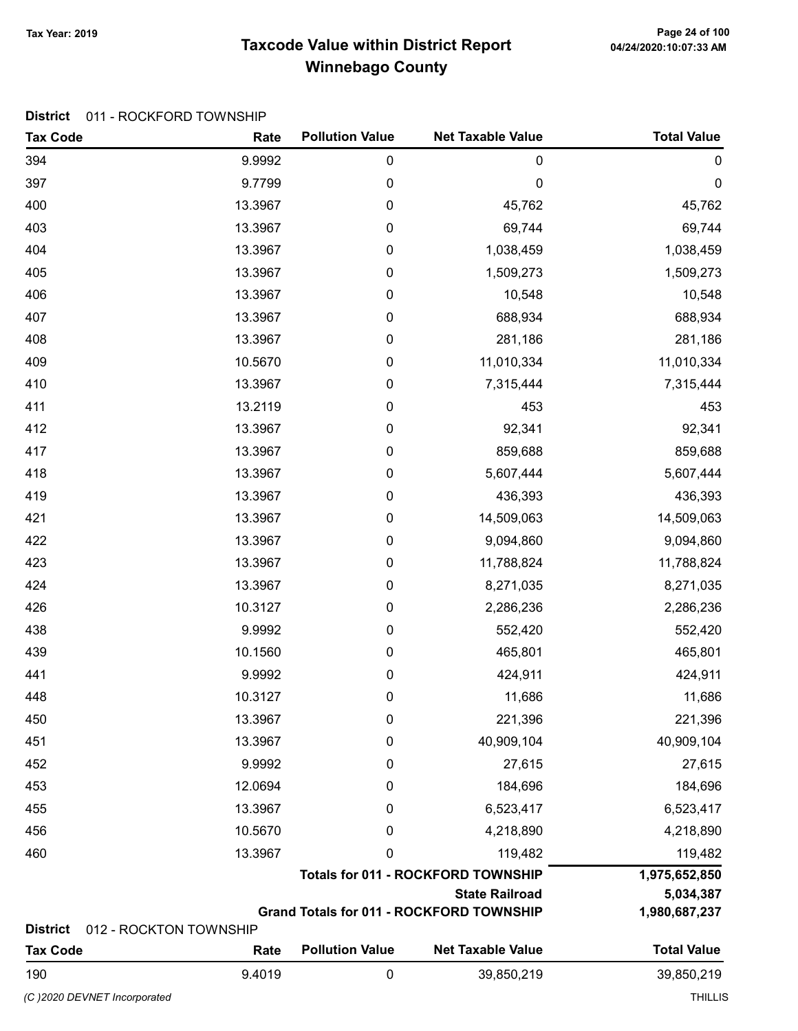# Taxcode Value within District Report
## Winnebago County

Tax Year: 2019

**District** 011 - ROCKFORD TOWNSHIP

| Tax Code | Rate | Pollution Value | Net Taxable Value | Total Value |
|---|---|---|---|---|
| 394 | 9.9992 | 0 | 0 | 0 |
| 397 | 9.7799 | 0 | 0 | 0 |
| 400 | 13.3967 | 0 | 45,762 | 45,762 |
| 403 | 13.3967 | 0 | 69,744 | 69,744 |
| 404 | 13.3967 | 0 | 1,038,459 | 1,038,459 |
| 405 | 13.3967 | 0 | 1,509,273 | 1,509,273 |
| 406 | 13.3967 | 0 | 10,548 | 10,548 |
| 407 | 13.3967 | 0 | 688,934 | 688,934 |
| 408 | 13.3967 | 0 | 281,186 | 281,186 |
| 409 | 10.5670 | 0 | 11,010,334 | 11,010,334 |
| 410 | 13.3967 | 0 | 7,315,444 | 7,315,444 |
| 411 | 13.2119 | 0 | 453 | 453 |
| 412 | 13.3967 | 0 | 92,341 | 92,341 |
| 417 | 13.3967 | 0 | 859,688 | 859,688 |
| 418 | 13.3967 | 0 | 5,607,444 | 5,607,444 |
| 419 | 13.3967 | 0 | 436,393 | 436,393 |
| 421 | 13.3967 | 0 | 14,509,063 | 14,509,063 |
| 422 | 13.3967 | 0 | 9,094,860 | 9,094,860 |
| 423 | 13.3967 | 0 | 11,788,824 | 11,788,824 |
| 424 | 13.3967 | 0 | 8,271,035 | 8,271,035 |
| 426 | 10.3127 | 0 | 2,286,236 | 2,286,236 |
| 438 | 9.9992 | 0 | 552,420 | 552,420 |
| 439 | 10.1560 | 0 | 465,801 | 465,801 |
| 441 | 9.9992 | 0 | 424,911 | 424,911 |
| 448 | 10.3127 | 0 | 11,686 | 11,686 |
| 450 | 13.3967 | 0 | 221,396 | 221,396 |
| 451 | 13.3967 | 0 | 40,909,104 | 40,909,104 |
| 452 | 9.9992 | 0 | 27,615 | 27,615 |
| 453 | 12.0694 | 0 | 184,696 | 184,696 |
| 455 | 13.3967 | 0 | 6,523,417 | 6,523,417 |
| 456 | 10.5670 | 0 | 4,218,890 | 4,218,890 |
| 460 | 13.3967 | 0 | 119,482 | 119,482 |
| | | | **Totals for 011 - ROCKFORD TOWNSHIP** | **1,975,652,850** |
| | | | **State Railroad** | **5,034,387** |
| | | | **Grand Totals for 011 - ROCKFORD TOWNSHIP** | **1,980,687,237** |

**District** 012 - ROCKTON TOWNSHIP

| Tax Code | Rate | Pollution Value | Net Taxable Value | Total Value |
|---|---|---|---|---|
| 190 | 9.4019 | 0 | 39,850,219 | 39,850,219 |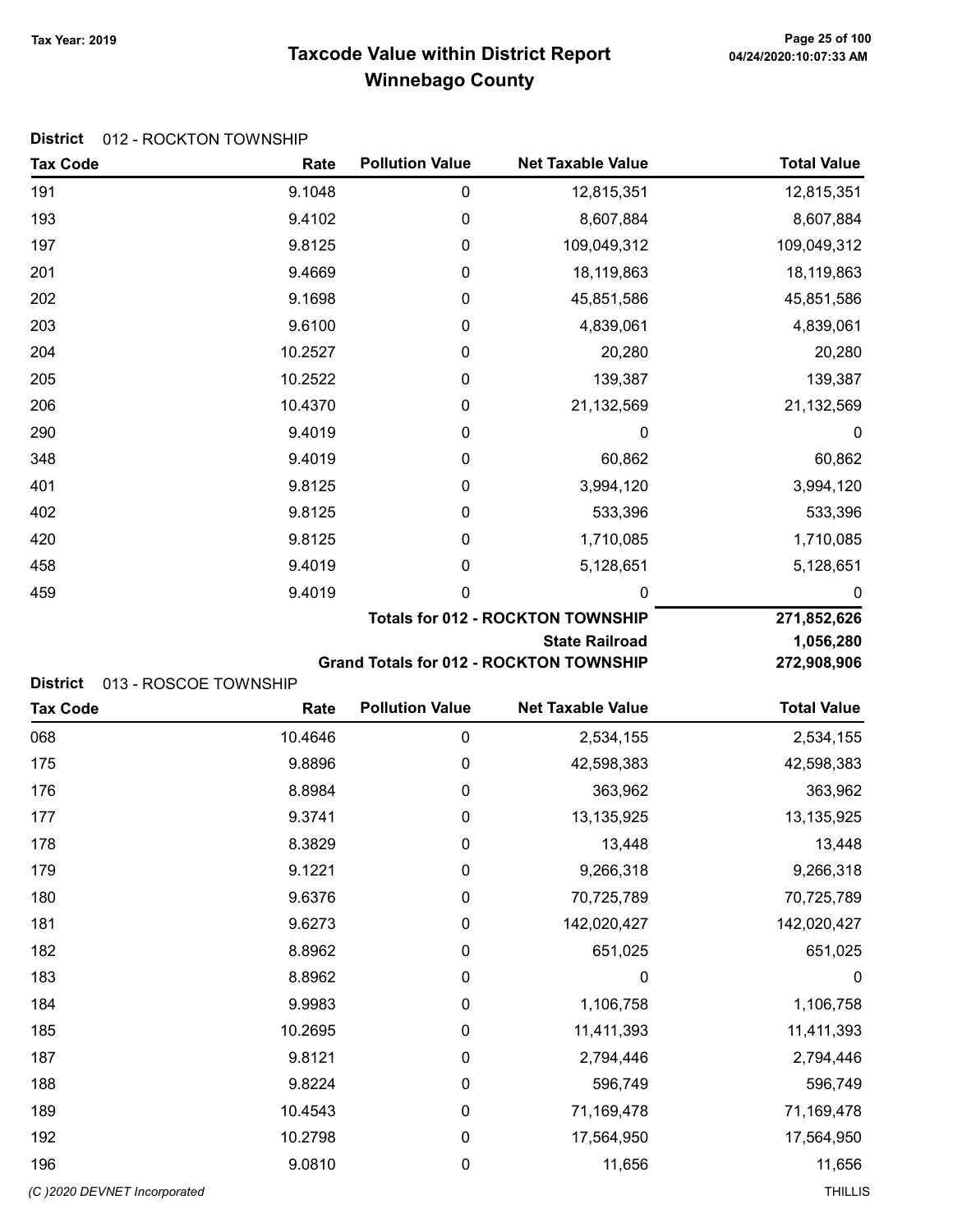# Taxcode Value within District Report
## Winnebago County

Tax Year: 2019

**District** 012 - ROCKTON TOWNSHIP

| Tax Code | Rate | Pollution Value | Net Taxable Value | Total Value |
|---|---|---|---|---|
| 191 | 9.1048 | 0 | 12,815,351 | 12,815,351 |
| 193 | 9.4102 | 0 | 8,607,884 | 8,607,884 |
| 197 | 9.8125 | 0 | 109,049,312 | 109,049,312 |
| 201 | 9.4669 | 0 | 18,119,863 | 18,119,863 |
| 202 | 9.1698 | 0 | 45,851,586 | 45,851,586 |
| 203 | 9.6100 | 0 | 4,839,061 | 4,839,061 |
| 204 | 10.2527 | 0 | 20,280 | 20,280 |
| 205 | 10.2522 | 0 | 139,387 | 139,387 |
| 206 | 10.4370 | 0 | 21,132,569 | 21,132,569 |
| 290 | 9.4019 | 0 | 0 | 0 |
| 348 | 9.4019 | 0 | 60,862 | 60,862 |
| 401 | 9.8125 | 0 | 3,994,120 | 3,994,120 |
| 402 | 9.8125 | 0 | 533,396 | 533,396 |
| 420 | 9.8125 | 0 | 1,710,085 | 1,710,085 |
| 458 | 9.4019 | 0 | 5,128,651 | 5,128,651 |
| 459 | 9.4019 | 0 | 0 | 0 |
| | | | **Totals for 012 - ROCKTON TOWNSHIP** | **271,852,626** |
| | | | **State Railroad** | **1,056,280** |
| | | | **Grand Totals for 012 - ROCKTON TOWNSHIP** | **272,908,906** |

**District** 013 - ROSCOE TOWNSHIP

| Tax Code | Rate | Pollution Value | Net Taxable Value | Total Value |
|---|---|---|---|---|
| 068 | 10.4646 | 0 | 2,534,155 | 2,534,155 |
| 175 | 9.8896 | 0 | 42,598,383 | 42,598,383 |
| 176 | 8.8984 | 0 | 363,962 | 363,962 |
| 177 | 9.3741 | 0 | 13,135,925 | 13,135,925 |
| 178 | 8.3829 | 0 | 13,448 | 13,448 |
| 179 | 9.1221 | 0 | 9,266,318 | 9,266,318 |
| 180 | 9.6376 | 0 | 70,725,789 | 70,725,789 |
| 181 | 9.6273 | 0 | 142,020,427 | 142,020,427 |
| 182 | 8.8962 | 0 | 651,025 | 651,025 |
| 183 | 8.8962 | 0 | 0 | 0 |
| 184 | 9.9983 | 0 | 1,106,758 | 1,106,758 |
| 185 | 10.2695 | 0 | 11,411,393 | 11,411,393 |
| 187 | 9.8121 | 0 | 2,794,446 | 2,794,446 |
| 188 | 9.8224 | 0 | 596,749 | 596,749 |
| 189 | 10.4543 | 0 | 71,169,478 | 71,169,478 |
| 192 | 10.2798 | 0 | 17,564,950 | 17,564,950 |
| 196 | 9.0810 | 0 | 11,656 | 11,656 |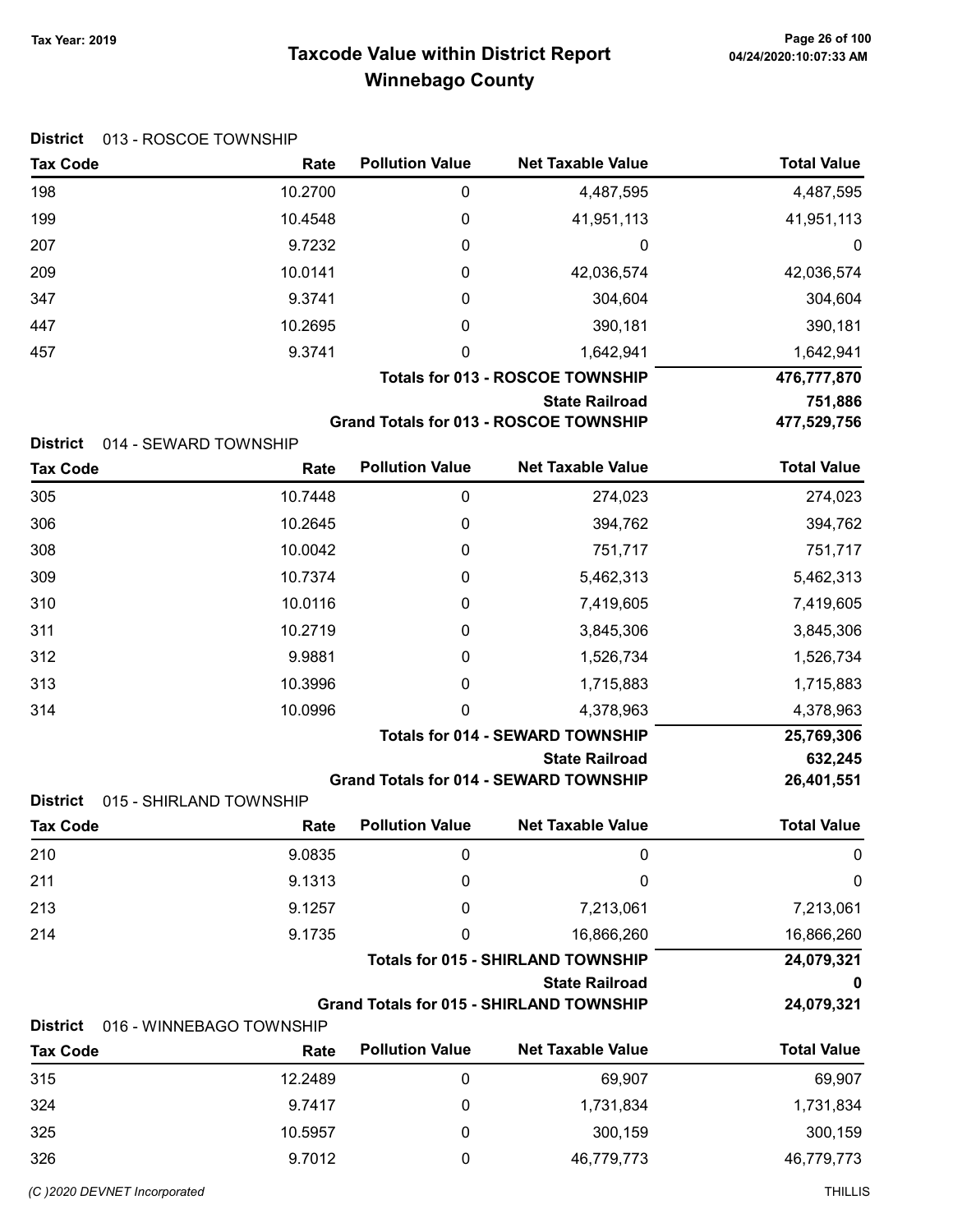# Taxcode Value within District Report
## Winnebago County

Tax Year: 2019

**District** 013 - ROSCOE TOWNSHIP

| Tax Code | Rate | Pollution Value | Net Taxable Value | Total Value |
|---|---|---|---|---|
| 198 | 10.2700 | 0 | 4,487,595 | 4,487,595 |
| 199 | 10.4548 | 0 | 41,951,113 | 41,951,113 |
| 207 | 9.7232 | 0 | 0 | 0 |
| 209 | 10.0141 | 0 | 42,036,574 | 42,036,574 |
| 347 | 9.3741 | 0 | 304,604 | 304,604 |
| 447 | 10.2695 | 0 | 390,181 | 390,181 |
| 457 | 9.3741 | 0 | 1,642,941 | 1,642,941 |
| | | | **Totals for 013 - ROSCOE TOWNSHIP** | **476,777,870** |
| | | | **State Railroad** | **751,886** |
| | | | **Grand Totals for 013 - ROSCOE TOWNSHIP** | **477,529,756** |

**District** 014 - SEWARD TOWNSHIP

| Tax Code | Rate | Pollution Value | Net Taxable Value | Total Value |
|---|---|---|---|---|
| 305 | 10.7448 | 0 | 274,023 | 274,023 |
| 306 | 10.2645 | 0 | 394,762 | 394,762 |
| 308 | 10.0042 | 0 | 751,717 | 751,717 |
| 309 | 10.7374 | 0 | 5,462,313 | 5,462,313 |
| 310 | 10.0116 | 0 | 7,419,605 | 7,419,605 |
| 311 | 10.2719 | 0 | 3,845,306 | 3,845,306 |
| 312 | 9.9881 | 0 | 1,526,734 | 1,526,734 |
| 313 | 10.3996 | 0 | 1,715,883 | 1,715,883 |
| 314 | 10.0996 | 0 | 4,378,963 | 4,378,963 |
| | | | **Totals for 014 - SEWARD TOWNSHIP** | **25,769,306** |
| | | | **State Railroad** | **632,245** |
| | | | **Grand Totals for 014 - SEWARD TOWNSHIP** | **26,401,551** |

**District** 015 - SHIRLAND TOWNSHIP

| Tax Code | Rate | Pollution Value | Net Taxable Value | Total Value |
|---|---|---|---|---|
| 210 | 9.0835 | 0 | 0 | 0 |
| 211 | 9.1313 | 0 | 0 | 0 |
| 213 | 9.1257 | 0 | 7,213,061 | 7,213,061 |
| 214 | 9.1735 | 0 | 16,866,260 | 16,866,260 |
| | | | **Totals for 015 - SHIRLAND TOWNSHIP** | **24,079,321** |
| | | | **State Railroad** | **0** |
| | | | **Grand Totals for 015 - SHIRLAND TOWNSHIP** | **24,079,321** |

**District** 016 - WINNEBAGO TOWNSHIP

| Tax Code | Rate | Pollution Value | Net Taxable Value | Total Value |
|---|---|---|---|---|
| 315 | 12.2489 | 0 | 69,907 | 69,907 |
| 324 | 9.7417 | 0 | 1,731,834 | 1,731,834 |
| 325 | 10.5957 | 0 | 300,159 | 300,159 |
| 326 | 9.7012 | 0 | 46,779,773 | 46,779,773 |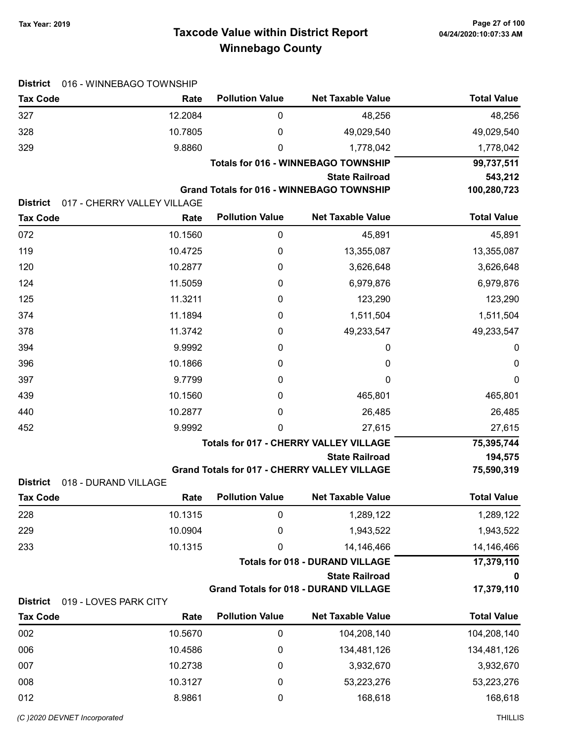# Taxcode Value within District Report
## Winnebago County

Tax Year: 2019

**District** 016 - WINNEBAGO TOWNSHIP

| Tax Code | Rate | Pollution Value | Net Taxable Value | Total Value |
|---|---|---|---|---|
| 327 | 12.2084 | 0 | 48,256 | 48,256 |
| 328 | 10.7805 | 0 | 49,029,540 | 49,029,540 |
| 329 | 9.8860 | 0 | 1,778,042 | 1,778,042 |
| | | | **Totals for 016 - WINNEBAGO TOWNSHIP** | **99,737,511** |
| | | | **State Railroad** | **543,212** |
| | | | **Grand Totals for 016 - WINNEBAGO TOWNSHIP** | **100,280,723** |

**District** 017 - CHERRY VALLEY VILLAGE

| Tax Code | Rate | Pollution Value | Net Taxable Value | Total Value |
|---|---|---|---|---|
| 072 | 10.1560 | 0 | 45,891 | 45,891 |
| 119 | 10.4725 | 0 | 13,355,087 | 13,355,087 |
| 120 | 10.2877 | 0 | 3,626,648 | 3,626,648 |
| 124 | 11.5059 | 0 | 6,979,876 | 6,979,876 |
| 125 | 11.3211 | 0 | 123,290 | 123,290 |
| 374 | 11.1894 | 0 | 1,511,504 | 1,511,504 |
| 378 | 11.3742 | 0 | 49,233,547 | 49,233,547 |
| 394 | 9.9992 | 0 | 0 | 0 |
| 396 | 10.1866 | 0 | 0 | 0 |
| 397 | 9.7799 | 0 | 0 | 0 |
| 439 | 10.1560 | 0 | 465,801 | 465,801 |
| 440 | 10.2877 | 0 | 26,485 | 26,485 |
| 452 | 9.9992 | 0 | 27,615 | 27,615 |
| | | | **Totals for 017 - CHERRY VALLEY VILLAGE** | **75,395,744** |
| | | | **State Railroad** | **194,575** |
| | | | **Grand Totals for 017 - CHERRY VALLEY VILLAGE** | **75,590,319** |

**District** 018 - DURAND VILLAGE

| Tax Code | Rate | Pollution Value | Net Taxable Value | Total Value |
|---|---|---|---|---|
| 228 | 10.1315 | 0 | 1,289,122 | 1,289,122 |
| 229 | 10.0904 | 0 | 1,943,522 | 1,943,522 |
| 233 | 10.1315 | 0 | 14,146,466 | 14,146,466 |
| | | | **Totals for 018 - DURAND VILLAGE** | **17,379,110** |
| | | | **State Railroad** | **0** |
| | | | **Grand Totals for 018 - DURAND VILLAGE** | **17,379,110** |

**District** 019 - LOVES PARK CITY

| Tax Code | Rate | Pollution Value | Net Taxable Value | Total Value |
|---|---|---|---|---|
| 002 | 10.5670 | 0 | 104,208,140 | 104,208,140 |
| 006 | 10.4586 | 0 | 134,481,126 | 134,481,126 |
| 007 | 10.2738 | 0 | 3,932,670 | 3,932,670 |
| 008 | 10.3127 | 0 | 53,223,276 | 53,223,276 |
| 012 | 8.9861 | 0 | 168,618 | 168,618 |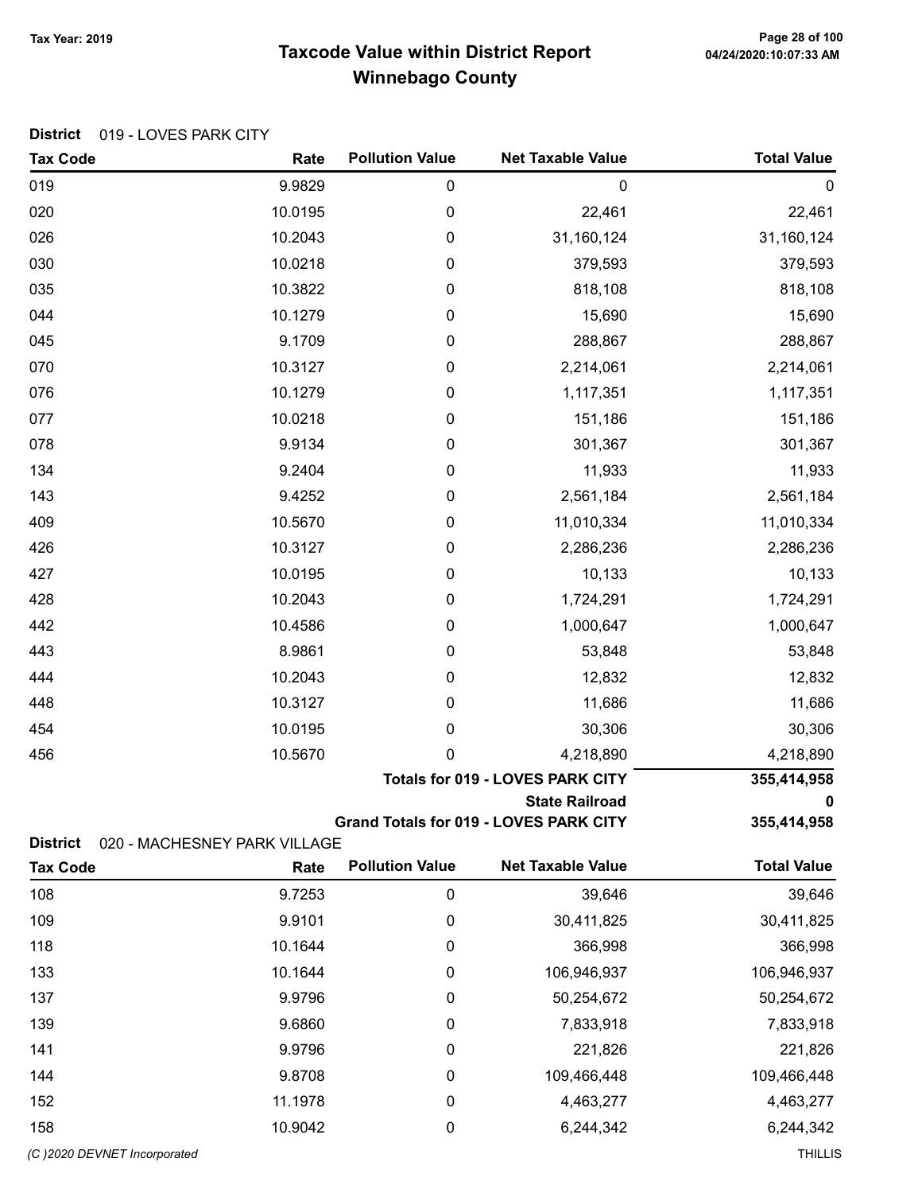# Taxcode Value within District Report
## Winnebago County

Tax Year: 2019

**District** 019 - LOVES PARK CITY

| Tax Code | Rate | Pollution Value | Net Taxable Value | Total Value |
|---|---|---|---|---|
| 019 | 9.9829 | 0 | 0 | 0 |
| 020 | 10.0195 | 0 | 22,461 | 22,461 |
| 026 | 10.2043 | 0 | 31,160,124 | 31,160,124 |
| 030 | 10.0218 | 0 | 379,593 | 379,593 |
| 035 | 10.3822 | 0 | 818,108 | 818,108 |
| 044 | 10.1279 | 0 | 15,690 | 15,690 |
| 045 | 9.1709 | 0 | 288,867 | 288,867 |
| 070 | 10.3127 | 0 | 2,214,061 | 2,214,061 |
| 076 | 10.1279 | 0 | 1,117,351 | 1,117,351 |
| 077 | 10.0218 | 0 | 151,186 | 151,186 |
| 078 | 9.9134 | 0 | 301,367 | 301,367 |
| 134 | 9.2404 | 0 | 11,933 | 11,933 |
| 143 | 9.4252 | 0 | 2,561,184 | 2,561,184 |
| 409 | 10.5670 | 0 | 11,010,334 | 11,010,334 |
| 426 | 10.3127 | 0 | 2,286,236 | 2,286,236 |
| 427 | 10.0195 | 0 | 10,133 | 10,133 |
| 428 | 10.2043 | 0 | 1,724,291 | 1,724,291 |
| 442 | 10.4586 | 0 | 1,000,647 | 1,000,647 |
| 443 | 8.9861 | 0 | 53,848 | 53,848 |
| 444 | 10.2043 | 0 | 12,832 | 12,832 |
| 448 | 10.3127 | 0 | 11,686 | 11,686 |
| 454 | 10.0195 | 0 | 30,306 | 30,306 |
| 456 | 10.5670 | 0 | 4,218,890 | 4,218,890 |
| | | | **Totals for 019 - LOVES PARK CITY** | **355,414,958** |
| | | | **State Railroad** | **0** |
| | | | **Grand Totals for 019 - LOVES PARK CITY** | **355,414,958** |

**District** 020 - MACHESNEY PARK VILLAGE

| Tax Code | Rate | Pollution Value | Net Taxable Value | Total Value |
|---|---|---|---|---|
| 108 | 9.7253 | 0 | 39,646 | 39,646 |
| 109 | 9.9101 | 0 | 30,411,825 | 30,411,825 |
| 118 | 10.1644 | 0 | 366,998 | 366,998 |
| 133 | 10.1644 | 0 | 106,946,937 | 106,946,937 |
| 137 | 9.9796 | 0 | 50,254,672 | 50,254,672 |
| 139 | 9.6860 | 0 | 7,833,918 | 7,833,918 |
| 141 | 9.9796 | 0 | 221,826 | 221,826 |
| 144 | 9.8708 | 0 | 109,466,448 | 109,466,448 |
| 152 | 11.1978 | 0 | 4,463,277 | 4,463,277 |
| 158 | 10.9042 | 0 | 6,244,342 | 6,244,342 |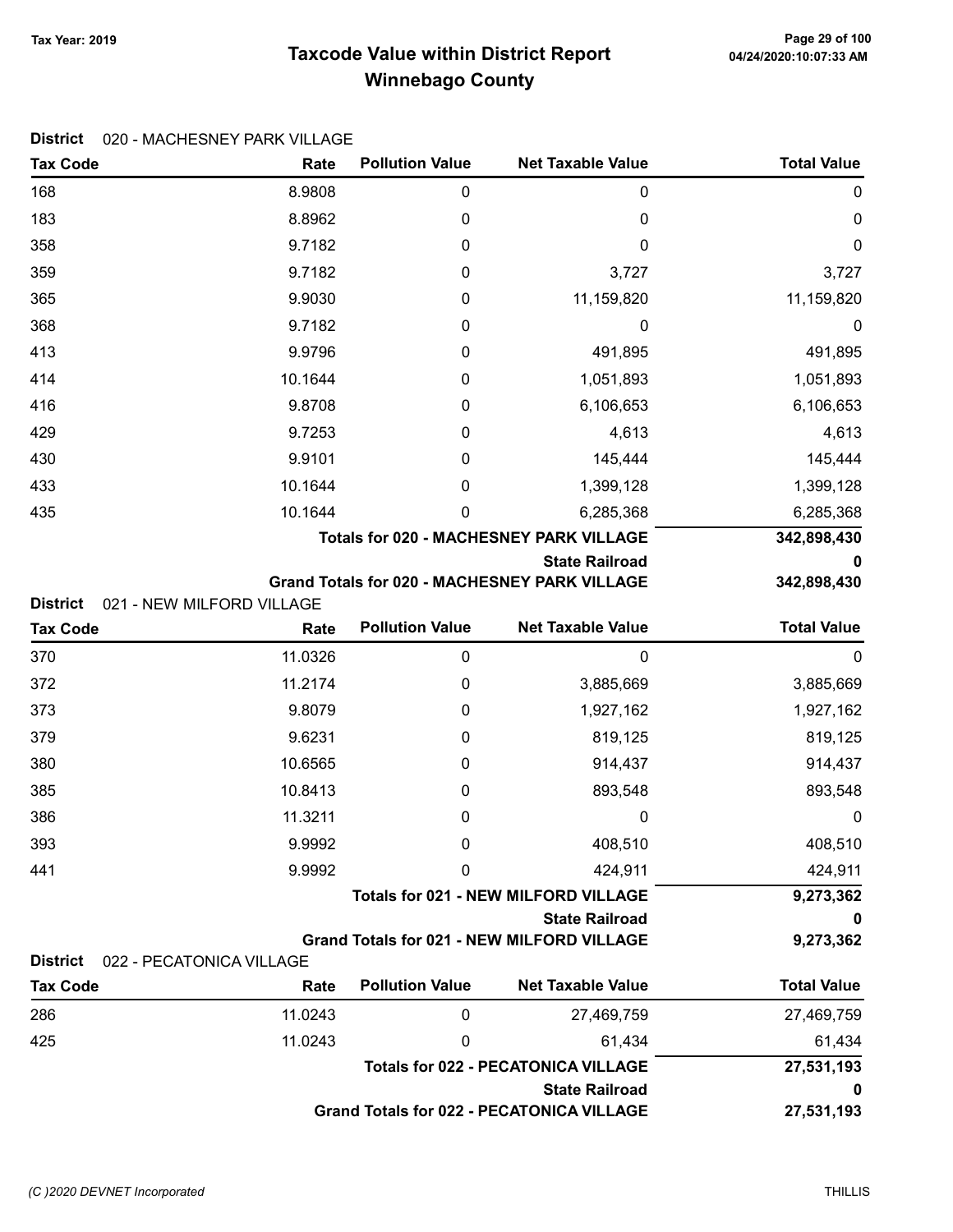**Tax Year: 2019**

# Taxcode Value within District Report
## Winnebago County

**District** 020 - MACHESNEY PARK VILLAGE

| Tax Code | Rate | Pollution Value | Net Taxable Value | Total Value |
|---|---|---|---|---|
| 168 | 8.9808 | 0 | 0 | 0 |
| 183 | 8.8962 | 0 | 0 | 0 |
| 358 | 9.7182 | 0 | 0 | 0 |
| 359 | 9.7182 | 0 | 3,727 | 3,727 |
| 365 | 9.9030 | 0 | 11,159,820 | 11,159,820 |
| 368 | 9.7182 | 0 | 0 | 0 |
| 413 | 9.9796 | 0 | 491,895 | 491,895 |
| 414 | 10.1644 | 0 | 1,051,893 | 1,051,893 |
| 416 | 9.8708 | 0 | 6,106,653 | 6,106,653 |
| 429 | 9.7253 | 0 | 4,613 | 4,613 |
| 430 | 9.9101 | 0 | 145,444 | 145,444 |
| 433 | 10.1644 | 0 | 1,399,128 | 1,399,128 |
| 435 | 10.1644 | 0 | 6,285,368 | 6,285,368 |
| | | | **Totals for 020 - MACHESNEY PARK VILLAGE** | **342,898,430** |
| | | | **State Railroad** | **0** |
| | | | **Grand Totals for 020 - MACHESNEY PARK VILLAGE** | **342,898,430** |

**District** 021 - NEW MILFORD VILLAGE

| Tax Code | Rate | Pollution Value | Net Taxable Value | Total Value |
|---|---|---|---|---|
| 370 | 11.0326 | 0 | 0 | 0 |
| 372 | 11.2174 | 0 | 3,885,669 | 3,885,669 |
| 373 | 9.8079 | 0 | 1,927,162 | 1,927,162 |
| 379 | 9.6231 | 0 | 819,125 | 819,125 |
| 380 | 10.6565 | 0 | 914,437 | 914,437 |
| 385 | 10.8413 | 0 | 893,548 | 893,548 |
| 386 | 11.3211 | 0 | 0 | 0 |
| 393 | 9.9992 | 0 | 408,510 | 408,510 |
| 441 | 9.9992 | 0 | 424,911 | 424,911 |
| | | | **Totals for 021 - NEW MILFORD VILLAGE** | **9,273,362** |
| | | | **State Railroad** | **0** |
| | | | **Grand Totals for 021 - NEW MILFORD VILLAGE** | **9,273,362** |

**District** 022 - PECATONICA VILLAGE

| Tax Code | Rate | Pollution Value | Net Taxable Value | Total Value |
|---|---|---|---|---|
| 286 | 11.0243 | 0 | 27,469,759 | 27,469,759 |
| 425 | 11.0243 | 0 | 61,434 | 61,434 |
| | | | **Totals for 022 - PECATONICA VILLAGE** | **27,531,193** |
| | | | **State Railroad** | **0** |
| | | | **Grand Totals for 022 - PECATONICA VILLAGE** | **27,531,193** |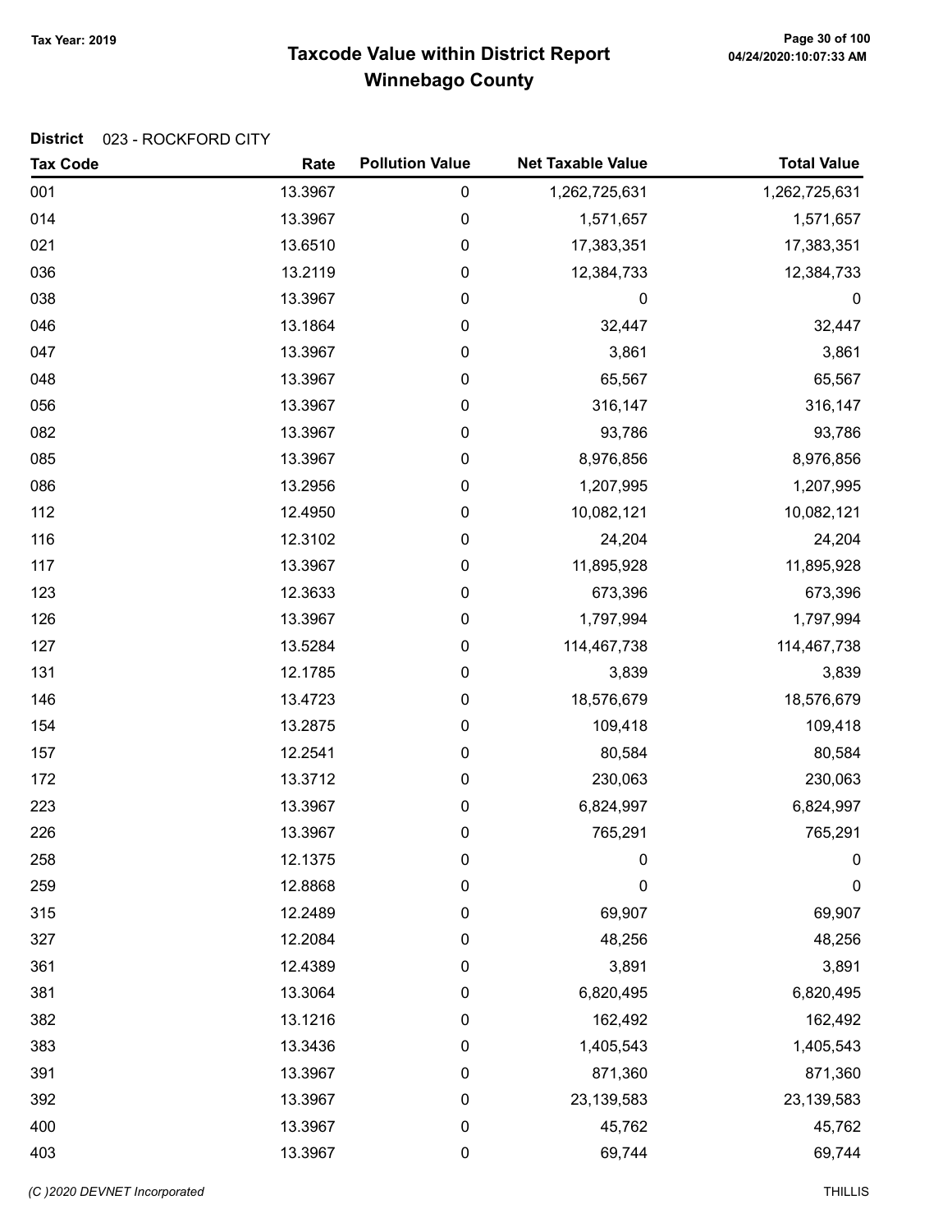# Taxcode Value within District Report
## Winnebago County

Tax Year: 2019

**District** 023 - ROCKFORD CITY

| Tax Code | Rate | Pollution Value | Net Taxable Value | Total Value |
|---|---|---|---|---|
| 001 | 13.3967 | 0 | 1,262,725,631 | 1,262,725,631 |
| 014 | 13.3967 | 0 | 1,571,657 | 1,571,657 |
| 021 | 13.6510 | 0 | 17,383,351 | 17,383,351 |
| 036 | 13.2119 | 0 | 12,384,733 | 12,384,733 |
| 038 | 13.3967 | 0 | 0 | 0 |
| 046 | 13.1864 | 0 | 32,447 | 32,447 |
| 047 | 13.3967 | 0 | 3,861 | 3,861 |
| 048 | 13.3967 | 0 | 65,567 | 65,567 |
| 056 | 13.3967 | 0 | 316,147 | 316,147 |
| 082 | 13.3967 | 0 | 93,786 | 93,786 |
| 085 | 13.3967 | 0 | 8,976,856 | 8,976,856 |
| 086 | 13.2956 | 0 | 1,207,995 | 1,207,995 |
| 112 | 12.4950 | 0 | 10,082,121 | 10,082,121 |
| 116 | 12.3102 | 0 | 24,204 | 24,204 |
| 117 | 13.3967 | 0 | 11,895,928 | 11,895,928 |
| 123 | 12.3633 | 0 | 673,396 | 673,396 |
| 126 | 13.3967 | 0 | 1,797,994 | 1,797,994 |
| 127 | 13.5284 | 0 | 114,467,738 | 114,467,738 |
| 131 | 12.1785 | 0 | 3,839 | 3,839 |
| 146 | 13.4723 | 0 | 18,576,679 | 18,576,679 |
| 154 | 13.2875 | 0 | 109,418 | 109,418 |
| 157 | 12.2541 | 0 | 80,584 | 80,584 |
| 172 | 13.3712 | 0 | 230,063 | 230,063 |
| 223 | 13.3967 | 0 | 6,824,997 | 6,824,997 |
| 226 | 13.3967 | 0 | 765,291 | 765,291 |
| 258 | 12.1375 | 0 | 0 | 0 |
| 259 | 12.8868 | 0 | 0 | 0 |
| 315 | 12.2489 | 0 | 69,907 | 69,907 |
| 327 | 12.2084 | 0 | 48,256 | 48,256 |
| 361 | 12.4389 | 0 | 3,891 | 3,891 |
| 381 | 13.3064 | 0 | 6,820,495 | 6,820,495 |
| 382 | 13.1216 | 0 | 162,492 | 162,492 |
| 383 | 13.3436 | 0 | 1,405,543 | 1,405,543 |
| 391 | 13.3967 | 0 | 871,360 | 871,360 |
| 392 | 13.3967 | 0 | 23,139,583 | 23,139,583 |
| 400 | 13.3967 | 0 | 45,762 | 45,762 |
| 403 | 13.3967 | 0 | 69,744 | 69,744 |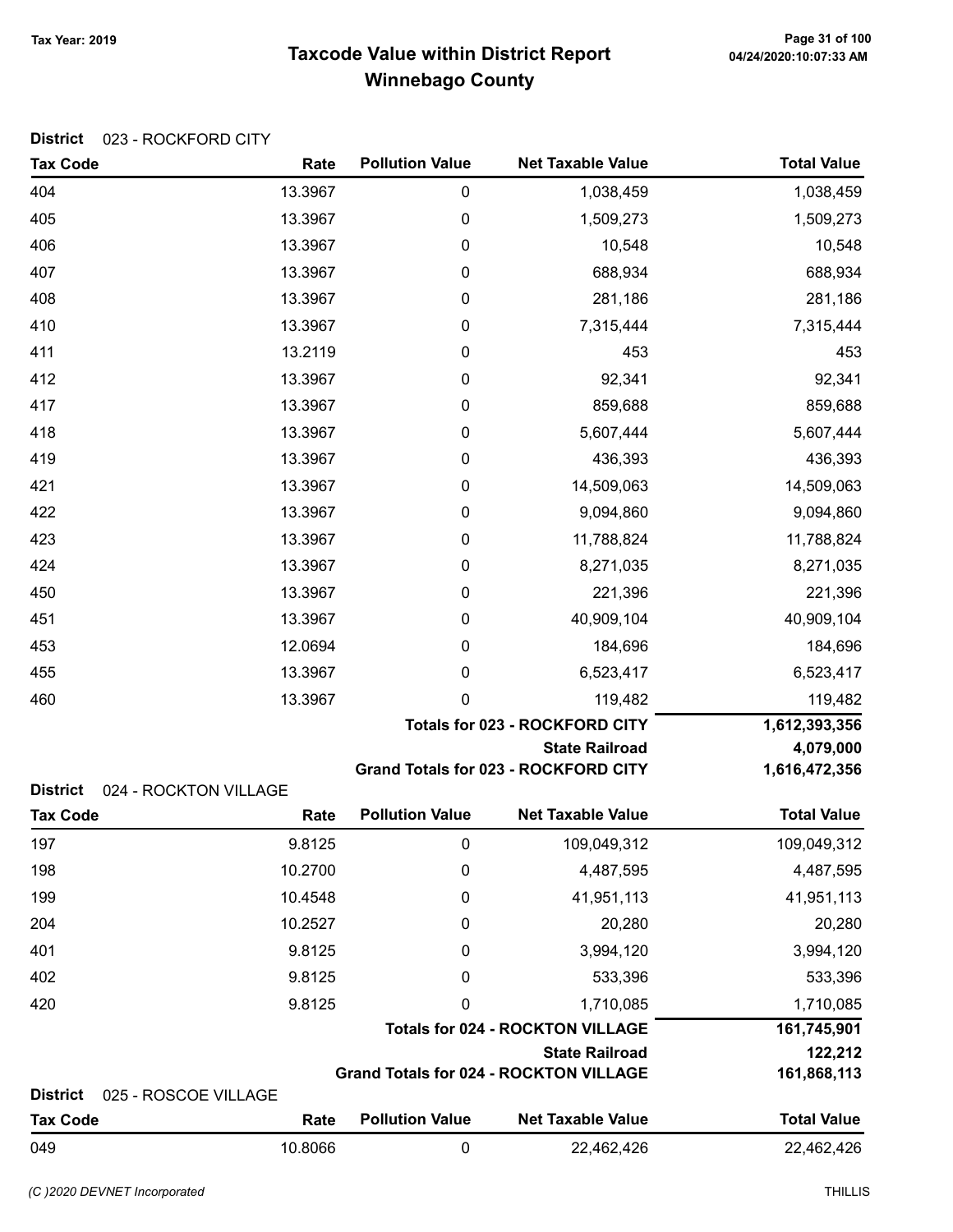# Taxcode Value within District Report
## Winnebago County

Tax Year: 2019

**District** 023 - ROCKFORD CITY

| Tax Code | Rate | Pollution Value | Net Taxable Value | Total Value |
|---|---|---|---|---|
| 404 | 13.3967 | 0 | 1,038,459 | 1,038,459 |
| 405 | 13.3967 | 0 | 1,509,273 | 1,509,273 |
| 406 | 13.3967 | 0 | 10,548 | 10,548 |
| 407 | 13.3967 | 0 | 688,934 | 688,934 |
| 408 | 13.3967 | 0 | 281,186 | 281,186 |
| 410 | 13.3967 | 0 | 7,315,444 | 7,315,444 |
| 411 | 13.2119 | 0 | 453 | 453 |
| 412 | 13.3967 | 0 | 92,341 | 92,341 |
| 417 | 13.3967 | 0 | 859,688 | 859,688 |
| 418 | 13.3967 | 0 | 5,607,444 | 5,607,444 |
| 419 | 13.3967 | 0 | 436,393 | 436,393 |
| 421 | 13.3967 | 0 | 14,509,063 | 14,509,063 |
| 422 | 13.3967 | 0 | 9,094,860 | 9,094,860 |
| 423 | 13.3967 | 0 | 11,788,824 | 11,788,824 |
| 424 | 13.3967 | 0 | 8,271,035 | 8,271,035 |
| 450 | 13.3967 | 0 | 221,396 | 221,396 |
| 451 | 13.3967 | 0 | 40,909,104 | 40,909,104 |
| 453 | 12.0694 | 0 | 184,696 | 184,696 |
| 455 | 13.3967 | 0 | 6,523,417 | 6,523,417 |
| 460 | 13.3967 | 0 | 119,482 | 119,482 |
| | | | **Totals for 023 - ROCKFORD CITY** | **1,612,393,356** |
| | | | **State Railroad** | **4,079,000** |
| | | | **Grand Totals for 023 - ROCKFORD CITY** | **1,616,472,356** |

**District** 024 - ROCKTON VILLAGE

| Tax Code | Rate | Pollution Value | Net Taxable Value | Total Value |
|---|---|---|---|---|
| 197 | 9.8125 | 0 | 109,049,312 | 109,049,312 |
| 198 | 10.2700 | 0 | 4,487,595 | 4,487,595 |
| 199 | 10.4548 | 0 | 41,951,113 | 41,951,113 |
| 204 | 10.2527 | 0 | 20,280 | 20,280 |
| 401 | 9.8125 | 0 | 3,994,120 | 3,994,120 |
| 402 | 9.8125 | 0 | 533,396 | 533,396 |
| 420 | 9.8125 | 0 | 1,710,085 | 1,710,085 |
| | | | **Totals for 024 - ROCKTON VILLAGE** | **161,745,901** |
| | | | **State Railroad** | **122,212** |
| | | | **Grand Totals for 024 - ROCKTON VILLAGE** | **161,868,113** |

**District** 025 - ROSCOE VILLAGE

| Tax Code | Rate | Pollution Value | Net Taxable Value | Total Value |
|---|---|---|---|---|
| 049 | 10.8066 | 0 | 22,462,426 | 22,462,426 |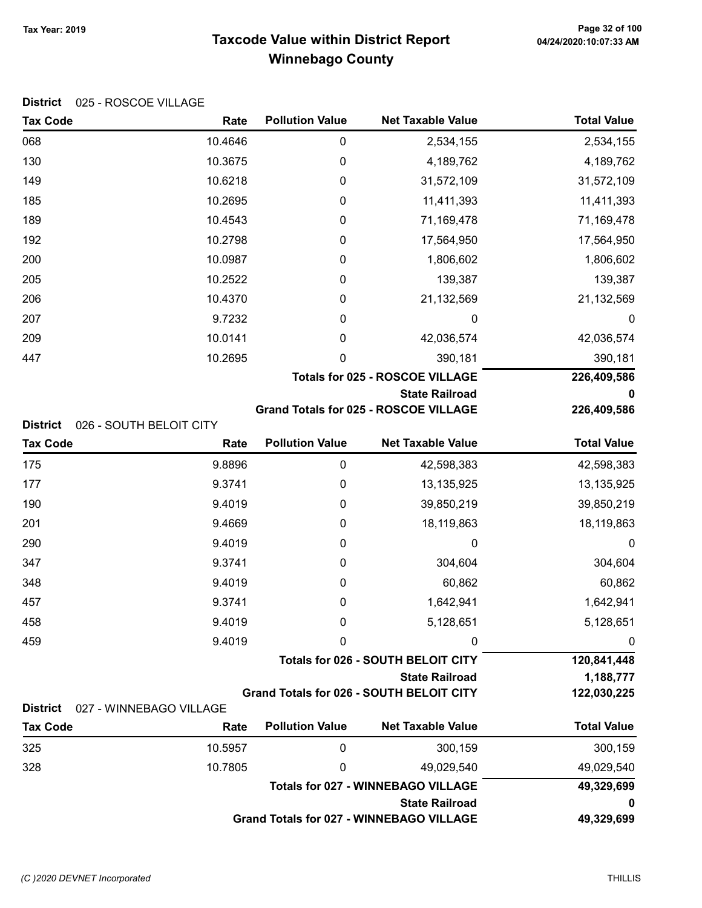# Taxcode Value within District Report
## Winnebago County

Tax Year: 2019

04/24/2020:10:07:33 AM

**District** 025 - ROSCOE VILLAGE

| Tax Code | Rate | Pollution Value | Net Taxable Value | Total Value |
|---|---|---|---|---|
| 068 | 10.4646 | 0 | 2,534,155 | 2,534,155 |
| 130 | 10.3675 | 0 | 4,189,762 | 4,189,762 |
| 149 | 10.6218 | 0 | 31,572,109 | 31,572,109 |
| 185 | 10.2695 | 0 | 11,411,393 | 11,411,393 |
| 189 | 10.4543 | 0 | 71,169,478 | 71,169,478 |
| 192 | 10.2798 | 0 | 17,564,950 | 17,564,950 |
| 200 | 10.0987 | 0 | 1,806,602 | 1,806,602 |
| 205 | 10.2522 | 0 | 139,387 | 139,387 |
| 206 | 10.4370 | 0 | 21,132,569 | 21,132,569 |
| 207 | 9.7232 | 0 | 0 | 0 |
| 209 | 10.0141 | 0 | 42,036,574 | 42,036,574 |
| 447 | 10.2695 | 0 | 390,181 | 390,181 |
| | | | **Totals for 025 - ROSCOE VILLAGE** | **226,409,586** |
| | | | **State Railroad** | **0** |
| | | | **Grand Totals for 025 - ROSCOE VILLAGE** | **226,409,586** |

**District** 026 - SOUTH BELOIT CITY

| Tax Code | Rate | Pollution Value | Net Taxable Value | Total Value |
|---|---|---|---|---|
| 175 | 9.8896 | 0 | 42,598,383 | 42,598,383 |
| 177 | 9.3741 | 0 | 13,135,925 | 13,135,925 |
| 190 | 9.4019 | 0 | 39,850,219 | 39,850,219 |
| 201 | 9.4669 | 0 | 18,119,863 | 18,119,863 |
| 290 | 9.4019 | 0 | 0 | 0 |
| 347 | 9.3741 | 0 | 304,604 | 304,604 |
| 348 | 9.4019 | 0 | 60,862 | 60,862 |
| 457 | 9.3741 | 0 | 1,642,941 | 1,642,941 |
| 458 | 9.4019 | 0 | 5,128,651 | 5,128,651 |
| 459 | 9.4019 | 0 | 0 | 0 |
| | | | **Totals for 026 - SOUTH BELOIT CITY** | **120,841,448** |
| | | | **State Railroad** | **1,188,777** |
| | | | **Grand Totals for 026 - SOUTH BELOIT CITY** | **122,030,225** |

**District** 027 - WINNEBAGO VILLAGE

| Tax Code | Rate | Pollution Value | Net Taxable Value | Total Value |
|---|---|---|---|---|
| 325 | 10.5957 | 0 | 300,159 | 300,159 |
| 328 | 10.7805 | 0 | 49,029,540 | 49,029,540 |
| | | | **Totals for 027 - WINNEBAGO VILLAGE** | **49,329,699** |
| | | | **State Railroad** | **0** |
| | | | **Grand Totals for 027 - WINNEBAGO VILLAGE** | **49,329,699** |

*(C )2020 DEVNET Incorporated* THILLIS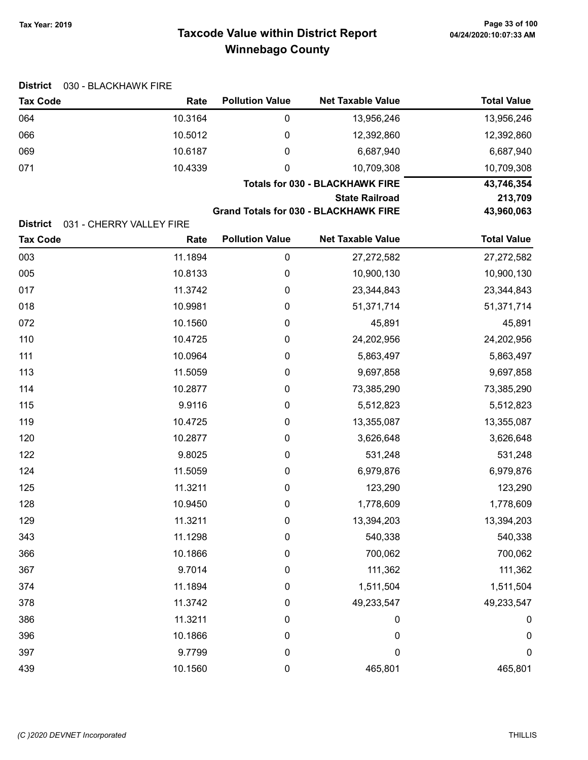# Taxcode Value within District Report
## Winnebago County

Tax Year: 2019

**District** 030 - BLACKHAWK FIRE

| Tax Code | Rate | Pollution Value | Net Taxable Value | Total Value |
|---|---|---|---|---|
| 064 | 10.3164 | 0 | 13,956,246 | 13,956,246 |
| 066 | 10.5012 | 0 | 12,392,860 | 12,392,860 |
| 069 | 10.6187 | 0 | 6,687,940 | 6,687,940 |
| 071 | 10.4339 | 0 | 10,709,308 | 10,709,308 |
| | | | **Totals for 030 - BLACKHAWK FIRE** | **43,746,354** |
| | | | **State Railroad** | **213,709** |
| | | | **Grand Totals for 030 - BLACKHAWK FIRE** | **43,960,063** |

**District** 031 - CHERRY VALLEY FIRE

| Tax Code | Rate | Pollution Value | Net Taxable Value | Total Value |
|---|---|---|---|---|
| 003 | 11.1894 | 0 | 27,272,582 | 27,272,582 |
| 005 | 10.8133 | 0 | 10,900,130 | 10,900,130 |
| 017 | 11.3742 | 0 | 23,344,843 | 23,344,843 |
| 018 | 10.9981 | 0 | 51,371,714 | 51,371,714 |
| 072 | 10.1560 | 0 | 45,891 | 45,891 |
| 110 | 10.4725 | 0 | 24,202,956 | 24,202,956 |
| 111 | 10.0964 | 0 | 5,863,497 | 5,863,497 |
| 113 | 11.5059 | 0 | 9,697,858 | 9,697,858 |
| 114 | 10.2877 | 0 | 73,385,290 | 73,385,290 |
| 115 | 9.9116 | 0 | 5,512,823 | 5,512,823 |
| 119 | 10.4725 | 0 | 13,355,087 | 13,355,087 |
| 120 | 10.2877 | 0 | 3,626,648 | 3,626,648 |
| 122 | 9.8025 | 0 | 531,248 | 531,248 |
| 124 | 11.5059 | 0 | 6,979,876 | 6,979,876 |
| 125 | 11.3211 | 0 | 123,290 | 123,290 |
| 128 | 10.9450 | 0 | 1,778,609 | 1,778,609 |
| 129 | 11.3211 | 0 | 13,394,203 | 13,394,203 |
| 343 | 11.1298 | 0 | 540,338 | 540,338 |
| 366 | 10.1866 | 0 | 700,062 | 700,062 |
| 367 | 9.7014 | 0 | 111,362 | 111,362 |
| 374 | 11.1894 | 0 | 1,511,504 | 1,511,504 |
| 378 | 11.3742 | 0 | 49,233,547 | 49,233,547 |
| 386 | 11.3211 | 0 | 0 | 0 |
| 396 | 10.1866 | 0 | 0 | 0 |
| 397 | 9.7799 | 0 | 0 | 0 |
| 439 | 10.1560 | 0 | 465,801 | 465,801 |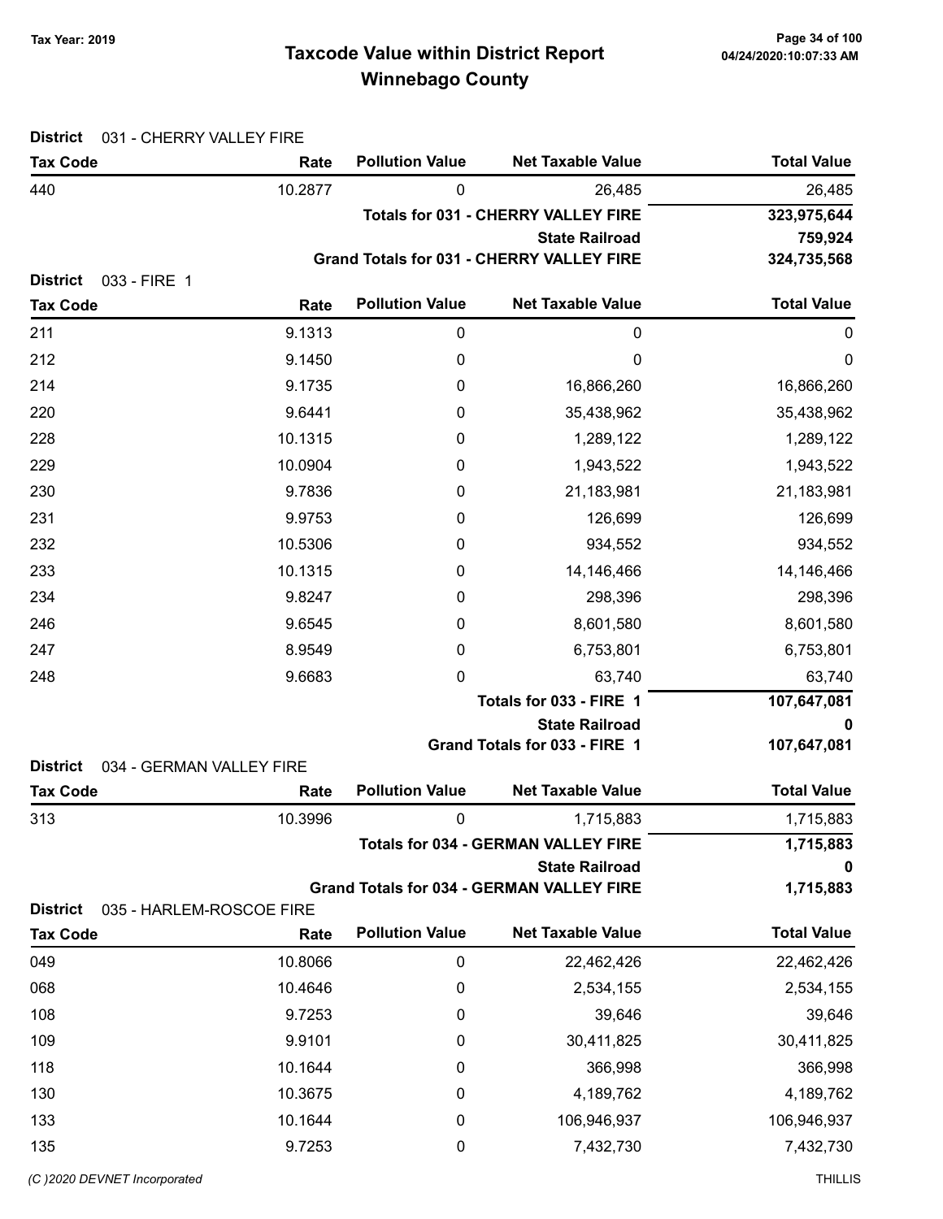# Taxcode Value within District Report
# Winnebago County

**District** 031 - CHERRY VALLEY FIRE

| Tax Code | Rate | Pollution Value | Net Taxable Value | Total Value |
|---|---|---|---|---|
| 440 | 10.2877 | 0 | 26,485 | 26,485 |
| | | | **Totals for 031 - CHERRY VALLEY FIRE** | **323,975,644** |
| | | | **State Railroad** | **759,924** |
| | | | **Grand Totals for 031 - CHERRY VALLEY FIRE** | **324,735,568** |

**District** 033 - FIRE 1

| Tax Code | Rate | Pollution Value | Net Taxable Value | Total Value |
|---|---|---|---|---|
| 211 | 9.1313 | 0 | 0 | 0 |
| 212 | 9.1450 | 0 | 0 | 0 |
| 214 | 9.1735 | 0 | 16,866,260 | 16,866,260 |
| 220 | 9.6441 | 0 | 35,438,962 | 35,438,962 |
| 228 | 10.1315 | 0 | 1,289,122 | 1,289,122 |
| 229 | 10.0904 | 0 | 1,943,522 | 1,943,522 |
| 230 | 9.7836 | 0 | 21,183,981 | 21,183,981 |
| 231 | 9.9753 | 0 | 126,699 | 126,699 |
| 232 | 10.5306 | 0 | 934,552 | 934,552 |
| 233 | 10.1315 | 0 | 14,146,466 | 14,146,466 |
| 234 | 9.8247 | 0 | 298,396 | 298,396 |
| 246 | 9.6545 | 0 | 8,601,580 | 8,601,580 |
| 247 | 8.9549 | 0 | 6,753,801 | 6,753,801 |
| 248 | 9.6683 | 0 | 63,740 | 63,740 |
| | | | **Totals for 033 - FIRE 1** | **107,647,081** |
| | | | **State Railroad** | **0** |
| | | | **Grand Totals for 033 - FIRE 1** | **107,647,081** |

**District** 034 - GERMAN VALLEY FIRE

| Tax Code | Rate | Pollution Value | Net Taxable Value | Total Value |
|---|---|---|---|---|
| 313 | 10.3996 | 0 | 1,715,883 | 1,715,883 |
| | | | **Totals for 034 - GERMAN VALLEY FIRE** | **1,715,883** |
| | | | **State Railroad** | **0** |
| | | | **Grand Totals for 034 - GERMAN VALLEY FIRE** | **1,715,883** |

**District** 035 - HARLEM-ROSCOE FIRE

| Tax Code | Rate | Pollution Value | Net Taxable Value | Total Value |
|---|---|---|---|---|
| 049 | 10.8066 | 0 | 22,462,426 | 22,462,426 |
| 068 | 10.4646 | 0 | 2,534,155 | 2,534,155 |
| 108 | 9.7253 | 0 | 39,646 | 39,646 |
| 109 | 9.9101 | 0 | 30,411,825 | 30,411,825 |
| 118 | 10.1644 | 0 | 366,998 | 366,998 |
| 130 | 10.3675 | 0 | 4,189,762 | 4,189,762 |
| 133 | 10.1644 | 0 | 106,946,937 | 106,946,937 |
| 135 | 9.7253 | 0 | 7,432,730 | 7,432,730 |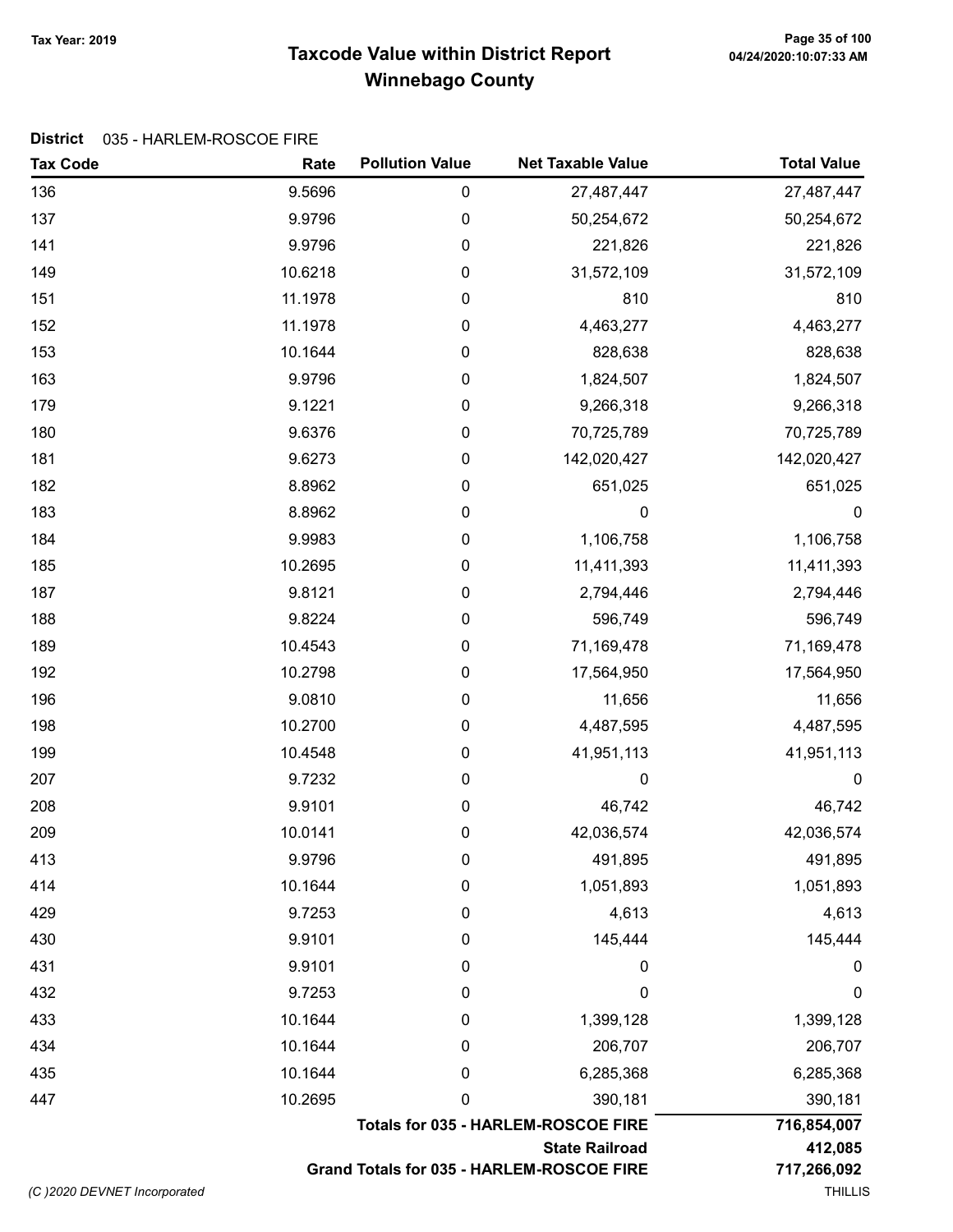# Taxcode Value within District Report
## Winnebago County

Tax Year: 2019

**District** 035 - HARLEM-ROSCOE FIRE

| Tax Code | Rate | Pollution Value | Net Taxable Value | Total Value |
|---|---|---|---|---|
| 136 | 9.5696 | 0 | 27,487,447 | 27,487,447 |
| 137 | 9.9796 | 0 | 50,254,672 | 50,254,672 |
| 141 | 9.9796 | 0 | 221,826 | 221,826 |
| 149 | 10.6218 | 0 | 31,572,109 | 31,572,109 |
| 151 | 11.1978 | 0 | 810 | 810 |
| 152 | 11.1978 | 0 | 4,463,277 | 4,463,277 |
| 153 | 10.1644 | 0 | 828,638 | 828,638 |
| 163 | 9.9796 | 0 | 1,824,507 | 1,824,507 |
| 179 | 9.1221 | 0 | 9,266,318 | 9,266,318 |
| 180 | 9.6376 | 0 | 70,725,789 | 70,725,789 |
| 181 | 9.6273 | 0 | 142,020,427 | 142,020,427 |
| 182 | 8.8962 | 0 | 651,025 | 651,025 |
| 183 | 8.8962 | 0 | 0 | 0 |
| 184 | 9.9983 | 0 | 1,106,758 | 1,106,758 |
| 185 | 10.2695 | 0 | 11,411,393 | 11,411,393 |
| 187 | 9.8121 | 0 | 2,794,446 | 2,794,446 |
| 188 | 9.8224 | 0 | 596,749 | 596,749 |
| 189 | 10.4543 | 0 | 71,169,478 | 71,169,478 |
| 192 | 10.2798 | 0 | 17,564,950 | 17,564,950 |
| 196 | 9.0810 | 0 | 11,656 | 11,656 |
| 198 | 10.2700 | 0 | 4,487,595 | 4,487,595 |
| 199 | 10.4548 | 0 | 41,951,113 | 41,951,113 |
| 207 | 9.7232 | 0 | 0 | 0 |
| 208 | 9.9101 | 0 | 46,742 | 46,742 |
| 209 | 10.0141 | 0 | 42,036,574 | 42,036,574 |
| 413 | 9.9796 | 0 | 491,895 | 491,895 |
| 414 | 10.1644 | 0 | 1,051,893 | 1,051,893 |
| 429 | 9.7253 | 0 | 4,613 | 4,613 |
| 430 | 9.9101 | 0 | 145,444 | 145,444 |
| 431 | 9.9101 | 0 | 0 | 0 |
| 432 | 9.7253 | 0 | 0 | 0 |
| 433 | 10.1644 | 0 | 1,399,128 | 1,399,128 |
| 434 | 10.1644 | 0 | 206,707 | 206,707 |
| 435 | 10.1644 | 0 | 6,285,368 | 6,285,368 |
| 447 | 10.2695 | 0 | 390,181 | 390,181 |
| | | | **Totals for 035 - HARLEM-ROSCOE FIRE** | **716,854,007** |
| | | | **State Railroad** | **412,085** |
| | | | **Grand Totals for 035 - HARLEM-ROSCOE FIRE** | **717,266,092** |

(C )2020 DEVNET Incorporated THILLIS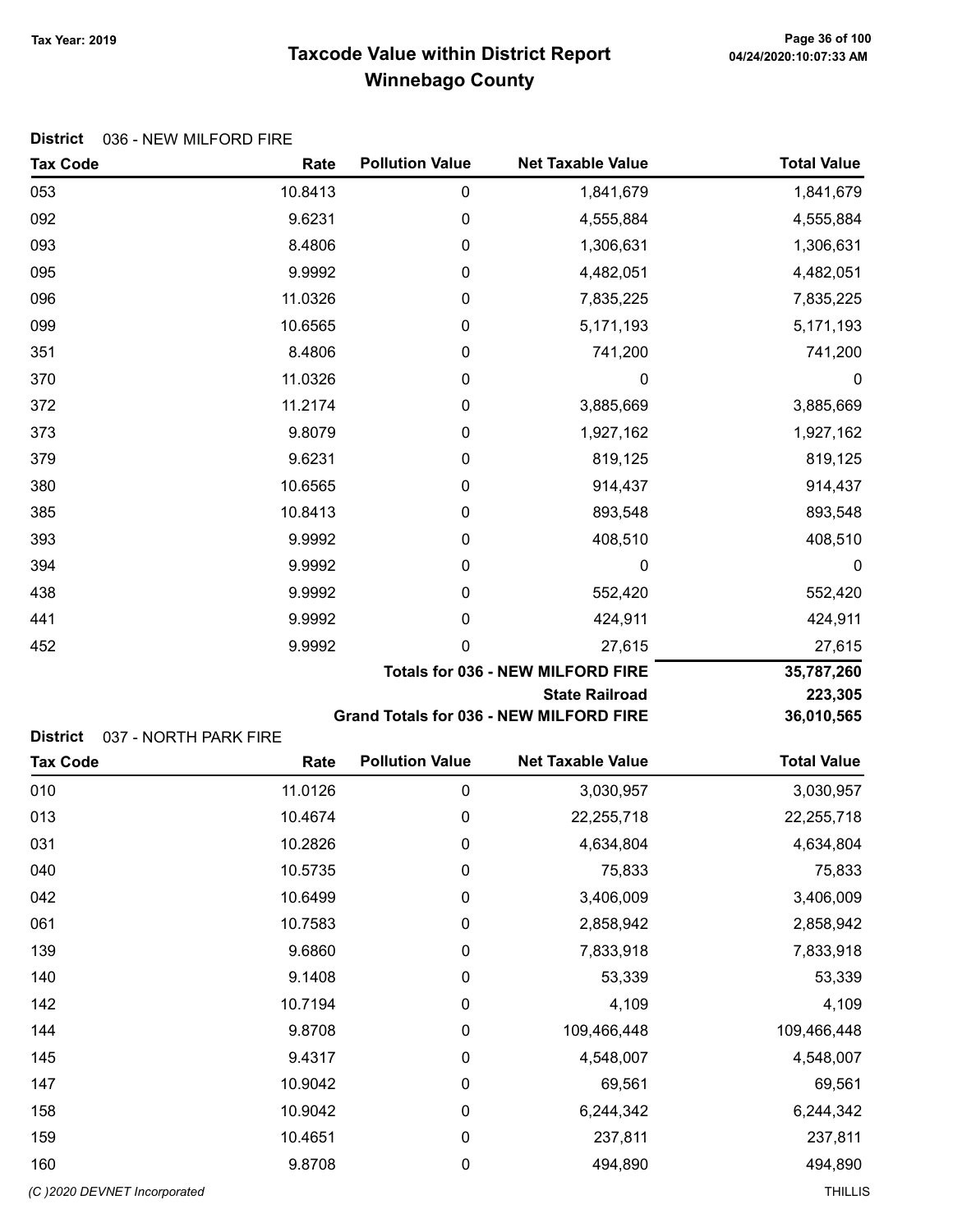# Taxcode Value within District Report
## Winnebago County

Tax Year: 2019

**District** 036 - NEW MILFORD FIRE

| Tax Code | Rate | Pollution Value | Net Taxable Value | Total Value |
|---|---|---|---|---|
| 053 | 10.8413 | 0 | 1,841,679 | 1,841,679 |
| 092 | 9.6231 | 0 | 4,555,884 | 4,555,884 |
| 093 | 8.4806 | 0 | 1,306,631 | 1,306,631 |
| 095 | 9.9992 | 0 | 4,482,051 | 4,482,051 |
| 096 | 11.0326 | 0 | 7,835,225 | 7,835,225 |
| 099 | 10.6565 | 0 | 5,171,193 | 5,171,193 |
| 351 | 8.4806 | 0 | 741,200 | 741,200 |
| 370 | 11.0326 | 0 | 0 | 0 |
| 372 | 11.2174 | 0 | 3,885,669 | 3,885,669 |
| 373 | 9.8079 | 0 | 1,927,162 | 1,927,162 |
| 379 | 9.6231 | 0 | 819,125 | 819,125 |
| 380 | 10.6565 | 0 | 914,437 | 914,437 |
| 385 | 10.8413 | 0 | 893,548 | 893,548 |
| 393 | 9.9992 | 0 | 408,510 | 408,510 |
| 394 | 9.9992 | 0 | 0 | 0 |
| 438 | 9.9992 | 0 | 552,420 | 552,420 |
| 441 | 9.9992 | 0 | 424,911 | 424,911 |
| 452 | 9.9992 | 0 | 27,615 | 27,615 |
| | | | **Totals for 036 - NEW MILFORD FIRE** | **35,787,260** |
| | | | **State Railroad** | **223,305** |
| | | | **Grand Totals for 036 - NEW MILFORD FIRE** | **36,010,565** |

**District** 037 - NORTH PARK FIRE

| Tax Code | Rate | Pollution Value | Net Taxable Value | Total Value |
|---|---|---|---|---|
| 010 | 11.0126 | 0 | 3,030,957 | 3,030,957 |
| 013 | 10.4674 | 0 | 22,255,718 | 22,255,718 |
| 031 | 10.2826 | 0 | 4,634,804 | 4,634,804 |
| 040 | 10.5735 | 0 | 75,833 | 75,833 |
| 042 | 10.6499 | 0 | 3,406,009 | 3,406,009 |
| 061 | 10.7583 | 0 | 2,858,942 | 2,858,942 |
| 139 | 9.6860 | 0 | 7,833,918 | 7,833,918 |
| 140 | 9.1408 | 0 | 53,339 | 53,339 |
| 142 | 10.7194 | 0 | 4,109 | 4,109 |
| 144 | 9.8708 | 0 | 109,466,448 | 109,466,448 |
| 145 | 9.4317 | 0 | 4,548,007 | 4,548,007 |
| 147 | 10.9042 | 0 | 69,561 | 69,561 |
| 158 | 10.9042 | 0 | 6,244,342 | 6,244,342 |
| 159 | 10.4651 | 0 | 237,811 | 237,811 |
| 160 | 9.8708 | 0 | 494,890 | 494,890 |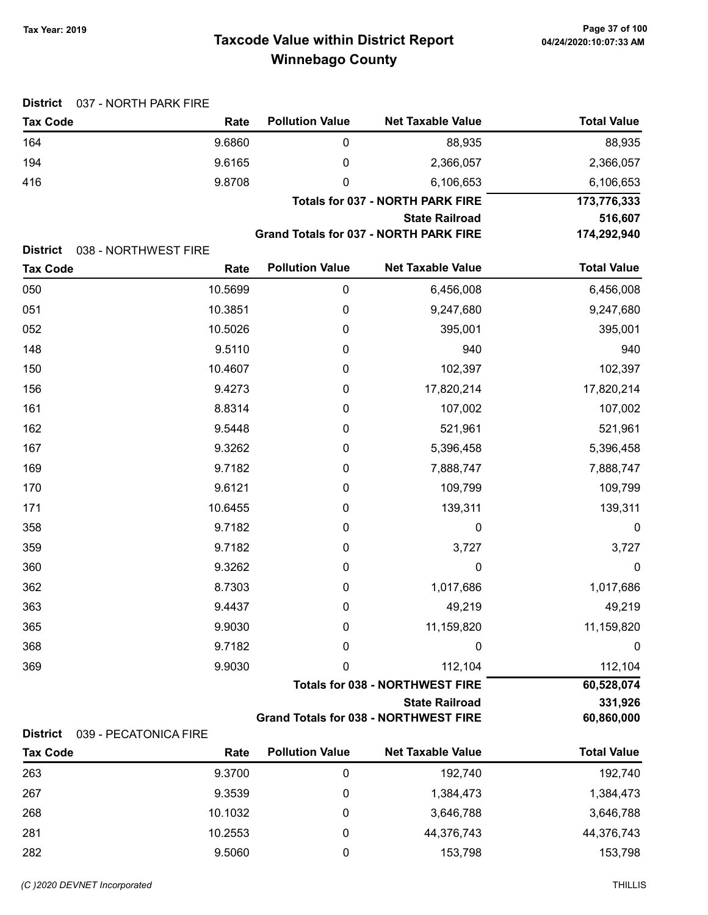**Tax Year: 2019**

# Taxcode Value within District Report
## Winnebago County

04/24/2020:10:07:33 AM

**District** 037 - NORTH PARK FIRE

| Tax Code | Rate | Pollution Value | Net Taxable Value | Total Value |
|---|---|---|---|---|
| 164 | 9.6860 | 0 | 88,935 | 88,935 |
| 194 | 9.6165 | 0 | 2,366,057 | 2,366,057 |
| 416 | 9.8708 | 0 | 6,106,653 | 6,106,653 |
| | | | **Totals for 037 - NORTH PARK FIRE** | **173,776,333** |
| | | | **State Railroad** | **516,607** |
| | | | **Grand Totals for 037 - NORTH PARK FIRE** | **174,292,940** |

**District** 038 - NORTHWEST FIRE

| Tax Code | Rate | Pollution Value | Net Taxable Value | Total Value |
|---|---|---|---|---|
| 050 | 10.5699 | 0 | 6,456,008 | 6,456,008 |
| 051 | 10.3851 | 0 | 9,247,680 | 9,247,680 |
| 052 | 10.5026 | 0 | 395,001 | 395,001 |
| 148 | 9.5110 | 0 | 940 | 940 |
| 150 | 10.4607 | 0 | 102,397 | 102,397 |
| 156 | 9.4273 | 0 | 17,820,214 | 17,820,214 |
| 161 | 8.8314 | 0 | 107,002 | 107,002 |
| 162 | 9.5448 | 0 | 521,961 | 521,961 |
| 167 | 9.3262 | 0 | 5,396,458 | 5,396,458 |
| 169 | 9.7182 | 0 | 7,888,747 | 7,888,747 |
| 170 | 9.6121 | 0 | 109,799 | 109,799 |
| 171 | 10.6455 | 0 | 139,311 | 139,311 |
| 358 | 9.7182 | 0 | 0 | 0 |
| 359 | 9.7182 | 0 | 3,727 | 3,727 |
| 360 | 9.3262 | 0 | 0 | 0 |
| 362 | 8.7303 | 0 | 1,017,686 | 1,017,686 |
| 363 | 9.4437 | 0 | 49,219 | 49,219 |
| 365 | 9.9030 | 0 | 11,159,820 | 11,159,820 |
| 368 | 9.7182 | 0 | 0 | 0 |
| 369 | 9.9030 | 0 | 112,104 | 112,104 |
| | | | **Totals for 038 - NORTHWEST FIRE** | **60,528,074** |
| | | | **State Railroad** | **331,926** |
| | | | **Grand Totals for 038 - NORTHWEST FIRE** | **60,860,000** |

**District** 039 - PECATONICA FIRE

| Tax Code | Rate | Pollution Value | Net Taxable Value | Total Value |
|---|---|---|---|---|
| 263 | 9.3700 | 0 | 192,740 | 192,740 |
| 267 | 9.3539 | 0 | 1,384,473 | 1,384,473 |
| 268 | 10.1032 | 0 | 3,646,788 | 3,646,788 |
| 281 | 10.2553 | 0 | 44,376,743 | 44,376,743 |
| 282 | 9.5060 | 0 | 153,798 | 153,798 |

*(C )2020 DEVNET Incorporated* THILLIS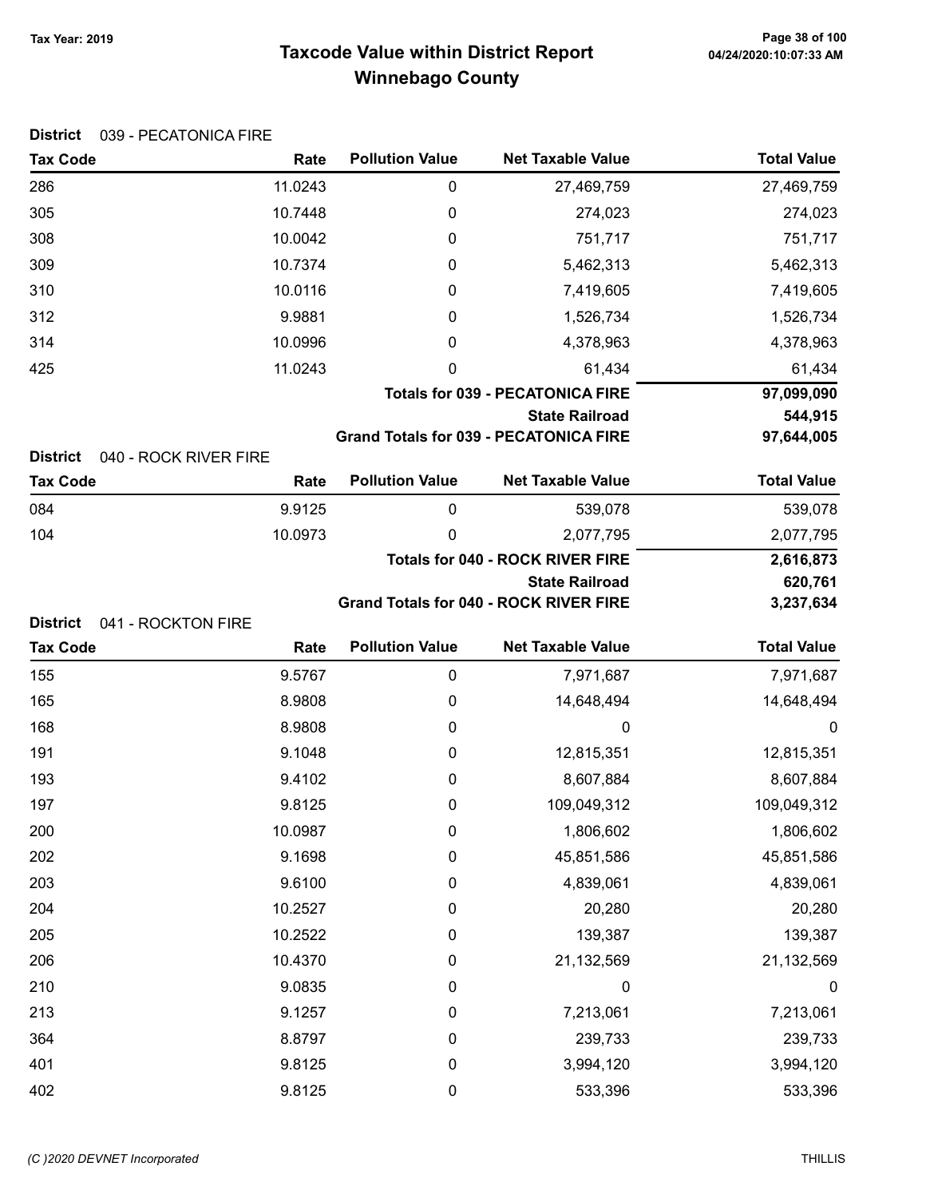# Taxcode Value within District Report
## Winnebago County

Tax Year: 2019

**District** 039 - PECATONICA FIRE

| Tax Code | Rate | Pollution Value | Net Taxable Value | Total Value |
|---|---|---|---|---|
| 286 | 11.0243 | 0 | 27,469,759 | 27,469,759 |
| 305 | 10.7448 | 0 | 274,023 | 274,023 |
| 308 | 10.0042 | 0 | 751,717 | 751,717 |
| 309 | 10.7374 | 0 | 5,462,313 | 5,462,313 |
| 310 | 10.0116 | 0 | 7,419,605 | 7,419,605 |
| 312 | 9.9881 | 0 | 1,526,734 | 1,526,734 |
| 314 | 10.0996 | 0 | 4,378,963 | 4,378,963 |
| 425 | 11.0243 | 0 | 61,434 | 61,434 |
| | | | **Totals for 039 - PECATONICA FIRE** | **97,099,090** |
| | | | **State Railroad** | **544,915** |
| | | | **Grand Totals for 039 - PECATONICA FIRE** | **97,644,005** |

**District** 040 - ROCK RIVER FIRE

| Tax Code | Rate | Pollution Value | Net Taxable Value | Total Value |
|---|---|---|---|---|
| 084 | 9.9125 | 0 | 539,078 | 539,078 |
| 104 | 10.0973 | 0 | 2,077,795 | 2,077,795 |
| | | | **Totals for 040 - ROCK RIVER FIRE** | **2,616,873** |
| | | | **State Railroad** | **620,761** |
| | | | **Grand Totals for 040 - ROCK RIVER FIRE** | **3,237,634** |

**District** 041 - ROCKTON FIRE

| Tax Code | Rate | Pollution Value | Net Taxable Value | Total Value |
|---|---|---|---|---|
| 155 | 9.5767 | 0 | 7,971,687 | 7,971,687 |
| 165 | 8.9808 | 0 | 14,648,494 | 14,648,494 |
| 168 | 8.9808 | 0 | 0 | 0 |
| 191 | 9.1048 | 0 | 12,815,351 | 12,815,351 |
| 193 | 9.4102 | 0 | 8,607,884 | 8,607,884 |
| 197 | 9.8125 | 0 | 109,049,312 | 109,049,312 |
| 200 | 10.0987 | 0 | 1,806,602 | 1,806,602 |
| 202 | 9.1698 | 0 | 45,851,586 | 45,851,586 |
| 203 | 9.6100 | 0 | 4,839,061 | 4,839,061 |
| 204 | 10.2527 | 0 | 20,280 | 20,280 |
| 205 | 10.2522 | 0 | 139,387 | 139,387 |
| 206 | 10.4370 | 0 | 21,132,569 | 21,132,569 |
| 210 | 9.0835 | 0 | 0 | 0 |
| 213 | 9.1257 | 0 | 7,213,061 | 7,213,061 |
| 364 | 8.8797 | 0 | 239,733 | 239,733 |
| 401 | 9.8125 | 0 | 3,994,120 | 3,994,120 |
| 402 | 9.8125 | 0 | 533,396 | 533,396 |

(C )2020 DEVNET Incorporated THILLIS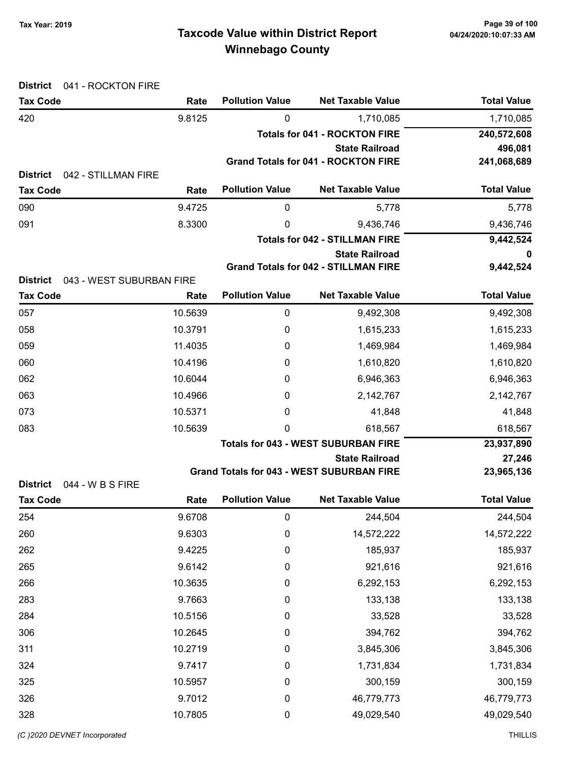# Taxcode Value within District Report
## Winnebago County

Tax Year: 2019

**District** 041 - ROCKTON FIRE

| Tax Code | Rate | Pollution Value | Net Taxable Value | Total Value |
|---|---|---|---|---|
| 420 | 9.8125 | 0 | 1,710,085 | 1,710,085 |
| | | | **Totals for 041 - ROCKTON FIRE** | **240,572,608** |
| | | | **State Railroad** | **496,081** |
| | | | **Grand Totals for 041 - ROCKTON FIRE** | **241,068,689** |

**District** 042 - STILLMAN FIRE

| Tax Code | Rate | Pollution Value | Net Taxable Value | Total Value |
|---|---|---|---|---|
| 090 | 9.4725 | 0 | 5,778 | 5,778 |
| 091 | 8.3300 | 0 | 9,436,746 | 9,436,746 |
| | | | **Totals for 042 - STILLMAN FIRE** | **9,442,524** |
| | | | **State Railroad** | **0** |
| | | | **Grand Totals for 042 - STILLMAN FIRE** | **9,442,524** |

**District** 043 - WEST SUBURBAN FIRE

| Tax Code | Rate | Pollution Value | Net Taxable Value | Total Value |
|---|---|---|---|---|
| 057 | 10.5639 | 0 | 9,492,308 | 9,492,308 |
| 058 | 10.3791 | 0 | 1,615,233 | 1,615,233 |
| 059 | 11.4035 | 0 | 1,469,984 | 1,469,984 |
| 060 | 10.4196 | 0 | 1,610,820 | 1,610,820 |
| 062 | 10.6044 | 0 | 6,946,363 | 6,946,363 |
| 063 | 10.4966 | 0 | 2,142,767 | 2,142,767 |
| 073 | 10.5371 | 0 | 41,848 | 41,848 |
| 083 | 10.5639 | 0 | 618,567 | 618,567 |
| | | | **Totals for 043 - WEST SUBURBAN FIRE** | **23,937,890** |
| | | | **State Railroad** | **27,246** |
| | | | **Grand Totals for 043 - WEST SUBURBAN FIRE** | **23,965,136** |

**District** 044 - W B S FIRE

| Tax Code | Rate | Pollution Value | Net Taxable Value | Total Value |
|---|---|---|---|---|
| 254 | 9.6708 | 0 | 244,504 | 244,504 |
| 260 | 9.6303 | 0 | 14,572,222 | 14,572,222 |
| 262 | 9.4225 | 0 | 185,937 | 185,937 |
| 265 | 9.6142 | 0 | 921,616 | 921,616 |
| 266 | 10.3635 | 0 | 6,292,153 | 6,292,153 |
| 283 | 9.7663 | 0 | 133,138 | 133,138 |
| 284 | 10.5156 | 0 | 33,528 | 33,528 |
| 306 | 10.2645 | 0 | 394,762 | 394,762 |
| 311 | 10.2719 | 0 | 3,845,306 | 3,845,306 |
| 324 | 9.7417 | 0 | 1,731,834 | 1,731,834 |
| 325 | 10.5957 | 0 | 300,159 | 300,159 |
| 326 | 9.7012 | 0 | 46,779,773 | 46,779,773 |
| 328 | 10.7805 | 0 | 49,029,540 | 49,029,540 |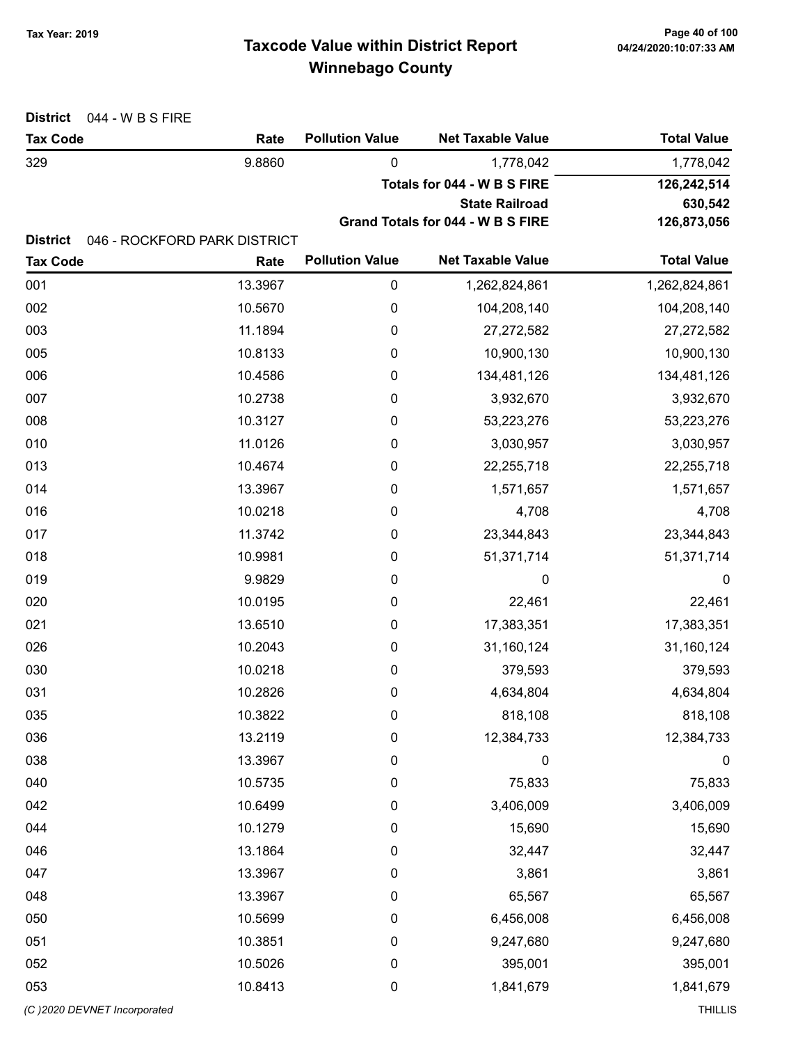# Taxcode Value within District Report

## Winnebago County

Tax Year: 2019

**District** 044 - W B S FIRE

| Tax Code | Rate | Pollution Value | Net Taxable Value | Total Value |
|---|---|---|---|---|
| 329 | 9.8860 | 0 | 1,778,042 | 1,778,042 |
| | | | **Totals for 044 - W B S FIRE** | **126,242,514** |
| | | | **State Railroad** | **630,542** |
| | | | **Grand Totals for 044 - W B S FIRE** | **126,873,056** |

**District** 046 - ROCKFORD PARK DISTRICT

| Tax Code | Rate | Pollution Value | Net Taxable Value | Total Value |
|---|---|---|---|---|
| 001 | 13.3967 | 0 | 1,262,824,861 | 1,262,824,861 |
| 002 | 10.5670 | 0 | 104,208,140 | 104,208,140 |
| 003 | 11.1894 | 0 | 27,272,582 | 27,272,582 |
| 005 | 10.8133 | 0 | 10,900,130 | 10,900,130 |
| 006 | 10.4586 | 0 | 134,481,126 | 134,481,126 |
| 007 | 10.2738 | 0 | 3,932,670 | 3,932,670 |
| 008 | 10.3127 | 0 | 53,223,276 | 53,223,276 |
| 010 | 11.0126 | 0 | 3,030,957 | 3,030,957 |
| 013 | 10.4674 | 0 | 22,255,718 | 22,255,718 |
| 014 | 13.3967 | 0 | 1,571,657 | 1,571,657 |
| 016 | 10.0218 | 0 | 4,708 | 4,708 |
| 017 | 11.3742 | 0 | 23,344,843 | 23,344,843 |
| 018 | 10.9981 | 0 | 51,371,714 | 51,371,714 |
| 019 | 9.9829 | 0 | 0 | 0 |
| 020 | 10.0195 | 0 | 22,461 | 22,461 |
| 021 | 13.6510 | 0 | 17,383,351 | 17,383,351 |
| 026 | 10.2043 | 0 | 31,160,124 | 31,160,124 |
| 030 | 10.0218 | 0 | 379,593 | 379,593 |
| 031 | 10.2826 | 0 | 4,634,804 | 4,634,804 |
| 035 | 10.3822 | 0 | 818,108 | 818,108 |
| 036 | 13.2119 | 0 | 12,384,733 | 12,384,733 |
| 038 | 13.3967 | 0 | 0 | 0 |
| 040 | 10.5735 | 0 | 75,833 | 75,833 |
| 042 | 10.6499 | 0 | 3,406,009 | 3,406,009 |
| 044 | 10.1279 | 0 | 15,690 | 15,690 |
| 046 | 13.1864 | 0 | 32,447 | 32,447 |
| 047 | 13.3967 | 0 | 3,861 | 3,861 |
| 048 | 13.3967 | 0 | 65,567 | 65,567 |
| 050 | 10.5699 | 0 | 6,456,008 | 6,456,008 |
| 051 | 10.3851 | 0 | 9,247,680 | 9,247,680 |
| 052 | 10.5026 | 0 | 395,001 | 395,001 |
| 053 | 10.8413 | 0 | 1,841,679 | 1,841,679 |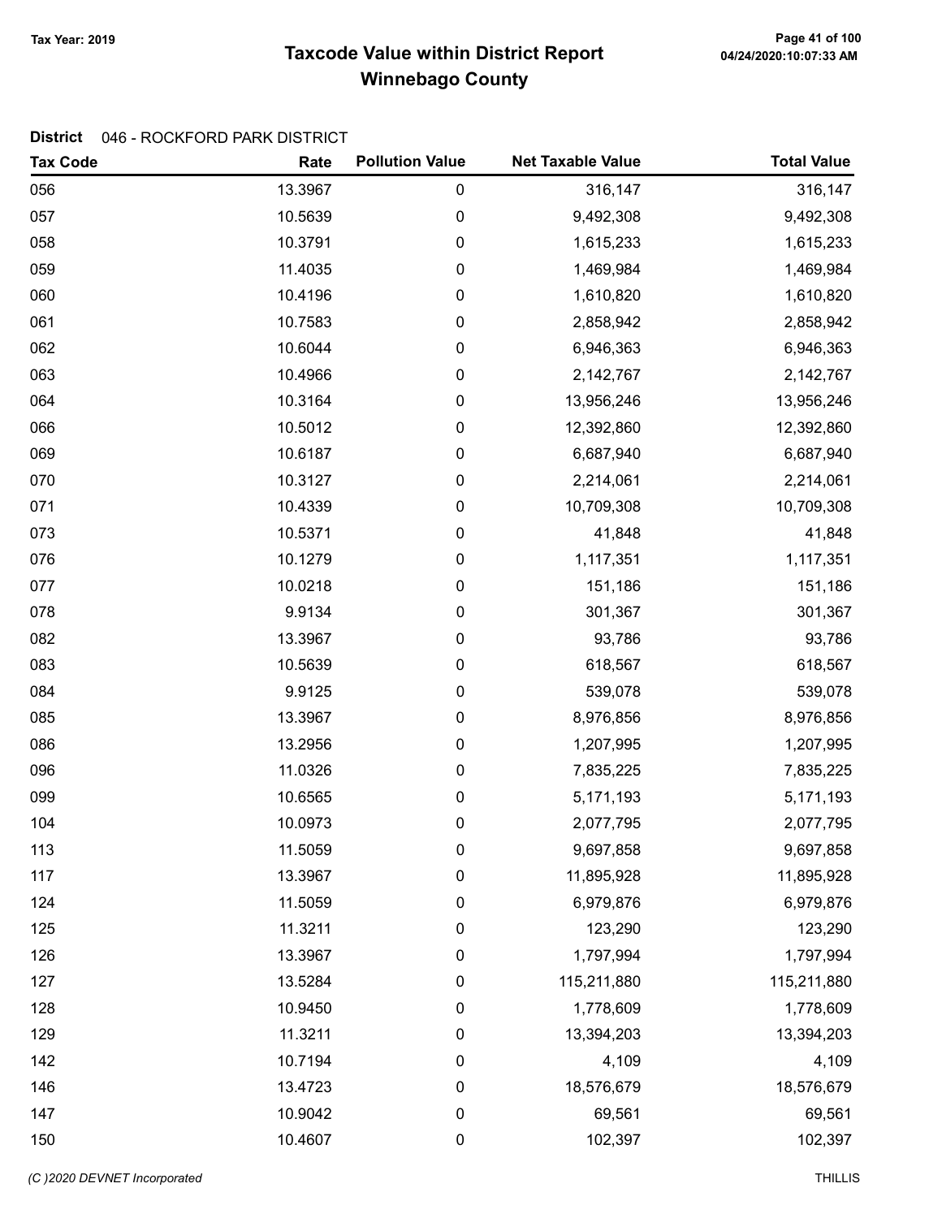# Taxcode Value within District Report
## Winnebago County

Tax Year: 2019

**District** 046 - ROCKFORD PARK DISTRICT

| Tax Code | Rate | Pollution Value | Net Taxable Value | Total Value |
|---|---|---|---|---|
| 056 | 13.3967 | 0 | 316,147 | 316,147 |
| 057 | 10.5639 | 0 | 9,492,308 | 9,492,308 |
| 058 | 10.3791 | 0 | 1,615,233 | 1,615,233 |
| 059 | 11.4035 | 0 | 1,469,984 | 1,469,984 |
| 060 | 10.4196 | 0 | 1,610,820 | 1,610,820 |
| 061 | 10.7583 | 0 | 2,858,942 | 2,858,942 |
| 062 | 10.6044 | 0 | 6,946,363 | 6,946,363 |
| 063 | 10.4966 | 0 | 2,142,767 | 2,142,767 |
| 064 | 10.3164 | 0 | 13,956,246 | 13,956,246 |
| 066 | 10.5012 | 0 | 12,392,860 | 12,392,860 |
| 069 | 10.6187 | 0 | 6,687,940 | 6,687,940 |
| 070 | 10.3127 | 0 | 2,214,061 | 2,214,061 |
| 071 | 10.4339 | 0 | 10,709,308 | 10,709,308 |
| 073 | 10.5371 | 0 | 41,848 | 41,848 |
| 076 | 10.1279 | 0 | 1,117,351 | 1,117,351 |
| 077 | 10.0218 | 0 | 151,186 | 151,186 |
| 078 | 9.9134 | 0 | 301,367 | 301,367 |
| 082 | 13.3967 | 0 | 93,786 | 93,786 |
| 083 | 10.5639 | 0 | 618,567 | 618,567 |
| 084 | 9.9125 | 0 | 539,078 | 539,078 |
| 085 | 13.3967 | 0 | 8,976,856 | 8,976,856 |
| 086 | 13.2956 | 0 | 1,207,995 | 1,207,995 |
| 096 | 11.0326 | 0 | 7,835,225 | 7,835,225 |
| 099 | 10.6565 | 0 | 5,171,193 | 5,171,193 |
| 104 | 10.0973 | 0 | 2,077,795 | 2,077,795 |
| 113 | 11.5059 | 0 | 9,697,858 | 9,697,858 |
| 117 | 13.3967 | 0 | 11,895,928 | 11,895,928 |
| 124 | 11.5059 | 0 | 6,979,876 | 6,979,876 |
| 125 | 11.3211 | 0 | 123,290 | 123,290 |
| 126 | 13.3967 | 0 | 1,797,994 | 1,797,994 |
| 127 | 13.5284 | 0 | 115,211,880 | 115,211,880 |
| 128 | 10.9450 | 0 | 1,778,609 | 1,778,609 |
| 129 | 11.3211 | 0 | 13,394,203 | 13,394,203 |
| 142 | 10.7194 | 0 | 4,109 | 4,109 |
| 146 | 13.4723 | 0 | 18,576,679 | 18,576,679 |
| 147 | 10.9042 | 0 | 69,561 | 69,561 |
| 150 | 10.4607 | 0 | 102,397 | 102,397 |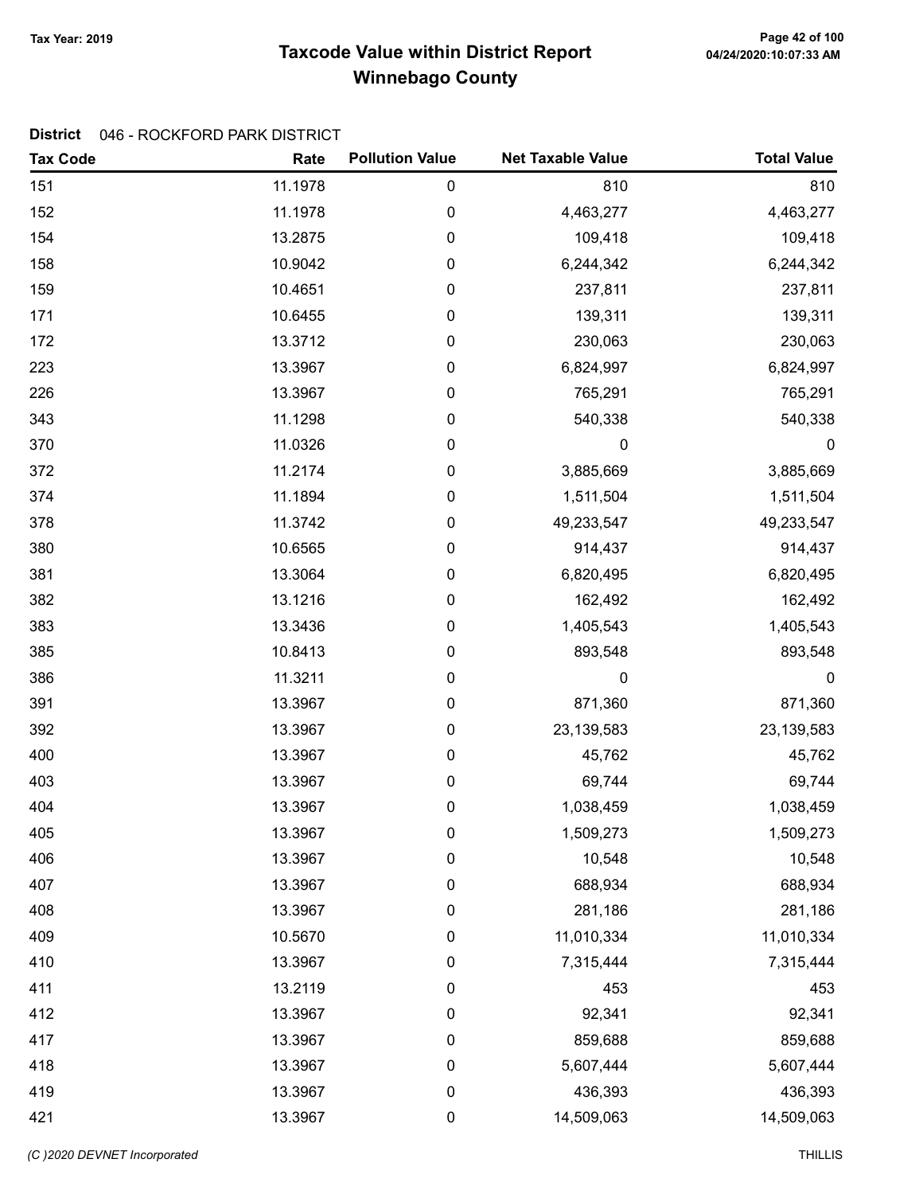# Taxcode Value within District Report
## Winnebago County

Tax Year: 2019

**District** 046 - ROCKFORD PARK DISTRICT

| Tax Code | Rate | Pollution Value | Net Taxable Value | Total Value |
|---|---|---|---|---|
| 151 | 11.1978 | 0 | 810 | 810 |
| 152 | 11.1978 | 0 | 4,463,277 | 4,463,277 |
| 154 | 13.2875 | 0 | 109,418 | 109,418 |
| 158 | 10.9042 | 0 | 6,244,342 | 6,244,342 |
| 159 | 10.4651 | 0 | 237,811 | 237,811 |
| 171 | 10.6455 | 0 | 139,311 | 139,311 |
| 172 | 13.3712 | 0 | 230,063 | 230,063 |
| 223 | 13.3967 | 0 | 6,824,997 | 6,824,997 |
| 226 | 13.3967 | 0 | 765,291 | 765,291 |
| 343 | 11.1298 | 0 | 540,338 | 540,338 |
| 370 | 11.0326 | 0 | 0 | 0 |
| 372 | 11.2174 | 0 | 3,885,669 | 3,885,669 |
| 374 | 11.1894 | 0 | 1,511,504 | 1,511,504 |
| 378 | 11.3742 | 0 | 49,233,547 | 49,233,547 |
| 380 | 10.6565 | 0 | 914,437 | 914,437 |
| 381 | 13.3064 | 0 | 6,820,495 | 6,820,495 |
| 382 | 13.1216 | 0 | 162,492 | 162,492 |
| 383 | 13.3436 | 0 | 1,405,543 | 1,405,543 |
| 385 | 10.8413 | 0 | 893,548 | 893,548 |
| 386 | 11.3211 | 0 | 0 | 0 |
| 391 | 13.3967 | 0 | 871,360 | 871,360 |
| 392 | 13.3967 | 0 | 23,139,583 | 23,139,583 |
| 400 | 13.3967 | 0 | 45,762 | 45,762 |
| 403 | 13.3967 | 0 | 69,744 | 69,744 |
| 404 | 13.3967 | 0 | 1,038,459 | 1,038,459 |
| 405 | 13.3967 | 0 | 1,509,273 | 1,509,273 |
| 406 | 13.3967 | 0 | 10,548 | 10,548 |
| 407 | 13.3967 | 0 | 688,934 | 688,934 |
| 408 | 13.3967 | 0 | 281,186 | 281,186 |
| 409 | 10.5670 | 0 | 11,010,334 | 11,010,334 |
| 410 | 13.3967 | 0 | 7,315,444 | 7,315,444 |
| 411 | 13.2119 | 0 | 453 | 453 |
| 412 | 13.3967 | 0 | 92,341 | 92,341 |
| 417 | 13.3967 | 0 | 859,688 | 859,688 |
| 418 | 13.3967 | 0 | 5,607,444 | 5,607,444 |
| 419 | 13.3967 | 0 | 436,393 | 436,393 |
| 421 | 13.3967 | 0 | 14,509,063 | 14,509,063 |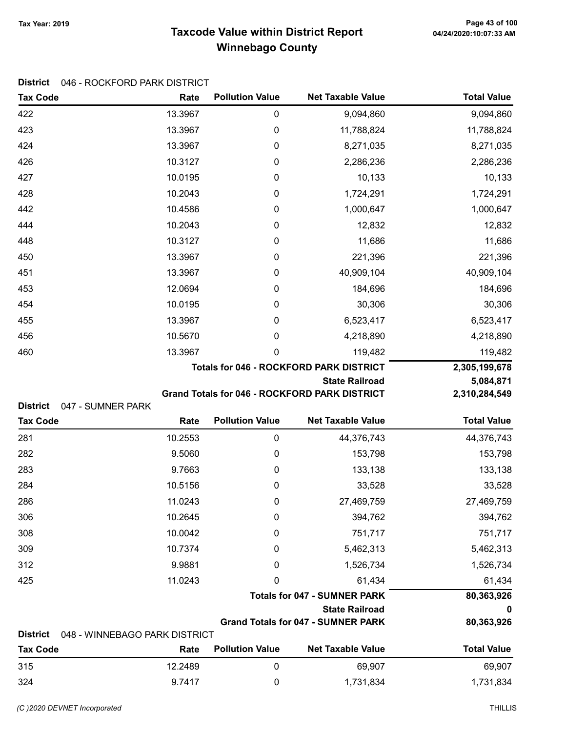# Taxcode Value within District Report
## Winnebago County

Tax Year: 2019

**District** 046 - ROCKFORD PARK DISTRICT

| Tax Code | Rate | Pollution Value | Net Taxable Value | Total Value |
|---|---|---|---|---|
| 422 | 13.3967 | 0 | 9,094,860 | 9,094,860 |
| 423 | 13.3967 | 0 | 11,788,824 | 11,788,824 |
| 424 | 13.3967 | 0 | 8,271,035 | 8,271,035 |
| 426 | 10.3127 | 0 | 2,286,236 | 2,286,236 |
| 427 | 10.0195 | 0 | 10,133 | 10,133 |
| 428 | 10.2043 | 0 | 1,724,291 | 1,724,291 |
| 442 | 10.4586 | 0 | 1,000,647 | 1,000,647 |
| 444 | 10.2043 | 0 | 12,832 | 12,832 |
| 448 | 10.3127 | 0 | 11,686 | 11,686 |
| 450 | 13.3967 | 0 | 221,396 | 221,396 |
| 451 | 13.3967 | 0 | 40,909,104 | 40,909,104 |
| 453 | 12.0694 | 0 | 184,696 | 184,696 |
| 454 | 10.0195 | 0 | 30,306 | 30,306 |
| 455 | 13.3967 | 0 | 6,523,417 | 6,523,417 |
| 456 | 10.5670 | 0 | 4,218,890 | 4,218,890 |
| 460 | 13.3967 | 0 | 119,482 | 119,482 |
| | | | **Totals for 046 - ROCKFORD PARK DISTRICT** | **2,305,199,678** |
| | | | **State Railroad** | **5,084,871** |
| | | | **Grand Totals for 046 - ROCKFORD PARK DISTRICT** | **2,310,284,549** |

**District** 047 - SUMNER PARK

| Tax Code | Rate | Pollution Value | Net Taxable Value | Total Value |
|---|---|---|---|---|
| 281 | 10.2553 | 0 | 44,376,743 | 44,376,743 |
| 282 | 9.5060 | 0 | 153,798 | 153,798 |
| 283 | 9.7663 | 0 | 133,138 | 133,138 |
| 284 | 10.5156 | 0 | 33,528 | 33,528 |
| 286 | 11.0243 | 0 | 27,469,759 | 27,469,759 |
| 306 | 10.2645 | 0 | 394,762 | 394,762 |
| 308 | 10.0042 | 0 | 751,717 | 751,717 |
| 309 | 10.7374 | 0 | 5,462,313 | 5,462,313 |
| 312 | 9.9881 | 0 | 1,526,734 | 1,526,734 |
| 425 | 11.0243 | 0 | 61,434 | 61,434 |
| | | | **Totals for 047 - SUMNER PARK** | **80,363,926** |
| | | | **State Railroad** | **0** |
| | | | **Grand Totals for 047 - SUMNER PARK** | **80,363,926** |

**District** 048 - WINNEBAGO PARK DISTRICT

| Tax Code | Rate | Pollution Value | Net Taxable Value | Total Value |
|---|---|---|---|---|
| 315 | 12.2489 | 0 | 69,907 | 69,907 |
| 324 | 9.7417 | 0 | 1,731,834 | 1,731,834 |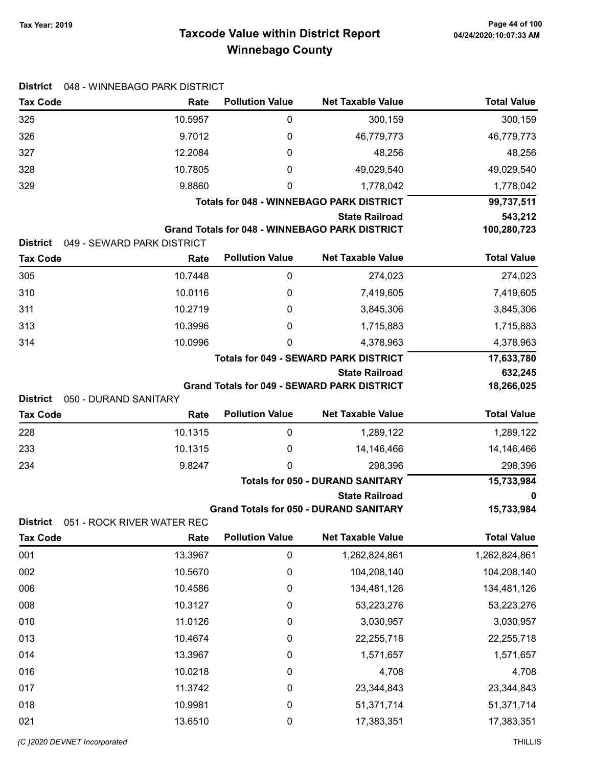# Taxcode Value within District Report
## Winnebago County

Tax Year: 2019

**District** 048 - WINNEBAGO PARK DISTRICT

| Tax Code | Rate | Pollution Value | Net Taxable Value | Total Value |
|---|---|---|---|---|
| 325 | 10.5957 | 0 | 300,159 | 300,159 |
| 326 | 9.7012 | 0 | 46,779,773 | 46,779,773 |
| 327 | 12.2084 | 0 | 48,256 | 48,256 |
| 328 | 10.7805 | 0 | 49,029,540 | 49,029,540 |
| 329 | 9.8860 | 0 | 1,778,042 | 1,778,042 |
| | | | **Totals for 048 - WINNEBAGO PARK DISTRICT** | **99,737,511** |
| | | | **State Railroad** | **543,212** |
| | | | **Grand Totals for 048 - WINNEBAGO PARK DISTRICT** | **100,280,723** |

**District** 049 - SEWARD PARK DISTRICT

| Tax Code | Rate | Pollution Value | Net Taxable Value | Total Value |
|---|---|---|---|---|
| 305 | 10.7448 | 0 | 274,023 | 274,023 |
| 310 | 10.0116 | 0 | 7,419,605 | 7,419,605 |
| 311 | 10.2719 | 0 | 3,845,306 | 3,845,306 |
| 313 | 10.3996 | 0 | 1,715,883 | 1,715,883 |
| 314 | 10.0996 | 0 | 4,378,963 | 4,378,963 |
| | | | **Totals for 049 - SEWARD PARK DISTRICT** | **17,633,780** |
| | | | **State Railroad** | **632,245** |
| | | | **Grand Totals for 049 - SEWARD PARK DISTRICT** | **18,266,025** |

**District** 050 - DURAND SANITARY

| Tax Code | Rate | Pollution Value | Net Taxable Value | Total Value |
|---|---|---|---|---|
| 228 | 10.1315 | 0 | 1,289,122 | 1,289,122 |
| 233 | 10.1315 | 0 | 14,146,466 | 14,146,466 |
| 234 | 9.8247 | 0 | 298,396 | 298,396 |
| | | | **Totals for 050 - DURAND SANITARY** | **15,733,984** |
| | | | **State Railroad** | **0** |
| | | | **Grand Totals for 050 - DURAND SANITARY** | **15,733,984** |

**District** 051 - ROCK RIVER WATER REC

| Tax Code | Rate | Pollution Value | Net Taxable Value | Total Value |
|---|---|---|---|---|
| 001 | 13.3967 | 0 | 1,262,824,861 | 1,262,824,861 |
| 002 | 10.5670 | 0 | 104,208,140 | 104,208,140 |
| 006 | 10.4586 | 0 | 134,481,126 | 134,481,126 |
| 008 | 10.3127 | 0 | 53,223,276 | 53,223,276 |
| 010 | 11.0126 | 0 | 3,030,957 | 3,030,957 |
| 013 | 10.4674 | 0 | 22,255,718 | 22,255,718 |
| 014 | 13.3967 | 0 | 1,571,657 | 1,571,657 |
| 016 | 10.0218 | 0 | 4,708 | 4,708 |
| 017 | 11.3742 | 0 | 23,344,843 | 23,344,843 |
| 018 | 10.9981 | 0 | 51,371,714 | 51,371,714 |
| 021 | 13.6510 | 0 | 17,383,351 | 17,383,351 |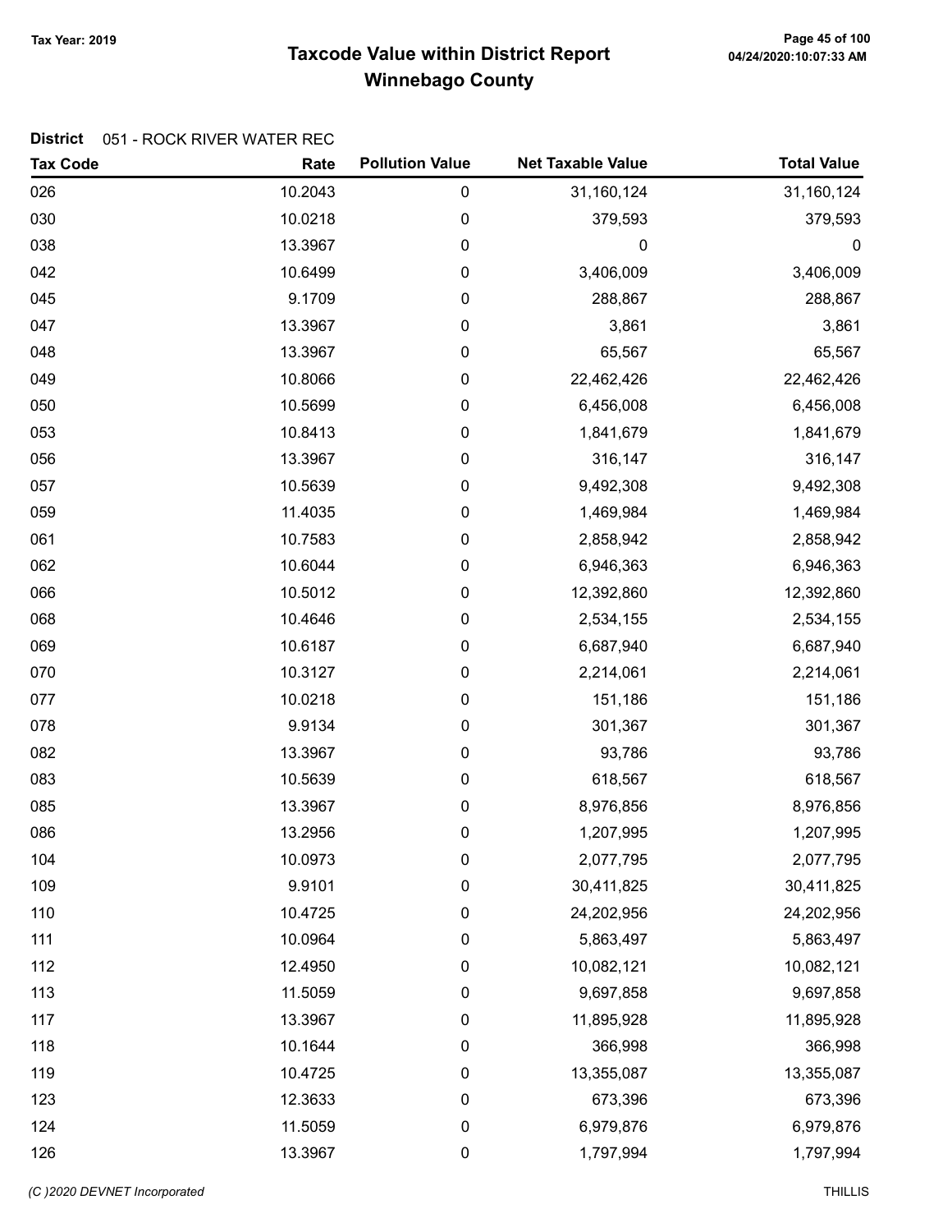# Taxcode Value within District Report
# Winnebago County

Tax Year: 2019

**District** 051 - ROCK RIVER WATER REC

| Tax Code | Rate | Pollution Value | Net Taxable Value | Total Value |
|---|---|---|---|---|
| 026 | 10.2043 | 0 | 31,160,124 | 31,160,124 |
| 030 | 10.0218 | 0 | 379,593 | 379,593 |
| 038 | 13.3967 | 0 | 0 | 0 |
| 042 | 10.6499 | 0 | 3,406,009 | 3,406,009 |
| 045 | 9.1709 | 0 | 288,867 | 288,867 |
| 047 | 13.3967 | 0 | 3,861 | 3,861 |
| 048 | 13.3967 | 0 | 65,567 | 65,567 |
| 049 | 10.8066 | 0 | 22,462,426 | 22,462,426 |
| 050 | 10.5699 | 0 | 6,456,008 | 6,456,008 |
| 053 | 10.8413 | 0 | 1,841,679 | 1,841,679 |
| 056 | 13.3967 | 0 | 316,147 | 316,147 |
| 057 | 10.5639 | 0 | 9,492,308 | 9,492,308 |
| 059 | 11.4035 | 0 | 1,469,984 | 1,469,984 |
| 061 | 10.7583 | 0 | 2,858,942 | 2,858,942 |
| 062 | 10.6044 | 0 | 6,946,363 | 6,946,363 |
| 066 | 10.5012 | 0 | 12,392,860 | 12,392,860 |
| 068 | 10.4646 | 0 | 2,534,155 | 2,534,155 |
| 069 | 10.6187 | 0 | 6,687,940 | 6,687,940 |
| 070 | 10.3127 | 0 | 2,214,061 | 2,214,061 |
| 077 | 10.0218 | 0 | 151,186 | 151,186 |
| 078 | 9.9134 | 0 | 301,367 | 301,367 |
| 082 | 13.3967 | 0 | 93,786 | 93,786 |
| 083 | 10.5639 | 0 | 618,567 | 618,567 |
| 085 | 13.3967 | 0 | 8,976,856 | 8,976,856 |
| 086 | 13.2956 | 0 | 1,207,995 | 1,207,995 |
| 104 | 10.0973 | 0 | 2,077,795 | 2,077,795 |
| 109 | 9.9101 | 0 | 30,411,825 | 30,411,825 |
| 110 | 10.4725 | 0 | 24,202,956 | 24,202,956 |
| 111 | 10.0964 | 0 | 5,863,497 | 5,863,497 |
| 112 | 12.4950 | 0 | 10,082,121 | 10,082,121 |
| 113 | 11.5059 | 0 | 9,697,858 | 9,697,858 |
| 117 | 13.3967 | 0 | 11,895,928 | 11,895,928 |
| 118 | 10.1644 | 0 | 366,998 | 366,998 |
| 119 | 10.4725 | 0 | 13,355,087 | 13,355,087 |
| 123 | 12.3633 | 0 | 673,396 | 673,396 |
| 124 | 11.5059 | 0 | 6,979,876 | 6,979,876 |
| 126 | 13.3967 | 0 | 1,797,994 | 1,797,994 |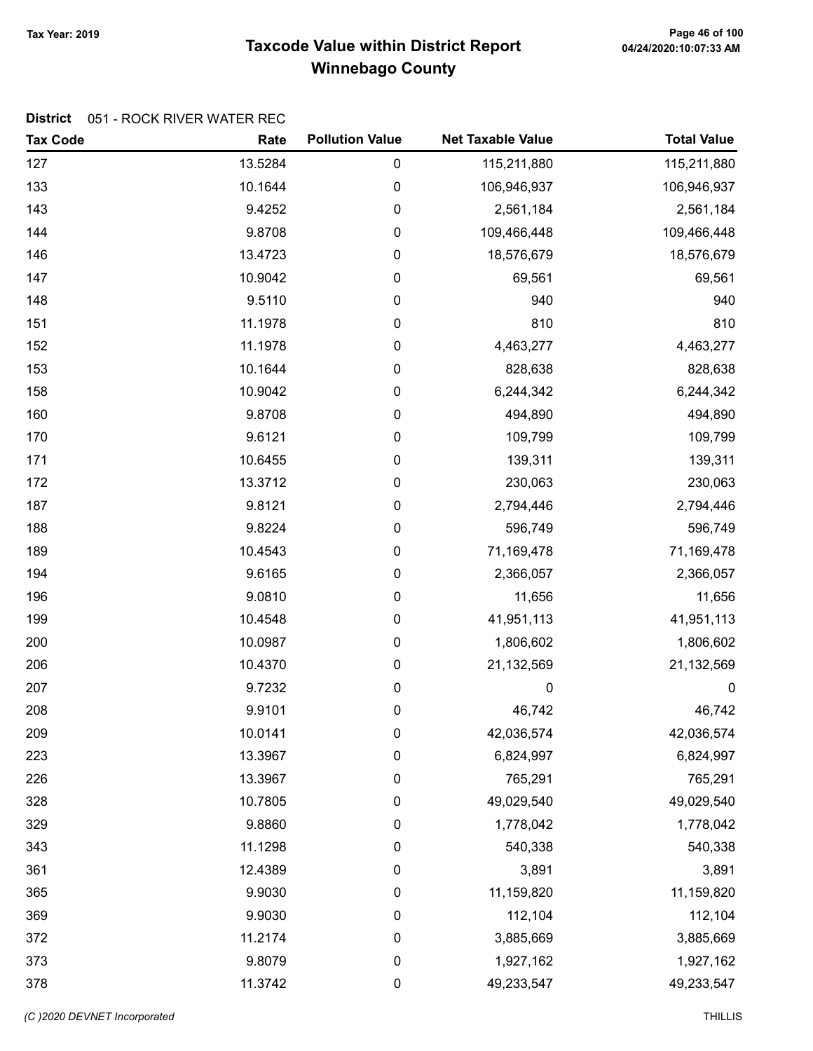# Taxcode Value within District Report
## Winnebago County

Tax Year: 2019

**District** 051 - ROCK RIVER WATER REC

| Tax Code | Rate | Pollution Value | Net Taxable Value | Total Value |
|---|---|---|---|---|
| 127 | 13.5284 | 0 | 115,211,880 | 115,211,880 |
| 133 | 10.1644 | 0 | 106,946,937 | 106,946,937 |
| 143 | 9.4252 | 0 | 2,561,184 | 2,561,184 |
| 144 | 9.8708 | 0 | 109,466,448 | 109,466,448 |
| 146 | 13.4723 | 0 | 18,576,679 | 18,576,679 |
| 147 | 10.9042 | 0 | 69,561 | 69,561 |
| 148 | 9.5110 | 0 | 940 | 940 |
| 151 | 11.1978 | 0 | 810 | 810 |
| 152 | 11.1978 | 0 | 4,463,277 | 4,463,277 |
| 153 | 10.1644 | 0 | 828,638 | 828,638 |
| 158 | 10.9042 | 0 | 6,244,342 | 6,244,342 |
| 160 | 9.8708 | 0 | 494,890 | 494,890 |
| 170 | 9.6121 | 0 | 109,799 | 109,799 |
| 171 | 10.6455 | 0 | 139,311 | 139,311 |
| 172 | 13.3712 | 0 | 230,063 | 230,063 |
| 187 | 9.8121 | 0 | 2,794,446 | 2,794,446 |
| 188 | 9.8224 | 0 | 596,749 | 596,749 |
| 189 | 10.4543 | 0 | 71,169,478 | 71,169,478 |
| 194 | 9.6165 | 0 | 2,366,057 | 2,366,057 |
| 196 | 9.0810 | 0 | 11,656 | 11,656 |
| 199 | 10.4548 | 0 | 41,951,113 | 41,951,113 |
| 200 | 10.0987 | 0 | 1,806,602 | 1,806,602 |
| 206 | 10.4370 | 0 | 21,132,569 | 21,132,569 |
| 207 | 9.7232 | 0 | 0 | 0 |
| 208 | 9.9101 | 0 | 46,742 | 46,742 |
| 209 | 10.0141 | 0 | 42,036,574 | 42,036,574 |
| 223 | 13.3967 | 0 | 6,824,997 | 6,824,997 |
| 226 | 13.3967 | 0 | 765,291 | 765,291 |
| 328 | 10.7805 | 0 | 49,029,540 | 49,029,540 |
| 329 | 9.8860 | 0 | 1,778,042 | 1,778,042 |
| 343 | 11.1298 | 0 | 540,338 | 540,338 |
| 361 | 12.4389 | 0 | 3,891 | 3,891 |
| 365 | 9.9030 | 0 | 11,159,820 | 11,159,820 |
| 369 | 9.9030 | 0 | 112,104 | 112,104 |
| 372 | 11.2174 | 0 | 3,885,669 | 3,885,669 |
| 373 | 9.8079 | 0 | 1,927,162 | 1,927,162 |
| 378 | 11.3742 | 0 | 49,233,547 | 49,233,547 |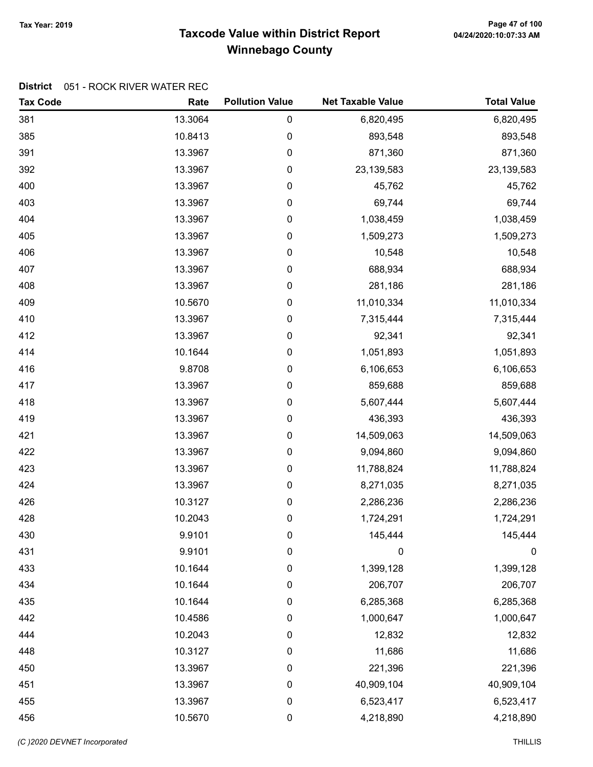Tax Year: 2019

# Taxcode Value within District Report
## Winnebago County

**District** 051 - ROCK RIVER WATER REC

| Tax Code | Rate | Pollution Value | Net Taxable Value | Total Value |
|---|---|---|---|---|
| 381 | 13.3064 | 0 | 6,820,495 | 6,820,495 |
| 385 | 10.8413 | 0 | 893,548 | 893,548 |
| 391 | 13.3967 | 0 | 871,360 | 871,360 |
| 392 | 13.3967 | 0 | 23,139,583 | 23,139,583 |
| 400 | 13.3967 | 0 | 45,762 | 45,762 |
| 403 | 13.3967 | 0 | 69,744 | 69,744 |
| 404 | 13.3967 | 0 | 1,038,459 | 1,038,459 |
| 405 | 13.3967 | 0 | 1,509,273 | 1,509,273 |
| 406 | 13.3967 | 0 | 10,548 | 10,548 |
| 407 | 13.3967 | 0 | 688,934 | 688,934 |
| 408 | 13.3967 | 0 | 281,186 | 281,186 |
| 409 | 10.5670 | 0 | 11,010,334 | 11,010,334 |
| 410 | 13.3967 | 0 | 7,315,444 | 7,315,444 |
| 412 | 13.3967 | 0 | 92,341 | 92,341 |
| 414 | 10.1644 | 0 | 1,051,893 | 1,051,893 |
| 416 | 9.8708 | 0 | 6,106,653 | 6,106,653 |
| 417 | 13.3967 | 0 | 859,688 | 859,688 |
| 418 | 13.3967 | 0 | 5,607,444 | 5,607,444 |
| 419 | 13.3967 | 0 | 436,393 | 436,393 |
| 421 | 13.3967 | 0 | 14,509,063 | 14,509,063 |
| 422 | 13.3967 | 0 | 9,094,860 | 9,094,860 |
| 423 | 13.3967 | 0 | 11,788,824 | 11,788,824 |
| 424 | 13.3967 | 0 | 8,271,035 | 8,271,035 |
| 426 | 10.3127 | 0 | 2,286,236 | 2,286,236 |
| 428 | 10.2043 | 0 | 1,724,291 | 1,724,291 |
| 430 | 9.9101 | 0 | 145,444 | 145,444 |
| 431 | 9.9101 | 0 | 0 | 0 |
| 433 | 10.1644 | 0 | 1,399,128 | 1,399,128 |
| 434 | 10.1644 | 0 | 206,707 | 206,707 |
| 435 | 10.1644 | 0 | 6,285,368 | 6,285,368 |
| 442 | 10.4586 | 0 | 1,000,647 | 1,000,647 |
| 444 | 10.2043 | 0 | 12,832 | 12,832 |
| 448 | 10.3127 | 0 | 11,686 | 11,686 |
| 450 | 13.3967 | 0 | 221,396 | 221,396 |
| 451 | 13.3967 | 0 | 40,909,104 | 40,909,104 |
| 455 | 13.3967 | 0 | 6,523,417 | 6,523,417 |
| 456 | 10.5670 | 0 | 4,218,890 | 4,218,890 |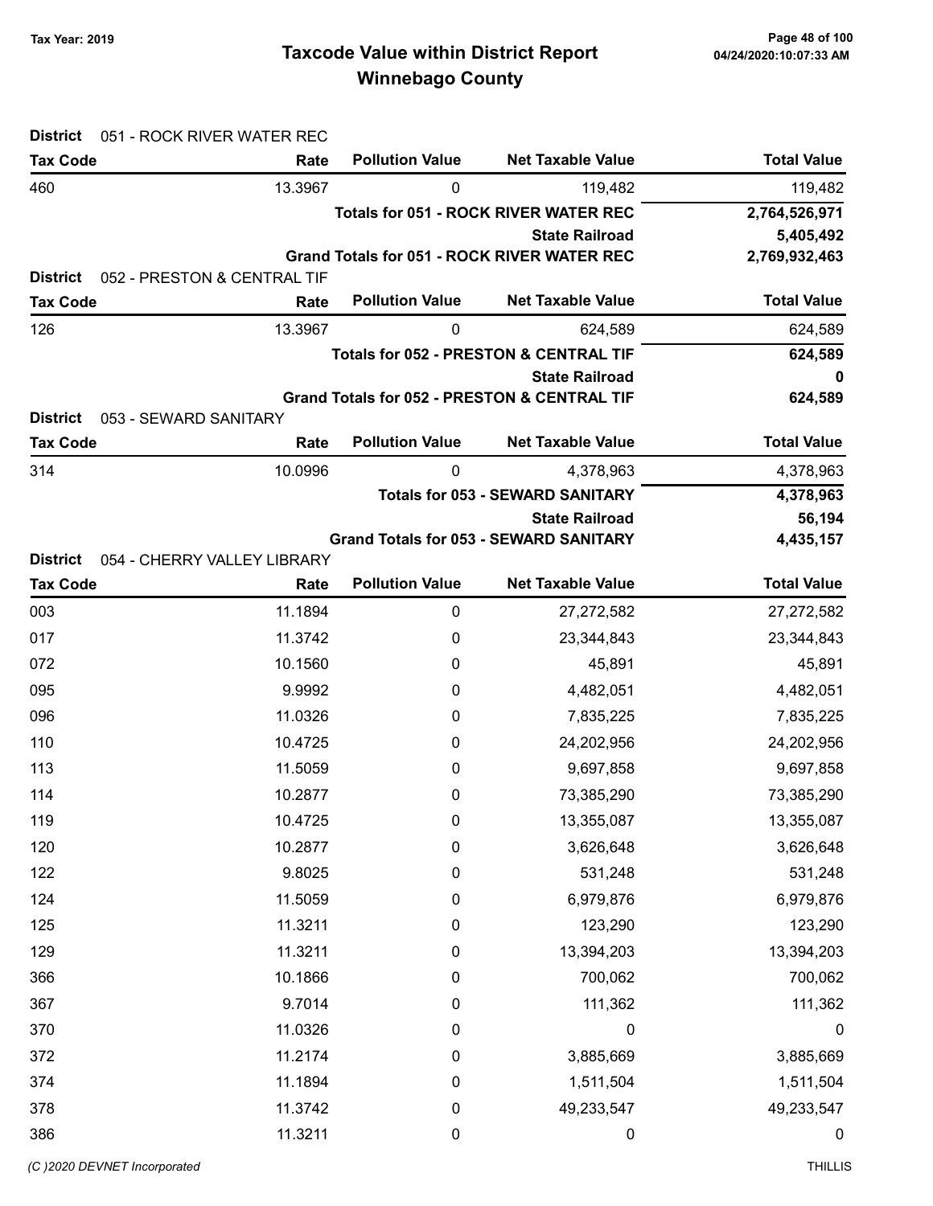**Taxcode Value within District Report**
**Winnebago County**

Tax Year: 2019

04/24/2020:10:07:33 AM

**District** 051 - ROCK RIVER WATER REC

| Tax Code | Rate | Pollution Value | Net Taxable Value | Total Value |
|---|---|---|---|---|
| 460 | 13.3967 | 0 | 119,482 | 119,482 |
| | | | **Totals for 051 - ROCK RIVER WATER REC** | **2,764,526,971** |
| | | | **State Railroad** | **5,405,492** |
| | | | **Grand Totals for 051 - ROCK RIVER WATER REC** | **2,769,932,463** |

**District** 052 - PRESTON & CENTRAL TIF

| Tax Code | Rate | Pollution Value | Net Taxable Value | Total Value |
|---|---|---|---|---|
| 126 | 13.3967 | 0 | 624,589 | 624,589 |
| | | | **Totals for 052 - PRESTON & CENTRAL TIF** | **624,589** |
| | | | **State Railroad** | **0** |
| | | | **Grand Totals for 052 - PRESTON & CENTRAL TIF** | **624,589** |

**District** 053 - SEWARD SANITARY

| Tax Code | Rate | Pollution Value | Net Taxable Value | Total Value |
|---|---|---|---|---|
| 314 | 10.0996 | 0 | 4,378,963 | 4,378,963 |
| | | | **Totals for 053 - SEWARD SANITARY** | **4,378,963** |
| | | | **State Railroad** | **56,194** |
| | | | **Grand Totals for 053 - SEWARD SANITARY** | **4,435,157** |

**District** 054 - CHERRY VALLEY LIBRARY

| Tax Code | Rate | Pollution Value | Net Taxable Value | Total Value |
|---|---|---|---|---|
| 003 | 11.1894 | 0 | 27,272,582 | 27,272,582 |
| 017 | 11.3742 | 0 | 23,344,843 | 23,344,843 |
| 072 | 10.1560 | 0 | 45,891 | 45,891 |
| 095 | 9.9992 | 0 | 4,482,051 | 4,482,051 |
| 096 | 11.0326 | 0 | 7,835,225 | 7,835,225 |
| 110 | 10.4725 | 0 | 24,202,956 | 24,202,956 |
| 113 | 11.5059 | 0 | 9,697,858 | 9,697,858 |
| 114 | 10.2877 | 0 | 73,385,290 | 73,385,290 |
| 119 | 10.4725 | 0 | 13,355,087 | 13,355,087 |
| 120 | 10.2877 | 0 | 3,626,648 | 3,626,648 |
| 122 | 9.8025 | 0 | 531,248 | 531,248 |
| 124 | 11.5059 | 0 | 6,979,876 | 6,979,876 |
| 125 | 11.3211 | 0 | 123,290 | 123,290 |
| 129 | 11.3211 | 0 | 13,394,203 | 13,394,203 |
| 366 | 10.1866 | 0 | 700,062 | 700,062 |
| 367 | 9.7014 | 0 | 111,362 | 111,362 |
| 370 | 11.0326 | 0 | 0 | 0 |
| 372 | 11.2174 | 0 | 3,885,669 | 3,885,669 |
| 374 | 11.1894 | 0 | 1,511,504 | 1,511,504 |
| 378 | 11.3742 | 0 | 49,233,547 | 49,233,547 |
| 386 | 11.3211 | 0 | 0 | 0 |

(C )2020 DEVNET Incorporated

THILLIS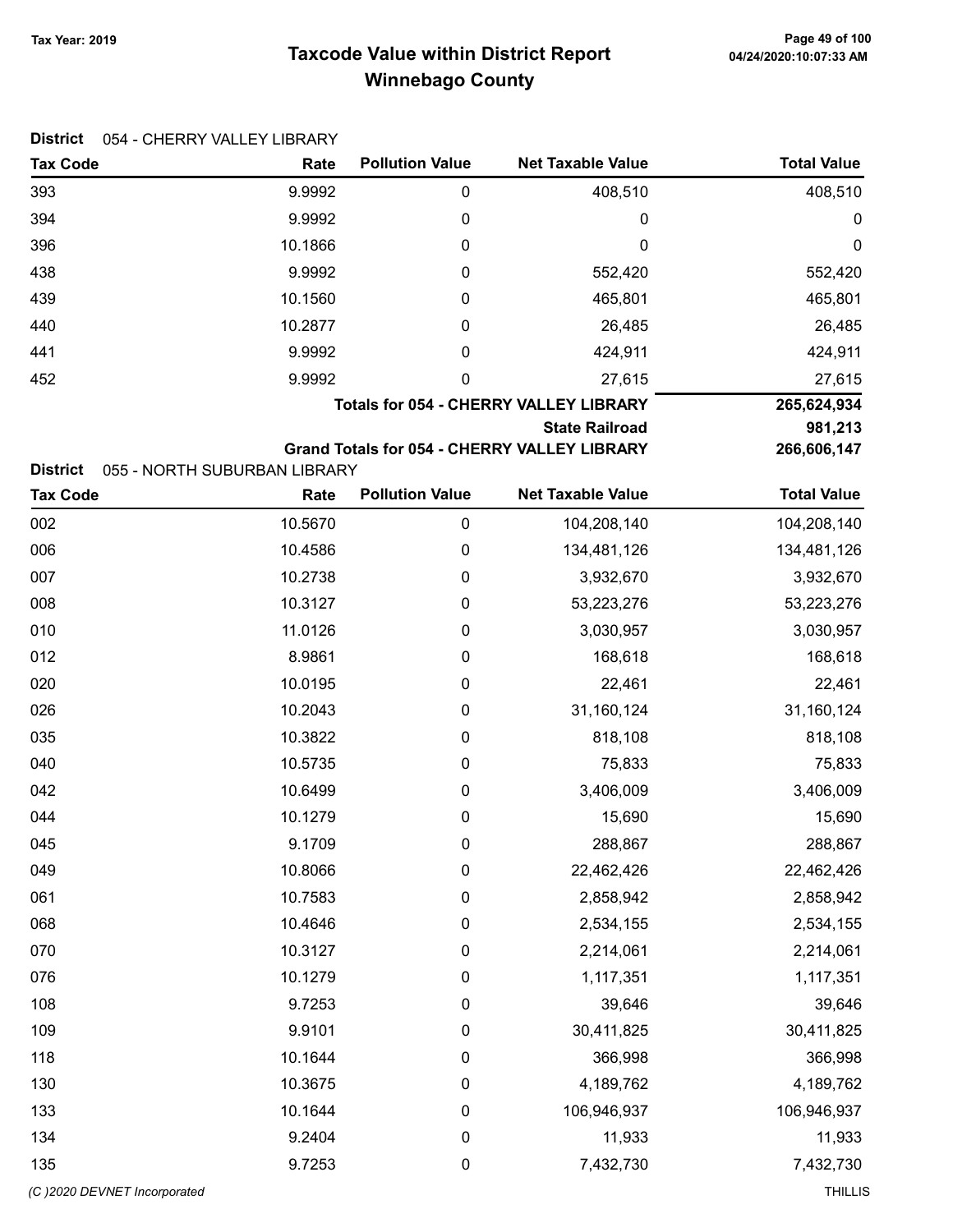**Tax Year: 2019**

# Taxcode Value within District Report
## Winnebago County

**District** 054 - CHERRY VALLEY LIBRARY

| Tax Code | Rate | Pollution Value | Net Taxable Value | Total Value |
|---|---|---|---|---|
| 393 | 9.9992 | 0 | 408,510 | 408,510 |
| 394 | 9.9992 | 0 | 0 | 0 |
| 396 | 10.1866 | 0 | 0 | 0 |
| 438 | 9.9992 | 0 | 552,420 | 552,420 |
| 439 | 10.1560 | 0 | 465,801 | 465,801 |
| 440 | 10.2877 | 0 | 26,485 | 26,485 |
| 441 | 9.9992 | 0 | 424,911 | 424,911 |
| 452 | 9.9992 | 0 | 27,615 | 27,615 |
| | | | **Totals for 054 - CHERRY VALLEY LIBRARY** | **265,624,934** |
| | | | **State Railroad** | **981,213** |
| | | | **Grand Totals for 054 - CHERRY VALLEY LIBRARY** | **266,606,147** |

**District** 055 - NORTH SUBURBAN LIBRARY

| Tax Code | Rate | Pollution Value | Net Taxable Value | Total Value |
|---|---|---|---|---|
| 002 | 10.5670 | 0 | 104,208,140 | 104,208,140 |
| 006 | 10.4586 | 0 | 134,481,126 | 134,481,126 |
| 007 | 10.2738 | 0 | 3,932,670 | 3,932,670 |
| 008 | 10.3127 | 0 | 53,223,276 | 53,223,276 |
| 010 | 11.0126 | 0 | 3,030,957 | 3,030,957 |
| 012 | 8.9861 | 0 | 168,618 | 168,618 |
| 020 | 10.0195 | 0 | 22,461 | 22,461 |
| 026 | 10.2043 | 0 | 31,160,124 | 31,160,124 |
| 035 | 10.3822 | 0 | 818,108 | 818,108 |
| 040 | 10.5735 | 0 | 75,833 | 75,833 |
| 042 | 10.6499 | 0 | 3,406,009 | 3,406,009 |
| 044 | 10.1279 | 0 | 15,690 | 15,690 |
| 045 | 9.1709 | 0 | 288,867 | 288,867 |
| 049 | 10.8066 | 0 | 22,462,426 | 22,462,426 |
| 061 | 10.7583 | 0 | 2,858,942 | 2,858,942 |
| 068 | 10.4646 | 0 | 2,534,155 | 2,534,155 |
| 070 | 10.3127 | 0 | 2,214,061 | 2,214,061 |
| 076 | 10.1279 | 0 | 1,117,351 | 1,117,351 |
| 108 | 9.7253 | 0 | 39,646 | 39,646 |
| 109 | 9.9101 | 0 | 30,411,825 | 30,411,825 |
| 118 | 10.1644 | 0 | 366,998 | 366,998 |
| 130 | 10.3675 | 0 | 4,189,762 | 4,189,762 |
| 133 | 10.1644 | 0 | 106,946,937 | 106,946,937 |
| 134 | 9.2404 | 0 | 11,933 | 11,933 |
| 135 | 9.7253 | 0 | 7,432,730 | 7,432,730 |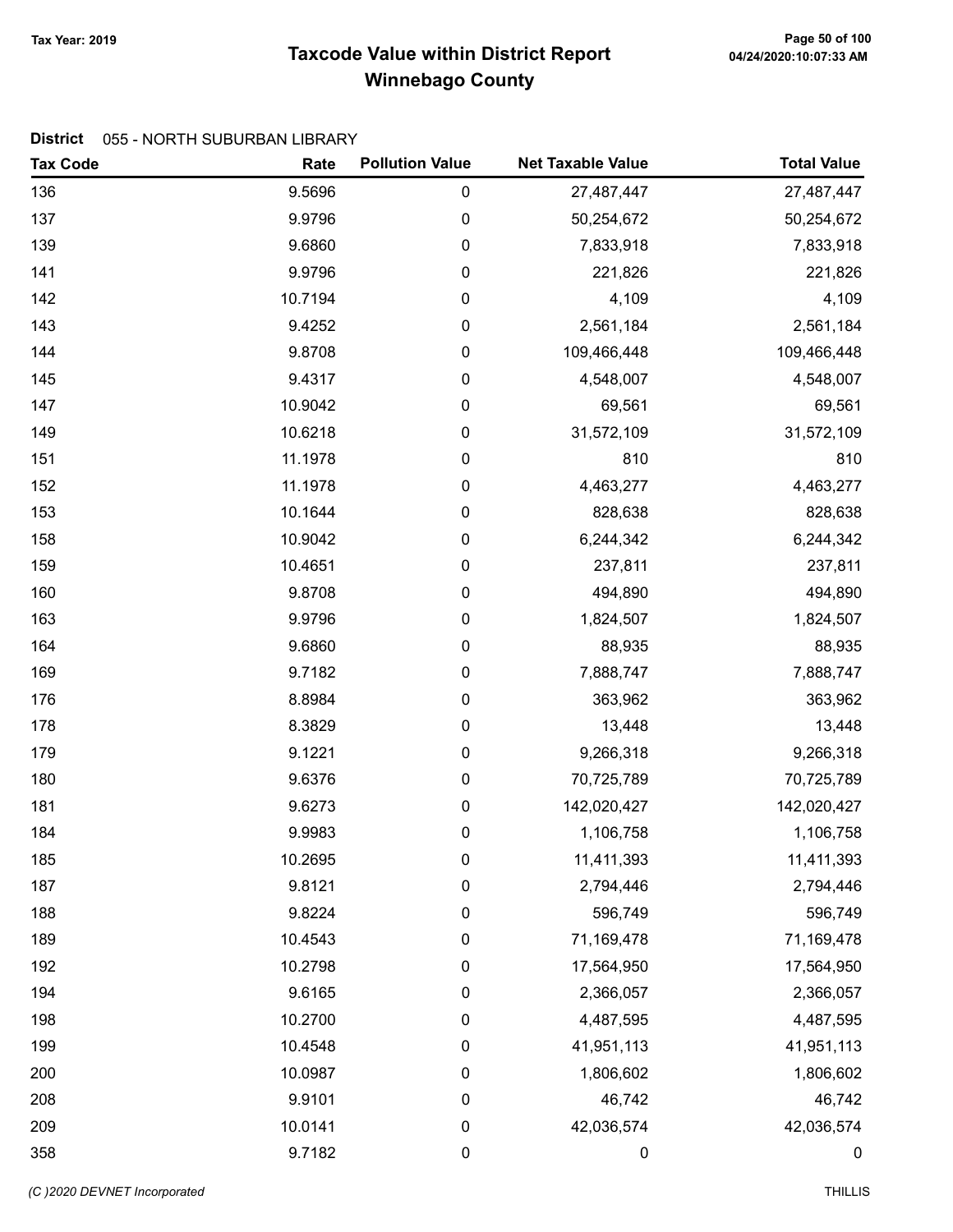# Taxcode Value within District Report
# Winnebago County

Tax Year: 2019

**District** 055 - NORTH SUBURBAN LIBRARY

| Tax Code | Rate | Pollution Value | Net Taxable Value | Total Value |
|---|---|---|---|---|
| 136 | 9.5696 | 0 | 27,487,447 | 27,487,447 |
| 137 | 9.9796 | 0 | 50,254,672 | 50,254,672 |
| 139 | 9.6860 | 0 | 7,833,918 | 7,833,918 |
| 141 | 9.9796 | 0 | 221,826 | 221,826 |
| 142 | 10.7194 | 0 | 4,109 | 4,109 |
| 143 | 9.4252 | 0 | 2,561,184 | 2,561,184 |
| 144 | 9.8708 | 0 | 109,466,448 | 109,466,448 |
| 145 | 9.4317 | 0 | 4,548,007 | 4,548,007 |
| 147 | 10.9042 | 0 | 69,561 | 69,561 |
| 149 | 10.6218 | 0 | 31,572,109 | 31,572,109 |
| 151 | 11.1978 | 0 | 810 | 810 |
| 152 | 11.1978 | 0 | 4,463,277 | 4,463,277 |
| 153 | 10.1644 | 0 | 828,638 | 828,638 |
| 158 | 10.9042 | 0 | 6,244,342 | 6,244,342 |
| 159 | 10.4651 | 0 | 237,811 | 237,811 |
| 160 | 9.8708 | 0 | 494,890 | 494,890 |
| 163 | 9.9796 | 0 | 1,824,507 | 1,824,507 |
| 164 | 9.6860 | 0 | 88,935 | 88,935 |
| 169 | 9.7182 | 0 | 7,888,747 | 7,888,747 |
| 176 | 8.8984 | 0 | 363,962 | 363,962 |
| 178 | 8.3829 | 0 | 13,448 | 13,448 |
| 179 | 9.1221 | 0 | 9,266,318 | 9,266,318 |
| 180 | 9.6376 | 0 | 70,725,789 | 70,725,789 |
| 181 | 9.6273 | 0 | 142,020,427 | 142,020,427 |
| 184 | 9.9983 | 0 | 1,106,758 | 1,106,758 |
| 185 | 10.2695 | 0 | 11,411,393 | 11,411,393 |
| 187 | 9.8121 | 0 | 2,794,446 | 2,794,446 |
| 188 | 9.8224 | 0 | 596,749 | 596,749 |
| 189 | 10.4543 | 0 | 71,169,478 | 71,169,478 |
| 192 | 10.2798 | 0 | 17,564,950 | 17,564,950 |
| 194 | 9.6165 | 0 | 2,366,057 | 2,366,057 |
| 198 | 10.2700 | 0 | 4,487,595 | 4,487,595 |
| 199 | 10.4548 | 0 | 41,951,113 | 41,951,113 |
| 200 | 10.0987 | 0 | 1,806,602 | 1,806,602 |
| 208 | 9.9101 | 0 | 46,742 | 46,742 |
| 209 | 10.0141 | 0 | 42,036,574 | 42,036,574 |
| 358 | 9.7182 | 0 | 0 | 0 |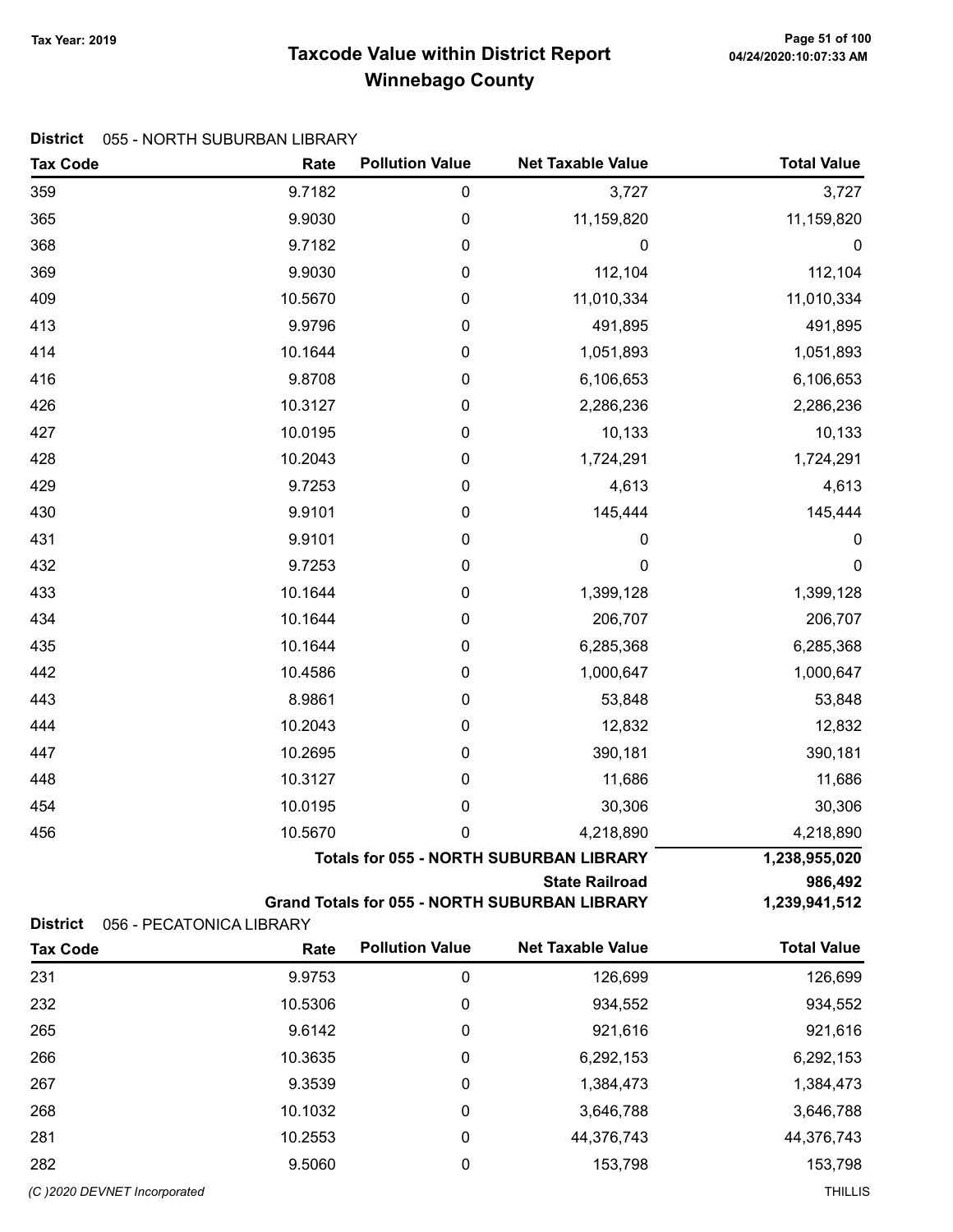# Taxcode Value within District Report
## Winnebago County

Tax Year: 2019

**District** 055 - NORTH SUBURBAN LIBRARY

| Tax Code | Rate | Pollution Value | Net Taxable Value | Total Value |
|---|---|---|---|---|
| 359 | 9.7182 | 0 | 3,727 | 3,727 |
| 365 | 9.9030 | 0 | 11,159,820 | 11,159,820 |
| 368 | 9.7182 | 0 | 0 | 0 |
| 369 | 9.9030 | 0 | 112,104 | 112,104 |
| 409 | 10.5670 | 0 | 11,010,334 | 11,010,334 |
| 413 | 9.9796 | 0 | 491,895 | 491,895 |
| 414 | 10.1644 | 0 | 1,051,893 | 1,051,893 |
| 416 | 9.8708 | 0 | 6,106,653 | 6,106,653 |
| 426 | 10.3127 | 0 | 2,286,236 | 2,286,236 |
| 427 | 10.0195 | 0 | 10,133 | 10,133 |
| 428 | 10.2043 | 0 | 1,724,291 | 1,724,291 |
| 429 | 9.7253 | 0 | 4,613 | 4,613 |
| 430 | 9.9101 | 0 | 145,444 | 145,444 |
| 431 | 9.9101 | 0 | 0 | 0 |
| 432 | 9.7253 | 0 | 0 | 0 |
| 433 | 10.1644 | 0 | 1,399,128 | 1,399,128 |
| 434 | 10.1644 | 0 | 206,707 | 206,707 |
| 435 | 10.1644 | 0 | 6,285,368 | 6,285,368 |
| 442 | 10.4586 | 0 | 1,000,647 | 1,000,647 |
| 443 | 8.9861 | 0 | 53,848 | 53,848 |
| 444 | 10.2043 | 0 | 12,832 | 12,832 |
| 447 | 10.2695 | 0 | 390,181 | 390,181 |
| 448 | 10.3127 | 0 | 11,686 | 11,686 |
| 454 | 10.0195 | 0 | 30,306 | 30,306 |
| 456 | 10.5670 | 0 | 4,218,890 | 4,218,890 |
| | | | **Totals for 055 - NORTH SUBURBAN LIBRARY** | **1,238,955,020** |
| | | | **State Railroad** | **986,492** |
| | | | **Grand Totals for 055 - NORTH SUBURBAN LIBRARY** | **1,239,941,512** |

**District** 056 - PECATONICA LIBRARY

| Tax Code | Rate | Pollution Value | Net Taxable Value | Total Value |
|---|---|---|---|---|
| 231 | 9.9753 | 0 | 126,699 | 126,699 |
| 232 | 10.5306 | 0 | 934,552 | 934,552 |
| 265 | 9.6142 | 0 | 921,616 | 921,616 |
| 266 | 10.3635 | 0 | 6,292,153 | 6,292,153 |
| 267 | 9.3539 | 0 | 1,384,473 | 1,384,473 |
| 268 | 10.1032 | 0 | 3,646,788 | 3,646,788 |
| 281 | 10.2553 | 0 | 44,376,743 | 44,376,743 |
| 282 | 9.5060 | 0 | 153,798 | 153,798 |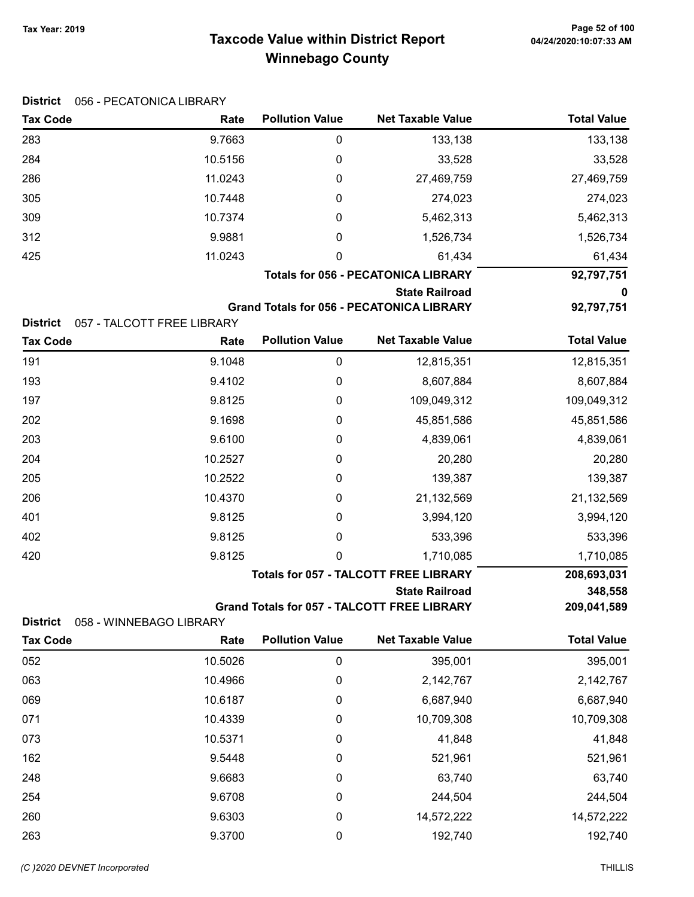**Tax Year: 2019**

# Taxcode Value within District Report
## Winnebago County

**District** 056 - PECATONICA LIBRARY

| Tax Code | Rate | Pollution Value | Net Taxable Value | Total Value |
|---|---|---|---|---|
| 283 | 9.7663 | 0 | 133,138 | 133,138 |
| 284 | 10.5156 | 0 | 33,528 | 33,528 |
| 286 | 11.0243 | 0 | 27,469,759 | 27,469,759 |
| 305 | 10.7448 | 0 | 274,023 | 274,023 |
| 309 | 10.7374 | 0 | 5,462,313 | 5,462,313 |
| 312 | 9.9881 | 0 | 1,526,734 | 1,526,734 |
| 425 | 11.0243 | 0 | 61,434 | 61,434 |
| | | | **Totals for 056 - PECATONICA LIBRARY** | **92,797,751** |
| | | | **State Railroad** | **0** |
| | | | **Grand Totals for 056 - PECATONICA LIBRARY** | **92,797,751** |

**District** 057 - TALCOTT FREE LIBRARY

| Tax Code | Rate | Pollution Value | Net Taxable Value | Total Value |
|---|---|---|---|---|
| 191 | 9.1048 | 0 | 12,815,351 | 12,815,351 |
| 193 | 9.4102 | 0 | 8,607,884 | 8,607,884 |
| 197 | 9.8125 | 0 | 109,049,312 | 109,049,312 |
| 202 | 9.1698 | 0 | 45,851,586 | 45,851,586 |
| 203 | 9.6100 | 0 | 4,839,061 | 4,839,061 |
| 204 | 10.2527 | 0 | 20,280 | 20,280 |
| 205 | 10.2522 | 0 | 139,387 | 139,387 |
| 206 | 10.4370 | 0 | 21,132,569 | 21,132,569 |
| 401 | 9.8125 | 0 | 3,994,120 | 3,994,120 |
| 402 | 9.8125 | 0 | 533,396 | 533,396 |
| 420 | 9.8125 | 0 | 1,710,085 | 1,710,085 |
| | | | **Totals for 057 - TALCOTT FREE LIBRARY** | **208,693,031** |
| | | | **State Railroad** | **348,558** |
| | | | **Grand Totals for 057 - TALCOTT FREE LIBRARY** | **209,041,589** |

**District** 058 - WINNEBAGO LIBRARY

| Tax Code | Rate | Pollution Value | Net Taxable Value | Total Value |
|---|---|---|---|---|
| 052 | 10.5026 | 0 | 395,001 | 395,001 |
| 063 | 10.4966 | 0 | 2,142,767 | 2,142,767 |
| 069 | 10.6187 | 0 | 6,687,940 | 6,687,940 |
| 071 | 10.4339 | 0 | 10,709,308 | 10,709,308 |
| 073 | 10.5371 | 0 | 41,848 | 41,848 |
| 162 | 9.5448 | 0 | 521,961 | 521,961 |
| 248 | 9.6683 | 0 | 63,740 | 63,740 |
| 254 | 9.6708 | 0 | 244,504 | 244,504 |
| 260 | 9.6303 | 0 | 14,572,222 | 14,572,222 |
| 263 | 9.3700 | 0 | 192,740 | 192,740 |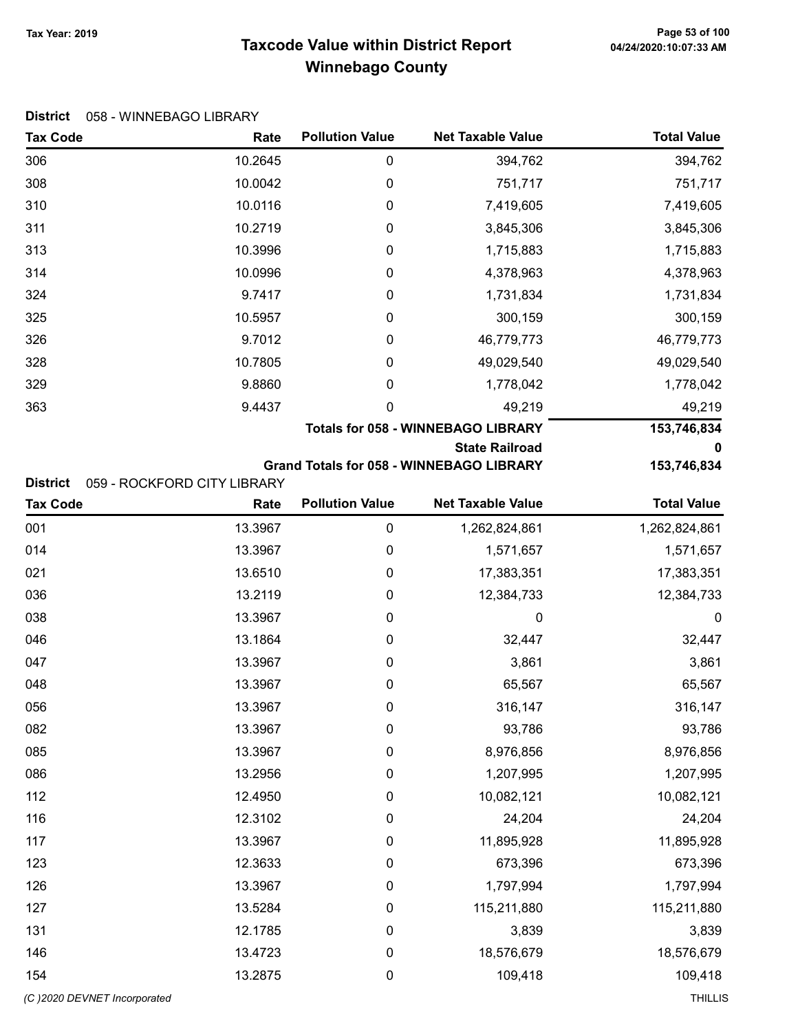# Taxcode Value within District Report
## Winnebago County

Tax Year: 2019

**District** 058 - WINNEBAGO LIBRARY

| Tax Code | Rate | Pollution Value | Net Taxable Value | Total Value |
|---|---|---|---|---|
| 306 | 10.2645 | 0 | 394,762 | 394,762 |
| 308 | 10.0042 | 0 | 751,717 | 751,717 |
| 310 | 10.0116 | 0 | 7,419,605 | 7,419,605 |
| 311 | 10.2719 | 0 | 3,845,306 | 3,845,306 |
| 313 | 10.3996 | 0 | 1,715,883 | 1,715,883 |
| 314 | 10.0996 | 0 | 4,378,963 | 4,378,963 |
| 324 | 9.7417 | 0 | 1,731,834 | 1,731,834 |
| 325 | 10.5957 | 0 | 300,159 | 300,159 |
| 326 | 9.7012 | 0 | 46,779,773 | 46,779,773 |
| 328 | 10.7805 | 0 | 49,029,540 | 49,029,540 |
| 329 | 9.8860 | 0 | 1,778,042 | 1,778,042 |
| 363 | 9.4437 | 0 | 49,219 | 49,219 |
| | | | **Totals for 058 - WINNEBAGO LIBRARY** | **153,746,834** |
| | | | **State Railroad** | **0** |
| | | | **Grand Totals for 058 - WINNEBAGO LIBRARY** | **153,746,834** |

**District** 059 - ROCKFORD CITY LIBRARY

| Tax Code | Rate | Pollution Value | Net Taxable Value | Total Value |
|---|---|---|---|---|
| 001 | 13.3967 | 0 | 1,262,824,861 | 1,262,824,861 |
| 014 | 13.3967 | 0 | 1,571,657 | 1,571,657 |
| 021 | 13.6510 | 0 | 17,383,351 | 17,383,351 |
| 036 | 13.2119 | 0 | 12,384,733 | 12,384,733 |
| 038 | 13.3967 | 0 | 0 | 0 |
| 046 | 13.1864 | 0 | 32,447 | 32,447 |
| 047 | 13.3967 | 0 | 3,861 | 3,861 |
| 048 | 13.3967 | 0 | 65,567 | 65,567 |
| 056 | 13.3967 | 0 | 316,147 | 316,147 |
| 082 | 13.3967 | 0 | 93,786 | 93,786 |
| 085 | 13.3967 | 0 | 8,976,856 | 8,976,856 |
| 086 | 13.2956 | 0 | 1,207,995 | 1,207,995 |
| 112 | 12.4950 | 0 | 10,082,121 | 10,082,121 |
| 116 | 12.3102 | 0 | 24,204 | 24,204 |
| 117 | 13.3967 | 0 | 11,895,928 | 11,895,928 |
| 123 | 12.3633 | 0 | 673,396 | 673,396 |
| 126 | 13.3967 | 0 | 1,797,994 | 1,797,994 |
| 127 | 13.5284 | 0 | 115,211,880 | 115,211,880 |
| 131 | 12.1785 | 0 | 3,839 | 3,839 |
| 146 | 13.4723 | 0 | 18,576,679 | 18,576,679 |
| 154 | 13.2875 | 0 | 109,418 | 109,418 |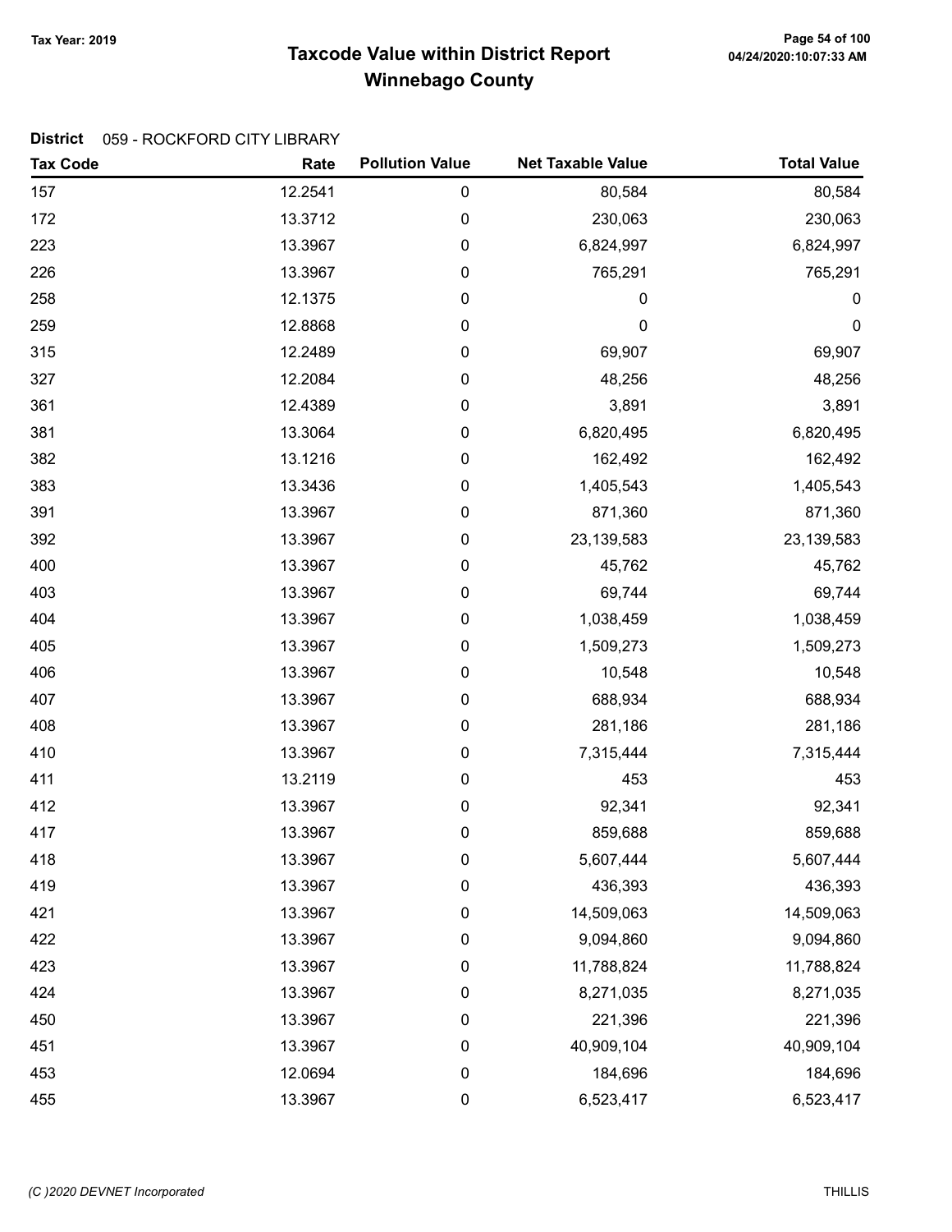# Taxcode Value within District Report

## Winnebago County

Tax Year: 2019

**District** 059 - ROCKFORD CITY LIBRARY

| Tax Code | Rate | Pollution Value | Net Taxable Value | Total Value |
|---|---|---|---|---|
| 157 | 12.2541 | 0 | 80,584 | 80,584 |
| 172 | 13.3712 | 0 | 230,063 | 230,063 |
| 223 | 13.3967 | 0 | 6,824,997 | 6,824,997 |
| 226 | 13.3967 | 0 | 765,291 | 765,291 |
| 258 | 12.1375 | 0 | 0 | 0 |
| 259 | 12.8868 | 0 | 0 | 0 |
| 315 | 12.2489 | 0 | 69,907 | 69,907 |
| 327 | 12.2084 | 0 | 48,256 | 48,256 |
| 361 | 12.4389 | 0 | 3,891 | 3,891 |
| 381 | 13.3064 | 0 | 6,820,495 | 6,820,495 |
| 382 | 13.1216 | 0 | 162,492 | 162,492 |
| 383 | 13.3436 | 0 | 1,405,543 | 1,405,543 |
| 391 | 13.3967 | 0 | 871,360 | 871,360 |
| 392 | 13.3967 | 0 | 23,139,583 | 23,139,583 |
| 400 | 13.3967 | 0 | 45,762 | 45,762 |
| 403 | 13.3967 | 0 | 69,744 | 69,744 |
| 404 | 13.3967 | 0 | 1,038,459 | 1,038,459 |
| 405 | 13.3967 | 0 | 1,509,273 | 1,509,273 |
| 406 | 13.3967 | 0 | 10,548 | 10,548 |
| 407 | 13.3967 | 0 | 688,934 | 688,934 |
| 408 | 13.3967 | 0 | 281,186 | 281,186 |
| 410 | 13.3967 | 0 | 7,315,444 | 7,315,444 |
| 411 | 13.2119 | 0 | 453 | 453 |
| 412 | 13.3967 | 0 | 92,341 | 92,341 |
| 417 | 13.3967 | 0 | 859,688 | 859,688 |
| 418 | 13.3967 | 0 | 5,607,444 | 5,607,444 |
| 419 | 13.3967 | 0 | 436,393 | 436,393 |
| 421 | 13.3967 | 0 | 14,509,063 | 14,509,063 |
| 422 | 13.3967 | 0 | 9,094,860 | 9,094,860 |
| 423 | 13.3967 | 0 | 11,788,824 | 11,788,824 |
| 424 | 13.3967 | 0 | 8,271,035 | 8,271,035 |
| 450 | 13.3967 | 0 | 221,396 | 221,396 |
| 451 | 13.3967 | 0 | 40,909,104 | 40,909,104 |
| 453 | 12.0694 | 0 | 184,696 | 184,696 |
| 455 | 13.3967 | 0 | 6,523,417 | 6,523,417 |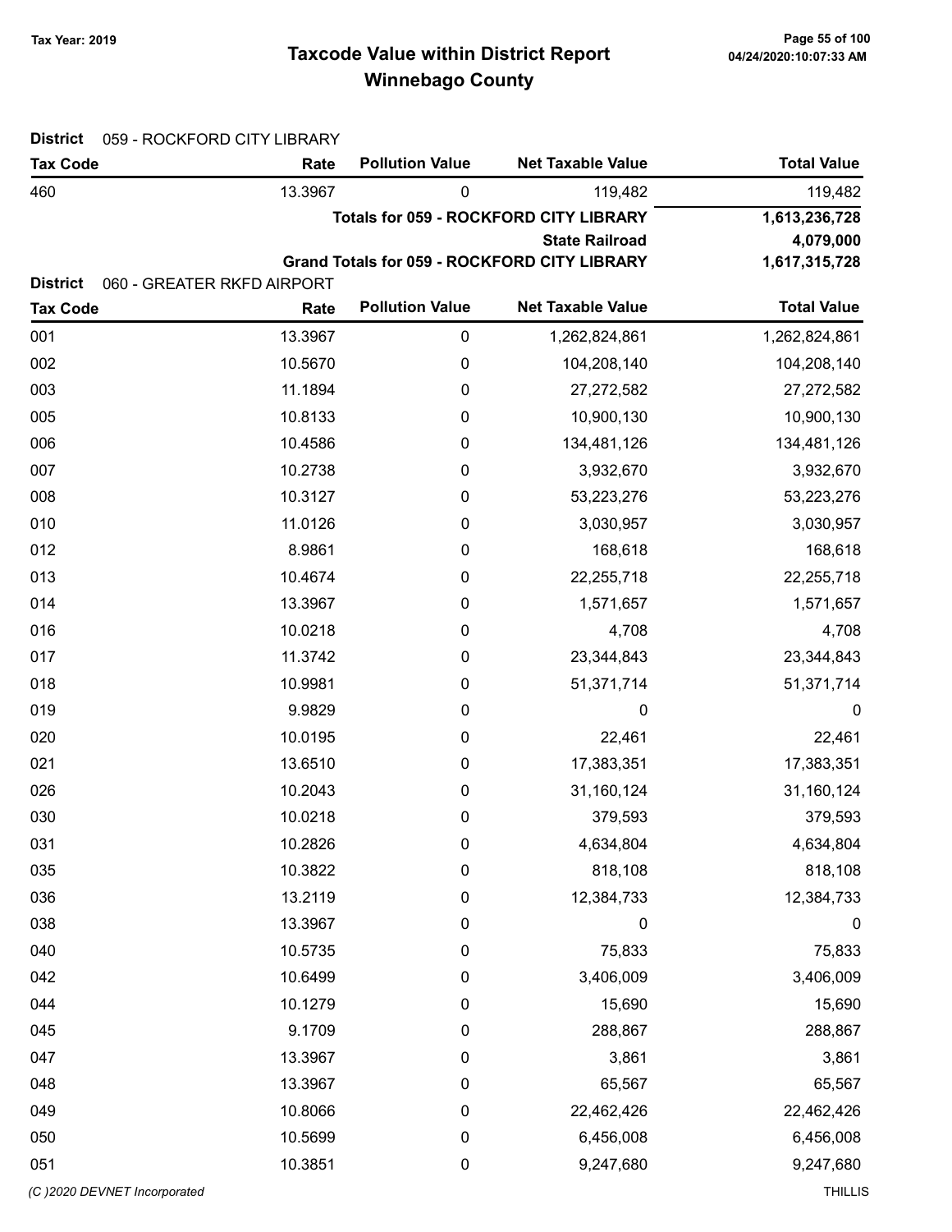# Taxcode Value within District Report
## Winnebago County

Tax Year: 2019

**District** 059 - ROCKFORD CITY LIBRARY

| Tax Code | Rate | Pollution Value | Net Taxable Value | Total Value |
|---|---|---|---|---|
| 460 | 13.3967 | 0 | 119,482 | 119,482 |
| | | | **Totals for 059 - ROCKFORD CITY LIBRARY** | **1,613,236,728** |
| | | | **State Railroad** | **4,079,000** |
| | | | **Grand Totals for 059 - ROCKFORD CITY LIBRARY** | **1,617,315,728** |

**District** 060 - GREATER RKFD AIRPORT

| Tax Code | Rate | Pollution Value | Net Taxable Value | Total Value |
|---|---|---|---|---|
| 001 | 13.3967 | 0 | 1,262,824,861 | 1,262,824,861 |
| 002 | 10.5670 | 0 | 104,208,140 | 104,208,140 |
| 003 | 11.1894 | 0 | 27,272,582 | 27,272,582 |
| 005 | 10.8133 | 0 | 10,900,130 | 10,900,130 |
| 006 | 10.4586 | 0 | 134,481,126 | 134,481,126 |
| 007 | 10.2738 | 0 | 3,932,670 | 3,932,670 |
| 008 | 10.3127 | 0 | 53,223,276 | 53,223,276 |
| 010 | 11.0126 | 0 | 3,030,957 | 3,030,957 |
| 012 | 8.9861 | 0 | 168,618 | 168,618 |
| 013 | 10.4674 | 0 | 22,255,718 | 22,255,718 |
| 014 | 13.3967 | 0 | 1,571,657 | 1,571,657 |
| 016 | 10.0218 | 0 | 4,708 | 4,708 |
| 017 | 11.3742 | 0 | 23,344,843 | 23,344,843 |
| 018 | 10.9981 | 0 | 51,371,714 | 51,371,714 |
| 019 | 9.9829 | 0 | 0 | 0 |
| 020 | 10.0195 | 0 | 22,461 | 22,461 |
| 021 | 13.6510 | 0 | 17,383,351 | 17,383,351 |
| 026 | 10.2043 | 0 | 31,160,124 | 31,160,124 |
| 030 | 10.0218 | 0 | 379,593 | 379,593 |
| 031 | 10.2826 | 0 | 4,634,804 | 4,634,804 |
| 035 | 10.3822 | 0 | 818,108 | 818,108 |
| 036 | 13.2119 | 0 | 12,384,733 | 12,384,733 |
| 038 | 13.3967 | 0 | 0 | 0 |
| 040 | 10.5735 | 0 | 75,833 | 75,833 |
| 042 | 10.6499 | 0 | 3,406,009 | 3,406,009 |
| 044 | 10.1279 | 0 | 15,690 | 15,690 |
| 045 | 9.1709 | 0 | 288,867 | 288,867 |
| 047 | 13.3967 | 0 | 3,861 | 3,861 |
| 048 | 13.3967 | 0 | 65,567 | 65,567 |
| 049 | 10.8066 | 0 | 22,462,426 | 22,462,426 |
| 050 | 10.5699 | 0 | 6,456,008 | 6,456,008 |
| 051 | 10.3851 | 0 | 9,247,680 | 9,247,680 |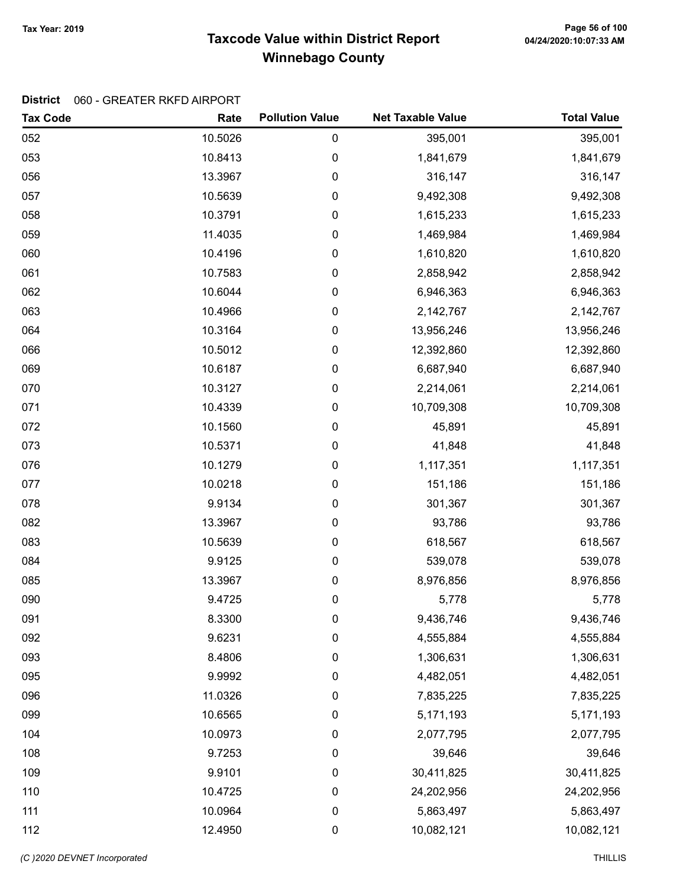**Tax Year: 2019**

# Taxcode Value within District Report
## Winnebago County

**District** 060 - GREATER RKFD AIRPORT

| Tax Code | Rate | Pollution Value | Net Taxable Value | Total Value |
|---|---|---|---|---|
| 052 | 10.5026 | 0 | 395,001 | 395,001 |
| 053 | 10.8413 | 0 | 1,841,679 | 1,841,679 |
| 056 | 13.3967 | 0 | 316,147 | 316,147 |
| 057 | 10.5639 | 0 | 9,492,308 | 9,492,308 |
| 058 | 10.3791 | 0 | 1,615,233 | 1,615,233 |
| 059 | 11.4035 | 0 | 1,469,984 | 1,469,984 |
| 060 | 10.4196 | 0 | 1,610,820 | 1,610,820 |
| 061 | 10.7583 | 0 | 2,858,942 | 2,858,942 |
| 062 | 10.6044 | 0 | 6,946,363 | 6,946,363 |
| 063 | 10.4966 | 0 | 2,142,767 | 2,142,767 |
| 064 | 10.3164 | 0 | 13,956,246 | 13,956,246 |
| 066 | 10.5012 | 0 | 12,392,860 | 12,392,860 |
| 069 | 10.6187 | 0 | 6,687,940 | 6,687,940 |
| 070 | 10.3127 | 0 | 2,214,061 | 2,214,061 |
| 071 | 10.4339 | 0 | 10,709,308 | 10,709,308 |
| 072 | 10.1560 | 0 | 45,891 | 45,891 |
| 073 | 10.5371 | 0 | 41,848 | 41,848 |
| 076 | 10.1279 | 0 | 1,117,351 | 1,117,351 |
| 077 | 10.0218 | 0 | 151,186 | 151,186 |
| 078 | 9.9134 | 0 | 301,367 | 301,367 |
| 082 | 13.3967 | 0 | 93,786 | 93,786 |
| 083 | 10.5639 | 0 | 618,567 | 618,567 |
| 084 | 9.9125 | 0 | 539,078 | 539,078 |
| 085 | 13.3967 | 0 | 8,976,856 | 8,976,856 |
| 090 | 9.4725 | 0 | 5,778 | 5,778 |
| 091 | 8.3300 | 0 | 9,436,746 | 9,436,746 |
| 092 | 9.6231 | 0 | 4,555,884 | 4,555,884 |
| 093 | 8.4806 | 0 | 1,306,631 | 1,306,631 |
| 095 | 9.9992 | 0 | 4,482,051 | 4,482,051 |
| 096 | 11.0326 | 0 | 7,835,225 | 7,835,225 |
| 099 | 10.6565 | 0 | 5,171,193 | 5,171,193 |
| 104 | 10.0973 | 0 | 2,077,795 | 2,077,795 |
| 108 | 9.7253 | 0 | 39,646 | 39,646 |
| 109 | 9.9101 | 0 | 30,411,825 | 30,411,825 |
| 110 | 10.4725 | 0 | 24,202,956 | 24,202,956 |
| 111 | 10.0964 | 0 | 5,863,497 | 5,863,497 |
| 112 | 12.4950 | 0 | 10,082,121 | 10,082,121 |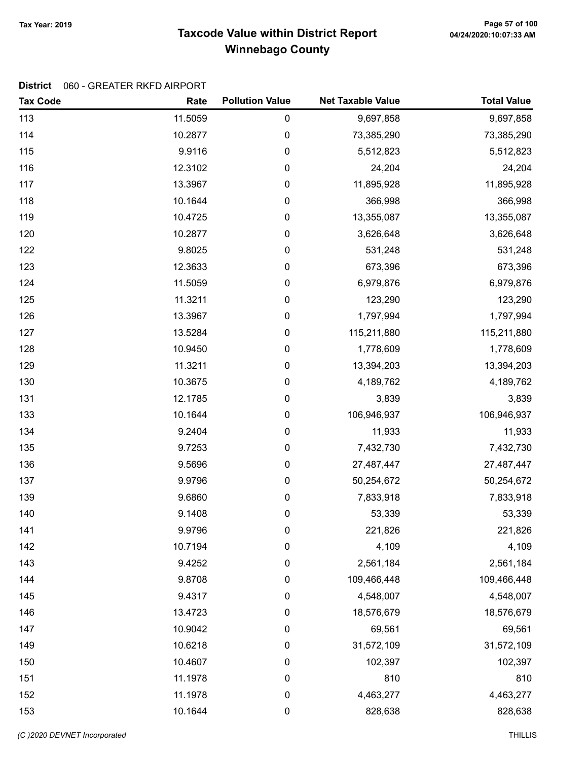# Taxcode Value within District Report
## Winnebago County

Tax Year: 2019

**District** 060 - GREATER RKFD AIRPORT

| Tax Code | Rate | Pollution Value | Net Taxable Value | Total Value |
|---|---|---|---|---|
| 113 | 11.5059 | 0 | 9,697,858 | 9,697,858 |
| 114 | 10.2877 | 0 | 73,385,290 | 73,385,290 |
| 115 | 9.9116 | 0 | 5,512,823 | 5,512,823 |
| 116 | 12.3102 | 0 | 24,204 | 24,204 |
| 117 | 13.3967 | 0 | 11,895,928 | 11,895,928 |
| 118 | 10.1644 | 0 | 366,998 | 366,998 |
| 119 | 10.4725 | 0 | 13,355,087 | 13,355,087 |
| 120 | 10.2877 | 0 | 3,626,648 | 3,626,648 |
| 122 | 9.8025 | 0 | 531,248 | 531,248 |
| 123 | 12.3633 | 0 | 673,396 | 673,396 |
| 124 | 11.5059 | 0 | 6,979,876 | 6,979,876 |
| 125 | 11.3211 | 0 | 123,290 | 123,290 |
| 126 | 13.3967 | 0 | 1,797,994 | 1,797,994 |
| 127 | 13.5284 | 0 | 115,211,880 | 115,211,880 |
| 128 | 10.9450 | 0 | 1,778,609 | 1,778,609 |
| 129 | 11.3211 | 0 | 13,394,203 | 13,394,203 |
| 130 | 10.3675 | 0 | 4,189,762 | 4,189,762 |
| 131 | 12.1785 | 0 | 3,839 | 3,839 |
| 133 | 10.1644 | 0 | 106,946,937 | 106,946,937 |
| 134 | 9.2404 | 0 | 11,933 | 11,933 |
| 135 | 9.7253 | 0 | 7,432,730 | 7,432,730 |
| 136 | 9.5696 | 0 | 27,487,447 | 27,487,447 |
| 137 | 9.9796 | 0 | 50,254,672 | 50,254,672 |
| 139 | 9.6860 | 0 | 7,833,918 | 7,833,918 |
| 140 | 9.1408 | 0 | 53,339 | 53,339 |
| 141 | 9.9796 | 0 | 221,826 | 221,826 |
| 142 | 10.7194 | 0 | 4,109 | 4,109 |
| 143 | 9.4252 | 0 | 2,561,184 | 2,561,184 |
| 144 | 9.8708 | 0 | 109,466,448 | 109,466,448 |
| 145 | 9.4317 | 0 | 4,548,007 | 4,548,007 |
| 146 | 13.4723 | 0 | 18,576,679 | 18,576,679 |
| 147 | 10.9042 | 0 | 69,561 | 69,561 |
| 149 | 10.6218 | 0 | 31,572,109 | 31,572,109 |
| 150 | 10.4607 | 0 | 102,397 | 102,397 |
| 151 | 11.1978 | 0 | 810 | 810 |
| 152 | 11.1978 | 0 | 4,463,277 | 4,463,277 |
| 153 | 10.1644 | 0 | 828,638 | 828,638 |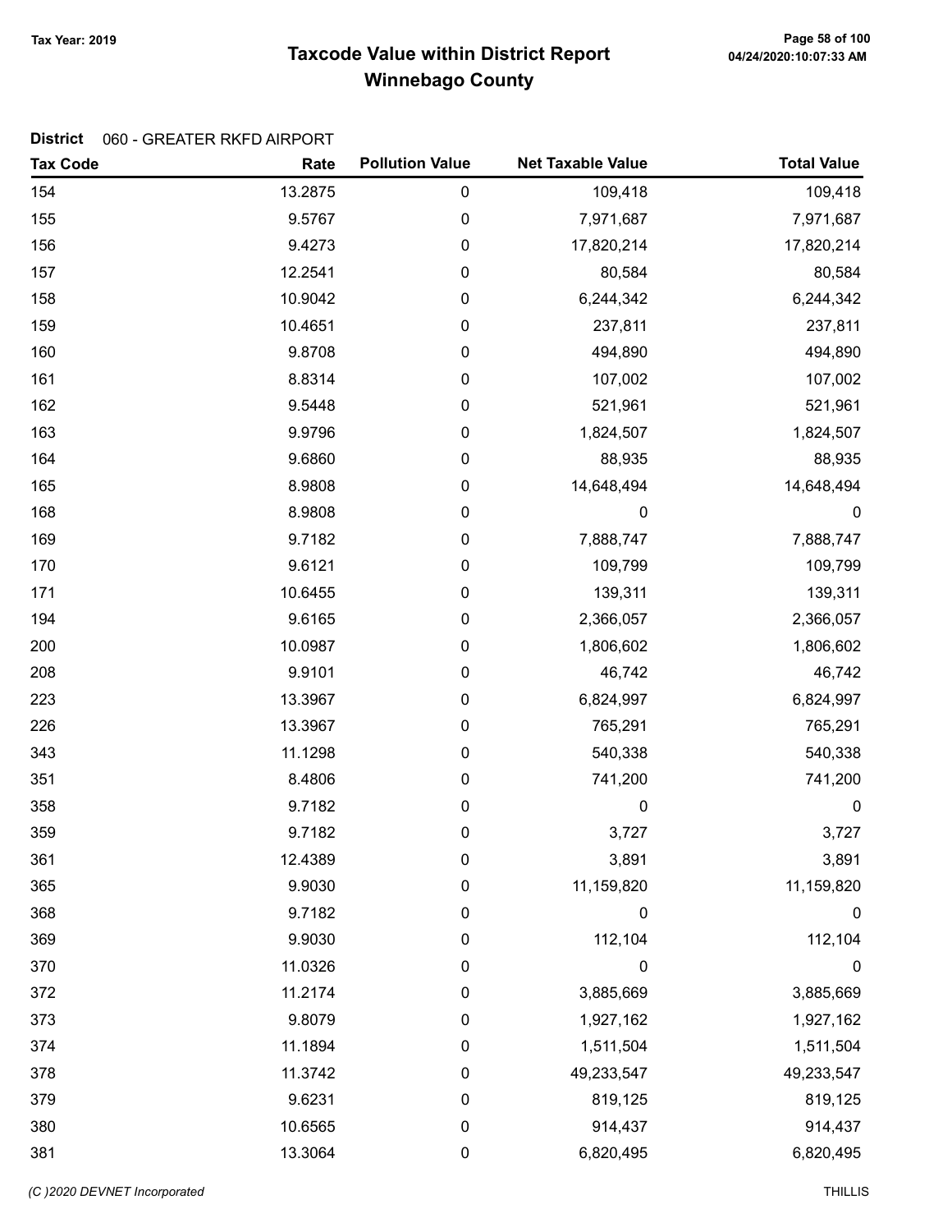**Tax Year: 2019**

# Taxcode Value within District Report
## Winnebago County

**District** 060 - GREATER RKFD AIRPORT

| Tax Code | Rate | Pollution Value | Net Taxable Value | Total Value |
|---|---|---|---|---|
| 154 | 13.2875 | 0 | 109,418 | 109,418 |
| 155 | 9.5767 | 0 | 7,971,687 | 7,971,687 |
| 156 | 9.4273 | 0 | 17,820,214 | 17,820,214 |
| 157 | 12.2541 | 0 | 80,584 | 80,584 |
| 158 | 10.9042 | 0 | 6,244,342 | 6,244,342 |
| 159 | 10.4651 | 0 | 237,811 | 237,811 |
| 160 | 9.8708 | 0 | 494,890 | 494,890 |
| 161 | 8.8314 | 0 | 107,002 | 107,002 |
| 162 | 9.5448 | 0 | 521,961 | 521,961 |
| 163 | 9.9796 | 0 | 1,824,507 | 1,824,507 |
| 164 | 9.6860 | 0 | 88,935 | 88,935 |
| 165 | 8.9808 | 0 | 14,648,494 | 14,648,494 |
| 168 | 8.9808 | 0 | 0 | 0 |
| 169 | 9.7182 | 0 | 7,888,747 | 7,888,747 |
| 170 | 9.6121 | 0 | 109,799 | 109,799 |
| 171 | 10.6455 | 0 | 139,311 | 139,311 |
| 194 | 9.6165 | 0 | 2,366,057 | 2,366,057 |
| 200 | 10.0987 | 0 | 1,806,602 | 1,806,602 |
| 208 | 9.9101 | 0 | 46,742 | 46,742 |
| 223 | 13.3967 | 0 | 6,824,997 | 6,824,997 |
| 226 | 13.3967 | 0 | 765,291 | 765,291 |
| 343 | 11.1298 | 0 | 540,338 | 540,338 |
| 351 | 8.4806 | 0 | 741,200 | 741,200 |
| 358 | 9.7182 | 0 | 0 | 0 |
| 359 | 9.7182 | 0 | 3,727 | 3,727 |
| 361 | 12.4389 | 0 | 3,891 | 3,891 |
| 365 | 9.9030 | 0 | 11,159,820 | 11,159,820 |
| 368 | 9.7182 | 0 | 0 | 0 |
| 369 | 9.9030 | 0 | 112,104 | 112,104 |
| 370 | 11.0326 | 0 | 0 | 0 |
| 372 | 11.2174 | 0 | 3,885,669 | 3,885,669 |
| 373 | 9.8079 | 0 | 1,927,162 | 1,927,162 |
| 374 | 11.1894 | 0 | 1,511,504 | 1,511,504 |
| 378 | 11.3742 | 0 | 49,233,547 | 49,233,547 |
| 379 | 9.6231 | 0 | 819,125 | 819,125 |
| 380 | 10.6565 | 0 | 914,437 | 914,437 |
| 381 | 13.3064 | 0 | 6,820,495 | 6,820,495 |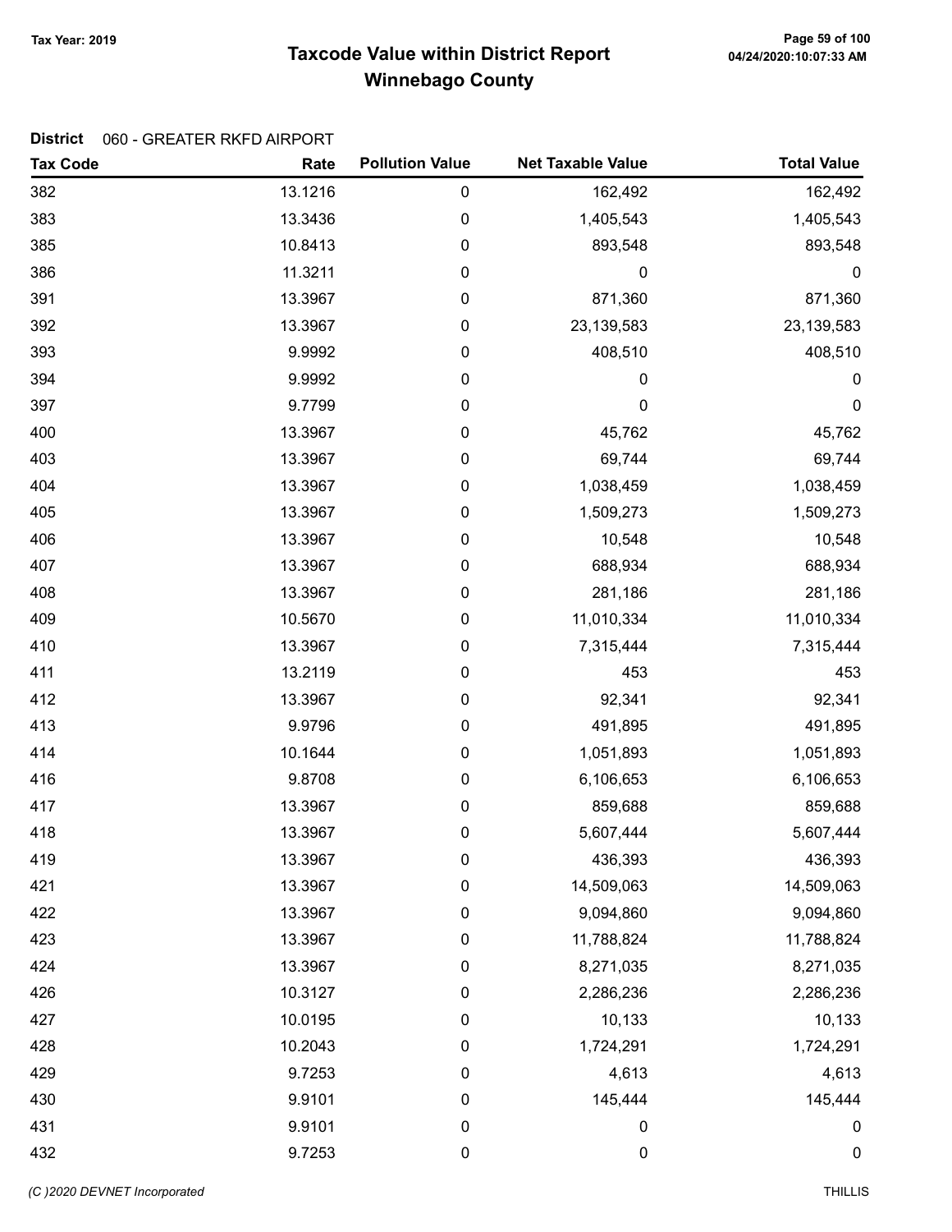# Taxcode Value within District Report
## Winnebago County

Tax Year: 2019

**District** 060 - GREATER RKFD AIRPORT

| Tax Code | Rate | Pollution Value | Net Taxable Value | Total Value |
|---|---|---|---|---|
| 382 | 13.1216 | 0 | 162,492 | 162,492 |
| 383 | 13.3436 | 0 | 1,405,543 | 1,405,543 |
| 385 | 10.8413 | 0 | 893,548 | 893,548 |
| 386 | 11.3211 | 0 | 0 | 0 |
| 391 | 13.3967 | 0 | 871,360 | 871,360 |
| 392 | 13.3967 | 0 | 23,139,583 | 23,139,583 |
| 393 | 9.9992 | 0 | 408,510 | 408,510 |
| 394 | 9.9992 | 0 | 0 | 0 |
| 397 | 9.7799 | 0 | 0 | 0 |
| 400 | 13.3967 | 0 | 45,762 | 45,762 |
| 403 | 13.3967 | 0 | 69,744 | 69,744 |
| 404 | 13.3967 | 0 | 1,038,459 | 1,038,459 |
| 405 | 13.3967 | 0 | 1,509,273 | 1,509,273 |
| 406 | 13.3967 | 0 | 10,548 | 10,548 |
| 407 | 13.3967 | 0 | 688,934 | 688,934 |
| 408 | 13.3967 | 0 | 281,186 | 281,186 |
| 409 | 10.5670 | 0 | 11,010,334 | 11,010,334 |
| 410 | 13.3967 | 0 | 7,315,444 | 7,315,444 |
| 411 | 13.2119 | 0 | 453 | 453 |
| 412 | 13.3967 | 0 | 92,341 | 92,341 |
| 413 | 9.9796 | 0 | 491,895 | 491,895 |
| 414 | 10.1644 | 0 | 1,051,893 | 1,051,893 |
| 416 | 9.8708 | 0 | 6,106,653 | 6,106,653 |
| 417 | 13.3967 | 0 | 859,688 | 859,688 |
| 418 | 13.3967 | 0 | 5,607,444 | 5,607,444 |
| 419 | 13.3967 | 0 | 436,393 | 436,393 |
| 421 | 13.3967 | 0 | 14,509,063 | 14,509,063 |
| 422 | 13.3967 | 0 | 9,094,860 | 9,094,860 |
| 423 | 13.3967 | 0 | 11,788,824 | 11,788,824 |
| 424 | 13.3967 | 0 | 8,271,035 | 8,271,035 |
| 426 | 10.3127 | 0 | 2,286,236 | 2,286,236 |
| 427 | 10.0195 | 0 | 10,133 | 10,133 |
| 428 | 10.2043 | 0 | 1,724,291 | 1,724,291 |
| 429 | 9.7253 | 0 | 4,613 | 4,613 |
| 430 | 9.9101 | 0 | 145,444 | 145,444 |
| 431 | 9.9101 | 0 | 0 | 0 |
| 432 | 9.7253 | 0 | 0 | 0 |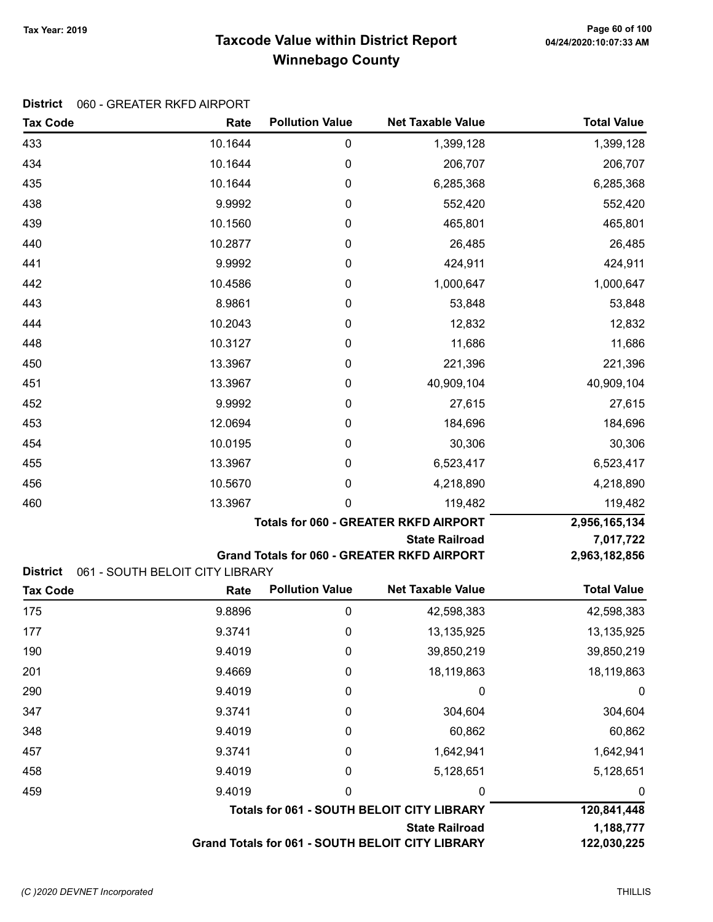# Taxcode Value within District Report
## Winnebago County

Tax Year: 2019

**District** 060 - GREATER RKFD AIRPORT

| Tax Code | Rate | Pollution Value | Net Taxable Value | Total Value |
|---|---|---|---|---|
| 433 | 10.1644 | 0 | 1,399,128 | 1,399,128 |
| 434 | 10.1644 | 0 | 206,707 | 206,707 |
| 435 | 10.1644 | 0 | 6,285,368 | 6,285,368 |
| 438 | 9.9992 | 0 | 552,420 | 552,420 |
| 439 | 10.1560 | 0 | 465,801 | 465,801 |
| 440 | 10.2877 | 0 | 26,485 | 26,485 |
| 441 | 9.9992 | 0 | 424,911 | 424,911 |
| 442 | 10.4586 | 0 | 1,000,647 | 1,000,647 |
| 443 | 8.9861 | 0 | 53,848 | 53,848 |
| 444 | 10.2043 | 0 | 12,832 | 12,832 |
| 448 | 10.3127 | 0 | 11,686 | 11,686 |
| 450 | 13.3967 | 0 | 221,396 | 221,396 |
| 451 | 13.3967 | 0 | 40,909,104 | 40,909,104 |
| 452 | 9.9992 | 0 | 27,615 | 27,615 |
| 453 | 12.0694 | 0 | 184,696 | 184,696 |
| 454 | 10.0195 | 0 | 30,306 | 30,306 |
| 455 | 13.3967 | 0 | 6,523,417 | 6,523,417 |
| 456 | 10.5670 | 0 | 4,218,890 | 4,218,890 |
| 460 | 13.3967 | 0 | 119,482 | 119,482 |
| | | | **Totals for 060 - GREATER RKFD AIRPORT** | **2,956,165,134** |
| | | | **State Railroad** | **7,017,722** |
| | | | **Grand Totals for 060 - GREATER RKFD AIRPORT** | **2,963,182,856** |

**District** 061 - SOUTH BELOIT CITY LIBRARY

| Tax Code | Rate | Pollution Value | Net Taxable Value | Total Value |
|---|---|---|---|---|
| 175 | 9.8896 | 0 | 42,598,383 | 42,598,383 |
| 177 | 9.3741 | 0 | 13,135,925 | 13,135,925 |
| 190 | 9.4019 | 0 | 39,850,219 | 39,850,219 |
| 201 | 9.4669 | 0 | 18,119,863 | 18,119,863 |
| 290 | 9.4019 | 0 | 0 | 0 |
| 347 | 9.3741 | 0 | 304,604 | 304,604 |
| 348 | 9.4019 | 0 | 60,862 | 60,862 |
| 457 | 9.3741 | 0 | 1,642,941 | 1,642,941 |
| 458 | 9.4019 | 0 | 5,128,651 | 5,128,651 |
| 459 | 9.4019 | 0 | 0 | 0 |
| | | | **Totals for 061 - SOUTH BELOIT CITY LIBRARY** | **120,841,448** |
| | | | **State Railroad** | **1,188,777** |
| | | | **Grand Totals for 061 - SOUTH BELOIT CITY LIBRARY** | **122,030,225** |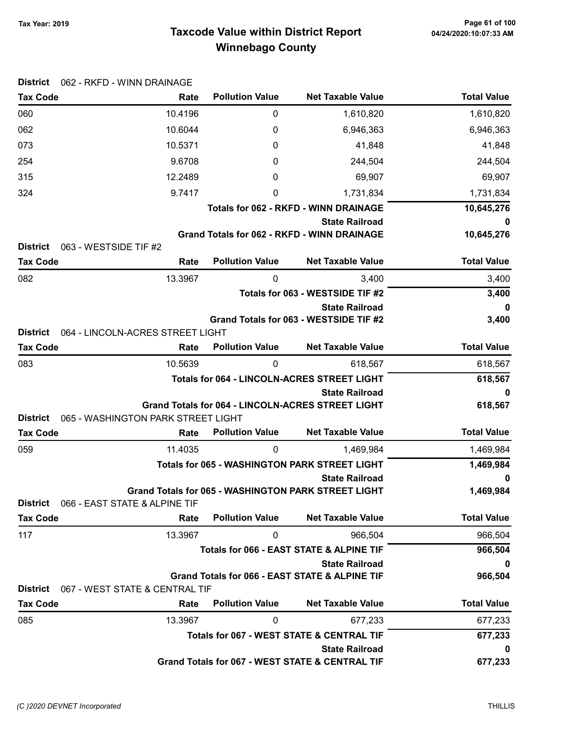# Taxcode Value within District Report
## Winnebago County

Tax Year: 2019

**District** 062 - RKFD - WINN DRAINAGE

| Tax Code | Rate | Pollution Value | Net Taxable Value | Total Value |
|---|---|---|---|---|
| 060 | 10.4196 | 0 | 1,610,820 | 1,610,820 |
| 062 | 10.6044 | 0 | 6,946,363 | 6,946,363 |
| 073 | 10.5371 | 0 | 41,848 | 41,848 |
| 254 | 9.6708 | 0 | 244,504 | 244,504 |
| 315 | 12.2489 | 0 | 69,907 | 69,907 |
| 324 | 9.7417 | 0 | 1,731,834 | 1,731,834 |
| | | | **Totals for 062 - RKFD - WINN DRAINAGE** | **10,645,276** |
| | | | **State Railroad** | **0** |
| | | | **Grand Totals for 062 - RKFD - WINN DRAINAGE** | **10,645,276** |

**District** 063 - WESTSIDE TIF #2

| Tax Code | Rate | Pollution Value | Net Taxable Value | Total Value |
|---|---|---|---|---|
| 082 | 13.3967 | 0 | 3,400 | 3,400 |
| | | | **Totals for 063 - WESTSIDE TIF #2** | **3,400** |
| | | | **State Railroad** | **0** |
| | | | **Grand Totals for 063 - WESTSIDE TIF #2** | **3,400** |

**District** 064 - LINCOLN-ACRES STREET LIGHT

| Tax Code | Rate | Pollution Value | Net Taxable Value | Total Value |
|---|---|---|---|---|
| 083 | 10.5639 | 0 | 618,567 | 618,567 |
| | | | **Totals for 064 - LINCOLN-ACRES STREET LIGHT** | **618,567** |
| | | | **State Railroad** | **0** |
| | | | **Grand Totals for 064 - LINCOLN-ACRES STREET LIGHT** | **618,567** |

**District** 065 - WASHINGTON PARK STREET LIGHT

| Tax Code | Rate | Pollution Value | Net Taxable Value | Total Value |
|---|---|---|---|---|
| 059 | 11.4035 | 0 | 1,469,984 | 1,469,984 |
| | | | **Totals for 065 - WASHINGTON PARK STREET LIGHT** | **1,469,984** |
| | | | **State Railroad** | **0** |
| | | | **Grand Totals for 065 - WASHINGTON PARK STREET LIGHT** | **1,469,984** |

**District** 066 - EAST STATE & ALPINE TIF

| Tax Code | Rate | Pollution Value | Net Taxable Value | Total Value |
|---|---|---|---|---|
| 117 | 13.3967 | 0 | 966,504 | 966,504 |
| | | | **Totals for 066 - EAST STATE & ALPINE TIF** | **966,504** |
| | | | **State Railroad** | **0** |
| | | | **Grand Totals for 066 - EAST STATE & ALPINE TIF** | **966,504** |

**District** 067 - WEST STATE & CENTRAL TIF

| Tax Code | Rate | Pollution Value | Net Taxable Value | Total Value |
|---|---|---|---|---|
| 085 | 13.3967 | 0 | 677,233 | 677,233 |
| | | | **Totals for 067 - WEST STATE & CENTRAL TIF** | **677,233** |
| | | | **State Railroad** | **0** |
| | | | **Grand Totals for 067 - WEST STATE & CENTRAL TIF** | **677,233** |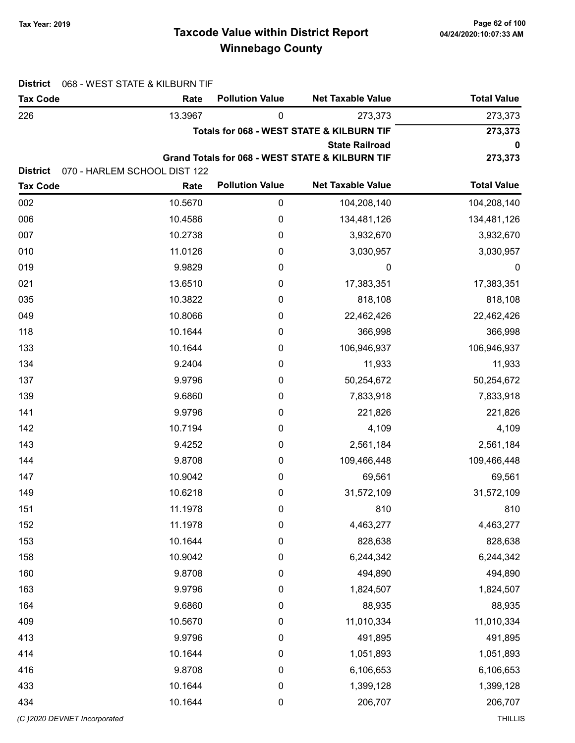**Tax Year: 2019**

# Taxcode Value within District Report
## Winnebago County

**District** 068 - WEST STATE & KILBURN TIF

| Tax Code | Rate | Pollution Value | Net Taxable Value | Total Value |
|---|---|---|---|---|
| 226 | 13.3967 | 0 | 273,373 | 273,373 |
| | | | **Totals for 068 - WEST STATE & KILBURN TIF** | **273,373** |
| | | | **State Railroad** | **0** |
| | | | **Grand Totals for 068 - WEST STATE & KILBURN TIF** | **273,373** |

**District** 070 - HARLEM SCHOOL DIST 122

| Tax Code | Rate | Pollution Value | Net Taxable Value | Total Value |
|---|---|---|---|---|
| 002 | 10.5670 | 0 | 104,208,140 | 104,208,140 |
| 006 | 10.4586 | 0 | 134,481,126 | 134,481,126 |
| 007 | 10.2738 | 0 | 3,932,670 | 3,932,670 |
| 010 | 11.0126 | 0 | 3,030,957 | 3,030,957 |
| 019 | 9.9829 | 0 | 0 | 0 |
| 021 | 13.6510 | 0 | 17,383,351 | 17,383,351 |
| 035 | 10.3822 | 0 | 818,108 | 818,108 |
| 049 | 10.8066 | 0 | 22,462,426 | 22,462,426 |
| 118 | 10.1644 | 0 | 366,998 | 366,998 |
| 133 | 10.1644 | 0 | 106,946,937 | 106,946,937 |
| 134 | 9.2404 | 0 | 11,933 | 11,933 |
| 137 | 9.9796 | 0 | 50,254,672 | 50,254,672 |
| 139 | 9.6860 | 0 | 7,833,918 | 7,833,918 |
| 141 | 9.9796 | 0 | 221,826 | 221,826 |
| 142 | 10.7194 | 0 | 4,109 | 4,109 |
| 143 | 9.4252 | 0 | 2,561,184 | 2,561,184 |
| 144 | 9.8708 | 0 | 109,466,448 | 109,466,448 |
| 147 | 10.9042 | 0 | 69,561 | 69,561 |
| 149 | 10.6218 | 0 | 31,572,109 | 31,572,109 |
| 151 | 11.1978 | 0 | 810 | 810 |
| 152 | 11.1978 | 0 | 4,463,277 | 4,463,277 |
| 153 | 10.1644 | 0 | 828,638 | 828,638 |
| 158 | 10.9042 | 0 | 6,244,342 | 6,244,342 |
| 160 | 9.8708 | 0 | 494,890 | 494,890 |
| 163 | 9.9796 | 0 | 1,824,507 | 1,824,507 |
| 164 | 9.6860 | 0 | 88,935 | 88,935 |
| 409 | 10.5670 | 0 | 11,010,334 | 11,010,334 |
| 413 | 9.9796 | 0 | 491,895 | 491,895 |
| 414 | 10.1644 | 0 | 1,051,893 | 1,051,893 |
| 416 | 9.8708 | 0 | 6,106,653 | 6,106,653 |
| 433 | 10.1644 | 0 | 1,399,128 | 1,399,128 |
| 434 | 10.1644 | 0 | 206,707 | 206,707 |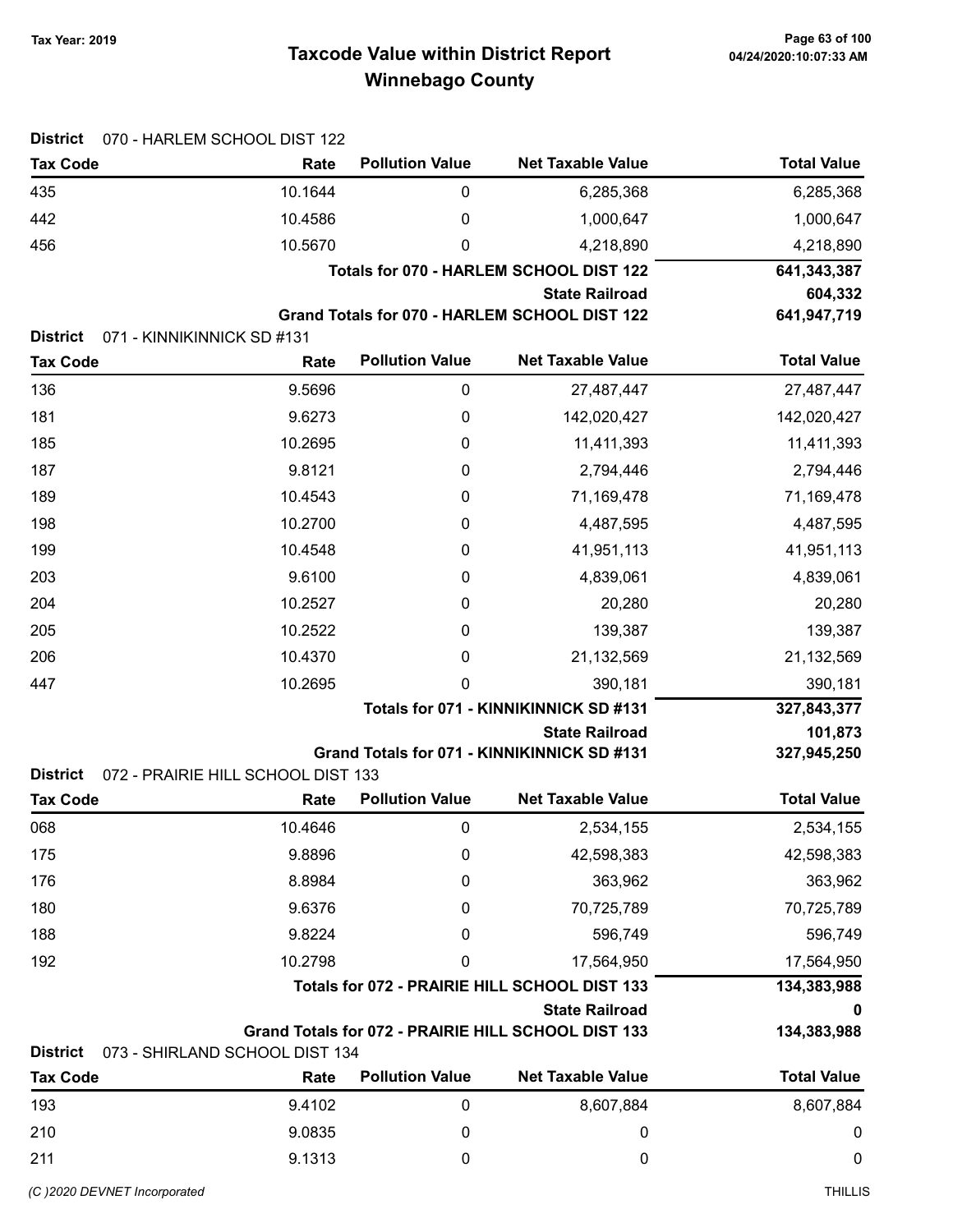**Tax Year: 2019**

# Taxcode Value within District Report
## Winnebago County

**District** 070 - HARLEM SCHOOL DIST 122

| Tax Code | Rate | Pollution Value | Net Taxable Value | Total Value |
|---|---|---|---|---|
| 435 | 10.1644 | 0 | 6,285,368 | 6,285,368 |
| 442 | 10.4586 | 0 | 1,000,647 | 1,000,647 |
| 456 | 10.5670 | 0 | 4,218,890 | 4,218,890 |
| | | | **Totals for 070 - HARLEM SCHOOL DIST 122** | **641,343,387** |
| | | | **State Railroad** | **604,332** |
| | | | **Grand Totals for 070 - HARLEM SCHOOL DIST 122** | **641,947,719** |

**District** 071 - KINNIKINNICK SD #131

| Tax Code | Rate | Pollution Value | Net Taxable Value | Total Value |
|---|---|---|---|---|
| 136 | 9.5696 | 0 | 27,487,447 | 27,487,447 |
| 181 | 9.6273 | 0 | 142,020,427 | 142,020,427 |
| 185 | 10.2695 | 0 | 11,411,393 | 11,411,393 |
| 187 | 9.8121 | 0 | 2,794,446 | 2,794,446 |
| 189 | 10.4543 | 0 | 71,169,478 | 71,169,478 |
| 198 | 10.2700 | 0 | 4,487,595 | 4,487,595 |
| 199 | 10.4548 | 0 | 41,951,113 | 41,951,113 |
| 203 | 9.6100 | 0 | 4,839,061 | 4,839,061 |
| 204 | 10.2527 | 0 | 20,280 | 20,280 |
| 205 | 10.2522 | 0 | 139,387 | 139,387 |
| 206 | 10.4370 | 0 | 21,132,569 | 21,132,569 |
| 447 | 10.2695 | 0 | 390,181 | 390,181 |
| | | | **Totals for 071 - KINNIKINNICK SD #131** | **327,843,377** |
| | | | **State Railroad** | **101,873** |
| | | | **Grand Totals for 071 - KINNIKINNICK SD #131** | **327,945,250** |

**District** 072 - PRAIRIE HILL SCHOOL DIST 133

| Tax Code | Rate | Pollution Value | Net Taxable Value | Total Value |
|---|---|---|---|---|
| 068 | 10.4646 | 0 | 2,534,155 | 2,534,155 |
| 175 | 9.8896 | 0 | 42,598,383 | 42,598,383 |
| 176 | 8.8984 | 0 | 363,962 | 363,962 |
| 180 | 9.6376 | 0 | 70,725,789 | 70,725,789 |
| 188 | 9.8224 | 0 | 596,749 | 596,749 |
| 192 | 10.2798 | 0 | 17,564,950 | 17,564,950 |
| | | | **Totals for 072 - PRAIRIE HILL SCHOOL DIST 133** | **134,383,988** |
| | | | **State Railroad** | **0** |
| | | | **Grand Totals for 072 - PRAIRIE HILL SCHOOL DIST 133** | **134,383,988** |

**District** 073 - SHIRLAND SCHOOL DIST 134

| Tax Code | Rate | Pollution Value | Net Taxable Value | Total Value |
|---|---|---|---|---|
| 193 | 9.4102 | 0 | 8,607,884 | 8,607,884 |
| 210 | 9.0835 | 0 | 0 | 0 |
| 211 | 9.1313 | 0 | 0 | 0 |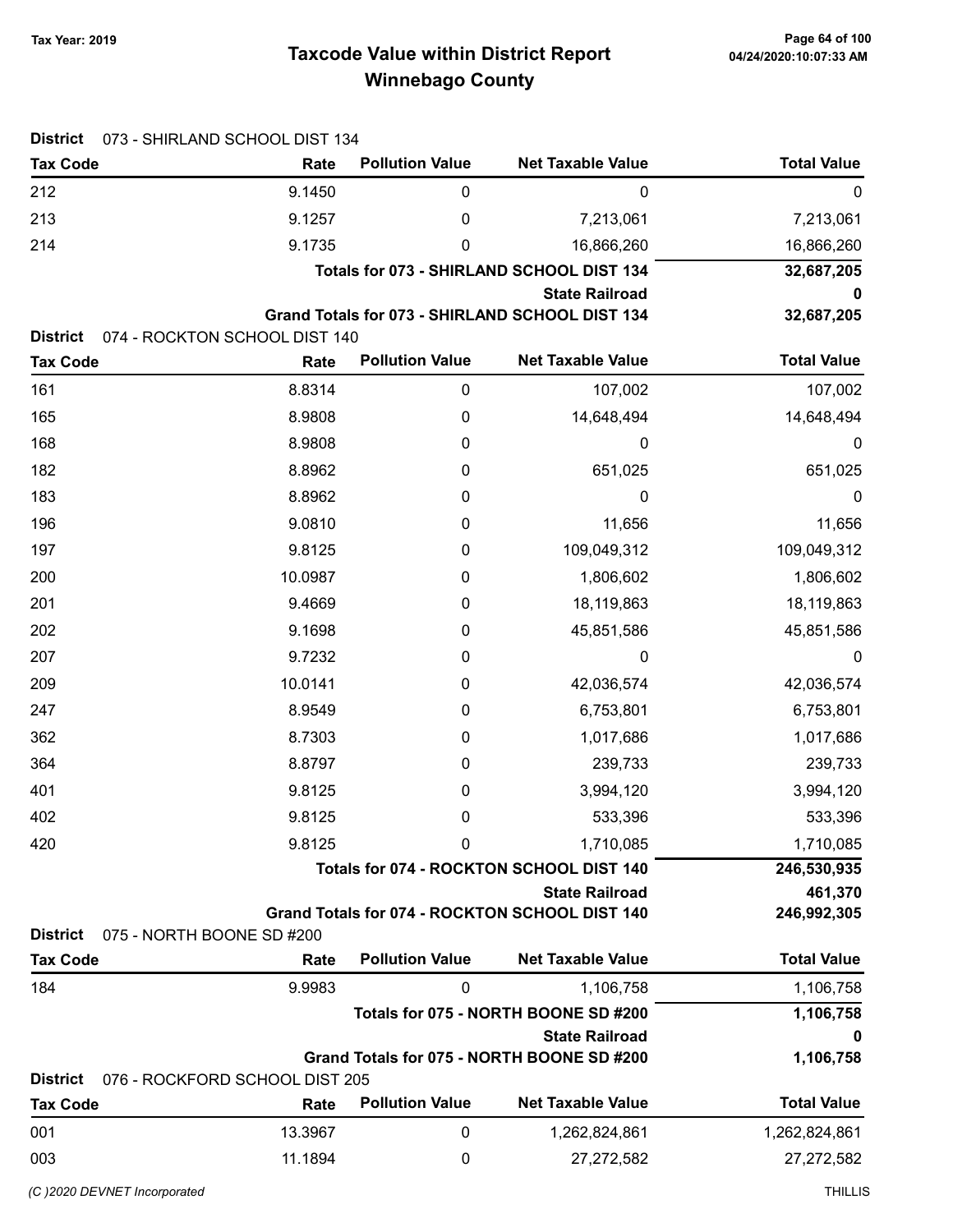# Taxcode Value within District Report
## Winnebago County

Tax Year: 2019

**District** 073 - SHIRLAND SCHOOL DIST 134

| Tax Code | Rate | Pollution Value | Net Taxable Value | Total Value |
|---|---|---|---|---|
| 212 | 9.1450 | 0 | 0 | 0 |
| 213 | 9.1257 | 0 | 7,213,061 | 7,213,061 |
| 214 | 9.1735 | 0 | 16,866,260 | 16,866,260 |
| | | | **Totals for 073 - SHIRLAND SCHOOL DIST 134** | **32,687,205** |
| | | | **State Railroad** | **0** |
| | | | **Grand Totals for 073 - SHIRLAND SCHOOL DIST 134** | **32,687,205** |

**District** 074 - ROCKTON SCHOOL DIST 140

| Tax Code | Rate | Pollution Value | Net Taxable Value | Total Value |
|---|---|---|---|---|
| 161 | 8.8314 | 0 | 107,002 | 107,002 |
| 165 | 8.9808 | 0 | 14,648,494 | 14,648,494 |
| 168 | 8.9808 | 0 | 0 | 0 |
| 182 | 8.8962 | 0 | 651,025 | 651,025 |
| 183 | 8.8962 | 0 | 0 | 0 |
| 196 | 9.0810 | 0 | 11,656 | 11,656 |
| 197 | 9.8125 | 0 | 109,049,312 | 109,049,312 |
| 200 | 10.0987 | 0 | 1,806,602 | 1,806,602 |
| 201 | 9.4669 | 0 | 18,119,863 | 18,119,863 |
| 202 | 9.1698 | 0 | 45,851,586 | 45,851,586 |
| 207 | 9.7232 | 0 | 0 | 0 |
| 209 | 10.0141 | 0 | 42,036,574 | 42,036,574 |
| 247 | 8.9549 | 0 | 6,753,801 | 6,753,801 |
| 362 | 8.7303 | 0 | 1,017,686 | 1,017,686 |
| 364 | 8.8797 | 0 | 239,733 | 239,733 |
| 401 | 9.8125 | 0 | 3,994,120 | 3,994,120 |
| 402 | 9.8125 | 0 | 533,396 | 533,396 |
| 420 | 9.8125 | 0 | 1,710,085 | 1,710,085 |
| | | | **Totals for 074 - ROCKTON SCHOOL DIST 140** | **246,530,935** |
| | | | **State Railroad** | **461,370** |
| | | | **Grand Totals for 074 - ROCKTON SCHOOL DIST 140** | **246,992,305** |

**District** 075 - NORTH BOONE SD #200

| Tax Code | Rate | Pollution Value | Net Taxable Value | Total Value |
|---|---|---|---|---|
| 184 | 9.9983 | 0 | 1,106,758 | 1,106,758 |
| | | | **Totals for 075 - NORTH BOONE SD #200** | **1,106,758** |
| | | | **State Railroad** | **0** |
| | | | **Grand Totals for 075 - NORTH BOONE SD #200** | **1,106,758** |

**District** 076 - ROCKFORD SCHOOL DIST 205

| Tax Code | Rate | Pollution Value | Net Taxable Value | Total Value |
|---|---|---|---|---|
| 001 | 13.3967 | 0 | 1,262,824,861 | 1,262,824,861 |
| 003 | 11.1894 | 0 | 27,272,582 | 27,272,582 |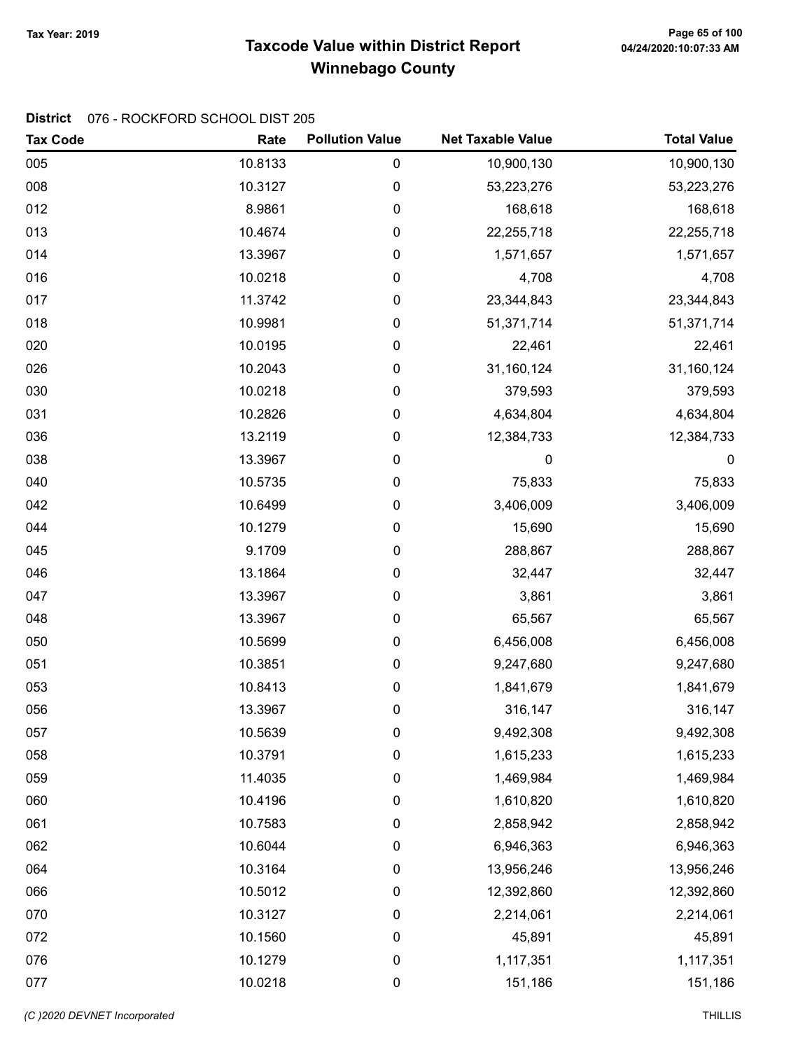# Taxcode Value within District Report
## Winnebago County

Tax Year: 2019

**District** 076 - ROCKFORD SCHOOL DIST 205

| Tax Code | Rate | Pollution Value | Net Taxable Value | Total Value |
|---|---|---|---|---|
| 005 | 10.8133 | 0 | 10,900,130 | 10,900,130 |
| 008 | 10.3127 | 0 | 53,223,276 | 53,223,276 |
| 012 | 8.9861 | 0 | 168,618 | 168,618 |
| 013 | 10.4674 | 0 | 22,255,718 | 22,255,718 |
| 014 | 13.3967 | 0 | 1,571,657 | 1,571,657 |
| 016 | 10.0218 | 0 | 4,708 | 4,708 |
| 017 | 11.3742 | 0 | 23,344,843 | 23,344,843 |
| 018 | 10.9981 | 0 | 51,371,714 | 51,371,714 |
| 020 | 10.0195 | 0 | 22,461 | 22,461 |
| 026 | 10.2043 | 0 | 31,160,124 | 31,160,124 |
| 030 | 10.0218 | 0 | 379,593 | 379,593 |
| 031 | 10.2826 | 0 | 4,634,804 | 4,634,804 |
| 036 | 13.2119 | 0 | 12,384,733 | 12,384,733 |
| 038 | 13.3967 | 0 | 0 | 0 |
| 040 | 10.5735 | 0 | 75,833 | 75,833 |
| 042 | 10.6499 | 0 | 3,406,009 | 3,406,009 |
| 044 | 10.1279 | 0 | 15,690 | 15,690 |
| 045 | 9.1709 | 0 | 288,867 | 288,867 |
| 046 | 13.1864 | 0 | 32,447 | 32,447 |
| 047 | 13.3967 | 0 | 3,861 | 3,861 |
| 048 | 13.3967 | 0 | 65,567 | 65,567 |
| 050 | 10.5699 | 0 | 6,456,008 | 6,456,008 |
| 051 | 10.3851 | 0 | 9,247,680 | 9,247,680 |
| 053 | 10.8413 | 0 | 1,841,679 | 1,841,679 |
| 056 | 13.3967 | 0 | 316,147 | 316,147 |
| 057 | 10.5639 | 0 | 9,492,308 | 9,492,308 |
| 058 | 10.3791 | 0 | 1,615,233 | 1,615,233 |
| 059 | 11.4035 | 0 | 1,469,984 | 1,469,984 |
| 060 | 10.4196 | 0 | 1,610,820 | 1,610,820 |
| 061 | 10.7583 | 0 | 2,858,942 | 2,858,942 |
| 062 | 10.6044 | 0 | 6,946,363 | 6,946,363 |
| 064 | 10.3164 | 0 | 13,956,246 | 13,956,246 |
| 066 | 10.5012 | 0 | 12,392,860 | 12,392,860 |
| 070 | 10.3127 | 0 | 2,214,061 | 2,214,061 |
| 072 | 10.1560 | 0 | 45,891 | 45,891 |
| 076 | 10.1279 | 0 | 1,117,351 | 1,117,351 |
| 077 | 10.0218 | 0 | 151,186 | 151,186 |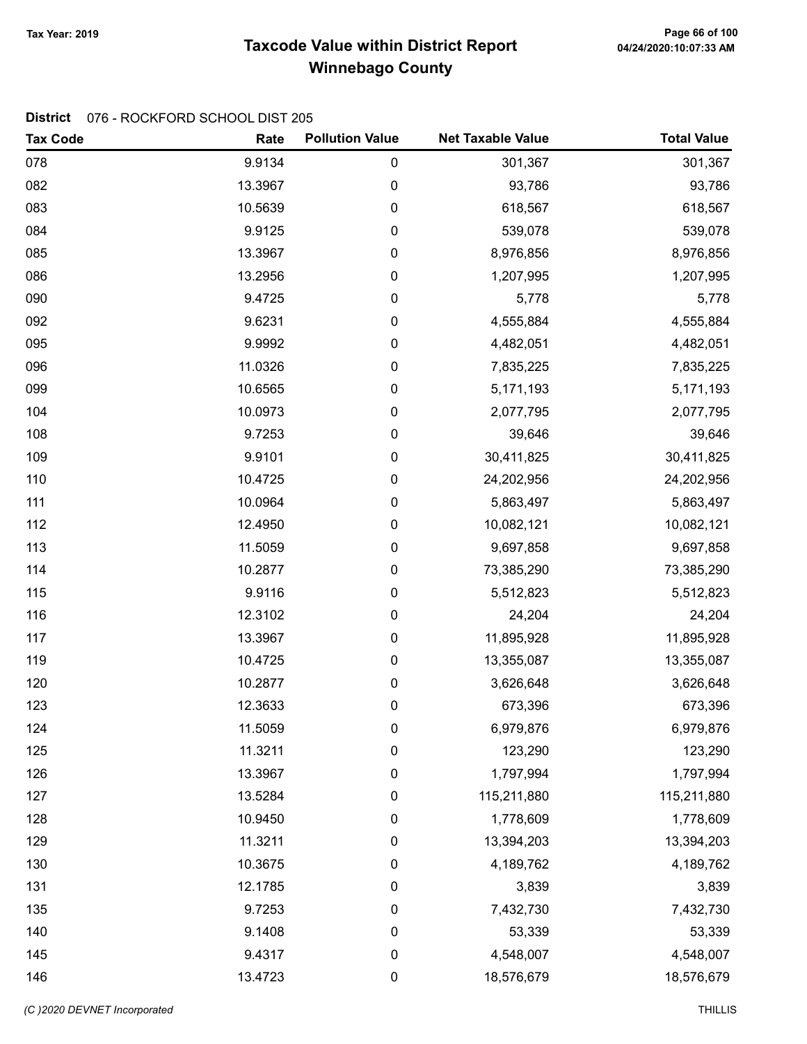Tax Year: 2019

# Taxcode Value within District Report
## Winnebago County

**District** 076 - ROCKFORD SCHOOL DIST 205

| Tax Code | Rate | Pollution Value | Net Taxable Value | Total Value |
|---|---|---|---|---|
| 078 | 9.9134 | 0 | 301,367 | 301,367 |
| 082 | 13.3967 | 0 | 93,786 | 93,786 |
| 083 | 10.5639 | 0 | 618,567 | 618,567 |
| 084 | 9.9125 | 0 | 539,078 | 539,078 |
| 085 | 13.3967 | 0 | 8,976,856 | 8,976,856 |
| 086 | 13.2956 | 0 | 1,207,995 | 1,207,995 |
| 090 | 9.4725 | 0 | 5,778 | 5,778 |
| 092 | 9.6231 | 0 | 4,555,884 | 4,555,884 |
| 095 | 9.9992 | 0 | 4,482,051 | 4,482,051 |
| 096 | 11.0326 | 0 | 7,835,225 | 7,835,225 |
| 099 | 10.6565 | 0 | 5,171,193 | 5,171,193 |
| 104 | 10.0973 | 0 | 2,077,795 | 2,077,795 |
| 108 | 9.7253 | 0 | 39,646 | 39,646 |
| 109 | 9.9101 | 0 | 30,411,825 | 30,411,825 |
| 110 | 10.4725 | 0 | 24,202,956 | 24,202,956 |
| 111 | 10.0964 | 0 | 5,863,497 | 5,863,497 |
| 112 | 12.4950 | 0 | 10,082,121 | 10,082,121 |
| 113 | 11.5059 | 0 | 9,697,858 | 9,697,858 |
| 114 | 10.2877 | 0 | 73,385,290 | 73,385,290 |
| 115 | 9.9116 | 0 | 5,512,823 | 5,512,823 |
| 116 | 12.3102 | 0 | 24,204 | 24,204 |
| 117 | 13.3967 | 0 | 11,895,928 | 11,895,928 |
| 119 | 10.4725 | 0 | 13,355,087 | 13,355,087 |
| 120 | 10.2877 | 0 | 3,626,648 | 3,626,648 |
| 123 | 12.3633 | 0 | 673,396 | 673,396 |
| 124 | 11.5059 | 0 | 6,979,876 | 6,979,876 |
| 125 | 11.3211 | 0 | 123,290 | 123,290 |
| 126 | 13.3967 | 0 | 1,797,994 | 1,797,994 |
| 127 | 13.5284 | 0 | 115,211,880 | 115,211,880 |
| 128 | 10.9450 | 0 | 1,778,609 | 1,778,609 |
| 129 | 11.3211 | 0 | 13,394,203 | 13,394,203 |
| 130 | 10.3675 | 0 | 4,189,762 | 4,189,762 |
| 131 | 12.1785 | 0 | 3,839 | 3,839 |
| 135 | 9.7253 | 0 | 7,432,730 | 7,432,730 |
| 140 | 9.1408 | 0 | 53,339 | 53,339 |
| 145 | 9.4317 | 0 | 4,548,007 | 4,548,007 |
| 146 | 13.4723 | 0 | 18,576,679 | 18,576,679 |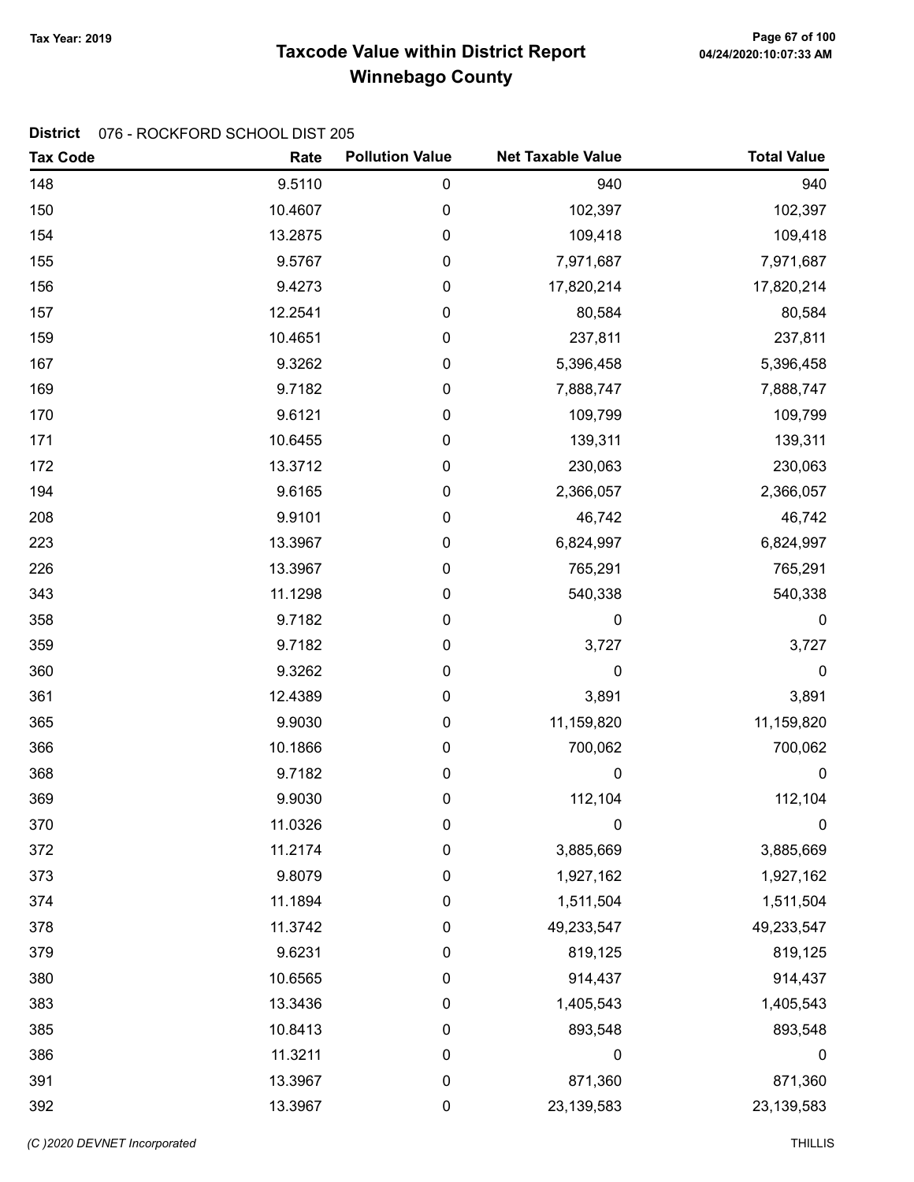Tax Year: 2019

# Taxcode Value within District Report
## Winnebago County

**District** 076 - ROCKFORD SCHOOL DIST 205

| Tax Code | Rate | Pollution Value | Net Taxable Value | Total Value |
|---|---|---|---|---|
| 148 | 9.5110 | 0 | 940 | 940 |
| 150 | 10.4607 | 0 | 102,397 | 102,397 |
| 154 | 13.2875 | 0 | 109,418 | 109,418 |
| 155 | 9.5767 | 0 | 7,971,687 | 7,971,687 |
| 156 | 9.4273 | 0 | 17,820,214 | 17,820,214 |
| 157 | 12.2541 | 0 | 80,584 | 80,584 |
| 159 | 10.4651 | 0 | 237,811 | 237,811 |
| 167 | 9.3262 | 0 | 5,396,458 | 5,396,458 |
| 169 | 9.7182 | 0 | 7,888,747 | 7,888,747 |
| 170 | 9.6121 | 0 | 109,799 | 109,799 |
| 171 | 10.6455 | 0 | 139,311 | 139,311 |
| 172 | 13.3712 | 0 | 230,063 | 230,063 |
| 194 | 9.6165 | 0 | 2,366,057 | 2,366,057 |
| 208 | 9.9101 | 0 | 46,742 | 46,742 |
| 223 | 13.3967 | 0 | 6,824,997 | 6,824,997 |
| 226 | 13.3967 | 0 | 765,291 | 765,291 |
| 343 | 11.1298 | 0 | 540,338 | 540,338 |
| 358 | 9.7182 | 0 | 0 | 0 |
| 359 | 9.7182 | 0 | 3,727 | 3,727 |
| 360 | 9.3262 | 0 | 0 | 0 |
| 361 | 12.4389 | 0 | 3,891 | 3,891 |
| 365 | 9.9030 | 0 | 11,159,820 | 11,159,820 |
| 366 | 10.1866 | 0 | 700,062 | 700,062 |
| 368 | 9.7182 | 0 | 0 | 0 |
| 369 | 9.9030 | 0 | 112,104 | 112,104 |
| 370 | 11.0326 | 0 | 0 | 0 |
| 372 | 11.2174 | 0 | 3,885,669 | 3,885,669 |
| 373 | 9.8079 | 0 | 1,927,162 | 1,927,162 |
| 374 | 11.1894 | 0 | 1,511,504 | 1,511,504 |
| 378 | 11.3742 | 0 | 49,233,547 | 49,233,547 |
| 379 | 9.6231 | 0 | 819,125 | 819,125 |
| 380 | 10.6565 | 0 | 914,437 | 914,437 |
| 383 | 13.3436 | 0 | 1,405,543 | 1,405,543 |
| 385 | 10.8413 | 0 | 893,548 | 893,548 |
| 386 | 11.3211 | 0 | 0 | 0 |
| 391 | 13.3967 | 0 | 871,360 | 871,360 |
| 392 | 13.3967 | 0 | 23,139,583 | 23,139,583 |

(C )2020 DEVNET Incorporated THILLIS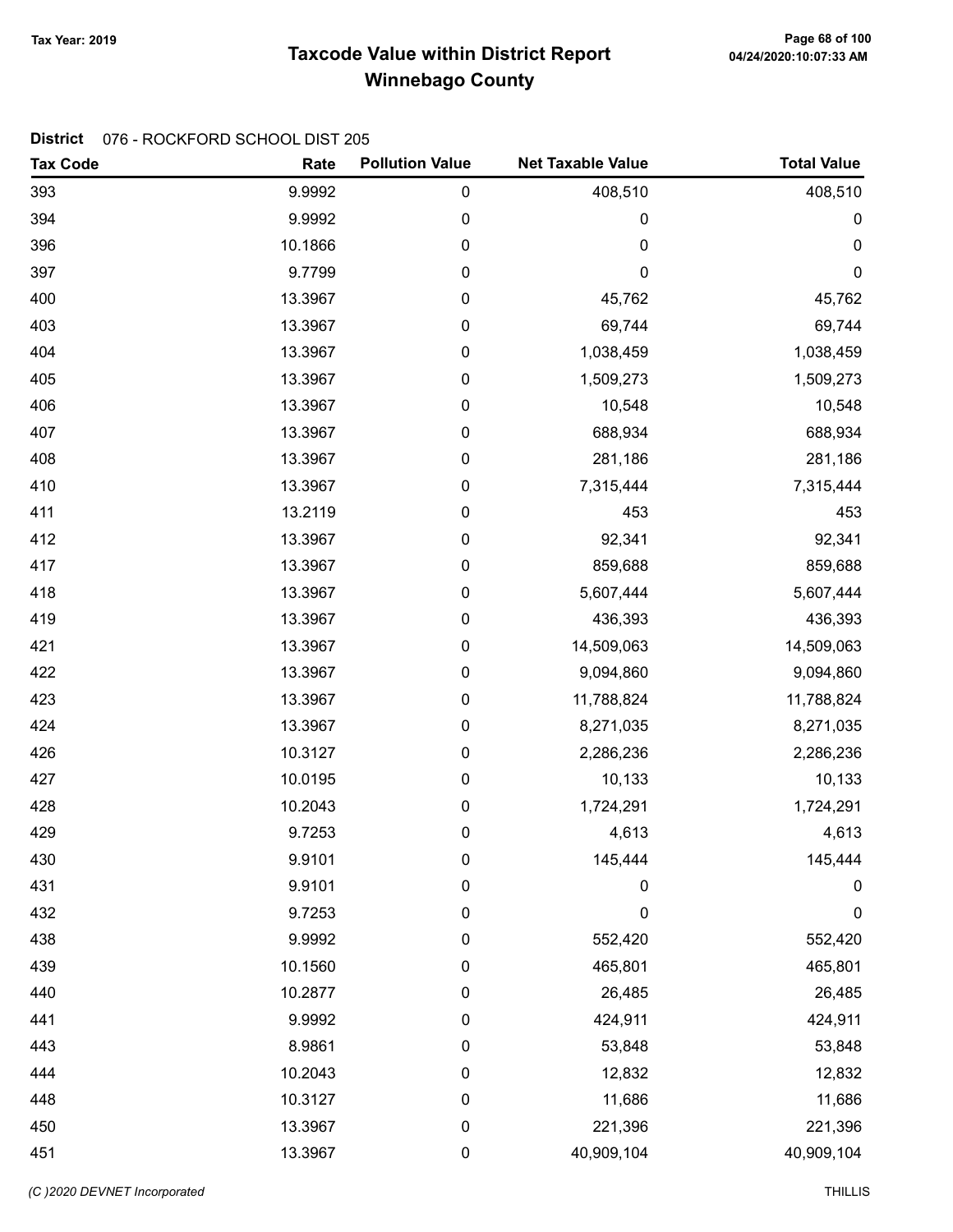# Taxcode Value within District Report
# Winnebago County

Tax Year: 2019

**District** 076 - ROCKFORD SCHOOL DIST 205

| Tax Code | Rate | Pollution Value | Net Taxable Value | Total Value |
|---|---|---|---|---|
| 393 | 9.9992 | 0 | 408,510 | 408,510 |
| 394 | 9.9992 | 0 | 0 | 0 |
| 396 | 10.1866 | 0 | 0 | 0 |
| 397 | 9.7799 | 0 | 0 | 0 |
| 400 | 13.3967 | 0 | 45,762 | 45,762 |
| 403 | 13.3967 | 0 | 69,744 | 69,744 |
| 404 | 13.3967 | 0 | 1,038,459 | 1,038,459 |
| 405 | 13.3967 | 0 | 1,509,273 | 1,509,273 |
| 406 | 13.3967 | 0 | 10,548 | 10,548 |
| 407 | 13.3967 | 0 | 688,934 | 688,934 |
| 408 | 13.3967 | 0 | 281,186 | 281,186 |
| 410 | 13.3967 | 0 | 7,315,444 | 7,315,444 |
| 411 | 13.2119 | 0 | 453 | 453 |
| 412 | 13.3967 | 0 | 92,341 | 92,341 |
| 417 | 13.3967 | 0 | 859,688 | 859,688 |
| 418 | 13.3967 | 0 | 5,607,444 | 5,607,444 |
| 419 | 13.3967 | 0 | 436,393 | 436,393 |
| 421 | 13.3967 | 0 | 14,509,063 | 14,509,063 |
| 422 | 13.3967 | 0 | 9,094,860 | 9,094,860 |
| 423 | 13.3967 | 0 | 11,788,824 | 11,788,824 |
| 424 | 13.3967 | 0 | 8,271,035 | 8,271,035 |
| 426 | 10.3127 | 0 | 2,286,236 | 2,286,236 |
| 427 | 10.0195 | 0 | 10,133 | 10,133 |
| 428 | 10.2043 | 0 | 1,724,291 | 1,724,291 |
| 429 | 9.7253 | 0 | 4,613 | 4,613 |
| 430 | 9.9101 | 0 | 145,444 | 145,444 |
| 431 | 9.9101 | 0 | 0 | 0 |
| 432 | 9.7253 | 0 | 0 | 0 |
| 438 | 9.9992 | 0 | 552,420 | 552,420 |
| 439 | 10.1560 | 0 | 465,801 | 465,801 |
| 440 | 10.2877 | 0 | 26,485 | 26,485 |
| 441 | 9.9992 | 0 | 424,911 | 424,911 |
| 443 | 8.9861 | 0 | 53,848 | 53,848 |
| 444 | 10.2043 | 0 | 12,832 | 12,832 |
| 448 | 10.3127 | 0 | 11,686 | 11,686 |
| 450 | 13.3967 | 0 | 221,396 | 221,396 |
| 451 | 13.3967 | 0 | 40,909,104 | 40,909,104 |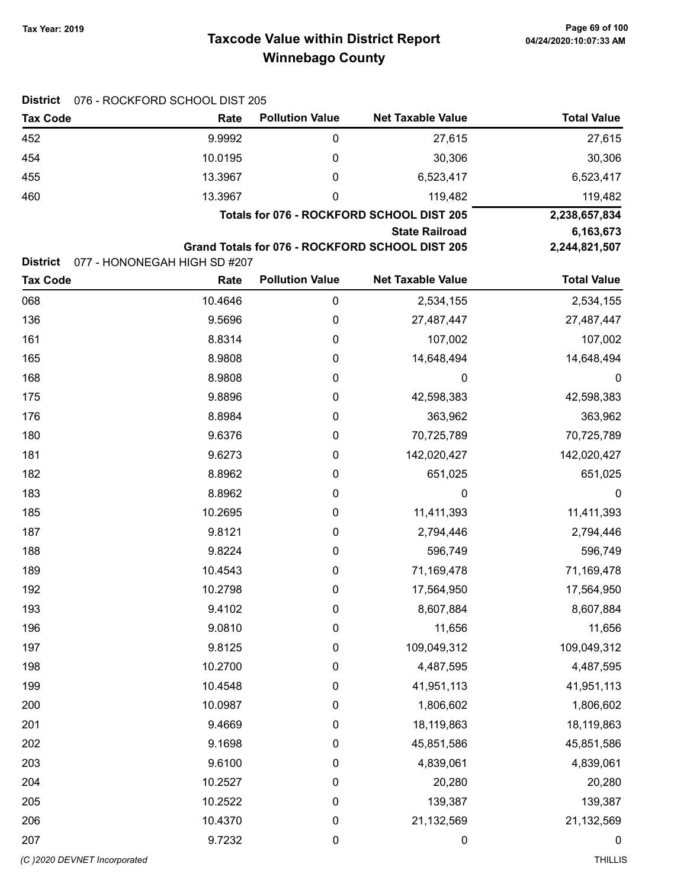**Tax Year: 2019**

# Taxcode Value within District Report
## Winnebago County

**District** 076 - ROCKFORD SCHOOL DIST 205

| Tax Code | Rate | Pollution Value | Net Taxable Value | Total Value |
|---|---|---|---|---|
| 452 | 9.9992 | 0 | 27,615 | 27,615 |
| 454 | 10.0195 | 0 | 30,306 | 30,306 |
| 455 | 13.3967 | 0 | 6,523,417 | 6,523,417 |
| 460 | 13.3967 | 0 | 119,482 | 119,482 |
| | | | **Totals for 076 - ROCKFORD SCHOOL DIST 205** | **2,238,657,834** |
| | | | **State Railroad** | **6,163,673** |
| | | | **Grand Totals for 076 - ROCKFORD SCHOOL DIST 205** | **2,244,821,507** |

**District** 077 - HONONEGAH HIGH SD #207

| Tax Code | Rate | Pollution Value | Net Taxable Value | Total Value |
|---|---|---|---|---|
| 068 | 10.4646 | 0 | 2,534,155 | 2,534,155 |
| 136 | 9.5696 | 0 | 27,487,447 | 27,487,447 |
| 161 | 8.8314 | 0 | 107,002 | 107,002 |
| 165 | 8.9808 | 0 | 14,648,494 | 14,648,494 |
| 168 | 8.9808 | 0 | 0 | 0 |
| 175 | 9.8896 | 0 | 42,598,383 | 42,598,383 |
| 176 | 8.8984 | 0 | 363,962 | 363,962 |
| 180 | 9.6376 | 0 | 70,725,789 | 70,725,789 |
| 181 | 9.6273 | 0 | 142,020,427 | 142,020,427 |
| 182 | 8.8962 | 0 | 651,025 | 651,025 |
| 183 | 8.8962 | 0 | 0 | 0 |
| 185 | 10.2695 | 0 | 11,411,393 | 11,411,393 |
| 187 | 9.8121 | 0 | 2,794,446 | 2,794,446 |
| 188 | 9.8224 | 0 | 596,749 | 596,749 |
| 189 | 10.4543 | 0 | 71,169,478 | 71,169,478 |
| 192 | 10.2798 | 0 | 17,564,950 | 17,564,950 |
| 193 | 9.4102 | 0 | 8,607,884 | 8,607,884 |
| 196 | 9.0810 | 0 | 11,656 | 11,656 |
| 197 | 9.8125 | 0 | 109,049,312 | 109,049,312 |
| 198 | 10.2700 | 0 | 4,487,595 | 4,487,595 |
| 199 | 10.4548 | 0 | 41,951,113 | 41,951,113 |
| 200 | 10.0987 | 0 | 1,806,602 | 1,806,602 |
| 201 | 9.4669 | 0 | 18,119,863 | 18,119,863 |
| 202 | 9.1698 | 0 | 45,851,586 | 45,851,586 |
| 203 | 9.6100 | 0 | 4,839,061 | 4,839,061 |
| 204 | 10.2527 | 0 | 20,280 | 20,280 |
| 205 | 10.2522 | 0 | 139,387 | 139,387 |
| 206 | 10.4370 | 0 | 21,132,569 | 21,132,569 |
| 207 | 9.7232 | 0 | 0 | 0 |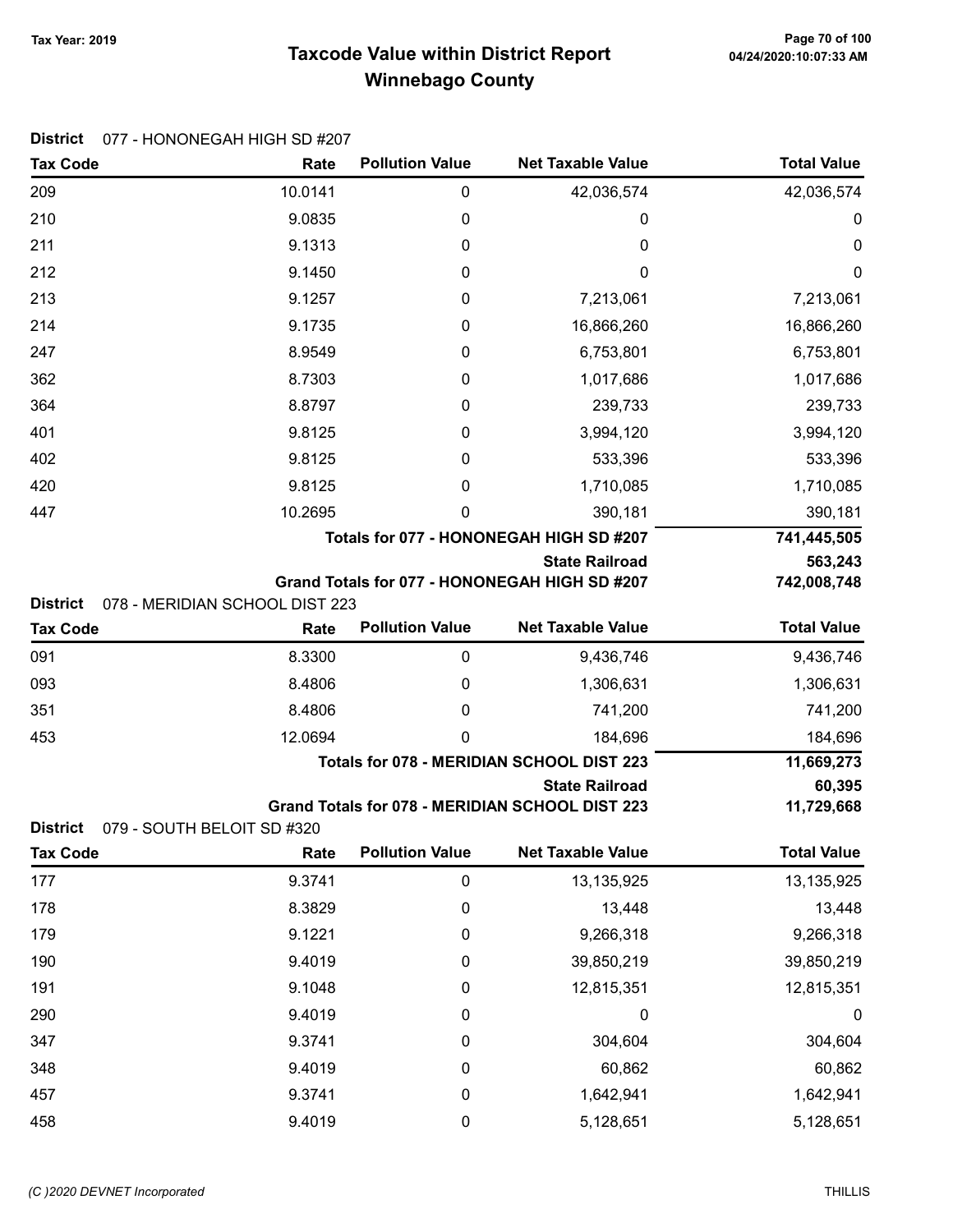# Taxcode Value within District Report
## Winnebago County

Tax Year: 2019

04/24/2020:10:07:33 AM

**District** 077 - HONONEGAH HIGH SD #207

| Tax Code | Rate | Pollution Value | Net Taxable Value | Total Value |
|---|---|---|---|---|
| 209 | 10.0141 | 0 | 42,036,574 | 42,036,574 |
| 210 | 9.0835 | 0 | 0 | 0 |
| 211 | 9.1313 | 0 | 0 | 0 |
| 212 | 9.1450 | 0 | 0 | 0 |
| 213 | 9.1257 | 0 | 7,213,061 | 7,213,061 |
| 214 | 9.1735 | 0 | 16,866,260 | 16,866,260 |
| 247 | 8.9549 | 0 | 6,753,801 | 6,753,801 |
| 362 | 8.7303 | 0 | 1,017,686 | 1,017,686 |
| 364 | 8.8797 | 0 | 239,733 | 239,733 |
| 401 | 9.8125 | 0 | 3,994,120 | 3,994,120 |
| 402 | 9.8125 | 0 | 533,396 | 533,396 |
| 420 | 9.8125 | 0 | 1,710,085 | 1,710,085 |
| 447 | 10.2695 | 0 | 390,181 | 390,181 |
| | | | **Totals for 077 - HONONEGAH HIGH SD #207** | **741,445,505** |
| | | | **State Railroad** | **563,243** |
| | | | **Grand Totals for 077 - HONONEGAH HIGH SD #207** | **742,008,748** |

**District** 078 - MERIDIAN SCHOOL DIST 223

| Tax Code | Rate | Pollution Value | Net Taxable Value | Total Value |
|---|---|---|---|---|
| 091 | 8.3300 | 0 | 9,436,746 | 9,436,746 |
| 093 | 8.4806 | 0 | 1,306,631 | 1,306,631 |
| 351 | 8.4806 | 0 | 741,200 | 741,200 |
| 453 | 12.0694 | 0 | 184,696 | 184,696 |
| | | | **Totals for 078 - MERIDIAN SCHOOL DIST 223** | **11,669,273** |
| | | | **State Railroad** | **60,395** |
| | | | **Grand Totals for 078 - MERIDIAN SCHOOL DIST 223** | **11,729,668** |

**District** 079 - SOUTH BELOIT SD #320

| Tax Code | Rate | Pollution Value | Net Taxable Value | Total Value |
|---|---|---|---|---|
| 177 | 9.3741 | 0 | 13,135,925 | 13,135,925 |
| 178 | 8.3829 | 0 | 13,448 | 13,448 |
| 179 | 9.1221 | 0 | 9,266,318 | 9,266,318 |
| 190 | 9.4019 | 0 | 39,850,219 | 39,850,219 |
| 191 | 9.1048 | 0 | 12,815,351 | 12,815,351 |
| 290 | 9.4019 | 0 | 0 | 0 |
| 347 | 9.3741 | 0 | 304,604 | 304,604 |
| 348 | 9.4019 | 0 | 60,862 | 60,862 |
| 457 | 9.3741 | 0 | 1,642,941 | 1,642,941 |
| 458 | 9.4019 | 0 | 5,128,651 | 5,128,651 |

(C )2020 DEVNET Incorporated THILLIS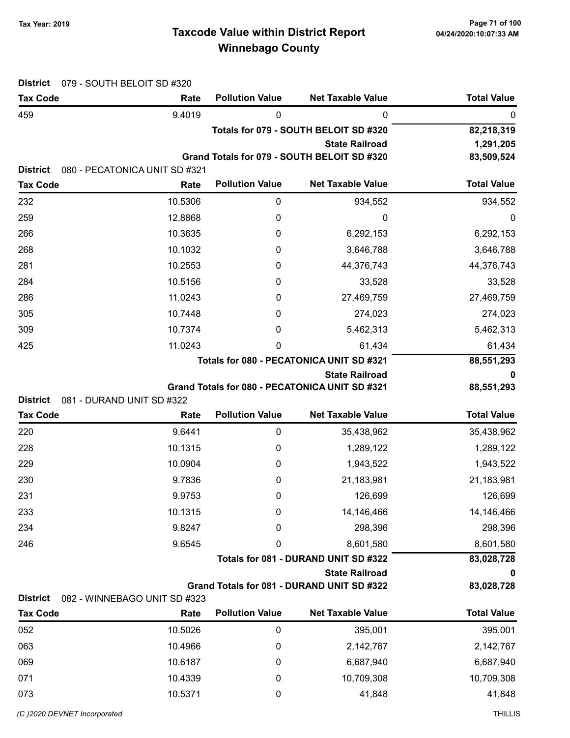# Taxcode Value within District Report
## Winnebago County

Tax Year: 2019

**District** 079 - SOUTH BELOIT SD #320

| Tax Code | Rate | Pollution Value | Net Taxable Value | Total Value |
|---|---|---|---|---|
| 459 | 9.4019 | 0 | 0 | 0 |
| | | | Totals for 079 - SOUTH BELOIT SD #320 | 82,218,319 |
| | | | State Railroad | 1,291,205 |
| | | | Grand Totals for 079 - SOUTH BELOIT SD #320 | 83,509,524 |

**District** 080 - PECATONICA UNIT SD #321

| Tax Code | Rate | Pollution Value | Net Taxable Value | Total Value |
|---|---|---|---|---|
| 232 | 10.5306 | 0 | 934,552 | 934,552 |
| 259 | 12.8868 | 0 | 0 | 0 |
| 266 | 10.3635 | 0 | 6,292,153 | 6,292,153 |
| 268 | 10.1032 | 0 | 3,646,788 | 3,646,788 |
| 281 | 10.2553 | 0 | 44,376,743 | 44,376,743 |
| 284 | 10.5156 | 0 | 33,528 | 33,528 |
| 286 | 11.0243 | 0 | 27,469,759 | 27,469,759 |
| 305 | 10.7448 | 0 | 274,023 | 274,023 |
| 309 | 10.7374 | 0 | 5,462,313 | 5,462,313 |
| 425 | 11.0243 | 0 | 61,434 | 61,434 |
| | | | Totals for 080 - PECATONICA UNIT SD #321 | 88,551,293 |
| | | | State Railroad | 0 |
| | | | Grand Totals for 080 - PECATONICA UNIT SD #321 | 88,551,293 |

**District** 081 - DURAND UNIT SD #322

| Tax Code | Rate | Pollution Value | Net Taxable Value | Total Value |
|---|---|---|---|---|
| 220 | 9.6441 | 0 | 35,438,962 | 35,438,962 |
| 228 | 10.1315 | 0 | 1,289,122 | 1,289,122 |
| 229 | 10.0904 | 0 | 1,943,522 | 1,943,522 |
| 230 | 9.7836 | 0 | 21,183,981 | 21,183,981 |
| 231 | 9.9753 | 0 | 126,699 | 126,699 |
| 233 | 10.1315 | 0 | 14,146,466 | 14,146,466 |
| 234 | 9.8247 | 0 | 298,396 | 298,396 |
| 246 | 9.6545 | 0 | 8,601,580 | 8,601,580 |
| | | | Totals for 081 - DURAND UNIT SD #322 | 83,028,728 |
| | | | State Railroad | 0 |
| | | | Grand Totals for 081 - DURAND UNIT SD #322 | 83,028,728 |

**District** 082 - WINNEBAGO UNIT SD #323

| Tax Code | Rate | Pollution Value | Net Taxable Value | Total Value |
|---|---|---|---|---|
| 052 | 10.5026 | 0 | 395,001 | 395,001 |
| 063 | 10.4966 | 0 | 2,142,767 | 2,142,767 |
| 069 | 10.6187 | 0 | 6,687,940 | 6,687,940 |
| 071 | 10.4339 | 0 | 10,709,308 | 10,709,308 |
| 073 | 10.5371 | 0 | 41,848 | 41,848 |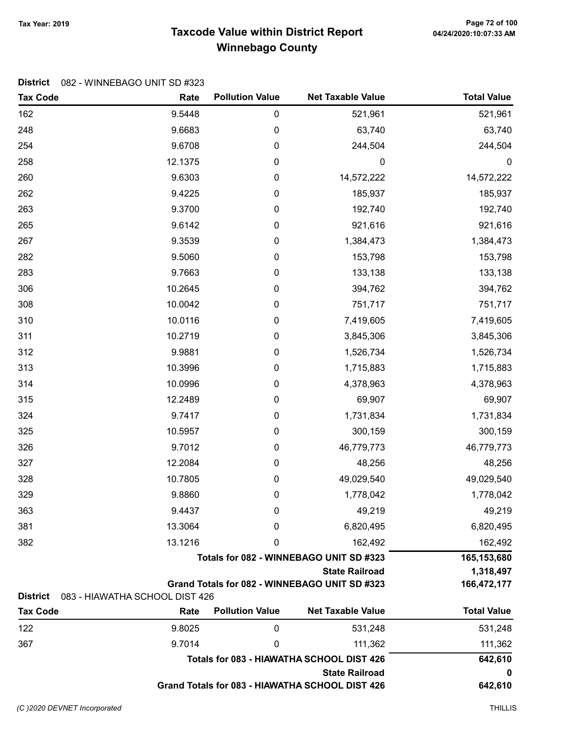# Taxcode Value within District Report
## Winnebago County

Tax Year: 2019

04/24/2020:10:07:33 AM

**District** 082 - WINNEBAGO UNIT SD #323

| Tax Code | Rate | Pollution Value | Net Taxable Value | Total Value |
|---|---|---|---|---|
| 162 | 9.5448 | 0 | 521,961 | 521,961 |
| 248 | 9.6683 | 0 | 63,740 | 63,740 |
| 254 | 9.6708 | 0 | 244,504 | 244,504 |
| 258 | 12.1375 | 0 | 0 | 0 |
| 260 | 9.6303 | 0 | 14,572,222 | 14,572,222 |
| 262 | 9.4225 | 0 | 185,937 | 185,937 |
| 263 | 9.3700 | 0 | 192,740 | 192,740 |
| 265 | 9.6142 | 0 | 921,616 | 921,616 |
| 267 | 9.3539 | 0 | 1,384,473 | 1,384,473 |
| 282 | 9.5060 | 0 | 153,798 | 153,798 |
| 283 | 9.7663 | 0 | 133,138 | 133,138 |
| 306 | 10.2645 | 0 | 394,762 | 394,762 |
| 308 | 10.0042 | 0 | 751,717 | 751,717 |
| 310 | 10.0116 | 0 | 7,419,605 | 7,419,605 |
| 311 | 10.2719 | 0 | 3,845,306 | 3,845,306 |
| 312 | 9.9881 | 0 | 1,526,734 | 1,526,734 |
| 313 | 10.3996 | 0 | 1,715,883 | 1,715,883 |
| 314 | 10.0996 | 0 | 4,378,963 | 4,378,963 |
| 315 | 12.2489 | 0 | 69,907 | 69,907 |
| 324 | 9.7417 | 0 | 1,731,834 | 1,731,834 |
| 325 | 10.5957 | 0 | 300,159 | 300,159 |
| 326 | 9.7012 | 0 | 46,779,773 | 46,779,773 |
| 327 | 12.2084 | 0 | 48,256 | 48,256 |
| 328 | 10.7805 | 0 | 49,029,540 | 49,029,540 |
| 329 | 9.8860 | 0 | 1,778,042 | 1,778,042 |
| 363 | 9.4437 | 0 | 49,219 | 49,219 |
| 381 | 13.3064 | 0 | 6,820,495 | 6,820,495 |
| 382 | 13.1216 | 0 | 162,492 | 162,492 |
| | | | **Totals for 082 - WINNEBAGO UNIT SD #323** | **165,153,680** |
| | | | **State Railroad** | **1,318,497** |
| | | | **Grand Totals for 082 - WINNEBAGO UNIT SD #323** | **166,472,177** |

**District** 083 - HIAWATHA SCHOOL DIST 426

| Tax Code | Rate | Pollution Value | Net Taxable Value | Total Value |
|---|---|---|---|---|
| 122 | 9.8025 | 0 | 531,248 | 531,248 |
| 367 | 9.7014 | 0 | 111,362 | 111,362 |
| | | | **Totals for 083 - HIAWATHA SCHOOL DIST 426** | **642,610** |
| | | | **State Railroad** | **0** |
| | | | **Grand Totals for 083 - HIAWATHA SCHOOL DIST 426** | **642,610** |

(C )2020 DEVNET Incorporated

THILLIS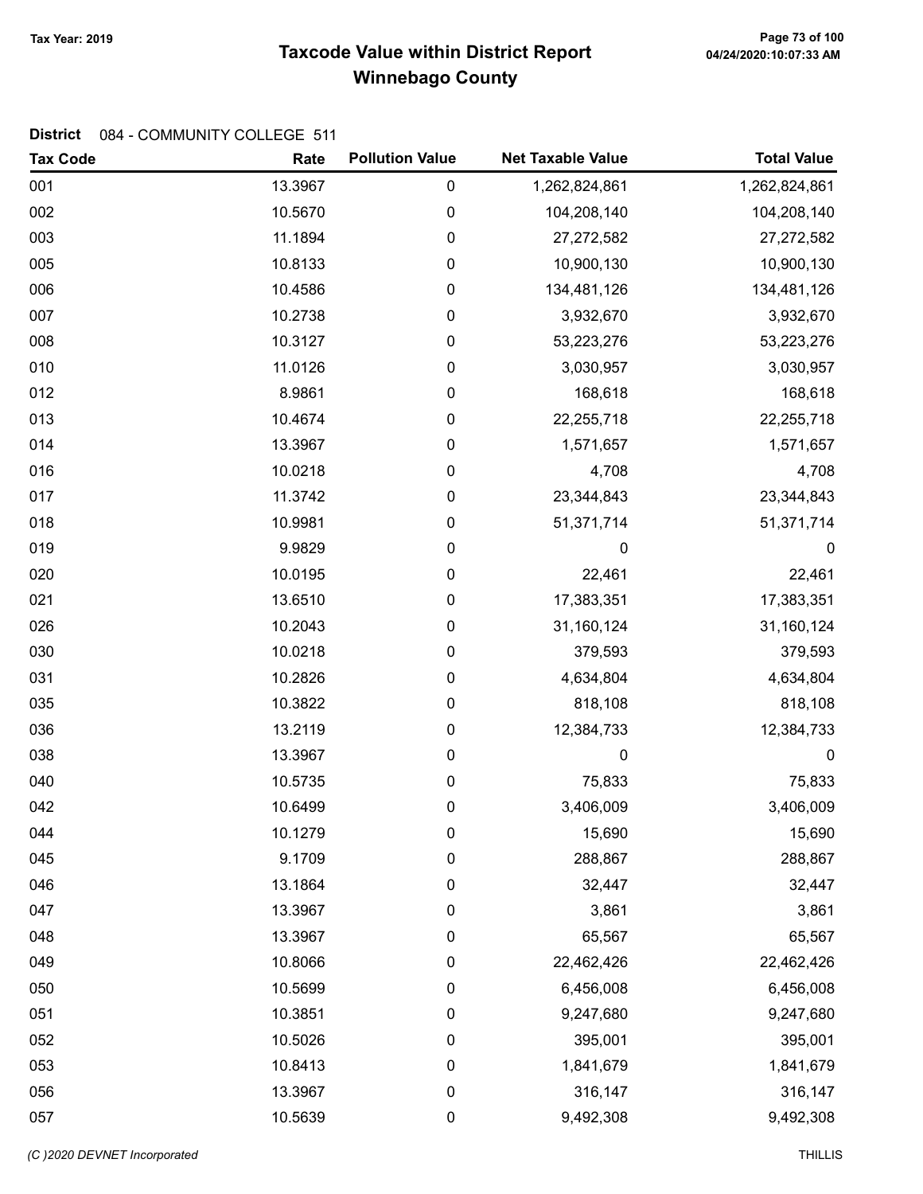# Taxcode Value within District Report
## Winnebago County

Tax Year: 2019

**District** 084 - COMMUNITY COLLEGE 511

| Tax Code | Rate | Pollution Value | Net Taxable Value | Total Value |
|---|---|---|---|---|
| 001 | 13.3967 | 0 | 1,262,824,861 | 1,262,824,861 |
| 002 | 10.5670 | 0 | 104,208,140 | 104,208,140 |
| 003 | 11.1894 | 0 | 27,272,582 | 27,272,582 |
| 005 | 10.8133 | 0 | 10,900,130 | 10,900,130 |
| 006 | 10.4586 | 0 | 134,481,126 | 134,481,126 |
| 007 | 10.2738 | 0 | 3,932,670 | 3,932,670 |
| 008 | 10.3127 | 0 | 53,223,276 | 53,223,276 |
| 010 | 11.0126 | 0 | 3,030,957 | 3,030,957 |
| 012 | 8.9861 | 0 | 168,618 | 168,618 |
| 013 | 10.4674 | 0 | 22,255,718 | 22,255,718 |
| 014 | 13.3967 | 0 | 1,571,657 | 1,571,657 |
| 016 | 10.0218 | 0 | 4,708 | 4,708 |
| 017 | 11.3742 | 0 | 23,344,843 | 23,344,843 |
| 018 | 10.9981 | 0 | 51,371,714 | 51,371,714 |
| 019 | 9.9829 | 0 | 0 | 0 |
| 020 | 10.0195 | 0 | 22,461 | 22,461 |
| 021 | 13.6510 | 0 | 17,383,351 | 17,383,351 |
| 026 | 10.2043 | 0 | 31,160,124 | 31,160,124 |
| 030 | 10.0218 | 0 | 379,593 | 379,593 |
| 031 | 10.2826 | 0 | 4,634,804 | 4,634,804 |
| 035 | 10.3822 | 0 | 818,108 | 818,108 |
| 036 | 13.2119 | 0 | 12,384,733 | 12,384,733 |
| 038 | 13.3967 | 0 | 0 | 0 |
| 040 | 10.5735 | 0 | 75,833 | 75,833 |
| 042 | 10.6499 | 0 | 3,406,009 | 3,406,009 |
| 044 | 10.1279 | 0 | 15,690 | 15,690 |
| 045 | 9.1709 | 0 | 288,867 | 288,867 |
| 046 | 13.1864 | 0 | 32,447 | 32,447 |
| 047 | 13.3967 | 0 | 3,861 | 3,861 |
| 048 | 13.3967 | 0 | 65,567 | 65,567 |
| 049 | 10.8066 | 0 | 22,462,426 | 22,462,426 |
| 050 | 10.5699 | 0 | 6,456,008 | 6,456,008 |
| 051 | 10.3851 | 0 | 9,247,680 | 9,247,680 |
| 052 | 10.5026 | 0 | 395,001 | 395,001 |
| 053 | 10.8413 | 0 | 1,841,679 | 1,841,679 |
| 056 | 13.3967 | 0 | 316,147 | 316,147 |
| 057 | 10.5639 | 0 | 9,492,308 | 9,492,308 |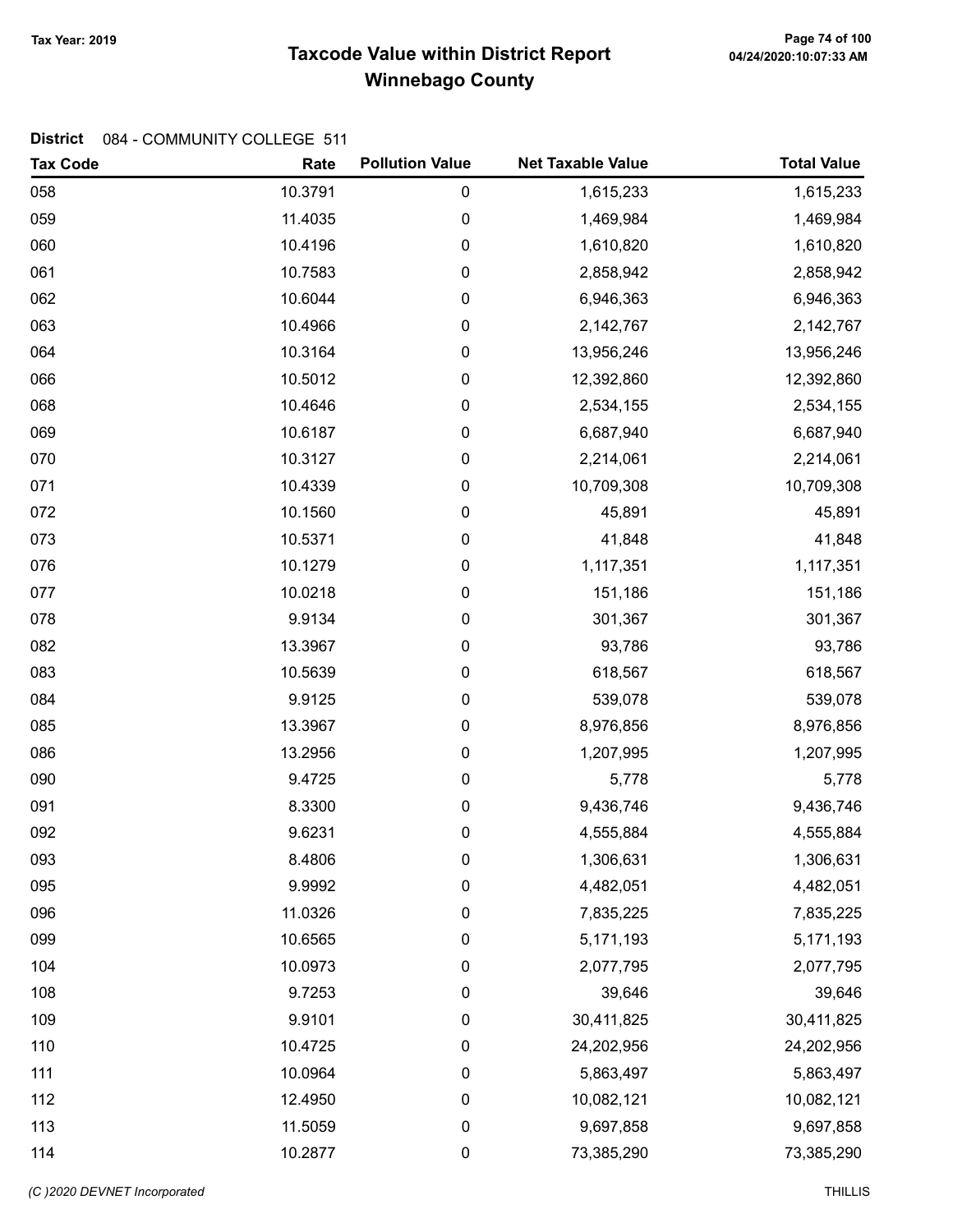# Taxcode Value within District Report
## Winnebago County

Tax Year: 2019

**District** 084 - COMMUNITY COLLEGE 511

| Tax Code | Rate | Pollution Value | Net Taxable Value | Total Value |
|---|---|---|---|---|
| 058 | 10.3791 | 0 | 1,615,233 | 1,615,233 |
| 059 | 11.4035 | 0 | 1,469,984 | 1,469,984 |
| 060 | 10.4196 | 0 | 1,610,820 | 1,610,820 |
| 061 | 10.7583 | 0 | 2,858,942 | 2,858,942 |
| 062 | 10.6044 | 0 | 6,946,363 | 6,946,363 |
| 063 | 10.4966 | 0 | 2,142,767 | 2,142,767 |
| 064 | 10.3164 | 0 | 13,956,246 | 13,956,246 |
| 066 | 10.5012 | 0 | 12,392,860 | 12,392,860 |
| 068 | 10.4646 | 0 | 2,534,155 | 2,534,155 |
| 069 | 10.6187 | 0 | 6,687,940 | 6,687,940 |
| 070 | 10.3127 | 0 | 2,214,061 | 2,214,061 |
| 071 | 10.4339 | 0 | 10,709,308 | 10,709,308 |
| 072 | 10.1560 | 0 | 45,891 | 45,891 |
| 073 | 10.5371 | 0 | 41,848 | 41,848 |
| 076 | 10.1279 | 0 | 1,117,351 | 1,117,351 |
| 077 | 10.0218 | 0 | 151,186 | 151,186 |
| 078 | 9.9134 | 0 | 301,367 | 301,367 |
| 082 | 13.3967 | 0 | 93,786 | 93,786 |
| 083 | 10.5639 | 0 | 618,567 | 618,567 |
| 084 | 9.9125 | 0 | 539,078 | 539,078 |
| 085 | 13.3967 | 0 | 8,976,856 | 8,976,856 |
| 086 | 13.2956 | 0 | 1,207,995 | 1,207,995 |
| 090 | 9.4725 | 0 | 5,778 | 5,778 |
| 091 | 8.3300 | 0 | 9,436,746 | 9,436,746 |
| 092 | 9.6231 | 0 | 4,555,884 | 4,555,884 |
| 093 | 8.4806 | 0 | 1,306,631 | 1,306,631 |
| 095 | 9.9992 | 0 | 4,482,051 | 4,482,051 |
| 096 | 11.0326 | 0 | 7,835,225 | 7,835,225 |
| 099 | 10.6565 | 0 | 5,171,193 | 5,171,193 |
| 104 | 10.0973 | 0 | 2,077,795 | 2,077,795 |
| 108 | 9.7253 | 0 | 39,646 | 39,646 |
| 109 | 9.9101 | 0 | 30,411,825 | 30,411,825 |
| 110 | 10.4725 | 0 | 24,202,956 | 24,202,956 |
| 111 | 10.0964 | 0 | 5,863,497 | 5,863,497 |
| 112 | 12.4950 | 0 | 10,082,121 | 10,082,121 |
| 113 | 11.5059 | 0 | 9,697,858 | 9,697,858 |
| 114 | 10.2877 | 0 | 73,385,290 | 73,385,290 |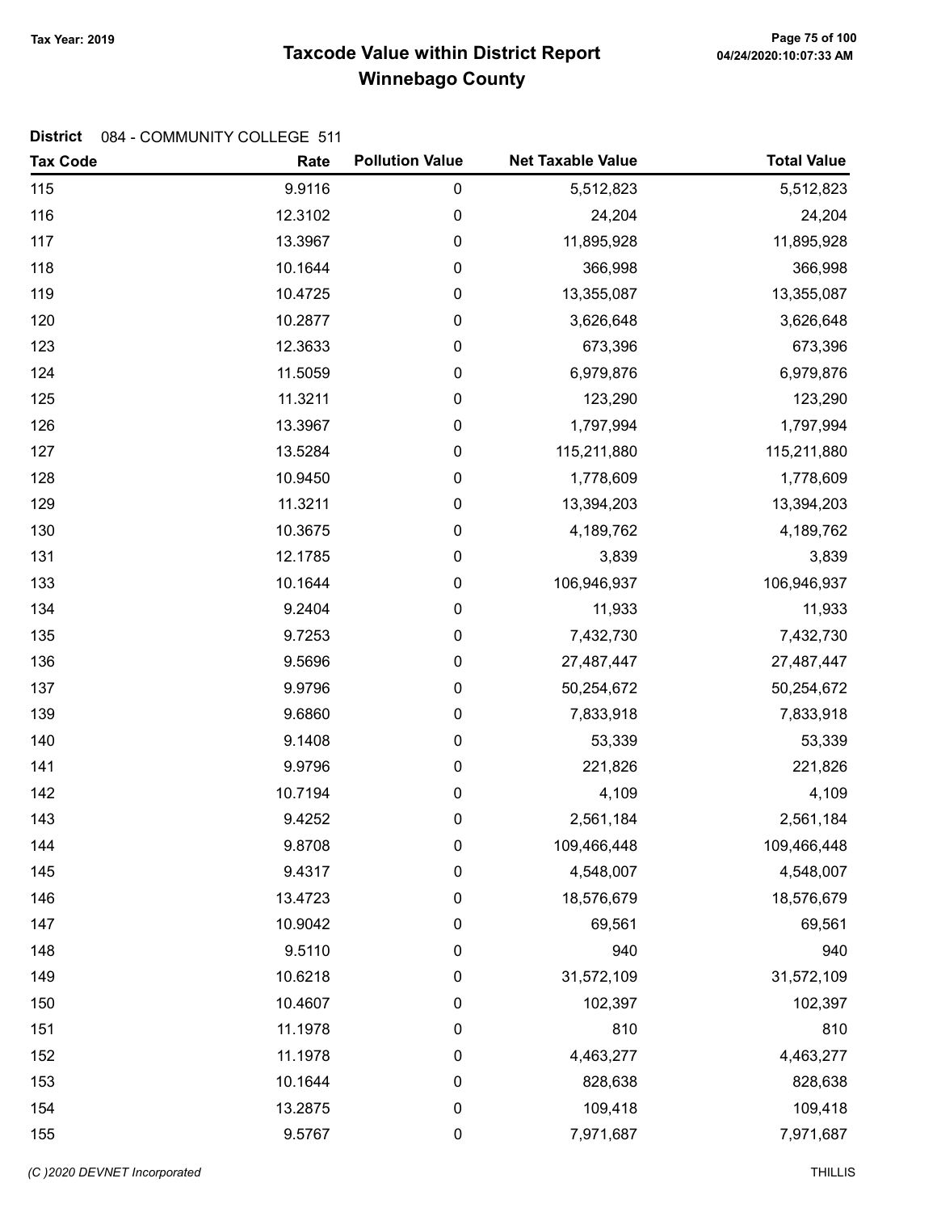**Taxcode Value within District Report**
**Winnebago County**

**District** 084 - COMMUNITY COLLEGE 511

| Tax Code | Rate | Pollution Value | Net Taxable Value | Total Value |
|---|---|---|---|---|
| 115 | 9.9116 | 0 | 5,512,823 | 5,512,823 |
| 116 | 12.3102 | 0 | 24,204 | 24,204 |
| 117 | 13.3967 | 0 | 11,895,928 | 11,895,928 |
| 118 | 10.1644 | 0 | 366,998 | 366,998 |
| 119 | 10.4725 | 0 | 13,355,087 | 13,355,087 |
| 120 | 10.2877 | 0 | 3,626,648 | 3,626,648 |
| 123 | 12.3633 | 0 | 673,396 | 673,396 |
| 124 | 11.5059 | 0 | 6,979,876 | 6,979,876 |
| 125 | 11.3211 | 0 | 123,290 | 123,290 |
| 126 | 13.3967 | 0 | 1,797,994 | 1,797,994 |
| 127 | 13.5284 | 0 | 115,211,880 | 115,211,880 |
| 128 | 10.9450 | 0 | 1,778,609 | 1,778,609 |
| 129 | 11.3211 | 0 | 13,394,203 | 13,394,203 |
| 130 | 10.3675 | 0 | 4,189,762 | 4,189,762 |
| 131 | 12.1785 | 0 | 3,839 | 3,839 |
| 133 | 10.1644 | 0 | 106,946,937 | 106,946,937 |
| 134 | 9.2404 | 0 | 11,933 | 11,933 |
| 135 | 9.7253 | 0 | 7,432,730 | 7,432,730 |
| 136 | 9.5696 | 0 | 27,487,447 | 27,487,447 |
| 137 | 9.9796 | 0 | 50,254,672 | 50,254,672 |
| 139 | 9.6860 | 0 | 7,833,918 | 7,833,918 |
| 140 | 9.1408 | 0 | 53,339 | 53,339 |
| 141 | 9.9796 | 0 | 221,826 | 221,826 |
| 142 | 10.7194 | 0 | 4,109 | 4,109 |
| 143 | 9.4252 | 0 | 2,561,184 | 2,561,184 |
| 144 | 9.8708 | 0 | 109,466,448 | 109,466,448 |
| 145 | 9.4317 | 0 | 4,548,007 | 4,548,007 |
| 146 | 13.4723 | 0 | 18,576,679 | 18,576,679 |
| 147 | 10.9042 | 0 | 69,561 | 69,561 |
| 148 | 9.5110 | 0 | 940 | 940 |
| 149 | 10.6218 | 0 | 31,572,109 | 31,572,109 |
| 150 | 10.4607 | 0 | 102,397 | 102,397 |
| 151 | 11.1978 | 0 | 810 | 810 |
| 152 | 11.1978 | 0 | 4,463,277 | 4,463,277 |
| 153 | 10.1644 | 0 | 828,638 | 828,638 |
| 154 | 13.2875 | 0 | 109,418 | 109,418 |
| 155 | 9.5767 | 0 | 7,971,687 | 7,971,687 |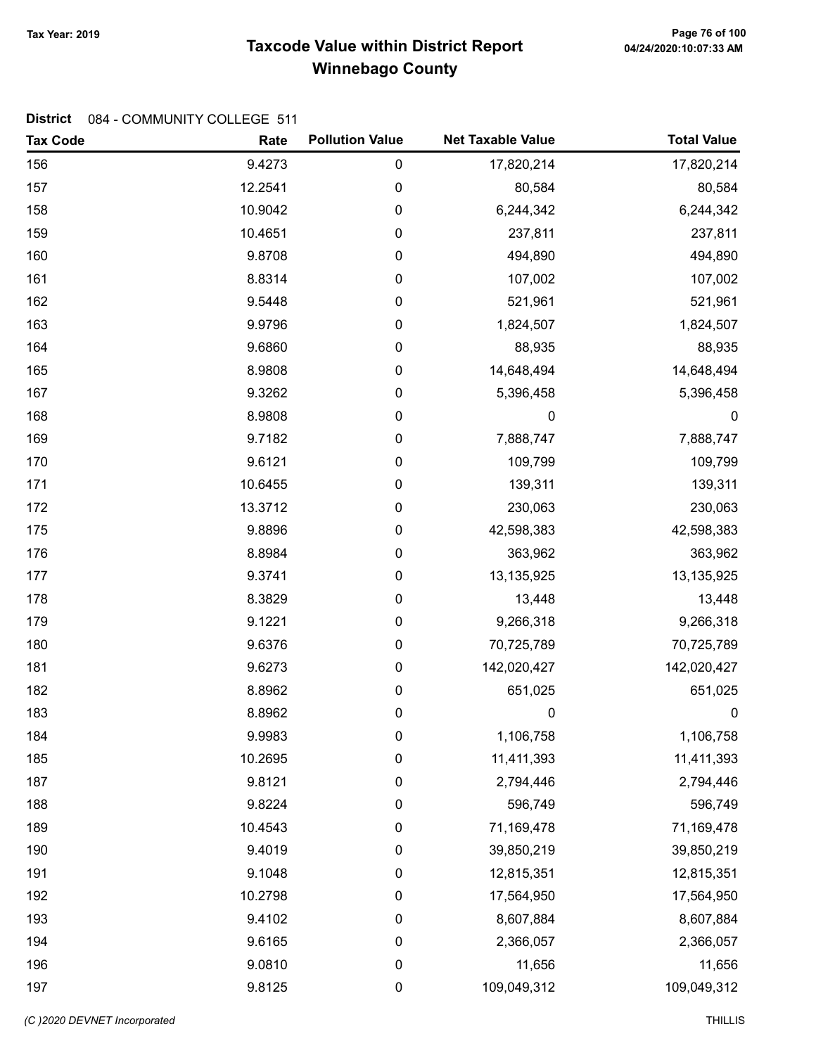# Taxcode Value within District Report
## Winnebago County

Tax Year: 2019

**District** 084 - COMMUNITY COLLEGE 511

| Tax Code | Rate | Pollution Value | Net Taxable Value | Total Value |
|---|---|---|---|---|
| 156 | 9.4273 | 0 | 17,820,214 | 17,820,214 |
| 157 | 12.2541 | 0 | 80,584 | 80,584 |
| 158 | 10.9042 | 0 | 6,244,342 | 6,244,342 |
| 159 | 10.4651 | 0 | 237,811 | 237,811 |
| 160 | 9.8708 | 0 | 494,890 | 494,890 |
| 161 | 8.8314 | 0 | 107,002 | 107,002 |
| 162 | 9.5448 | 0 | 521,961 | 521,961 |
| 163 | 9.9796 | 0 | 1,824,507 | 1,824,507 |
| 164 | 9.6860 | 0 | 88,935 | 88,935 |
| 165 | 8.9808 | 0 | 14,648,494 | 14,648,494 |
| 167 | 9.3262 | 0 | 5,396,458 | 5,396,458 |
| 168 | 8.9808 | 0 | 0 | 0 |
| 169 | 9.7182 | 0 | 7,888,747 | 7,888,747 |
| 170 | 9.6121 | 0 | 109,799 | 109,799 |
| 171 | 10.6455 | 0 | 139,311 | 139,311 |
| 172 | 13.3712 | 0 | 230,063 | 230,063 |
| 175 | 9.8896 | 0 | 42,598,383 | 42,598,383 |
| 176 | 8.8984 | 0 | 363,962 | 363,962 |
| 177 | 9.3741 | 0 | 13,135,925 | 13,135,925 |
| 178 | 8.3829 | 0 | 13,448 | 13,448 |
| 179 | 9.1221 | 0 | 9,266,318 | 9,266,318 |
| 180 | 9.6376 | 0 | 70,725,789 | 70,725,789 |
| 181 | 9.6273 | 0 | 142,020,427 | 142,020,427 |
| 182 | 8.8962 | 0 | 651,025 | 651,025 |
| 183 | 8.8962 | 0 | 0 | 0 |
| 184 | 9.9983 | 0 | 1,106,758 | 1,106,758 |
| 185 | 10.2695 | 0 | 11,411,393 | 11,411,393 |
| 187 | 9.8121 | 0 | 2,794,446 | 2,794,446 |
| 188 | 9.8224 | 0 | 596,749 | 596,749 |
| 189 | 10.4543 | 0 | 71,169,478 | 71,169,478 |
| 190 | 9.4019 | 0 | 39,850,219 | 39,850,219 |
| 191 | 9.1048 | 0 | 12,815,351 | 12,815,351 |
| 192 | 10.2798 | 0 | 17,564,950 | 17,564,950 |
| 193 | 9.4102 | 0 | 8,607,884 | 8,607,884 |
| 194 | 9.6165 | 0 | 2,366,057 | 2,366,057 |
| 196 | 9.0810 | 0 | 11,656 | 11,656 |
| 197 | 9.8125 | 0 | 109,049,312 | 109,049,312 |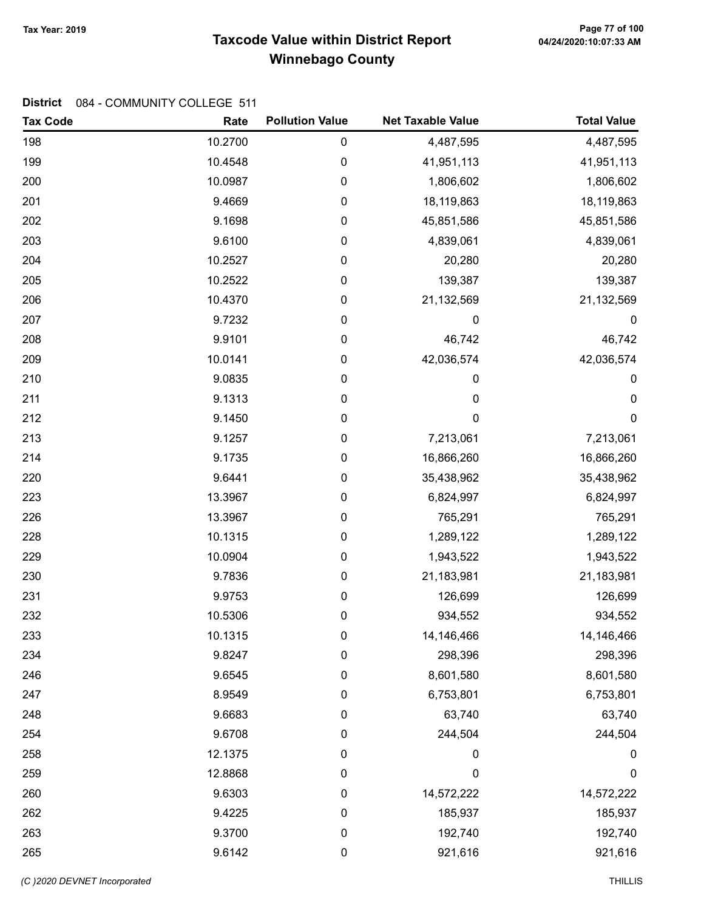# Taxcode Value within District Report
## Winnebago County

Tax Year: 2019

**District** 084 - COMMUNITY COLLEGE 511

| Tax Code | Rate | Pollution Value | Net Taxable Value | Total Value |
|---|---|---|---|---|
| 198 | 10.2700 | 0 | 4,487,595 | 4,487,595 |
| 199 | 10.4548 | 0 | 41,951,113 | 41,951,113 |
| 200 | 10.0987 | 0 | 1,806,602 | 1,806,602 |
| 201 | 9.4669 | 0 | 18,119,863 | 18,119,863 |
| 202 | 9.1698 | 0 | 45,851,586 | 45,851,586 |
| 203 | 9.6100 | 0 | 4,839,061 | 4,839,061 |
| 204 | 10.2527 | 0 | 20,280 | 20,280 |
| 205 | 10.2522 | 0 | 139,387 | 139,387 |
| 206 | 10.4370 | 0 | 21,132,569 | 21,132,569 |
| 207 | 9.7232 | 0 | 0 | 0 |
| 208 | 9.9101 | 0 | 46,742 | 46,742 |
| 209 | 10.0141 | 0 | 42,036,574 | 42,036,574 |
| 210 | 9.0835 | 0 | 0 | 0 |
| 211 | 9.1313 | 0 | 0 | 0 |
| 212 | 9.1450 | 0 | 0 | 0 |
| 213 | 9.1257 | 0 | 7,213,061 | 7,213,061 |
| 214 | 9.1735 | 0 | 16,866,260 | 16,866,260 |
| 220 | 9.6441 | 0 | 35,438,962 | 35,438,962 |
| 223 | 13.3967 | 0 | 6,824,997 | 6,824,997 |
| 226 | 13.3967 | 0 | 765,291 | 765,291 |
| 228 | 10.1315 | 0 | 1,289,122 | 1,289,122 |
| 229 | 10.0904 | 0 | 1,943,522 | 1,943,522 |
| 230 | 9.7836 | 0 | 21,183,981 | 21,183,981 |
| 231 | 9.9753 | 0 | 126,699 | 126,699 |
| 232 | 10.5306 | 0 | 934,552 | 934,552 |
| 233 | 10.1315 | 0 | 14,146,466 | 14,146,466 |
| 234 | 9.8247 | 0 | 298,396 | 298,396 |
| 246 | 9.6545 | 0 | 8,601,580 | 8,601,580 |
| 247 | 8.9549 | 0 | 6,753,801 | 6,753,801 |
| 248 | 9.6683 | 0 | 63,740 | 63,740 |
| 254 | 9.6708 | 0 | 244,504 | 244,504 |
| 258 | 12.1375 | 0 | 0 | 0 |
| 259 | 12.8868 | 0 | 0 | 0 |
| 260 | 9.6303 | 0 | 14,572,222 | 14,572,222 |
| 262 | 9.4225 | 0 | 185,937 | 185,937 |
| 263 | 9.3700 | 0 | 192,740 | 192,740 |
| 265 | 9.6142 | 0 | 921,616 | 921,616 |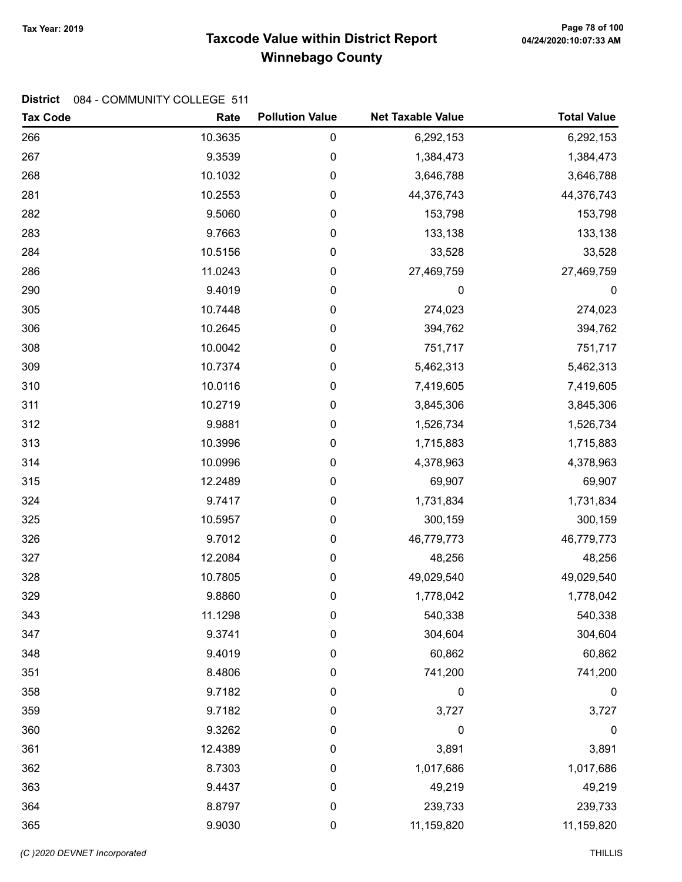Tax Year: 2019

# Taxcode Value within District Report
## Winnebago County

**District** 084 - COMMUNITY COLLEGE 511

| Tax Code | Rate | Pollution Value | Net Taxable Value | Total Value |
|---|---|---|---|---|
| 266 | 10.3635 | 0 | 6,292,153 | 6,292,153 |
| 267 | 9.3539 | 0 | 1,384,473 | 1,384,473 |
| 268 | 10.1032 | 0 | 3,646,788 | 3,646,788 |
| 281 | 10.2553 | 0 | 44,376,743 | 44,376,743 |
| 282 | 9.5060 | 0 | 153,798 | 153,798 |
| 283 | 9.7663 | 0 | 133,138 | 133,138 |
| 284 | 10.5156 | 0 | 33,528 | 33,528 |
| 286 | 11.0243 | 0 | 27,469,759 | 27,469,759 |
| 290 | 9.4019 | 0 | 0 | 0 |
| 305 | 10.7448 | 0 | 274,023 | 274,023 |
| 306 | 10.2645 | 0 | 394,762 | 394,762 |
| 308 | 10.0042 | 0 | 751,717 | 751,717 |
| 309 | 10.7374 | 0 | 5,462,313 | 5,462,313 |
| 310 | 10.0116 | 0 | 7,419,605 | 7,419,605 |
| 311 | 10.2719 | 0 | 3,845,306 | 3,845,306 |
| 312 | 9.9881 | 0 | 1,526,734 | 1,526,734 |
| 313 | 10.3996 | 0 | 1,715,883 | 1,715,883 |
| 314 | 10.0996 | 0 | 4,378,963 | 4,378,963 |
| 315 | 12.2489 | 0 | 69,907 | 69,907 |
| 324 | 9.7417 | 0 | 1,731,834 | 1,731,834 |
| 325 | 10.5957 | 0 | 300,159 | 300,159 |
| 326 | 9.7012 | 0 | 46,779,773 | 46,779,773 |
| 327 | 12.2084 | 0 | 48,256 | 48,256 |
| 328 | 10.7805 | 0 | 49,029,540 | 49,029,540 |
| 329 | 9.8860 | 0 | 1,778,042 | 1,778,042 |
| 343 | 11.1298 | 0 | 540,338 | 540,338 |
| 347 | 9.3741 | 0 | 304,604 | 304,604 |
| 348 | 9.4019 | 0 | 60,862 | 60,862 |
| 351 | 8.4806 | 0 | 741,200 | 741,200 |
| 358 | 9.7182 | 0 | 0 | 0 |
| 359 | 9.7182 | 0 | 3,727 | 3,727 |
| 360 | 9.3262 | 0 | 0 | 0 |
| 361 | 12.4389 | 0 | 3,891 | 3,891 |
| 362 | 8.7303 | 0 | 1,017,686 | 1,017,686 |
| 363 | 9.4437 | 0 | 49,219 | 49,219 |
| 364 | 8.8797 | 0 | 239,733 | 239,733 |
| 365 | 9.9030 | 0 | 11,159,820 | 11,159,820 |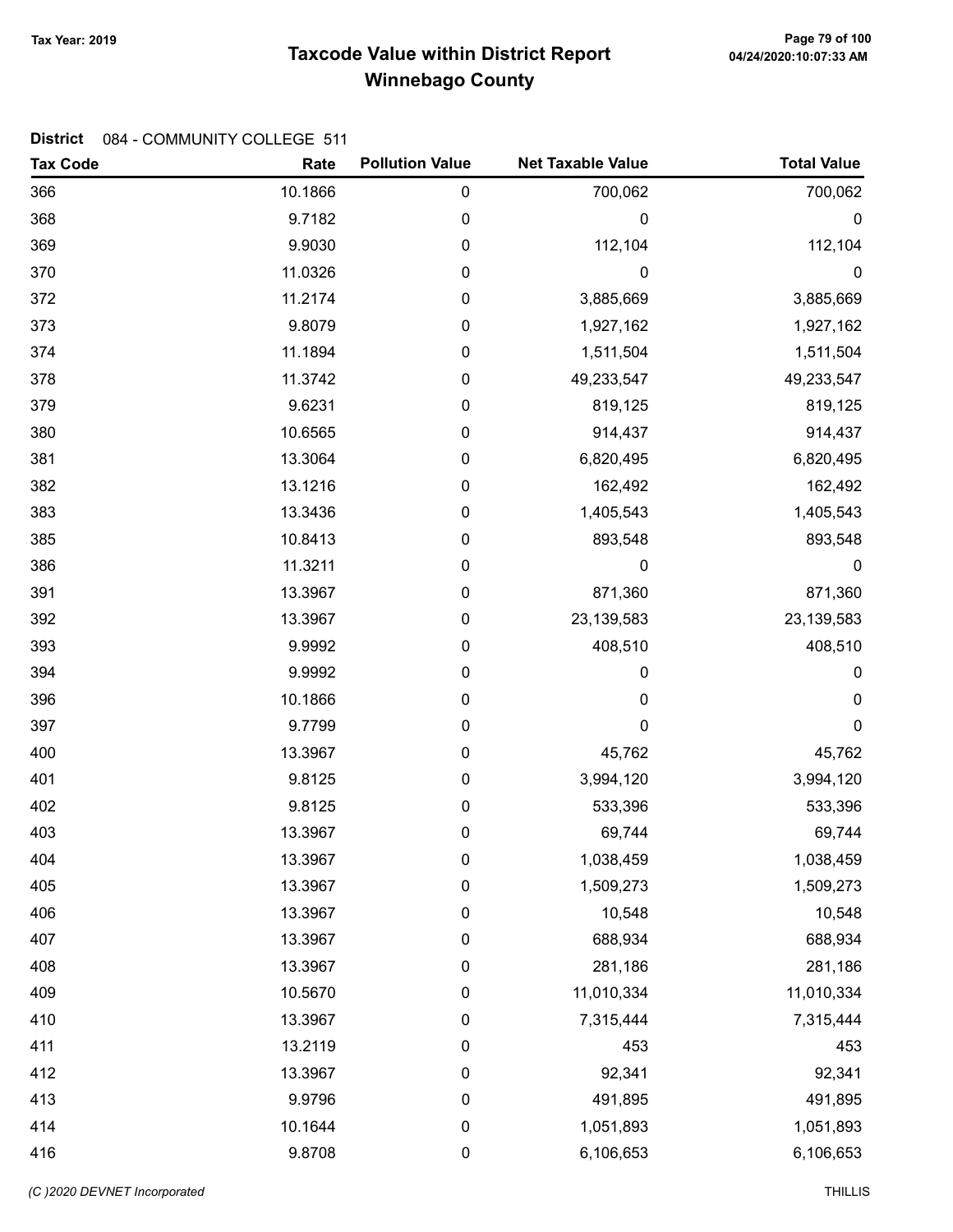# Taxcode Value within District Report
## Winnebago County

Tax Year: 2019

**District** 084 - COMMUNITY COLLEGE 511

| Tax Code | Rate | Pollution Value | Net Taxable Value | Total Value |
|---|---|---|---|---|
| 366 | 10.1866 | 0 | 700,062 | 700,062 |
| 368 | 9.7182 | 0 | 0 | 0 |
| 369 | 9.9030 | 0 | 112,104 | 112,104 |
| 370 | 11.0326 | 0 | 0 | 0 |
| 372 | 11.2174 | 0 | 3,885,669 | 3,885,669 |
| 373 | 9.8079 | 0 | 1,927,162 | 1,927,162 |
| 374 | 11.1894 | 0 | 1,511,504 | 1,511,504 |
| 378 | 11.3742 | 0 | 49,233,547 | 49,233,547 |
| 379 | 9.6231 | 0 | 819,125 | 819,125 |
| 380 | 10.6565 | 0 | 914,437 | 914,437 |
| 381 | 13.3064 | 0 | 6,820,495 | 6,820,495 |
| 382 | 13.1216 | 0 | 162,492 | 162,492 |
| 383 | 13.3436 | 0 | 1,405,543 | 1,405,543 |
| 385 | 10.8413 | 0 | 893,548 | 893,548 |
| 386 | 11.3211 | 0 | 0 | 0 |
| 391 | 13.3967 | 0 | 871,360 | 871,360 |
| 392 | 13.3967 | 0 | 23,139,583 | 23,139,583 |
| 393 | 9.9992 | 0 | 408,510 | 408,510 |
| 394 | 9.9992 | 0 | 0 | 0 |
| 396 | 10.1866 | 0 | 0 | 0 |
| 397 | 9.7799 | 0 | 0 | 0 |
| 400 | 13.3967 | 0 | 45,762 | 45,762 |
| 401 | 9.8125 | 0 | 3,994,120 | 3,994,120 |
| 402 | 9.8125 | 0 | 533,396 | 533,396 |
| 403 | 13.3967 | 0 | 69,744 | 69,744 |
| 404 | 13.3967 | 0 | 1,038,459 | 1,038,459 |
| 405 | 13.3967 | 0 | 1,509,273 | 1,509,273 |
| 406 | 13.3967 | 0 | 10,548 | 10,548 |
| 407 | 13.3967 | 0 | 688,934 | 688,934 |
| 408 | 13.3967 | 0 | 281,186 | 281,186 |
| 409 | 10.5670 | 0 | 11,010,334 | 11,010,334 |
| 410 | 13.3967 | 0 | 7,315,444 | 7,315,444 |
| 411 | 13.2119 | 0 | 453 | 453 |
| 412 | 13.3967 | 0 | 92,341 | 92,341 |
| 413 | 9.9796 | 0 | 491,895 | 491,895 |
| 414 | 10.1644 | 0 | 1,051,893 | 1,051,893 |
| 416 | 9.8708 | 0 | 6,106,653 | 6,106,653 |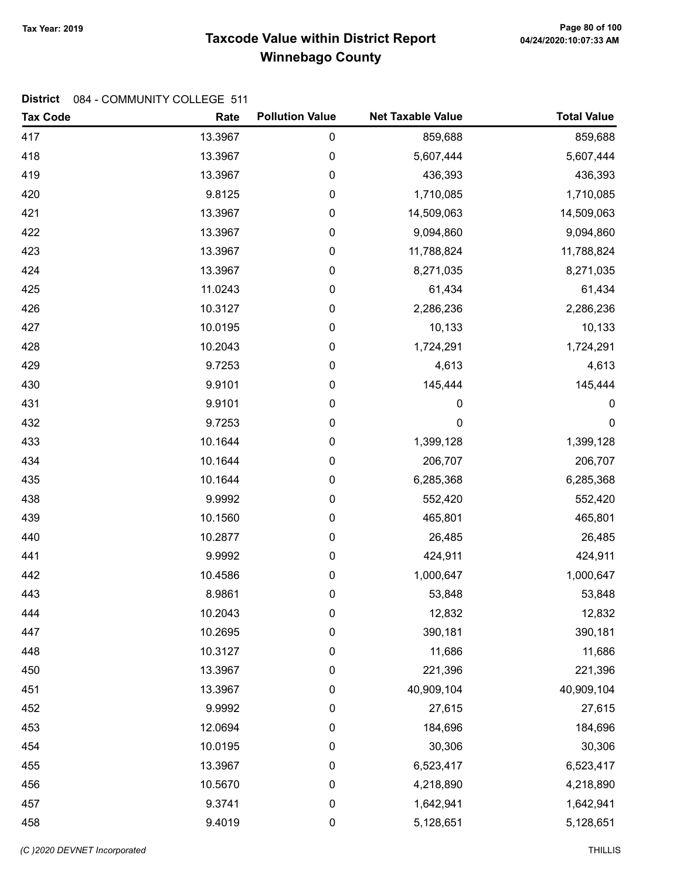# Taxcode Value within District Report
## Winnebago County

Tax Year: 2019

**District** 084 - COMMUNITY COLLEGE 511

| Tax Code | Rate | Pollution Value | Net Taxable Value | Total Value |
|---|---|---|---|---|
| 417 | 13.3967 | 0 | 859,688 | 859,688 |
| 418 | 13.3967 | 0 | 5,607,444 | 5,607,444 |
| 419 | 13.3967 | 0 | 436,393 | 436,393 |
| 420 | 9.8125 | 0 | 1,710,085 | 1,710,085 |
| 421 | 13.3967 | 0 | 14,509,063 | 14,509,063 |
| 422 | 13.3967 | 0 | 9,094,860 | 9,094,860 |
| 423 | 13.3967 | 0 | 11,788,824 | 11,788,824 |
| 424 | 13.3967 | 0 | 8,271,035 | 8,271,035 |
| 425 | 11.0243 | 0 | 61,434 | 61,434 |
| 426 | 10.3127 | 0 | 2,286,236 | 2,286,236 |
| 427 | 10.0195 | 0 | 10,133 | 10,133 |
| 428 | 10.2043 | 0 | 1,724,291 | 1,724,291 |
| 429 | 9.7253 | 0 | 4,613 | 4,613 |
| 430 | 9.9101 | 0 | 145,444 | 145,444 |
| 431 | 9.9101 | 0 | 0 | 0 |
| 432 | 9.7253 | 0 | 0 | 0 |
| 433 | 10.1644 | 0 | 1,399,128 | 1,399,128 |
| 434 | 10.1644 | 0 | 206,707 | 206,707 |
| 435 | 10.1644 | 0 | 6,285,368 | 6,285,368 |
| 438 | 9.9992 | 0 | 552,420 | 552,420 |
| 439 | 10.1560 | 0 | 465,801 | 465,801 |
| 440 | 10.2877 | 0 | 26,485 | 26,485 |
| 441 | 9.9992 | 0 | 424,911 | 424,911 |
| 442 | 10.4586 | 0 | 1,000,647 | 1,000,647 |
| 443 | 8.9861 | 0 | 53,848 | 53,848 |
| 444 | 10.2043 | 0 | 12,832 | 12,832 |
| 447 | 10.2695 | 0 | 390,181 | 390,181 |
| 448 | 10.3127 | 0 | 11,686 | 11,686 |
| 450 | 13.3967 | 0 | 221,396 | 221,396 |
| 451 | 13.3967 | 0 | 40,909,104 | 40,909,104 |
| 452 | 9.9992 | 0 | 27,615 | 27,615 |
| 453 | 12.0694 | 0 | 184,696 | 184,696 |
| 454 | 10.0195 | 0 | 30,306 | 30,306 |
| 455 | 13.3967 | 0 | 6,523,417 | 6,523,417 |
| 456 | 10.5670 | 0 | 4,218,890 | 4,218,890 |
| 457 | 9.3741 | 0 | 1,642,941 | 1,642,941 |
| 458 | 9.4019 | 0 | 5,128,651 | 5,128,651 |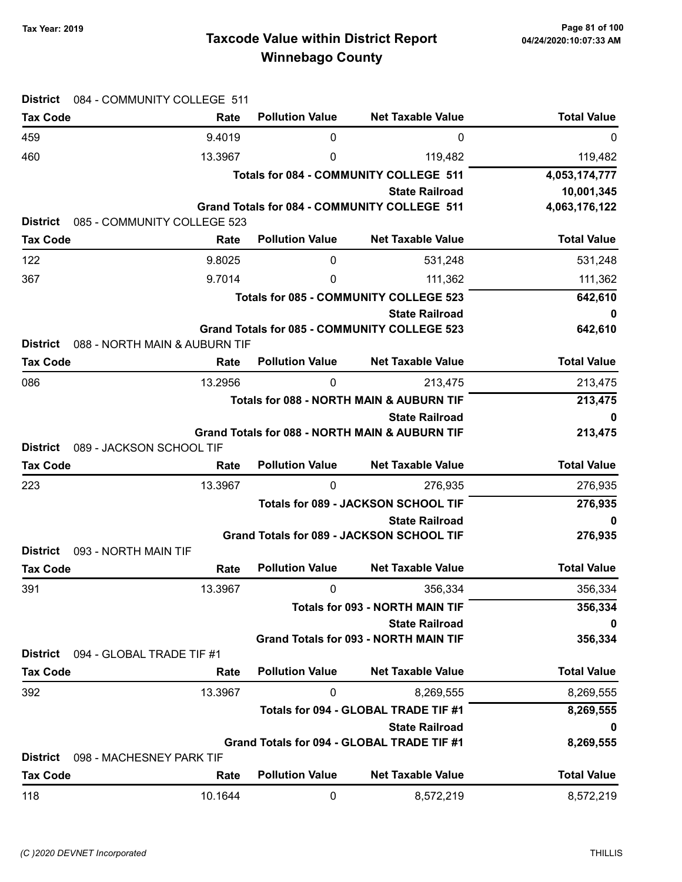# Taxcode Value within District Report
## Winnebago County

Tax Year: 2019

04/24/2020:10:07:33 AM

**District** 084 - COMMUNITY COLLEGE 511

| Tax Code | Rate | Pollution Value | Net Taxable Value | Total Value |
|---|---|---|---|---|
| 459 | 9.4019 | 0 | 0 | 0 |
| 460 | 13.3967 | 0 | 119,482 | 119,482 |
| | | | Totals for 084 - COMMUNITY COLLEGE 511 | 4,053,174,777 |
| | | | State Railroad | 10,001,345 |
| | | | Grand Totals for 084 - COMMUNITY COLLEGE 511 | 4,063,176,122 |

**District** 085 - COMMUNITY COLLEGE 523

| Tax Code | Rate | Pollution Value | Net Taxable Value | Total Value |
|---|---|---|---|---|
| 122 | 9.8025 | 0 | 531,248 | 531,248 |
| 367 | 9.7014 | 0 | 111,362 | 111,362 |
| | | | Totals for 085 - COMMUNITY COLLEGE 523 | 642,610 |
| | | | State Railroad | 0 |
| | | | Grand Totals for 085 - COMMUNITY COLLEGE 523 | 642,610 |

**District** 088 - NORTH MAIN & AUBURN TIF

| Tax Code | Rate | Pollution Value | Net Taxable Value | Total Value |
|---|---|---|---|---|
| 086 | 13.2956 | 0 | 213,475 | 213,475 |
| | | | Totals for 088 - NORTH MAIN & AUBURN TIF | 213,475 |
| | | | State Railroad | 0 |
| | | | Grand Totals for 088 - NORTH MAIN & AUBURN TIF | 213,475 |

**District** 089 - JACKSON SCHOOL TIF

| Tax Code | Rate | Pollution Value | Net Taxable Value | Total Value |
|---|---|---|---|---|
| 223 | 13.3967 | 0 | 276,935 | 276,935 |
| | | | Totals for 089 - JACKSON SCHOOL TIF | 276,935 |
| | | | State Railroad | 0 |
| | | | Grand Totals for 089 - JACKSON SCHOOL TIF | 276,935 |

**District** 093 - NORTH MAIN TIF

| Tax Code | Rate | Pollution Value | Net Taxable Value | Total Value |
|---|---|---|---|---|
| 391 | 13.3967 | 0 | 356,334 | 356,334 |
| | | | Totals for 093 - NORTH MAIN TIF | 356,334 |
| | | | State Railroad | 0 |
| | | | Grand Totals for 093 - NORTH MAIN TIF | 356,334 |

**District** 094 - GLOBAL TRADE TIF #1

| Tax Code | Rate | Pollution Value | Net Taxable Value | Total Value |
|---|---|---|---|---|
| 392 | 13.3967 | 0 | 8,269,555 | 8,269,555 |
| | | | Totals for 094 - GLOBAL TRADE TIF #1 | 8,269,555 |
| | | | State Railroad | 0 |
| | | | Grand Totals for 094 - GLOBAL TRADE TIF #1 | 8,269,555 |

**District** 098 - MACHESNEY PARK TIF

| Tax Code | Rate | Pollution Value | Net Taxable Value | Total Value |
|---|---|---|---|---|
| 118 | 10.1644 | 0 | 8,572,219 | 8,572,219 |

(C )2020 DEVNET Incorporated THILLIS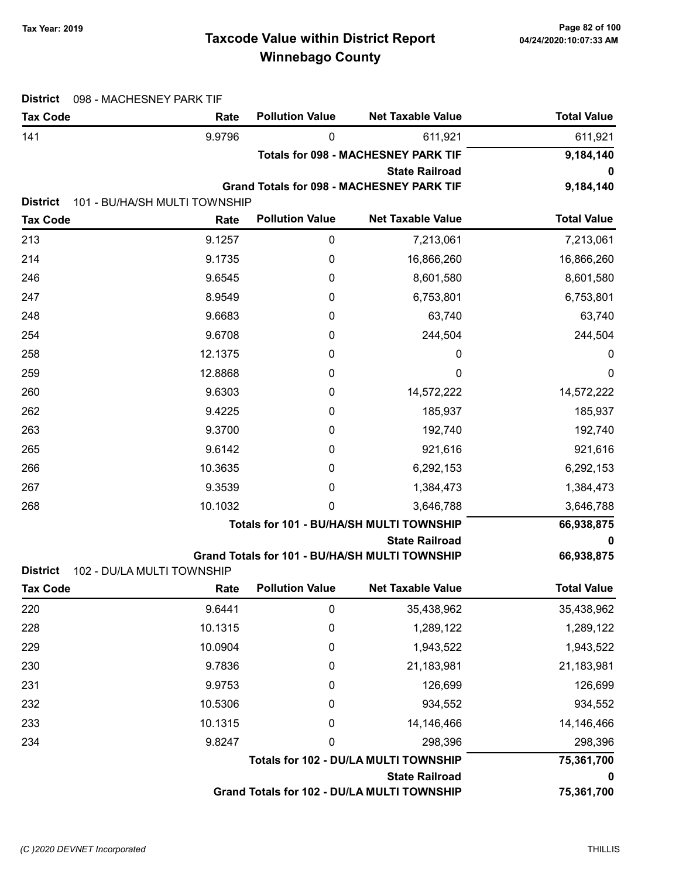# Taxcode Value within District Report
## Winnebago County

Tax Year: 2019

**District** 098 - MACHESNEY PARK TIF

| Tax Code | Rate | Pollution Value | Net Taxable Value | Total Value |
|---|---|---|---|---|
| 141 | 9.9796 | 0 | 611,921 | 611,921 |
| | | | **Totals for 098 - MACHESNEY PARK TIF** | **9,184,140** |
| | | | **State Railroad** | **0** |
| | | | **Grand Totals for 098 - MACHESNEY PARK TIF** | **9,184,140** |

**District** 101 - BU/HA/SH MULTI TOWNSHIP

| Tax Code | Rate | Pollution Value | Net Taxable Value | Total Value |
|---|---|---|---|---|
| 213 | 9.1257 | 0 | 7,213,061 | 7,213,061 |
| 214 | 9.1735 | 0 | 16,866,260 | 16,866,260 |
| 246 | 9.6545 | 0 | 8,601,580 | 8,601,580 |
| 247 | 8.9549 | 0 | 6,753,801 | 6,753,801 |
| 248 | 9.6683 | 0 | 63,740 | 63,740 |
| 254 | 9.6708 | 0 | 244,504 | 244,504 |
| 258 | 12.1375 | 0 | 0 | 0 |
| 259 | 12.8868 | 0 | 0 | 0 |
| 260 | 9.6303 | 0 | 14,572,222 | 14,572,222 |
| 262 | 9.4225 | 0 | 185,937 | 185,937 |
| 263 | 9.3700 | 0 | 192,740 | 192,740 |
| 265 | 9.6142 | 0 | 921,616 | 921,616 |
| 266 | 10.3635 | 0 | 6,292,153 | 6,292,153 |
| 267 | 9.3539 | 0 | 1,384,473 | 1,384,473 |
| 268 | 10.1032 | 0 | 3,646,788 | 3,646,788 |
| | | | **Totals for 101 - BU/HA/SH MULTI TOWNSHIP** | **66,938,875** |
| | | | **State Railroad** | **0** |
| | | | **Grand Totals for 101 - BU/HA/SH MULTI TOWNSHIP** | **66,938,875** |

**District** 102 - DU/LA MULTI TOWNSHIP

| Tax Code | Rate | Pollution Value | Net Taxable Value | Total Value |
|---|---|---|---|---|
| 220 | 9.6441 | 0 | 35,438,962 | 35,438,962 |
| 228 | 10.1315 | 0 | 1,289,122 | 1,289,122 |
| 229 | 10.0904 | 0 | 1,943,522 | 1,943,522 |
| 230 | 9.7836 | 0 | 21,183,981 | 21,183,981 |
| 231 | 9.9753 | 0 | 126,699 | 126,699 |
| 232 | 10.5306 | 0 | 934,552 | 934,552 |
| 233 | 10.1315 | 0 | 14,146,466 | 14,146,466 |
| 234 | 9.8247 | 0 | 298,396 | 298,396 |
| | | | **Totals for 102 - DU/LA MULTI TOWNSHIP** | **75,361,700** |
| | | | **State Railroad** | **0** |
| | | | **Grand Totals for 102 - DU/LA MULTI TOWNSHIP** | **75,361,700** |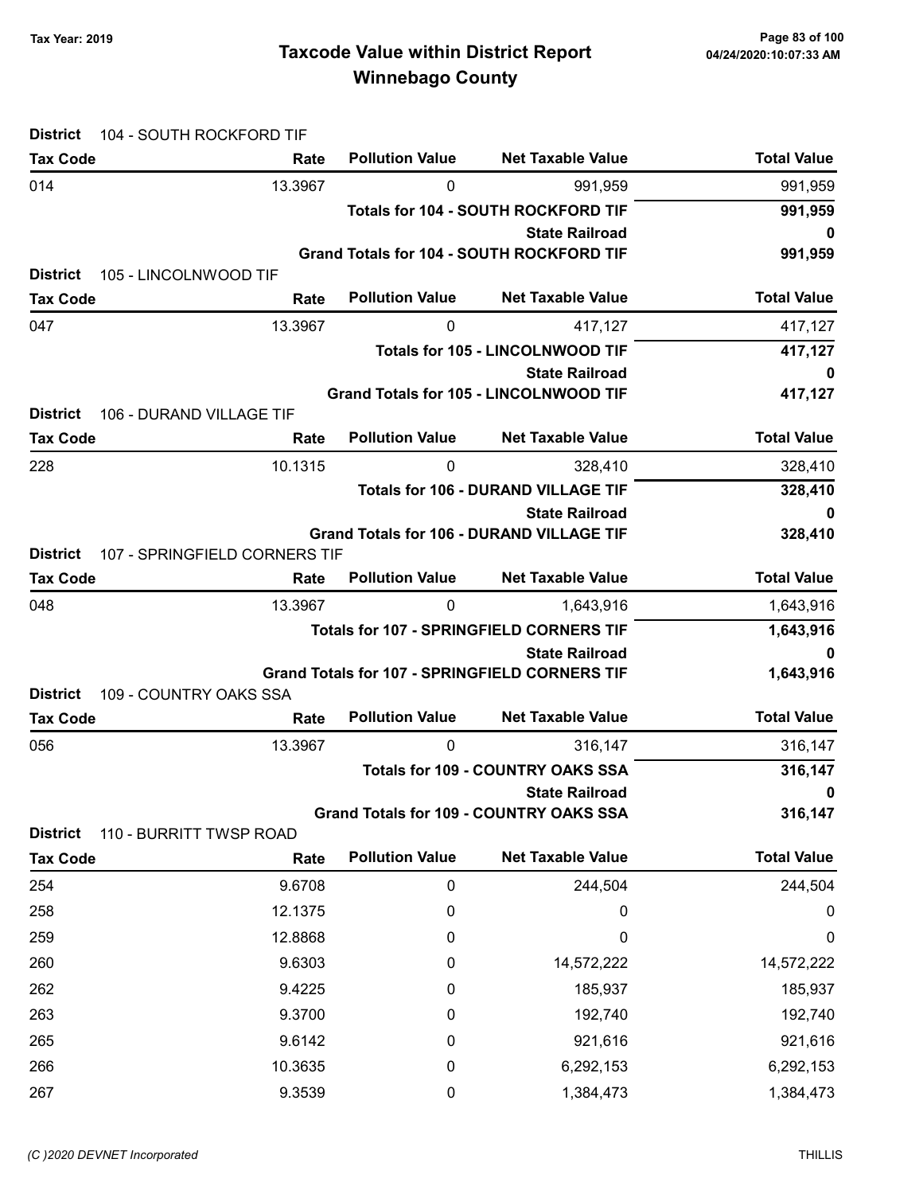**Tax Year: 2019**

# Taxcode Value within District Report
## Winnebago County

04/24/2020:10:07:33 AM

**District** 104 - SOUTH ROCKFORD TIF

| Tax Code | Rate | Pollution Value | Net Taxable Value | Total Value |
|---|---|---|---|---|
| 014 | 13.3967 | 0 | 991,959 | 991,959 |
| | | | **Totals for 104 - SOUTH ROCKFORD TIF** | **991,959** |
| | | | **State Railroad** | **0** |
| | | | **Grand Totals for 104 - SOUTH ROCKFORD TIF** | **991,959** |

**District** 105 - LINCOLNWOOD TIF

| Tax Code | Rate | Pollution Value | Net Taxable Value | Total Value |
|---|---|---|---|---|
| 047 | 13.3967 | 0 | 417,127 | 417,127 |
| | | | **Totals for 105 - LINCOLNWOOD TIF** | **417,127** |
| | | | **State Railroad** | **0** |
| | | | **Grand Totals for 105 - LINCOLNWOOD TIF** | **417,127** |

**District** 106 - DURAND VILLAGE TIF

| Tax Code | Rate | Pollution Value | Net Taxable Value | Total Value |
|---|---|---|---|---|
| 228 | 10.1315 | 0 | 328,410 | 328,410 |
| | | | **Totals for 106 - DURAND VILLAGE TIF** | **328,410** |
| | | | **State Railroad** | **0** |
| | | | **Grand Totals for 106 - DURAND VILLAGE TIF** | **328,410** |

**District** 107 - SPRINGFIELD CORNERS TIF

| Tax Code | Rate | Pollution Value | Net Taxable Value | Total Value |
|---|---|---|---|---|
| 048 | 13.3967 | 0 | 1,643,916 | 1,643,916 |
| | | | **Totals for 107 - SPRINGFIELD CORNERS TIF** | **1,643,916** |
| | | | **State Railroad** | **0** |
| | | | **Grand Totals for 107 - SPRINGFIELD CORNERS TIF** | **1,643,916** |

**District** 109 - COUNTRY OAKS SSA

| Tax Code | Rate | Pollution Value | Net Taxable Value | Total Value |
|---|---|---|---|---|
| 056 | 13.3967 | 0 | 316,147 | 316,147 |
| | | | **Totals for 109 - COUNTRY OAKS SSA** | **316,147** |
| | | | **State Railroad** | **0** |
| | | | **Grand Totals for 109 - COUNTRY OAKS SSA** | **316,147** |

**District** 110 - BURRITT TWSP ROAD

| Tax Code | Rate | Pollution Value | Net Taxable Value | Total Value |
|---|---|---|---|---|
| 254 | 9.6708 | 0 | 244,504 | 244,504 |
| 258 | 12.1375 | 0 | 0 | 0 |
| 259 | 12.8868 | 0 | 0 | 0 |
| 260 | 9.6303 | 0 | 14,572,222 | 14,572,222 |
| 262 | 9.4225 | 0 | 185,937 | 185,937 |
| 263 | 9.3700 | 0 | 192,740 | 192,740 |
| 265 | 9.6142 | 0 | 921,616 | 921,616 |
| 266 | 10.3635 | 0 | 6,292,153 | 6,292,153 |
| 267 | 9.3539 | 0 | 1,384,473 | 1,384,473 |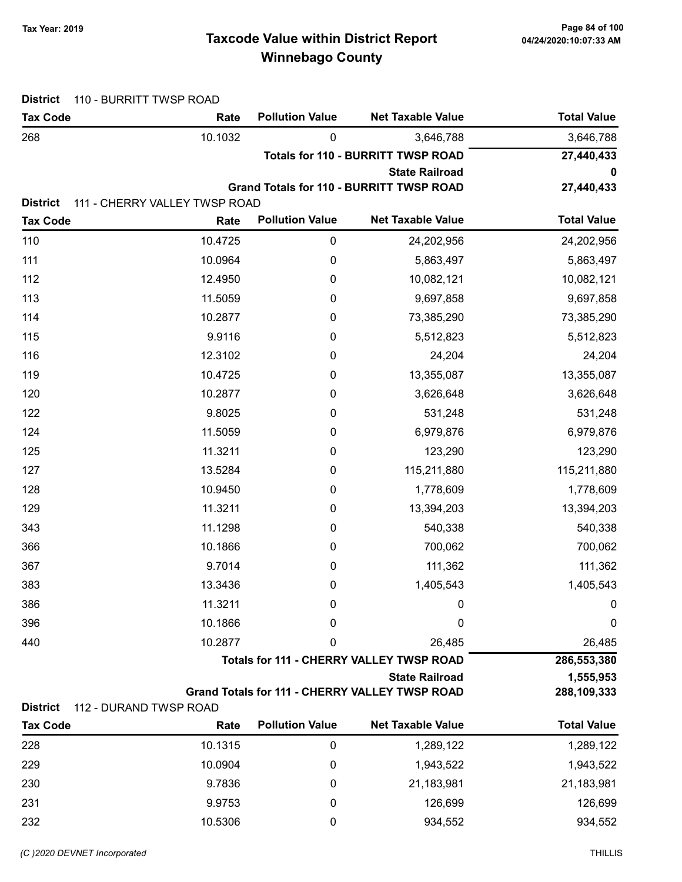# Taxcode Value within District Report

## Winnebago County

Tax Year: 2019

04/24/2020:10:07:33 AM

**District** 110 - BURRITT TWSP ROAD

| Tax Code | Rate | Pollution Value | Net Taxable Value | Total Value |
|---|---|---|---|---|
| 268 | 10.1032 | 0 | 3,646,788 | 3,646,788 |
| | | | **Totals for 110 - BURRITT TWSP ROAD** | **27,440,433** |
| | | | **State Railroad** | **0** |
| | | | **Grand Totals for 110 - BURRITT TWSP ROAD** | **27,440,433** |

**District** 111 - CHERRY VALLEY TWSP ROAD

| Tax Code | Rate | Pollution Value | Net Taxable Value | Total Value |
|---|---|---|---|---|
| 110 | 10.4725 | 0 | 24,202,956 | 24,202,956 |
| 111 | 10.0964 | 0 | 5,863,497 | 5,863,497 |
| 112 | 12.4950 | 0 | 10,082,121 | 10,082,121 |
| 113 | 11.5059 | 0 | 9,697,858 | 9,697,858 |
| 114 | 10.2877 | 0 | 73,385,290 | 73,385,290 |
| 115 | 9.9116 | 0 | 5,512,823 | 5,512,823 |
| 116 | 12.3102 | 0 | 24,204 | 24,204 |
| 119 | 10.4725 | 0 | 13,355,087 | 13,355,087 |
| 120 | 10.2877 | 0 | 3,626,648 | 3,626,648 |
| 122 | 9.8025 | 0 | 531,248 | 531,248 |
| 124 | 11.5059 | 0 | 6,979,876 | 6,979,876 |
| 125 | 11.3211 | 0 | 123,290 | 123,290 |
| 127 | 13.5284 | 0 | 115,211,880 | 115,211,880 |
| 128 | 10.9450 | 0 | 1,778,609 | 1,778,609 |
| 129 | 11.3211 | 0 | 13,394,203 | 13,394,203 |
| 343 | 11.1298 | 0 | 540,338 | 540,338 |
| 366 | 10.1866 | 0 | 700,062 | 700,062 |
| 367 | 9.7014 | 0 | 111,362 | 111,362 |
| 383 | 13.3436 | 0 | 1,405,543 | 1,405,543 |
| 386 | 11.3211 | 0 | 0 | 0 |
| 396 | 10.1866 | 0 | 0 | 0 |
| 440 | 10.2877 | 0 | 26,485 | 26,485 |
| | | | **Totals for 111 - CHERRY VALLEY TWSP ROAD** | **286,553,380** |
| | | | **State Railroad** | **1,555,953** |
| | | | **Grand Totals for 111 - CHERRY VALLEY TWSP ROAD** | **288,109,333** |

**District** 112 - DURAND TWSP ROAD

| Tax Code | Rate | Pollution Value | Net Taxable Value | Total Value |
|---|---|---|---|---|
| 228 | 10.1315 | 0 | 1,289,122 | 1,289,122 |
| 229 | 10.0904 | 0 | 1,943,522 | 1,943,522 |
| 230 | 9.7836 | 0 | 21,183,981 | 21,183,981 |
| 231 | 9.9753 | 0 | 126,699 | 126,699 |
| 232 | 10.5306 | 0 | 934,552 | 934,552 |

(C )2020 DEVNET Incorporated

THILLIS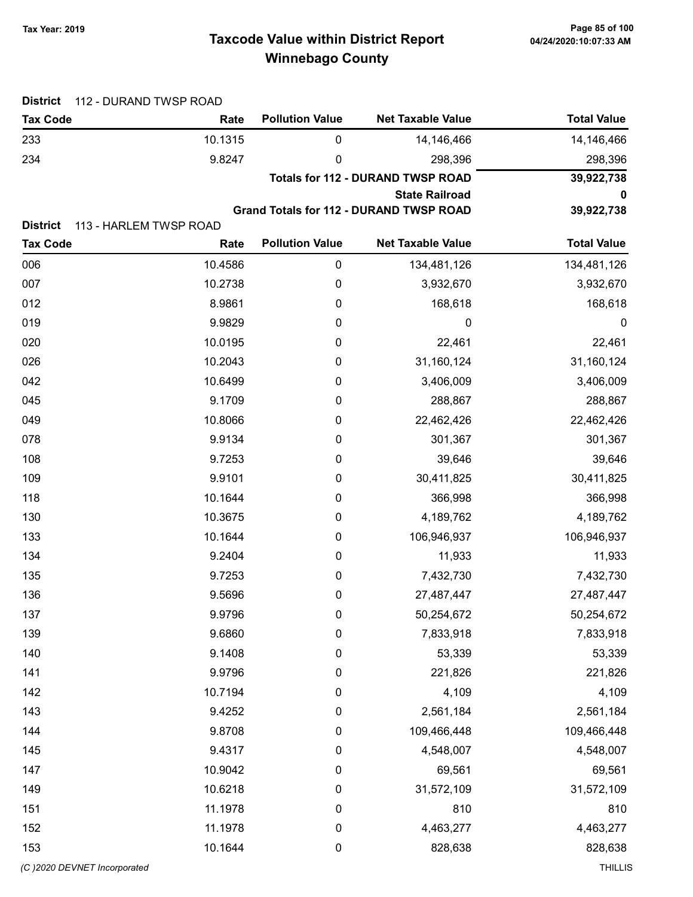# Taxcode Value within District Report
## Winnebago County

**District** 112 - DURAND TWSP ROAD

| Tax Code | Rate | Pollution Value | Net Taxable Value | Total Value |
|---|---|---|---|---|
| 233 | 10.1315 | 0 | 14,146,466 | 14,146,466 |
| 234 | 9.8247 | 0 | 298,396 | 298,396 |
| | | | **Totals for 112 - DURAND TWSP ROAD** | **39,922,738** |
| | | | **State Railroad** | **0** |
| | | | **Grand Totals for 112 - DURAND TWSP ROAD** | **39,922,738** |

**District** 113 - HARLEM TWSP ROAD

| Tax Code | Rate | Pollution Value | Net Taxable Value | Total Value |
|---|---|---|---|---|
| 006 | 10.4586 | 0 | 134,481,126 | 134,481,126 |
| 007 | 10.2738 | 0 | 3,932,670 | 3,932,670 |
| 012 | 8.9861 | 0 | 168,618 | 168,618 |
| 019 | 9.9829 | 0 | 0 | 0 |
| 020 | 10.0195 | 0 | 22,461 | 22,461 |
| 026 | 10.2043 | 0 | 31,160,124 | 31,160,124 |
| 042 | 10.6499 | 0 | 3,406,009 | 3,406,009 |
| 045 | 9.1709 | 0 | 288,867 | 288,867 |
| 049 | 10.8066 | 0 | 22,462,426 | 22,462,426 |
| 078 | 9.9134 | 0 | 301,367 | 301,367 |
| 108 | 9.7253 | 0 | 39,646 | 39,646 |
| 109 | 9.9101 | 0 | 30,411,825 | 30,411,825 |
| 118 | 10.1644 | 0 | 366,998 | 366,998 |
| 130 | 10.3675 | 0 | 4,189,762 | 4,189,762 |
| 133 | 10.1644 | 0 | 106,946,937 | 106,946,937 |
| 134 | 9.2404 | 0 | 11,933 | 11,933 |
| 135 | 9.7253 | 0 | 7,432,730 | 7,432,730 |
| 136 | 9.5696 | 0 | 27,487,447 | 27,487,447 |
| 137 | 9.9796 | 0 | 50,254,672 | 50,254,672 |
| 139 | 9.6860 | 0 | 7,833,918 | 7,833,918 |
| 140 | 9.1408 | 0 | 53,339 | 53,339 |
| 141 | 9.9796 | 0 | 221,826 | 221,826 |
| 142 | 10.7194 | 0 | 4,109 | 4,109 |
| 143 | 9.4252 | 0 | 2,561,184 | 2,561,184 |
| 144 | 9.8708 | 0 | 109,466,448 | 109,466,448 |
| 145 | 9.4317 | 0 | 4,548,007 | 4,548,007 |
| 147 | 10.9042 | 0 | 69,561 | 69,561 |
| 149 | 10.6218 | 0 | 31,572,109 | 31,572,109 |
| 151 | 11.1978 | 0 | 810 | 810 |
| 152 | 11.1978 | 0 | 4,463,277 | 4,463,277 |
| 153 | 10.1644 | 0 | 828,638 | 828,638 |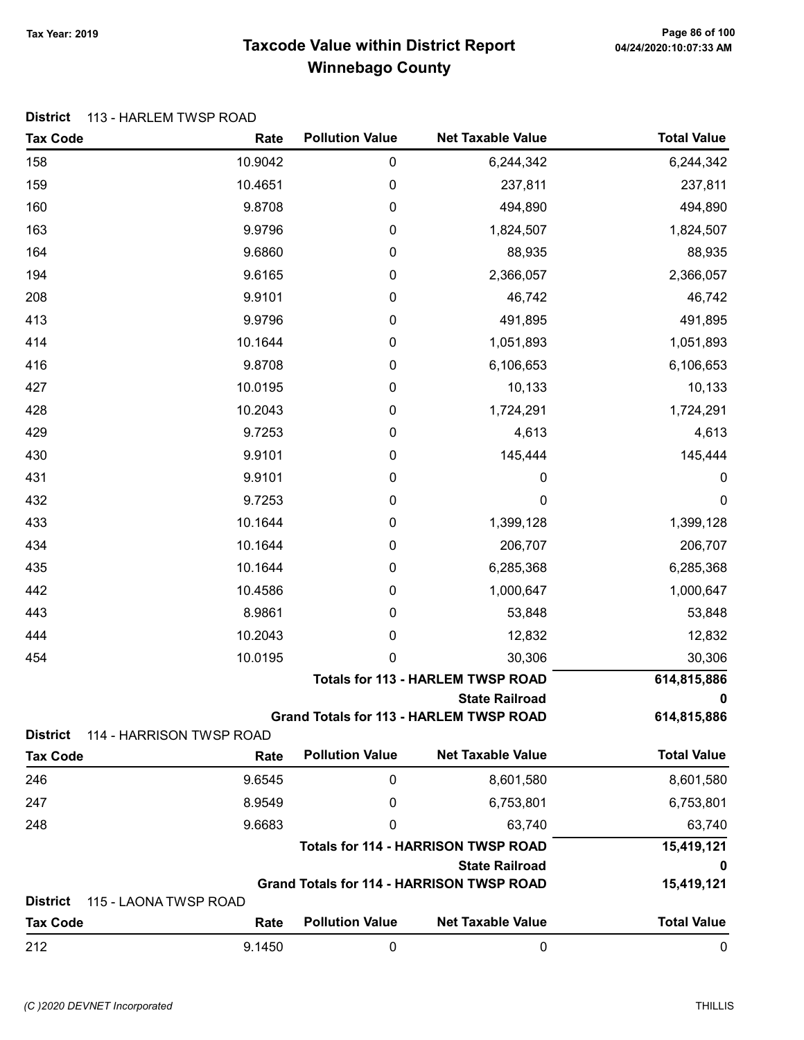**District** 113 - HARLEM TWSP ROAD

| Tax Code | Rate | Pollution Value | Net Taxable Value | Total Value |
|---|---|---|---|---|
| 158 | 10.9042 | 0 | 6,244,342 | 6,244,342 |
| 159 | 10.4651 | 0 | 237,811 | 237,811 |
| 160 | 9.8708 | 0 | 494,890 | 494,890 |
| 163 | 9.9796 | 0 | 1,824,507 | 1,824,507 |
| 164 | 9.6860 | 0 | 88,935 | 88,935 |
| 194 | 9.6165 | 0 | 2,366,057 | 2,366,057 |
| 208 | 9.9101 | 0 | 46,742 | 46,742 |
| 413 | 9.9796 | 0 | 491,895 | 491,895 |
| 414 | 10.1644 | 0 | 1,051,893 | 1,051,893 |
| 416 | 9.8708 | 0 | 6,106,653 | 6,106,653 |
| 427 | 10.0195 | 0 | 10,133 | 10,133 |
| 428 | 10.2043 | 0 | 1,724,291 | 1,724,291 |
| 429 | 9.7253 | 0 | 4,613 | 4,613 |
| 430 | 9.9101 | 0 | 145,444 | 145,444 |
| 431 | 9.9101 | 0 | 0 | 0 |
| 432 | 9.7253 | 0 | 0 | 0 |
| 433 | 10.1644 | 0 | 1,399,128 | 1,399,128 |
| 434 | 10.1644 | 0 | 206,707 | 206,707 |
| 435 | 10.1644 | 0 | 6,285,368 | 6,285,368 |
| 442 | 10.4586 | 0 | 1,000,647 | 1,000,647 |
| 443 | 8.9861 | 0 | 53,848 | 53,848 |
| 444 | 10.2043 | 0 | 12,832 | 12,832 |
| 454 | 10.0195 | 0 | 30,306 | 30,306 |
| | | | **Totals for 113 - HARLEM TWSP ROAD** | **614,815,886** |
| | | | **State Railroad** | **0** |
| | | | **Grand Totals for 113 - HARLEM TWSP ROAD** | **614,815,886** |

**District** 114 - HARRISON TWSP ROAD

| Tax Code | Rate | Pollution Value | Net Taxable Value | Total Value |
|---|---|---|---|---|
| 246 | 9.6545 | 0 | 8,601,580 | 8,601,580 |
| 247 | 8.9549 | 0 | 6,753,801 | 6,753,801 |
| 248 | 9.6683 | 0 | 63,740 | 63,740 |
| | | | **Totals for 114 - HARRISON TWSP ROAD** | **15,419,121** |
| | | | **State Railroad** | **0** |
| | | | **Grand Totals for 114 - HARRISON TWSP ROAD** | **15,419,121** |

**District** 115 - LAONA TWSP ROAD

| Tax Code | Rate | Pollution Value | Net Taxable Value | Total Value |
|---|---|---|---|---|
| 212 | 9.1450 | 0 | 0 | 0 |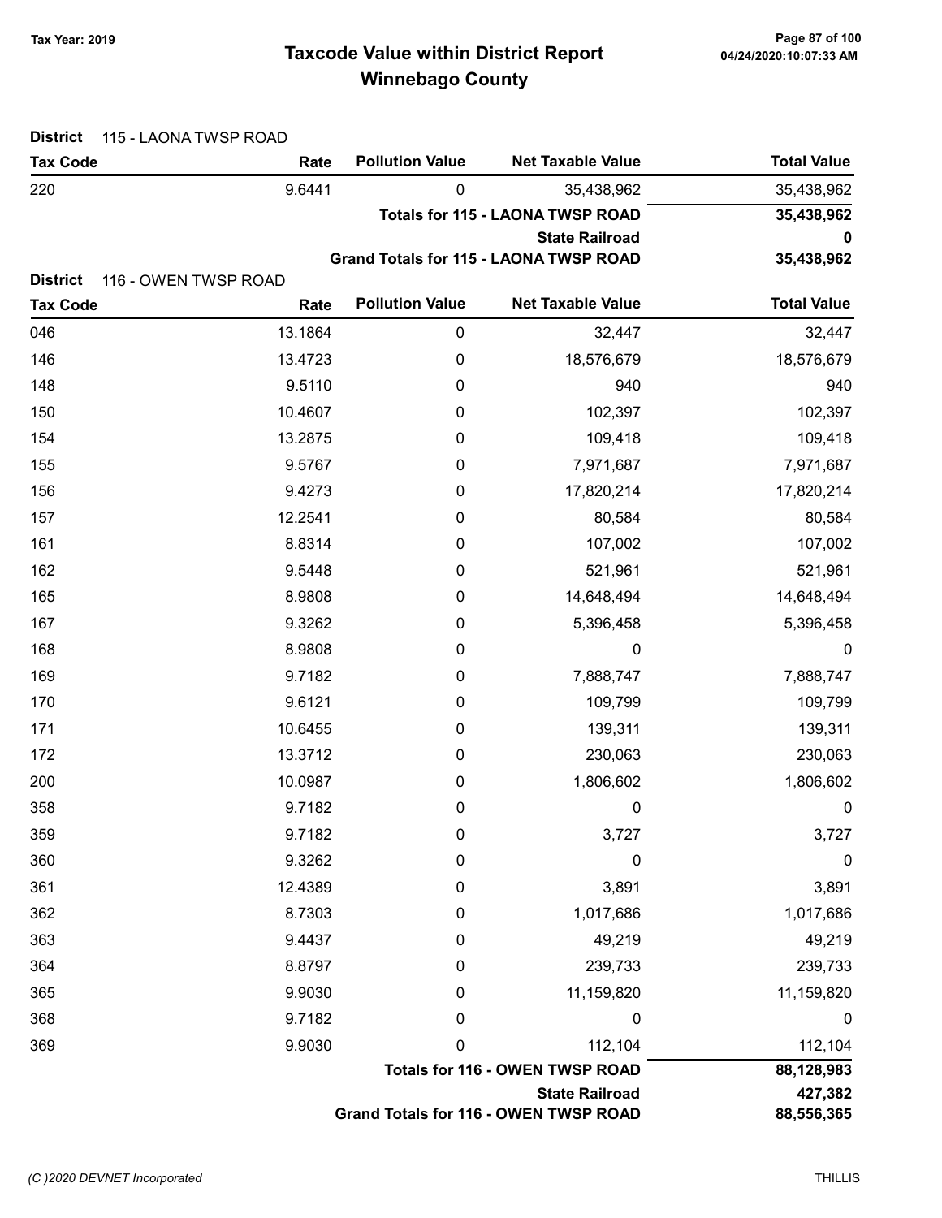# Taxcode Value within District Report
## Winnebago County

Tax Year: 2019

**District** 115 - LAONA TWSP ROAD

| Tax Code | Rate | Pollution Value | Net Taxable Value | Total Value |
|---|---|---|---|---|
| 220 | 9.6441 | 0 | 35,438,962 | 35,438,962 |
| | | | **Totals for 115 - LAONA TWSP ROAD** | **35,438,962** |
| | | | **State Railroad** | **0** |
| | | | **Grand Totals for 115 - LAONA TWSP ROAD** | **35,438,962** |

**District** 116 - OWEN TWSP ROAD

| Tax Code | Rate | Pollution Value | Net Taxable Value | Total Value |
|---|---|---|---|---|
| 046 | 13.1864 | 0 | 32,447 | 32,447 |
| 146 | 13.4723 | 0 | 18,576,679 | 18,576,679 |
| 148 | 9.5110 | 0 | 940 | 940 |
| 150 | 10.4607 | 0 | 102,397 | 102,397 |
| 154 | 13.2875 | 0 | 109,418 | 109,418 |
| 155 | 9.5767 | 0 | 7,971,687 | 7,971,687 |
| 156 | 9.4273 | 0 | 17,820,214 | 17,820,214 |
| 157 | 12.2541 | 0 | 80,584 | 80,584 |
| 161 | 8.8314 | 0 | 107,002 | 107,002 |
| 162 | 9.5448 | 0 | 521,961 | 521,961 |
| 165 | 8.9808 | 0 | 14,648,494 | 14,648,494 |
| 167 | 9.3262 | 0 | 5,396,458 | 5,396,458 |
| 168 | 8.9808 | 0 | 0 | 0 |
| 169 | 9.7182 | 0 | 7,888,747 | 7,888,747 |
| 170 | 9.6121 | 0 | 109,799 | 109,799 |
| 171 | 10.6455 | 0 | 139,311 | 139,311 |
| 172 | 13.3712 | 0 | 230,063 | 230,063 |
| 200 | 10.0987 | 0 | 1,806,602 | 1,806,602 |
| 358 | 9.7182 | 0 | 0 | 0 |
| 359 | 9.7182 | 0 | 3,727 | 3,727 |
| 360 | 9.3262 | 0 | 0 | 0 |
| 361 | 12.4389 | 0 | 3,891 | 3,891 |
| 362 | 8.7303 | 0 | 1,017,686 | 1,017,686 |
| 363 | 9.4437 | 0 | 49,219 | 49,219 |
| 364 | 8.8797 | 0 | 239,733 | 239,733 |
| 365 | 9.9030 | 0 | 11,159,820 | 11,159,820 |
| 368 | 9.7182 | 0 | 0 | 0 |
| 369 | 9.9030 | 0 | 112,104 | 112,104 |
| | | | **Totals for 116 - OWEN TWSP ROAD** | **88,128,983** |
| | | | **State Railroad** | **427,382** |
| | | | **Grand Totals for 116 - OWEN TWSP ROAD** | **88,556,365** |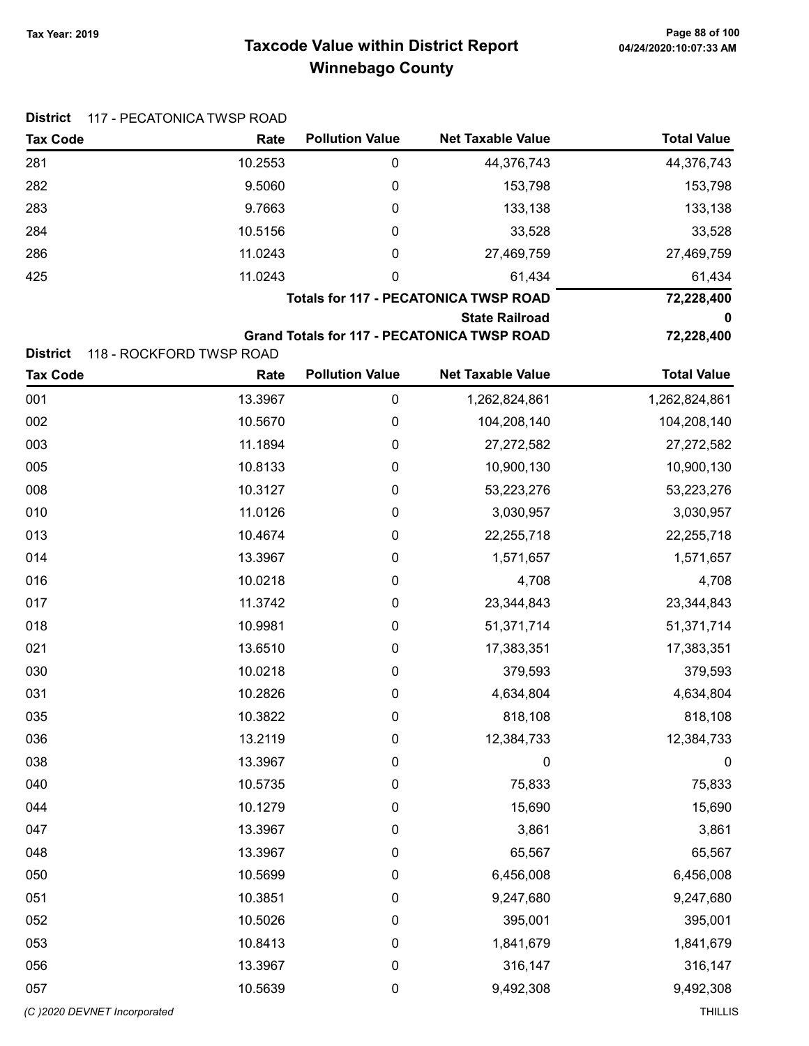# Taxcode Value within District Report
## Winnebago County

Tax Year: 2019

**District** 117 - PECATONICA TWSP ROAD

| Tax Code | Rate | Pollution Value | Net Taxable Value | Total Value |
|---|---|---|---|---|
| 281 | 10.2553 | 0 | 44,376,743 | 44,376,743 |
| 282 | 9.5060 | 0 | 153,798 | 153,798 |
| 283 | 9.7663 | 0 | 133,138 | 133,138 |
| 284 | 10.5156 | 0 | 33,528 | 33,528 |
| 286 | 11.0243 | 0 | 27,469,759 | 27,469,759 |
| 425 | 11.0243 | 0 | 61,434 | 61,434 |
| | | | **Totals for 117 - PECATONICA TWSP ROAD** | **72,228,400** |
| | | | **State Railroad** | **0** |
| | | | **Grand Totals for 117 - PECATONICA TWSP ROAD** | **72,228,400** |

**District** 118 - ROCKFORD TWSP ROAD

| Tax Code | Rate | Pollution Value | Net Taxable Value | Total Value |
|---|---|---|---|---|
| 001 | 13.3967 | 0 | 1,262,824,861 | 1,262,824,861 |
| 002 | 10.5670 | 0 | 104,208,140 | 104,208,140 |
| 003 | 11.1894 | 0 | 27,272,582 | 27,272,582 |
| 005 | 10.8133 | 0 | 10,900,130 | 10,900,130 |
| 008 | 10.3127 | 0 | 53,223,276 | 53,223,276 |
| 010 | 11.0126 | 0 | 3,030,957 | 3,030,957 |
| 013 | 10.4674 | 0 | 22,255,718 | 22,255,718 |
| 014 | 13.3967 | 0 | 1,571,657 | 1,571,657 |
| 016 | 10.0218 | 0 | 4,708 | 4,708 |
| 017 | 11.3742 | 0 | 23,344,843 | 23,344,843 |
| 018 | 10.9981 | 0 | 51,371,714 | 51,371,714 |
| 021 | 13.6510 | 0 | 17,383,351 | 17,383,351 |
| 030 | 10.0218 | 0 | 379,593 | 379,593 |
| 031 | 10.2826 | 0 | 4,634,804 | 4,634,804 |
| 035 | 10.3822 | 0 | 818,108 | 818,108 |
| 036 | 13.2119 | 0 | 12,384,733 | 12,384,733 |
| 038 | 13.3967 | 0 | 0 | 0 |
| 040 | 10.5735 | 0 | 75,833 | 75,833 |
| 044 | 10.1279 | 0 | 15,690 | 15,690 |
| 047 | 13.3967 | 0 | 3,861 | 3,861 |
| 048 | 13.3967 | 0 | 65,567 | 65,567 |
| 050 | 10.5699 | 0 | 6,456,008 | 6,456,008 |
| 051 | 10.3851 | 0 | 9,247,680 | 9,247,680 |
| 052 | 10.5026 | 0 | 395,001 | 395,001 |
| 053 | 10.8413 | 0 | 1,841,679 | 1,841,679 |
| 056 | 13.3967 | 0 | 316,147 | 316,147 |
| 057 | 10.5639 | 0 | 9,492,308 | 9,492,308 |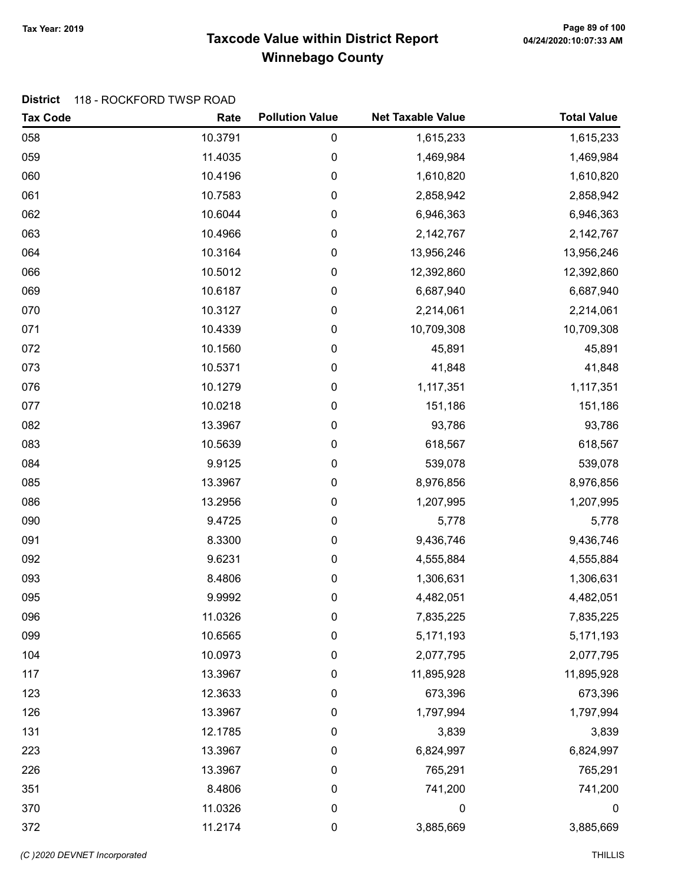Tax Year: 2019

# Taxcode Value within District Report
## Winnebago County

**District** 118 - ROCKFORD TWSP ROAD

| Tax Code | Rate | Pollution Value | Net Taxable Value | Total Value |
|---|---|---|---|---|
| 058 | 10.3791 | 0 | 1,615,233 | 1,615,233 |
| 059 | 11.4035 | 0 | 1,469,984 | 1,469,984 |
| 060 | 10.4196 | 0 | 1,610,820 | 1,610,820 |
| 061 | 10.7583 | 0 | 2,858,942 | 2,858,942 |
| 062 | 10.6044 | 0 | 6,946,363 | 6,946,363 |
| 063 | 10.4966 | 0 | 2,142,767 | 2,142,767 |
| 064 | 10.3164 | 0 | 13,956,246 | 13,956,246 |
| 066 | 10.5012 | 0 | 12,392,860 | 12,392,860 |
| 069 | 10.6187 | 0 | 6,687,940 | 6,687,940 |
| 070 | 10.3127 | 0 | 2,214,061 | 2,214,061 |
| 071 | 10.4339 | 0 | 10,709,308 | 10,709,308 |
| 072 | 10.1560 | 0 | 45,891 | 45,891 |
| 073 | 10.5371 | 0 | 41,848 | 41,848 |
| 076 | 10.1279 | 0 | 1,117,351 | 1,117,351 |
| 077 | 10.0218 | 0 | 151,186 | 151,186 |
| 082 | 13.3967 | 0 | 93,786 | 93,786 |
| 083 | 10.5639 | 0 | 618,567 | 618,567 |
| 084 | 9.9125 | 0 | 539,078 | 539,078 |
| 085 | 13.3967 | 0 | 8,976,856 | 8,976,856 |
| 086 | 13.2956 | 0 | 1,207,995 | 1,207,995 |
| 090 | 9.4725 | 0 | 5,778 | 5,778 |
| 091 | 8.3300 | 0 | 9,436,746 | 9,436,746 |
| 092 | 9.6231 | 0 | 4,555,884 | 4,555,884 |
| 093 | 8.4806 | 0 | 1,306,631 | 1,306,631 |
| 095 | 9.9992 | 0 | 4,482,051 | 4,482,051 |
| 096 | 11.0326 | 0 | 7,835,225 | 7,835,225 |
| 099 | 10.6565 | 0 | 5,171,193 | 5,171,193 |
| 104 | 10.0973 | 0 | 2,077,795 | 2,077,795 |
| 117 | 13.3967 | 0 | 11,895,928 | 11,895,928 |
| 123 | 12.3633 | 0 | 673,396 | 673,396 |
| 126 | 13.3967 | 0 | 1,797,994 | 1,797,994 |
| 131 | 12.1785 | 0 | 3,839 | 3,839 |
| 223 | 13.3967 | 0 | 6,824,997 | 6,824,997 |
| 226 | 13.3967 | 0 | 765,291 | 765,291 |
| 351 | 8.4806 | 0 | 741,200 | 741,200 |
| 370 | 11.0326 | 0 | 0 | 0 |
| 372 | 11.2174 | 0 | 3,885,669 | 3,885,669 |

(C )2020 DEVNET Incorporated THILLIS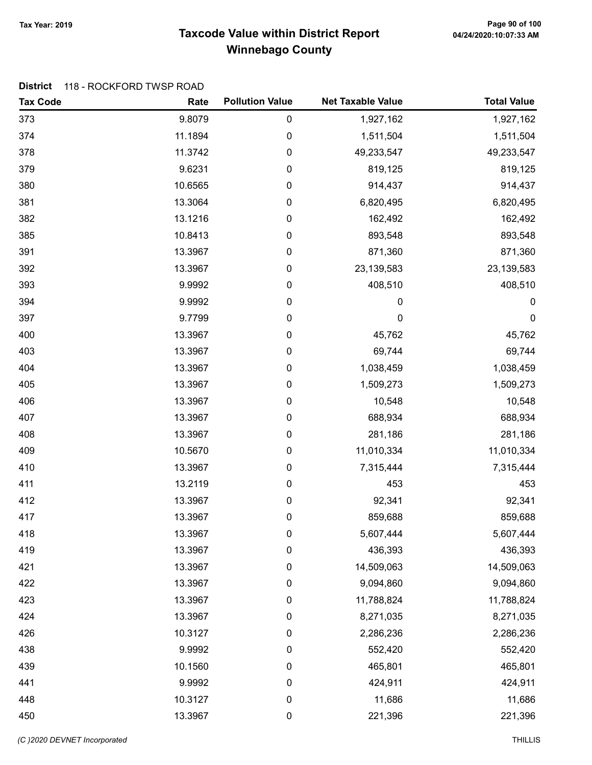# Taxcode Value within District Report
## Winnebago County

Tax Year: 2019

**District** 118 - ROCKFORD TWSP ROAD

| Tax Code | Rate | Pollution Value | Net Taxable Value | Total Value |
|---|---|---|---|---|
| 373 | 9.8079 | 0 | 1,927,162 | 1,927,162 |
| 374 | 11.1894 | 0 | 1,511,504 | 1,511,504 |
| 378 | 11.3742 | 0 | 49,233,547 | 49,233,547 |
| 379 | 9.6231 | 0 | 819,125 | 819,125 |
| 380 | 10.6565 | 0 | 914,437 | 914,437 |
| 381 | 13.3064 | 0 | 6,820,495 | 6,820,495 |
| 382 | 13.1216 | 0 | 162,492 | 162,492 |
| 385 | 10.8413 | 0 | 893,548 | 893,548 |
| 391 | 13.3967 | 0 | 871,360 | 871,360 |
| 392 | 13.3967 | 0 | 23,139,583 | 23,139,583 |
| 393 | 9.9992 | 0 | 408,510 | 408,510 |
| 394 | 9.9992 | 0 | 0 | 0 |
| 397 | 9.7799 | 0 | 0 | 0 |
| 400 | 13.3967 | 0 | 45,762 | 45,762 |
| 403 | 13.3967 | 0 | 69,744 | 69,744 |
| 404 | 13.3967 | 0 | 1,038,459 | 1,038,459 |
| 405 | 13.3967 | 0 | 1,509,273 | 1,509,273 |
| 406 | 13.3967 | 0 | 10,548 | 10,548 |
| 407 | 13.3967 | 0 | 688,934 | 688,934 |
| 408 | 13.3967 | 0 | 281,186 | 281,186 |
| 409 | 10.5670 | 0 | 11,010,334 | 11,010,334 |
| 410 | 13.3967 | 0 | 7,315,444 | 7,315,444 |
| 411 | 13.2119 | 0 | 453 | 453 |
| 412 | 13.3967 | 0 | 92,341 | 92,341 |
| 417 | 13.3967 | 0 | 859,688 | 859,688 |
| 418 | 13.3967 | 0 | 5,607,444 | 5,607,444 |
| 419 | 13.3967 | 0 | 436,393 | 436,393 |
| 421 | 13.3967 | 0 | 14,509,063 | 14,509,063 |
| 422 | 13.3967 | 0 | 9,094,860 | 9,094,860 |
| 423 | 13.3967 | 0 | 11,788,824 | 11,788,824 |
| 424 | 13.3967 | 0 | 8,271,035 | 8,271,035 |
| 426 | 10.3127 | 0 | 2,286,236 | 2,286,236 |
| 438 | 9.9992 | 0 | 552,420 | 552,420 |
| 439 | 10.1560 | 0 | 465,801 | 465,801 |
| 441 | 9.9992 | 0 | 424,911 | 424,911 |
| 448 | 10.3127 | 0 | 11,686 | 11,686 |
| 450 | 13.3967 | 0 | 221,396 | 221,396 |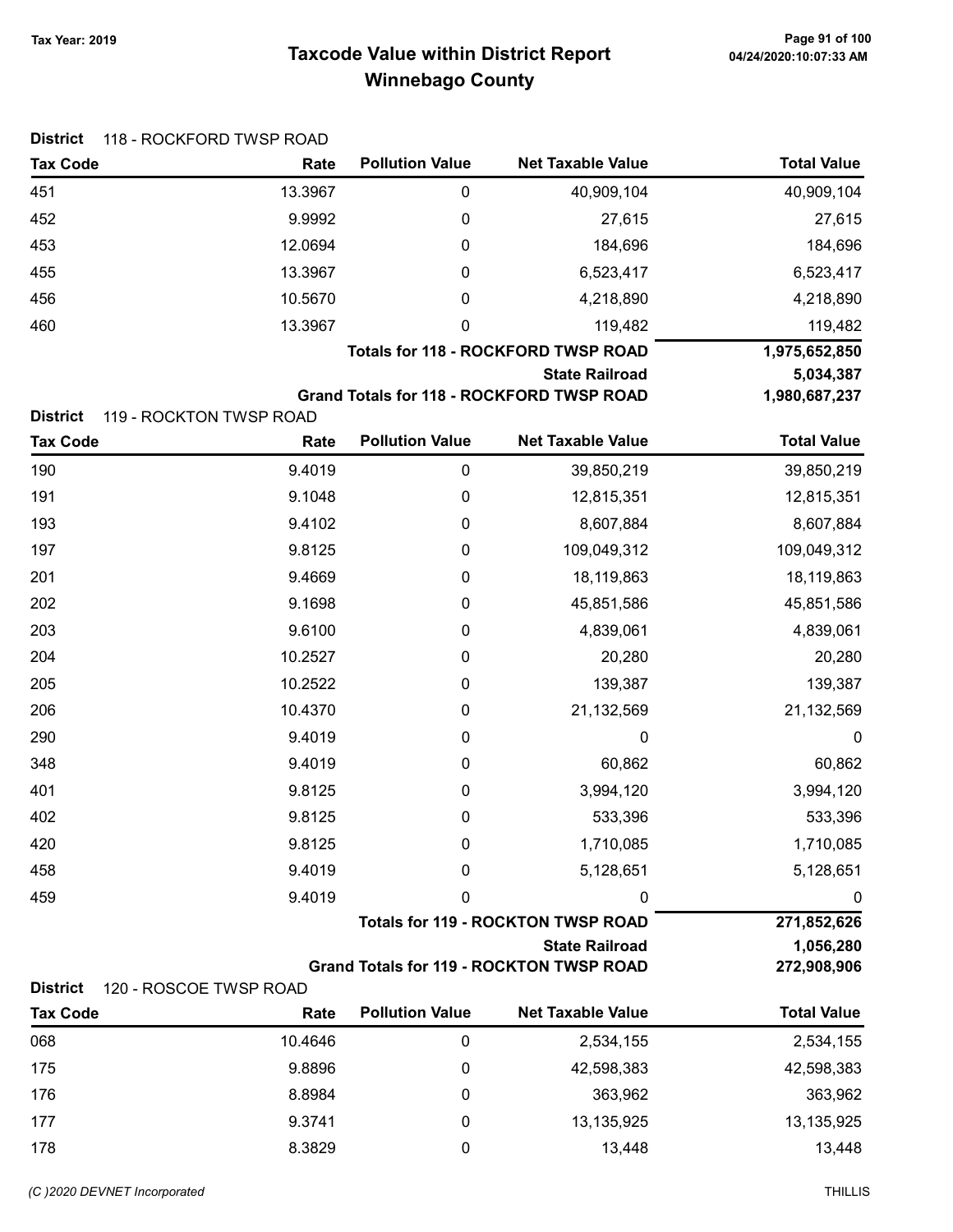# Taxcode Value within District Report
## Winnebago County

Tax Year: 2019

**District** 118 - ROCKFORD TWSP ROAD

| Tax Code | Rate | Pollution Value | Net Taxable Value | Total Value |
|---|---|---|---|---|
| 451 | 13.3967 | 0 | 40,909,104 | 40,909,104 |
| 452 | 9.9992 | 0 | 27,615 | 27,615 |
| 453 | 12.0694 | 0 | 184,696 | 184,696 |
| 455 | 13.3967 | 0 | 6,523,417 | 6,523,417 |
| 456 | 10.5670 | 0 | 4,218,890 | 4,218,890 |
| 460 | 13.3967 | 0 | 119,482 | 119,482 |
| | | | **Totals for 118 - ROCKFORD TWSP ROAD** | **1,975,652,850** |
| | | | **State Railroad** | **5,034,387** |
| | | | **Grand Totals for 118 - ROCKFORD TWSP ROAD** | **1,980,687,237** |

**District** 119 - ROCKTON TWSP ROAD

| Tax Code | Rate | Pollution Value | Net Taxable Value | Total Value |
|---|---|---|---|---|
| 190 | 9.4019 | 0 | 39,850,219 | 39,850,219 |
| 191 | 9.1048 | 0 | 12,815,351 | 12,815,351 |
| 193 | 9.4102 | 0 | 8,607,884 | 8,607,884 |
| 197 | 9.8125 | 0 | 109,049,312 | 109,049,312 |
| 201 | 9.4669 | 0 | 18,119,863 | 18,119,863 |
| 202 | 9.1698 | 0 | 45,851,586 | 45,851,586 |
| 203 | 9.6100 | 0 | 4,839,061 | 4,839,061 |
| 204 | 10.2527 | 0 | 20,280 | 20,280 |
| 205 | 10.2522 | 0 | 139,387 | 139,387 |
| 206 | 10.4370 | 0 | 21,132,569 | 21,132,569 |
| 290 | 9.4019 | 0 | 0 | 0 |
| 348 | 9.4019 | 0 | 60,862 | 60,862 |
| 401 | 9.8125 | 0 | 3,994,120 | 3,994,120 |
| 402 | 9.8125 | 0 | 533,396 | 533,396 |
| 420 | 9.8125 | 0 | 1,710,085 | 1,710,085 |
| 458 | 9.4019 | 0 | 5,128,651 | 5,128,651 |
| 459 | 9.4019 | 0 | 0 | 0 |
| | | | **Totals for 119 - ROCKTON TWSP ROAD** | **271,852,626** |
| | | | **State Railroad** | **1,056,280** |
| | | | **Grand Totals for 119 - ROCKTON TWSP ROAD** | **272,908,906** |

**District** 120 - ROSCOE TWSP ROAD

| Tax Code | Rate | Pollution Value | Net Taxable Value | Total Value |
|---|---|---|---|---|
| 068 | 10.4646 | 0 | 2,534,155 | 2,534,155 |
| 175 | 9.8896 | 0 | 42,598,383 | 42,598,383 |
| 176 | 8.8984 | 0 | 363,962 | 363,962 |
| 177 | 9.3741 | 0 | 13,135,925 | 13,135,925 |
| 178 | 8.3829 | 0 | 13,448 | 13,448 |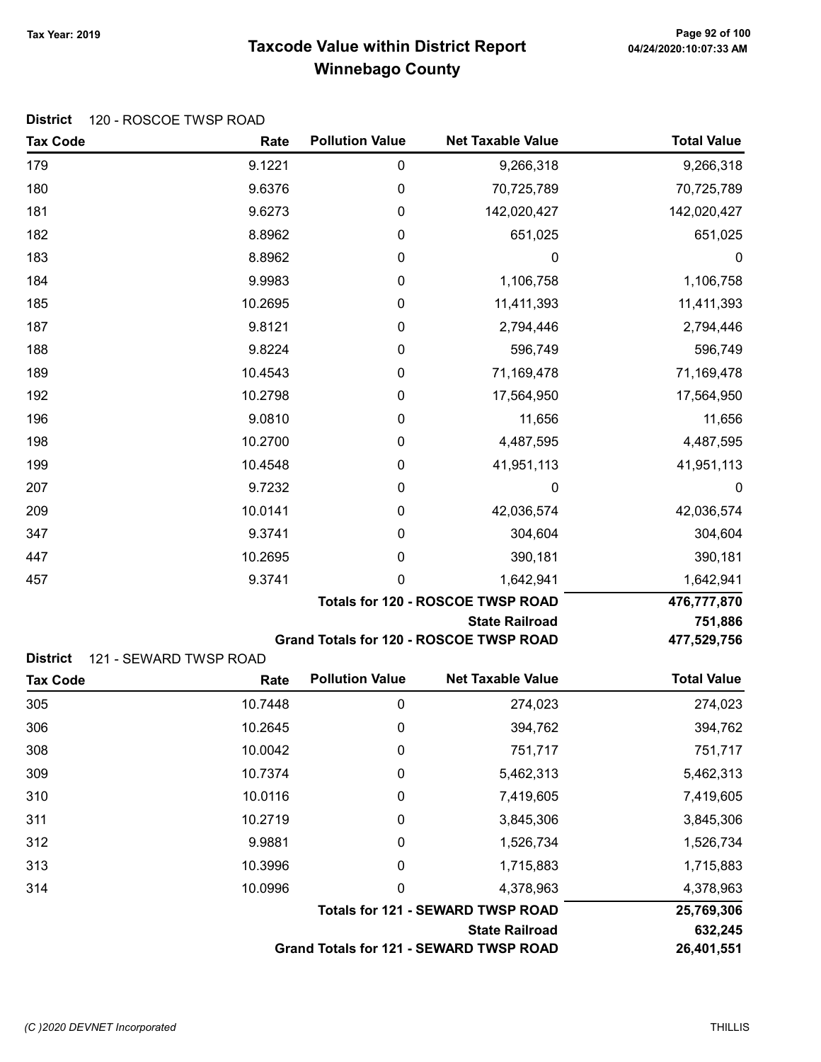# Taxcode Value within District Report
## Winnebago County

Tax Year: 2019

**District** 120 - ROSCOE TWSP ROAD

| Tax Code | Rate | Pollution Value | Net Taxable Value | Total Value |
|---|---|---|---|---|
| 179 | 9.1221 | 0 | 9,266,318 | 9,266,318 |
| 180 | 9.6376 | 0 | 70,725,789 | 70,725,789 |
| 181 | 9.6273 | 0 | 142,020,427 | 142,020,427 |
| 182 | 8.8962 | 0 | 651,025 | 651,025 |
| 183 | 8.8962 | 0 | 0 | 0 |
| 184 | 9.9983 | 0 | 1,106,758 | 1,106,758 |
| 185 | 10.2695 | 0 | 11,411,393 | 11,411,393 |
| 187 | 9.8121 | 0 | 2,794,446 | 2,794,446 |
| 188 | 9.8224 | 0 | 596,749 | 596,749 |
| 189 | 10.4543 | 0 | 71,169,478 | 71,169,478 |
| 192 | 10.2798 | 0 | 17,564,950 | 17,564,950 |
| 196 | 9.0810 | 0 | 11,656 | 11,656 |
| 198 | 10.2700 | 0 | 4,487,595 | 4,487,595 |
| 199 | 10.4548 | 0 | 41,951,113 | 41,951,113 |
| 207 | 9.7232 | 0 | 0 | 0 |
| 209 | 10.0141 | 0 | 42,036,574 | 42,036,574 |
| 347 | 9.3741 | 0 | 304,604 | 304,604 |
| 447 | 10.2695 | 0 | 390,181 | 390,181 |
| 457 | 9.3741 | 0 | 1,642,941 | 1,642,941 |
| | | | **Totals for 120 - ROSCOE TWSP ROAD** | **476,777,870** |
| | | | **State Railroad** | **751,886** |
| | | | **Grand Totals for 120 - ROSCOE TWSP ROAD** | **477,529,756** |

**District** 121 - SEWARD TWSP ROAD

| Tax Code | Rate | Pollution Value | Net Taxable Value | Total Value |
|---|---|---|---|---|
| 305 | 10.7448 | 0 | 274,023 | 274,023 |
| 306 | 10.2645 | 0 | 394,762 | 394,762 |
| 308 | 10.0042 | 0 | 751,717 | 751,717 |
| 309 | 10.7374 | 0 | 5,462,313 | 5,462,313 |
| 310 | 10.0116 | 0 | 7,419,605 | 7,419,605 |
| 311 | 10.2719 | 0 | 3,845,306 | 3,845,306 |
| 312 | 9.9881 | 0 | 1,526,734 | 1,526,734 |
| 313 | 10.3996 | 0 | 1,715,883 | 1,715,883 |
| 314 | 10.0996 | 0 | 4,378,963 | 4,378,963 |
| | | | **Totals for 121 - SEWARD TWSP ROAD** | **25,769,306** |
| | | | **State Railroad** | **632,245** |
| | | | **Grand Totals for 121 - SEWARD TWSP ROAD** | **26,401,551** |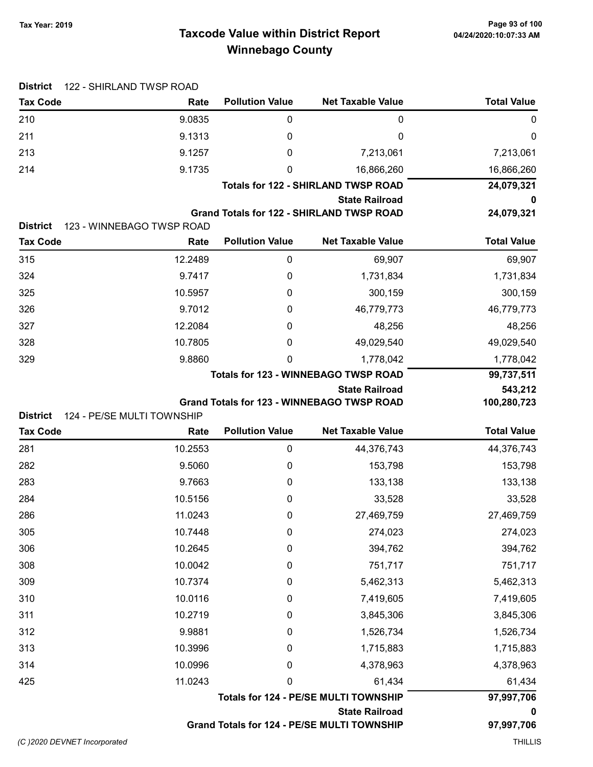# Taxcode Value within District Report
## Winnebago County

Tax Year: 2019

**District** 122 - SHIRLAND TWSP ROAD

| Tax Code | Rate | Pollution Value | Net Taxable Value | Total Value |
|---|---|---|---|---|
| 210 | 9.0835 | 0 | 0 | 0 |
| 211 | 9.1313 | 0 | 0 | 0 |
| 213 | 9.1257 | 0 | 7,213,061 | 7,213,061 |
| 214 | 9.1735 | 0 | 16,866,260 | 16,866,260 |
| | | | **Totals for 122 - SHIRLAND TWSP ROAD** | **24,079,321** |
| | | | **State Railroad** | **0** |
| | | | **Grand Totals for 122 - SHIRLAND TWSP ROAD** | **24,079,321** |

**District** 123 - WINNEBAGO TWSP ROAD

| Tax Code | Rate | Pollution Value | Net Taxable Value | Total Value |
|---|---|---|---|---|
| 315 | 12.2489 | 0 | 69,907 | 69,907 |
| 324 | 9.7417 | 0 | 1,731,834 | 1,731,834 |
| 325 | 10.5957 | 0 | 300,159 | 300,159 |
| 326 | 9.7012 | 0 | 46,779,773 | 46,779,773 |
| 327 | 12.2084 | 0 | 48,256 | 48,256 |
| 328 | 10.7805 | 0 | 49,029,540 | 49,029,540 |
| 329 | 9.8860 | 0 | 1,778,042 | 1,778,042 |
| | | | **Totals for 123 - WINNEBAGO TWSP ROAD** | **99,737,511** |
| | | | **State Railroad** | **543,212** |
| | | | **Grand Totals for 123 - WINNEBAGO TWSP ROAD** | **100,280,723** |

**District** 124 - PE/SE MULTI TOWNSHIP

| Tax Code | Rate | Pollution Value | Net Taxable Value | Total Value |
|---|---|---|---|---|
| 281 | 10.2553 | 0 | 44,376,743 | 44,376,743 |
| 282 | 9.5060 | 0 | 153,798 | 153,798 |
| 283 | 9.7663 | 0 | 133,138 | 133,138 |
| 284 | 10.5156 | 0 | 33,528 | 33,528 |
| 286 | 11.0243 | 0 | 27,469,759 | 27,469,759 |
| 305 | 10.7448 | 0 | 274,023 | 274,023 |
| 306 | 10.2645 | 0 | 394,762 | 394,762 |
| 308 | 10.0042 | 0 | 751,717 | 751,717 |
| 309 | 10.7374 | 0 | 5,462,313 | 5,462,313 |
| 310 | 10.0116 | 0 | 7,419,605 | 7,419,605 |
| 311 | 10.2719 | 0 | 3,845,306 | 3,845,306 |
| 312 | 9.9881 | 0 | 1,526,734 | 1,526,734 |
| 313 | 10.3996 | 0 | 1,715,883 | 1,715,883 |
| 314 | 10.0996 | 0 | 4,378,963 | 4,378,963 |
| 425 | 11.0243 | 0 | 61,434 | 61,434 |
| | | | **Totals for 124 - PE/SE MULTI TOWNSHIP** | **97,997,706** |
| | | | **State Railroad** | **0** |
| | | | **Grand Totals for 124 - PE/SE MULTI TOWNSHIP** | **97,997,706** |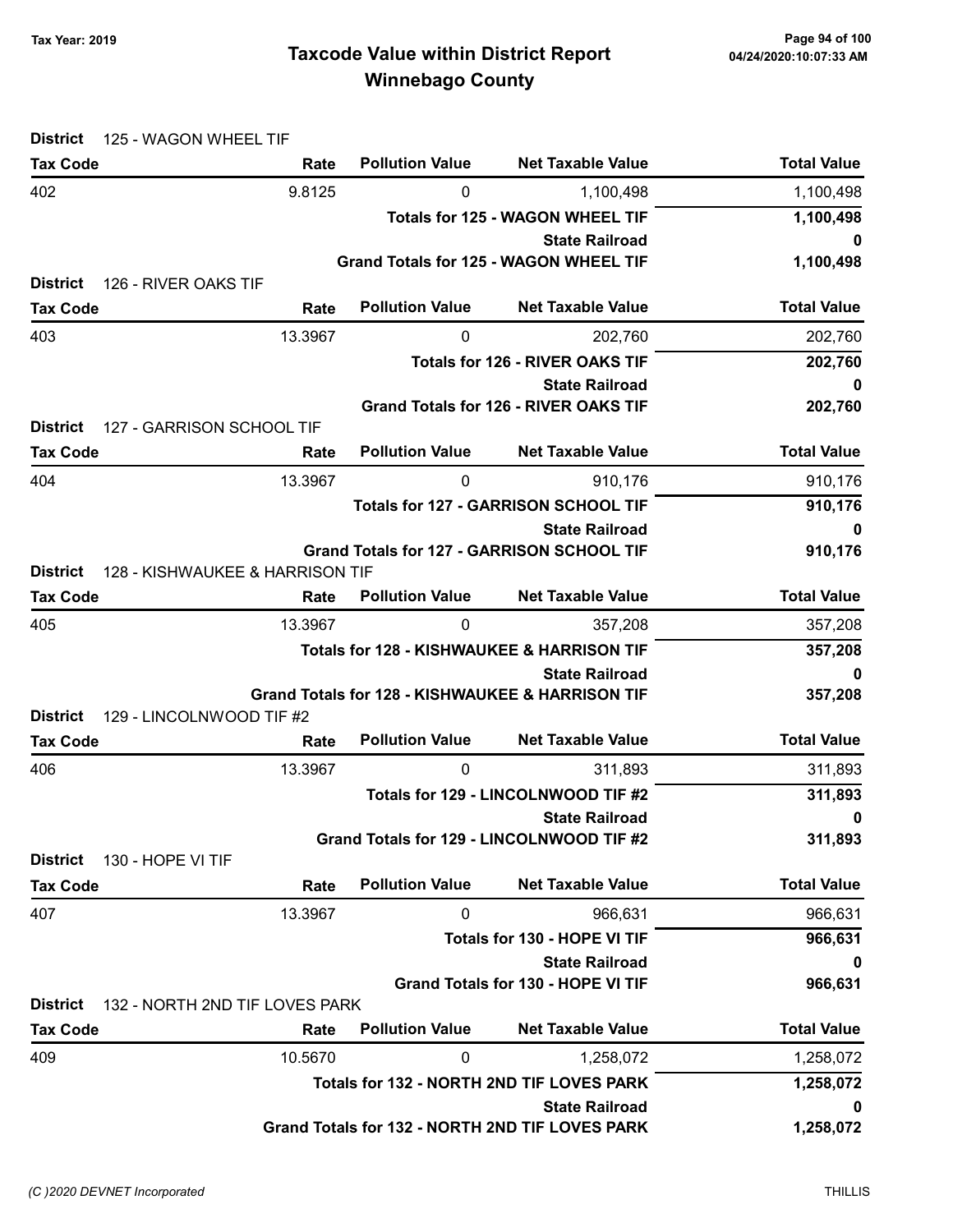# Taxcode Value within District Report

## Winnebago County

Tax Year: 2019

**District** 125 - WAGON WHEEL TIF

| Tax Code | Rate | Pollution Value | Net Taxable Value | Total Value |
|---|---|---|---|---|
| 402 | 9.8125 | 0 | 1,100,498 | 1,100,498 |
| | | | **Totals for 125 - WAGON WHEEL TIF** | **1,100,498** |
| | | | **State Railroad** | **0** |
| | | | **Grand Totals for 125 - WAGON WHEEL TIF** | **1,100,498** |

**District** 126 - RIVER OAKS TIF

| Tax Code | Rate | Pollution Value | Net Taxable Value | Total Value |
|---|---|---|---|---|
| 403 | 13.3967 | 0 | 202,760 | 202,760 |
| | | | **Totals for 126 - RIVER OAKS TIF** | **202,760** |
| | | | **State Railroad** | **0** |
| | | | **Grand Totals for 126 - RIVER OAKS TIF** | **202,760** |

**District** 127 - GARRISON SCHOOL TIF

| Tax Code | Rate | Pollution Value | Net Taxable Value | Total Value |
|---|---|---|---|---|
| 404 | 13.3967 | 0 | 910,176 | 910,176 |
| | | | **Totals for 127 - GARRISON SCHOOL TIF** | **910,176** |
| | | | **State Railroad** | **0** |
| | | | **Grand Totals for 127 - GARRISON SCHOOL TIF** | **910,176** |

**District** 128 - KISHWAUKEE & HARRISON TIF

| Tax Code | Rate | Pollution Value | Net Taxable Value | Total Value |
|---|---|---|---|---|
| 405 | 13.3967 | 0 | 357,208 | 357,208 |
| | | | **Totals for 128 - KISHWAUKEE & HARRISON TIF** | **357,208** |
| | | | **State Railroad** | **0** |
| | | | **Grand Totals for 128 - KISHWAUKEE & HARRISON TIF** | **357,208** |

**District** 129 - LINCOLNWOOD TIF #2

| Tax Code | Rate | Pollution Value | Net Taxable Value | Total Value |
|---|---|---|---|---|
| 406 | 13.3967 | 0 | 311,893 | 311,893 |
| | | | Totals for 129 - LINCOLNWOOD TIF #2 | **311,893** |
| | | | **State Railroad** | **0** |
| | | | Grand Totals for 129 - LINCOLNWOOD TIF #2 | **311,893** |

**District** 130 - HOPE VI TIF

| Tax Code | Rate | Pollution Value | Net Taxable Value | Total Value |
|---|---|---|---|---|
| 407 | 13.3967 | 0 | 966,631 | 966,631 |
| | | | **Totals for 130 - HOPE VI TIF** | **966,631** |
| | | | **State Railroad** | **0** |
| | | | **Grand Totals for 130 - HOPE VI TIF** | **966,631** |

**District** 132 - NORTH 2ND TIF LOVES PARK

| Tax Code | Rate | Pollution Value | Net Taxable Value | Total Value |
|---|---|---|---|---|
| 409 | 10.5670 | 0 | 1,258,072 | 1,258,072 |
| | | | **Totals for 132 - NORTH 2ND TIF LOVES PARK** | **1,258,072** |
| | | | **State Railroad** | **0** |
| | | | **Grand Totals for 132 - NORTH 2ND TIF LOVES PARK** | **1,258,072** |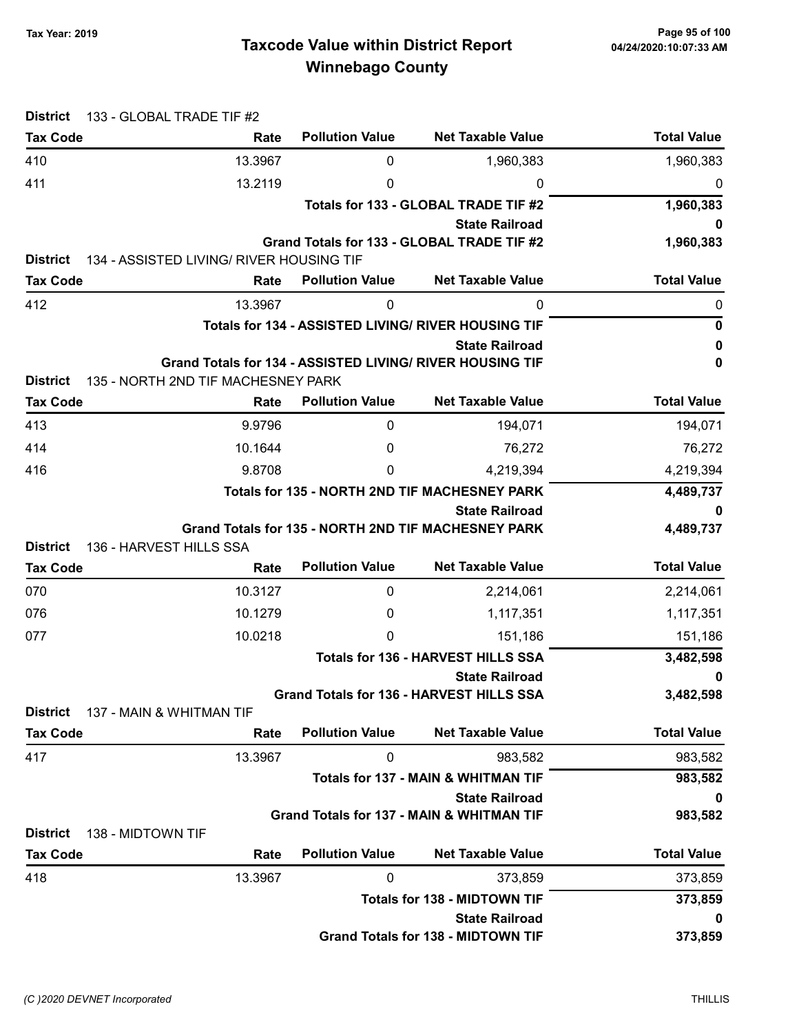# Taxcode Value within District Report
## Winnebago County

Tax Year: 2019

**District** 133 - GLOBAL TRADE TIF #2

| Tax Code | Rate | Pollution Value | Net Taxable Value | Total Value |
|---|---|---|---|---|
| 410 | 13.3967 | 0 | 1,960,383 | 1,960,383 |
| 411 | 13.2119 | 0 | 0 | 0 |
| | | | **Totals for 133 - GLOBAL TRADE TIF #2** | **1,960,383** |
| | | | **State Railroad** | **0** |
| | | | **Grand Totals for 133 - GLOBAL TRADE TIF #2** | **1,960,383** |

**District** 134 - ASSISTED LIVING/ RIVER HOUSING TIF

| Tax Code | Rate | Pollution Value | Net Taxable Value | Total Value |
|---|---|---|---|---|
| 412 | 13.3967 | 0 | 0 | 0 |
| | | | **Totals for 134 - ASSISTED LIVING/ RIVER HOUSING TIF** | **0** |
| | | | **State Railroad** | **0** |
| | | | **Grand Totals for 134 - ASSISTED LIVING/ RIVER HOUSING TIF** | **0** |

**District** 135 - NORTH 2ND TIF MACHESNEY PARK

| Tax Code | Rate | Pollution Value | Net Taxable Value | Total Value |
|---|---|---|---|---|
| 413 | 9.9796 | 0 | 194,071 | 194,071 |
| 414 | 10.1644 | 0 | 76,272 | 76,272 |
| 416 | 9.8708 | 0 | 4,219,394 | 4,219,394 |
| | | | **Totals for 135 - NORTH 2ND TIF MACHESNEY PARK** | **4,489,737** |
| | | | **State Railroad** | **0** |
| | | | **Grand Totals for 135 - NORTH 2ND TIF MACHESNEY PARK** | **4,489,737** |

**District** 136 - HARVEST HILLS SSA

| Tax Code | Rate | Pollution Value | Net Taxable Value | Total Value |
|---|---|---|---|---|
| 070 | 10.3127 | 0 | 2,214,061 | 2,214,061 |
| 076 | 10.1279 | 0 | 1,117,351 | 1,117,351 |
| 077 | 10.0218 | 0 | 151,186 | 151,186 |
| | | | **Totals for 136 - HARVEST HILLS SSA** | **3,482,598** |
| | | | **State Railroad** | **0** |
| | | | **Grand Totals for 136 - HARVEST HILLS SSA** | **3,482,598** |

**District** 137 - MAIN & WHITMAN TIF

| Tax Code | Rate | Pollution Value | Net Taxable Value | Total Value |
|---|---|---|---|---|
| 417 | 13.3967 | 0 | 983,582 | 983,582 |
| | | | **Totals for 137 - MAIN & WHITMAN TIF** | **983,582** |
| | | | **State Railroad** | **0** |
| | | | **Grand Totals for 137 - MAIN & WHITMAN TIF** | **983,582** |

**District** 138 - MIDTOWN TIF

| Tax Code | Rate | Pollution Value | Net Taxable Value | Total Value |
|---|---|---|---|---|
| 418 | 13.3967 | 0 | 373,859 | 373,859 |
| | | | **Totals for 138 - MIDTOWN TIF** | **373,859** |
| | | | **State Railroad** | **0** |
| | | | **Grand Totals for 138 - MIDTOWN TIF** | **373,859** |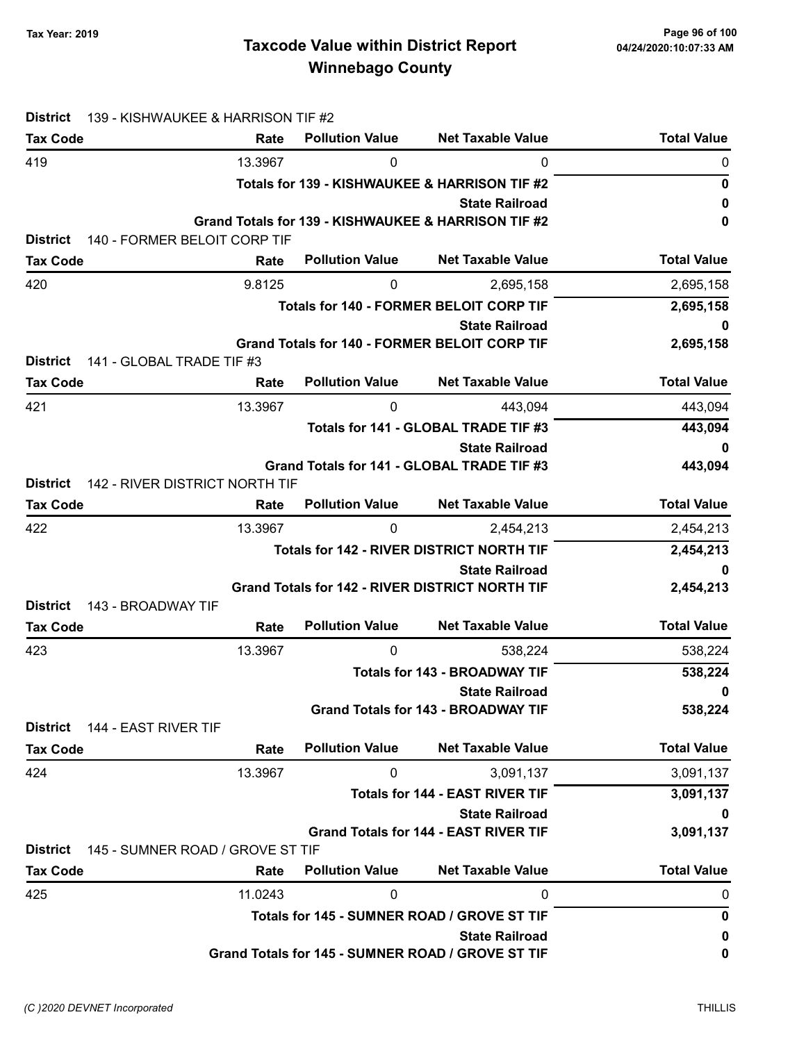Tax Year: 2019

# Taxcode Value within District Report
## Winnebago County

**District** 139 - KISHWAUKEE & HARRISON TIF #2

| Tax Code | Rate | Pollution Value | Net Taxable Value | Total Value |
|---|---|---|---|---|
| 419 | 13.3967 | 0 | 0 | 0 |
| | | | **Totals for 139 - KISHWAUKEE & HARRISON TIF #2** | **0** |
| | | | **State Railroad** | **0** |
| | | | **Grand Totals for 139 - KISHWAUKEE & HARRISON TIF #2** | **0** |

**District** 140 - FORMER BELOIT CORP TIF

| Tax Code | Rate | Pollution Value | Net Taxable Value | Total Value |
|---|---|---|---|---|
| 420 | 9.8125 | 0 | 2,695,158 | 2,695,158 |
| | | | **Totals for 140 - FORMER BELOIT CORP TIF** | **2,695,158** |
| | | | **State Railroad** | **0** |
| | | | **Grand Totals for 140 - FORMER BELOIT CORP TIF** | **2,695,158** |

**District** 141 - GLOBAL TRADE TIF #3

| Tax Code | Rate | Pollution Value | Net Taxable Value | Total Value |
|---|---|---|---|---|
| 421 | 13.3967 | 0 | 443,094 | 443,094 |
| | | | **Totals for 141 - GLOBAL TRADE TIF #3** | **443,094** |
| | | | **State Railroad** | **0** |
| | | | **Grand Totals for 141 - GLOBAL TRADE TIF #3** | **443,094** |

**District** 142 - RIVER DISTRICT NORTH TIF

| Tax Code | Rate | Pollution Value | Net Taxable Value | Total Value |
|---|---|---|---|---|
| 422 | 13.3967 | 0 | 2,454,213 | 2,454,213 |
| | | | **Totals for 142 - RIVER DISTRICT NORTH TIF** | **2,454,213** |
| | | | **State Railroad** | **0** |
| | | | **Grand Totals for 142 - RIVER DISTRICT NORTH TIF** | **2,454,213** |

**District** 143 - BROADWAY TIF

| Tax Code | Rate | Pollution Value | Net Taxable Value | Total Value |
|---|---|---|---|---|
| 423 | 13.3967 | 0 | 538,224 | 538,224 |
| | | | **Totals for 143 - BROADWAY TIF** | **538,224** |
| | | | **State Railroad** | **0** |
| | | | **Grand Totals for 143 - BROADWAY TIF** | **538,224** |

**District** 144 - EAST RIVER TIF

| Tax Code | Rate | Pollution Value | Net Taxable Value | Total Value |
|---|---|---|---|---|
| 424 | 13.3967 | 0 | 3,091,137 | 3,091,137 |
| | | | **Totals for 144 - EAST RIVER TIF** | **3,091,137** |
| | | | **State Railroad** | **0** |
| | | | **Grand Totals for 144 - EAST RIVER TIF** | **3,091,137** |

**District** 145 - SUMNER ROAD / GROVE ST TIF

| Tax Code | Rate | Pollution Value | Net Taxable Value | Total Value |
|---|---|---|---|---|
| 425 | 11.0243 | 0 | 0 | 0 |
| | | | **Totals for 145 - SUMNER ROAD / GROVE ST TIF** | **0** |
| | | | **State Railroad** | **0** |
| | | | **Grand Totals for 145 - SUMNER ROAD / GROVE ST TIF** | **0** |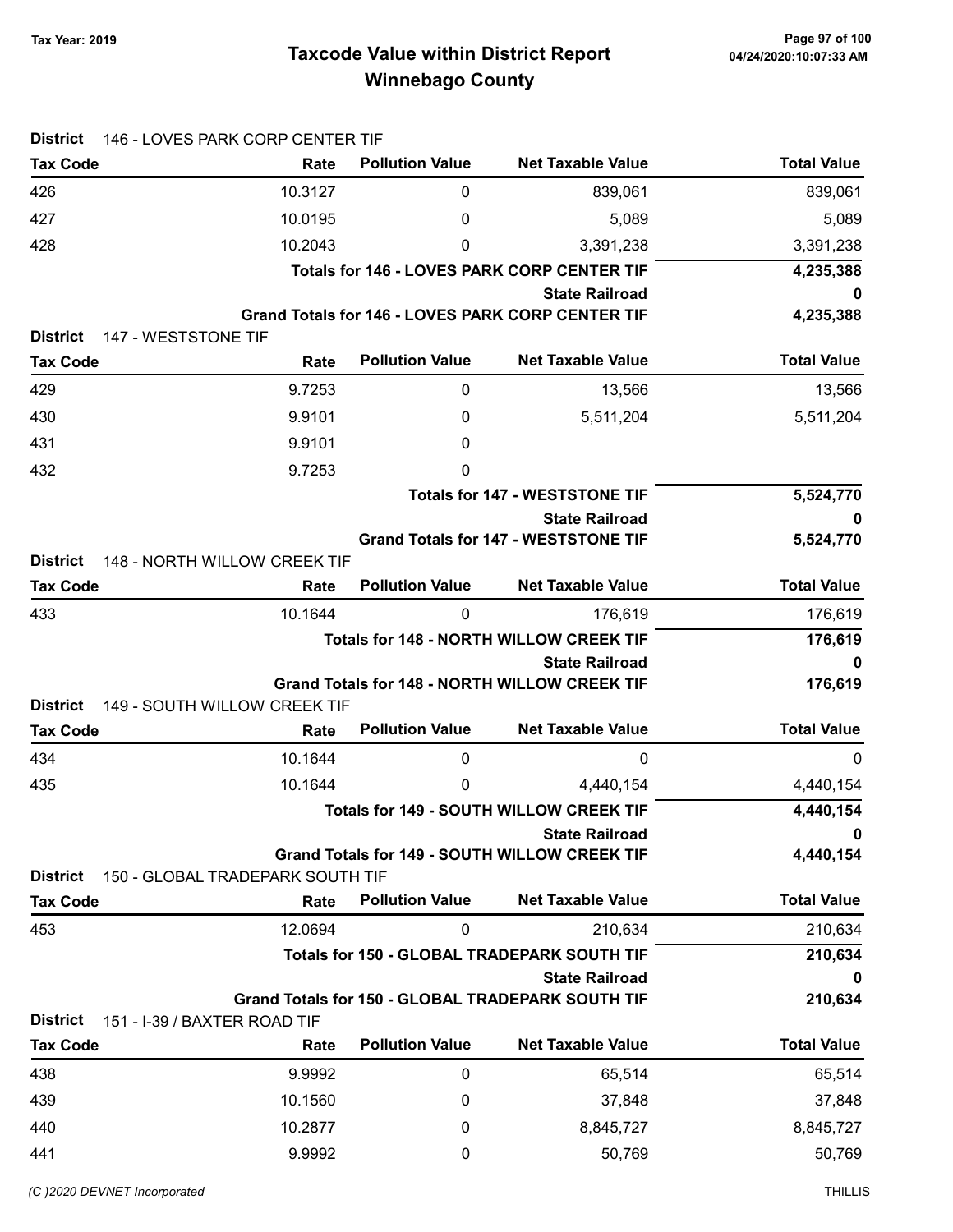# Taxcode Value within District Report
## Winnebago County

Tax Year: 2019

**District** 146 - LOVES PARK CORP CENTER TIF

| Tax Code | Rate | Pollution Value | Net Taxable Value | Total Value |
|---|---|---|---|---|
| 426 | 10.3127 | 0 | 839,061 | 839,061 |
| 427 | 10.0195 | 0 | 5,089 | 5,089 |
| 428 | 10.2043 | 0 | 3,391,238 | 3,391,238 |
| | | | **Totals for 146 - LOVES PARK CORP CENTER TIF** | **4,235,388** |
| | | | **State Railroad** | **0** |
| | | | **Grand Totals for 146 - LOVES PARK CORP CENTER TIF** | **4,235,388** |

**District** 147 - WESTSTONE TIF

| Tax Code | Rate | Pollution Value | Net Taxable Value | Total Value |
|---|---|---|---|---|
| 429 | 9.7253 | 0 | 13,566 | 13,566 |
| 430 | 9.9101 | 0 | 5,511,204 | 5,511,204 |
| 431 | 9.9101 | 0 | | |
| 432 | 9.7253 | 0 | | |
| | | | **Totals for 147 - WESTSTONE TIF** | **5,524,770** |
| | | | **State Railroad** | **0** |
| | | | **Grand Totals for 147 - WESTSTONE TIF** | **5,524,770** |

**District** 148 - NORTH WILLOW CREEK TIF

| Tax Code | Rate | Pollution Value | Net Taxable Value | Total Value |
|---|---|---|---|---|
| 433 | 10.1644 | 0 | 176,619 | 176,619 |
| | | | **Totals for 148 - NORTH WILLOW CREEK TIF** | **176,619** |
| | | | **State Railroad** | **0** |
| | | | **Grand Totals for 148 - NORTH WILLOW CREEK TIF** | **176,619** |

**District** 149 - SOUTH WILLOW CREEK TIF

| Tax Code | Rate | Pollution Value | Net Taxable Value | Total Value |
|---|---|---|---|---|
| 434 | 10.1644 | 0 | 0 | 0 |
| 435 | 10.1644 | 0 | 4,440,154 | 4,440,154 |
| | | | **Totals for 149 - SOUTH WILLOW CREEK TIF** | **4,440,154** |
| | | | **State Railroad** | **0** |
| | | | **Grand Totals for 149 - SOUTH WILLOW CREEK TIF** | **4,440,154** |

**District** 150 - GLOBAL TRADEPARK SOUTH TIF

| Tax Code | Rate | Pollution Value | Net Taxable Value | Total Value |
|---|---|---|---|---|
| 453 | 12.0694 | 0 | 210,634 | 210,634 |
| | | | **Totals for 150 - GLOBAL TRADEPARK SOUTH TIF** | **210,634** |
| | | | **State Railroad** | **0** |
| | | | **Grand Totals for 150 - GLOBAL TRADEPARK SOUTH TIF** | **210,634** |

**District** 151 - I-39 / BAXTER ROAD TIF

| Tax Code | Rate | Pollution Value | Net Taxable Value | Total Value |
|---|---|---|---|---|
| 438 | 9.9992 | 0 | 65,514 | 65,514 |
| 439 | 10.1560 | 0 | 37,848 | 37,848 |
| 440 | 10.2877 | 0 | 8,845,727 | 8,845,727 |
| 441 | 9.9992 | 0 | 50,769 | 50,769 |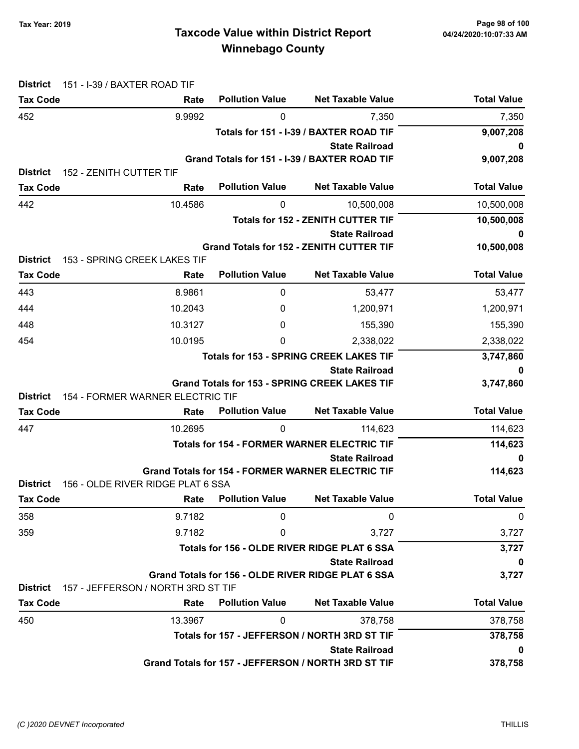**District** 151 - I-39 / BAXTER ROAD TIF

| Tax Code | Rate | Pollution Value | Net Taxable Value | Total Value |
|---|---|---|---|---|
| 452 | 9.9992 | 0 | 7,350 | 7,350 |
| | | | Totals for 151 - I-39 / BAXTER ROAD TIF | 9,007,208 |
| | | | State Railroad | 0 |
| | | | Grand Totals for 151 - I-39 / BAXTER ROAD TIF | 9,007,208 |

**District** 152 - ZENITH CUTTER TIF

| Tax Code | Rate | Pollution Value | Net Taxable Value | Total Value |
|---|---|---|---|---|
| 442 | 10.4586 | 0 | 10,500,008 | 10,500,008 |
| | | | Totals for 152 - ZENITH CUTTER TIF | 10,500,008 |
| | | | State Railroad | 0 |
| | | | Grand Totals for 152 - ZENITH CUTTER TIF | 10,500,008 |

**District** 153 - SPRING CREEK LAKES TIF

| Tax Code | Rate | Pollution Value | Net Taxable Value | Total Value |
|---|---|---|---|---|
| 443 | 8.9861 | 0 | 53,477 | 53,477 |
| 444 | 10.2043 | 0 | 1,200,971 | 1,200,971 |
| 448 | 10.3127 | 0 | 155,390 | 155,390 |
| 454 | 10.0195 | 0 | 2,338,022 | 2,338,022 |
| | | | Totals for 153 - SPRING CREEK LAKES TIF | 3,747,860 |
| | | | State Railroad | 0 |
| | | | Grand Totals for 153 - SPRING CREEK LAKES TIF | 3,747,860 |

**District** 154 - FORMER WARNER ELECTRIC TIF

| Tax Code | Rate | Pollution Value | Net Taxable Value | Total Value |
|---|---|---|---|---|
| 447 | 10.2695 | 0 | 114,623 | 114,623 |
| | | | Totals for 154 - FORMER WARNER ELECTRIC TIF | 114,623 |
| | | | State Railroad | 0 |
| | | | Grand Totals for 154 - FORMER WARNER ELECTRIC TIF | 114,623 |

**District** 156 - OLDE RIVER RIDGE PLAT 6 SSA

| Tax Code | Rate | Pollution Value | Net Taxable Value | Total Value |
|---|---|---|---|---|
| 358 | 9.7182 | 0 | 0 | 0 |
| 359 | 9.7182 | 0 | 3,727 | 3,727 |
| | | | Totals for 156 - OLDE RIVER RIDGE PLAT 6 SSA | 3,727 |
| | | | State Railroad | 0 |
| | | | Grand Totals for 156 - OLDE RIVER RIDGE PLAT 6 SSA | 3,727 |

**District** 157 - JEFFERSON / NORTH 3RD ST TIF

| Tax Code | Rate | Pollution Value | Net Taxable Value | Total Value |
|---|---|---|---|---|
| 450 | 13.3967 | 0 | 378,758 | 378,758 |
| | | | Totals for 157 - JEFFERSON / NORTH 3RD ST TIF | 378,758 |
| | | | State Railroad | 0 |
| | | | Grand Totals for 157 - JEFFERSON / NORTH 3RD ST TIF | 378,758 |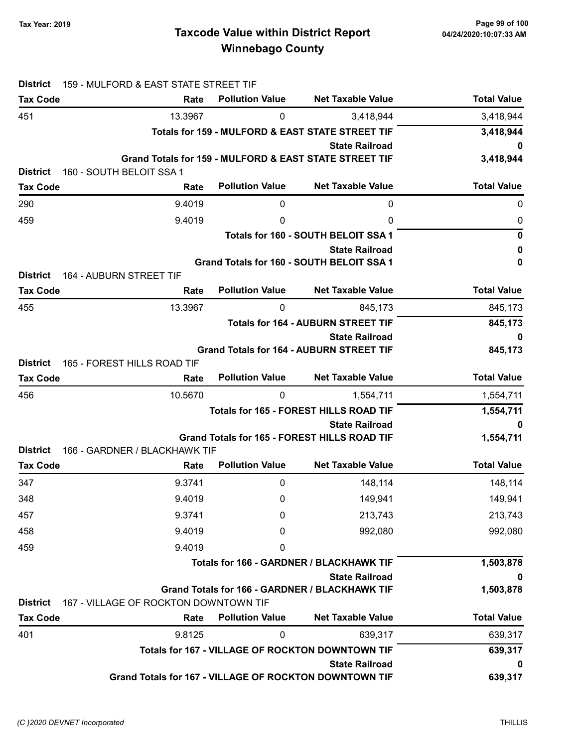# Taxcode Value within District Report
## Winnebago County

Tax Year: 2019

04/24/2020:10:07:33 AM

**District** 159 - MULFORD & EAST STATE STREET TIF

| Tax Code | Rate | Pollution Value | Net Taxable Value | Total Value |
|---|---|---|---|---|
| 451 | 13.3967 | 0 | 3,418,944 | 3,418,944 |
| | | | **Totals for 159 - MULFORD & EAST STATE STREET TIF** | **3,418,944** |
| | | | **State Railroad** | **0** |
| | | | **Grand Totals for 159 - MULFORD & EAST STATE STREET TIF** | **3,418,944** |

**District** 160 - SOUTH BELOIT SSA 1

| Tax Code | Rate | Pollution Value | Net Taxable Value | Total Value |
|---|---|---|---|---|
| 290 | 9.4019 | 0 | 0 | 0 |
| 459 | 9.4019 | 0 | 0 | 0 |
| | | | **Totals for 160 - SOUTH BELOIT SSA 1** | **0** |
| | | | **State Railroad** | **0** |
| | | | **Grand Totals for 160 - SOUTH BELOIT SSA 1** | **0** |

**District** 164 - AUBURN STREET TIF

| Tax Code | Rate | Pollution Value | Net Taxable Value | Total Value |
|---|---|---|---|---|
| 455 | 13.3967 | 0 | 845,173 | 845,173 |
| | | | **Totals for 164 - AUBURN STREET TIF** | **845,173** |
| | | | **State Railroad** | **0** |
| | | | **Grand Totals for 164 - AUBURN STREET TIF** | **845,173** |

**District** 165 - FOREST HILLS ROAD TIF

| Tax Code | Rate | Pollution Value | Net Taxable Value | Total Value |
|---|---|---|---|---|
| 456 | 10.5670 | 0 | 1,554,711 | 1,554,711 |
| | | | **Totals for 165 - FOREST HILLS ROAD TIF** | **1,554,711** |
| | | | **State Railroad** | **0** |
| | | | **Grand Totals for 165 - FOREST HILLS ROAD TIF** | **1,554,711** |

**District** 166 - GARDNER / BLACKHAWK TIF

| Tax Code | Rate | Pollution Value | Net Taxable Value | Total Value |
|---|---|---|---|---|
| 347 | 9.3741 | 0 | 148,114 | 148,114 |
| 348 | 9.4019 | 0 | 149,941 | 149,941 |
| 457 | 9.3741 | 0 | 213,743 | 213,743 |
| 458 | 9.4019 | 0 | 992,080 | 992,080 |
| 459 | 9.4019 | 0 | | |
| | | | **Totals for 166 - GARDNER / BLACKHAWK TIF** | **1,503,878** |
| | | | **State Railroad** | **0** |
| | | | **Grand Totals for 166 - GARDNER / BLACKHAWK TIF** | **1,503,878** |

**District** 167 - VILLAGE OF ROCKTON DOWNTOWN TIF

| Tax Code | Rate | Pollution Value | Net Taxable Value | Total Value |
|---|---|---|---|---|
| 401 | 9.8125 | 0 | 639,317 | 639,317 |
| | | | **Totals for 167 - VILLAGE OF ROCKTON DOWNTOWN TIF** | **639,317** |
| | | | **State Railroad** | **0** |
| | | | **Grand Totals for 167 - VILLAGE OF ROCKTON DOWNTOWN TIF** | **639,317** |

*(C )2020 DEVNET Incorporated* THILLIS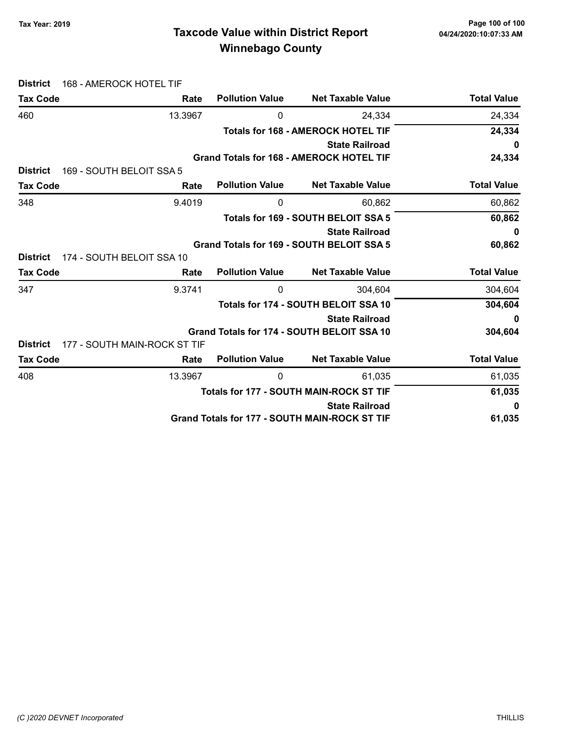**District** 168 - AMEROCK HOTEL TIF

| Tax Code | Rate | Pollution Value | Net Taxable Value | Total Value |
|---|---|---|---|---|
| 460 | 13.3967 | 0 | 24,334 | 24,334 |
| | | | **Totals for 168 - AMEROCK HOTEL TIF** | **24,334** |
| | | | **State Railroad** | **0** |
| | | | **Grand Totals for 168 - AMEROCK HOTEL TIF** | **24,334** |

**District** 169 - SOUTH BELOIT SSA 5

| Tax Code | Rate | Pollution Value | Net Taxable Value | Total Value |
|---|---|---|---|---|
| 348 | 9.4019 | 0 | 60,862 | 60,862 |
| | | | **Totals for 169 - SOUTH BELOIT SSA 5** | **60,862** |
| | | | **State Railroad** | **0** |
| | | | **Grand Totals for 169 - SOUTH BELOIT SSA 5** | **60,862** |

**District** 174 - SOUTH BELOIT SSA 10

| Tax Code | Rate | Pollution Value | Net Taxable Value | Total Value |
|---|---|---|---|---|
| 347 | 9.3741 | 0 | 304,604 | 304,604 |
| | | | **Totals for 174 - SOUTH BELOIT SSA 10** | **304,604** |
| | | | **State Railroad** | **0** |
| | | | **Grand Totals for 174 - SOUTH BELOIT SSA 10** | **304,604** |

**District** 177 - SOUTH MAIN-ROCK ST TIF

| Tax Code | Rate | Pollution Value | Net Taxable Value | Total Value |
|---|---|---|---|---|
| 408 | 13.3967 | 0 | 61,035 | 61,035 |
| | | | **Totals for 177 - SOUTH MAIN-ROCK ST TIF** | **61,035** |
| | | | **State Railroad** | **0** |
| | | | **Grand Totals for 177 - SOUTH MAIN-ROCK ST TIF** | **61,035** |